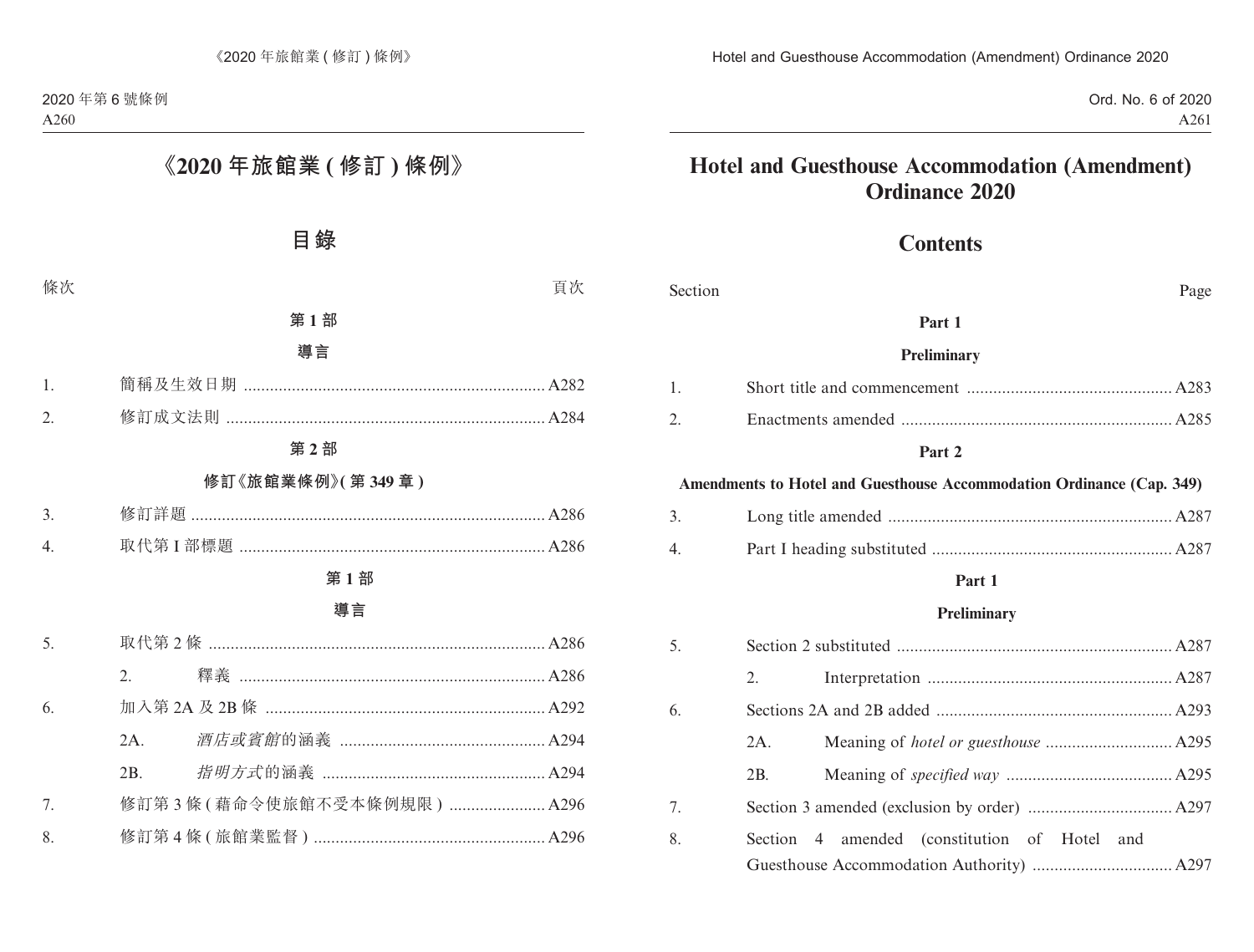# 《2020 年旅館業 (修訂) 條例》

## 目錄

| 條次 | | 頁次 |
|---|---|---|

**第 1 部**

**導言**

| | | |
|---|---|---|
| 1. | 簡稱及生效日期 | A282 |
| 2. | 修訂成文法則 | A284 |

**第 2 部**

**修訂《旅館業條例》(第 349 章)**

| | | |
|---|---|---|
| 3. | 修訂詳題 | A286 |
| 4. | 取代第 I 部標題 | A286 |

**第 1 部**

**導言**

| | | |
|---|---|---|
| 5. | 取代第 2 條 | A286 |
| | 2. 釋義 | A286 |
| 6. | 加入第 2A 及 2B 條 | A292 |
| | 2A. *酒店或賓館*的涵義 | A294 |
| | 2B. *指明方式*的涵義 | A294 |
| 7. | 修訂第 3 條 (藉命令使旅館不受本條例規限) | A296 |
| 8. | 修訂第 4 條 (旅館業監督) | A296 |

# Hotel and Guesthouse Accommodation (Amendment) Ordinance 2020

## Contents

| Section | | Page |
|---|---|---|

**Part 1**

**Preliminary**

| | | |
|---|---|---|
| 1. | Short title and commencement | A283 |
| 2. | Enactments amended | A285 |

**Part 2**

**Amendments to Hotel and Guesthouse Accommodation Ordinance (Cap. 349)**

| | | |
|---|---|---|
| 3. | Long title amended | A287 |
| 4. | Part I heading substituted | A287 |

**Part 1**

**Preliminary**

| | | |
|---|---|---|
| 5. | Section 2 substituted | A287 |
| | 2. Interpretation | A287 |
| 6. | Sections 2A and 2B added | A293 |
| | 2A. Meaning of *hotel or guesthouse* | A295 |
| | 2B. Meaning of *specified way* | A295 |
| 7. | Section 3 amended (exclusion by order) | A297 |
| 8. | Section 4 amended (constitution of Hotel and Guesthouse Accommodation Authority) | A297 |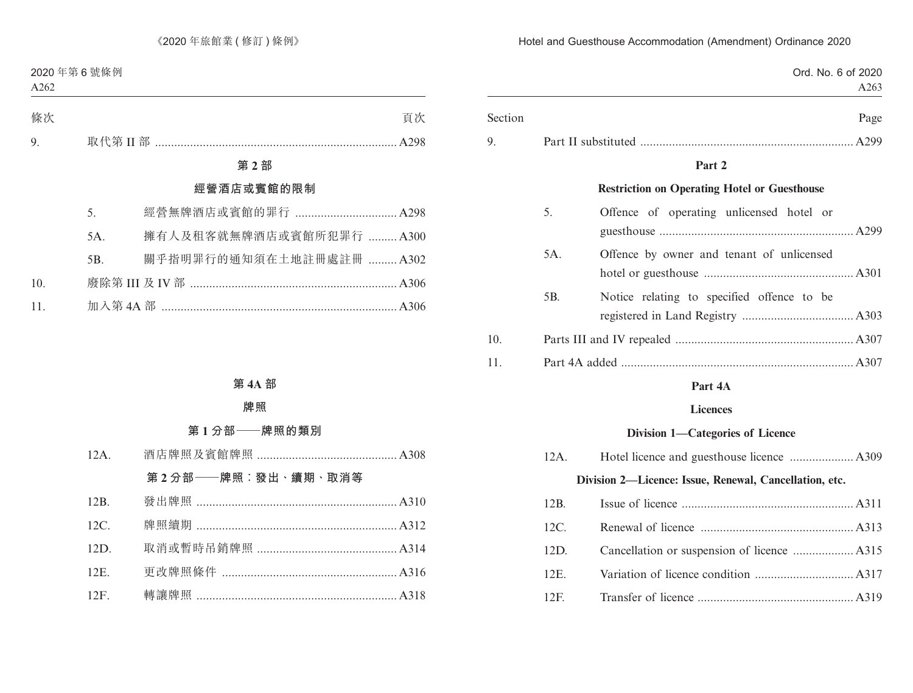| 條次 | | 頁次 |
|---|---|---|
| 9. | 取代第 II 部 | A298 |

**第 2 部**

**經營酒店或賓館的限制**

| | | |
|---|---|---|
| 5. | 經營無牌酒店或賓館的罪行 | A298 |
| 5A. | 擁有人及租客就無牌酒店或賓館所犯罪行 | A300 |
| 5B. | 關乎指明罪行的通知須在土地註冊處註冊 | A302 |

| | | |
|---|---|---|
| 10. | 廢除第 III 及 IV 部 | A306 |
| 11. | 加入第 4A 部 | A306 |

**第 4A 部**

**牌照**

**第 1 分部——牌照的類別**

| | | |
|---|---|---|
| 12A. | 酒店牌照及賓館牌照 | A308 |

**第 2 分部——牌照：發出、續期、取消等**

| | | |
|---|---|---|
| 12B. | 發出牌照 | A310 |
| 12C. | 牌照續期 | A312 |
| 12D. | 取消或暫時吊銷牌照 | A314 |
| 12E. | 更改牌照條件 | A316 |
| 12F. | 轉讓牌照 | A318 |

| Section | | Page |
|---|---|---|
| 9. | Part II substituted | A299 |

**Part 2**

**Restriction on Operating Hotel or Guesthouse**

| | | |
|---|---|---|
| 5. | Offence of operating unlicensed hotel or guesthouse | A299 |
| 5A. | Offence by owner and tenant of unlicensed hotel or guesthouse | A301 |
| 5B. | Notice relating to specified offence to be registered in Land Registry | A303 |

| | | |
|---|---|---|
| 10. | Parts III and IV repealed | A307 |
| 11. | Part 4A added | A307 |

**Part 4A**

**Licences**

**Division 1—Categories of Licence**

| | | |
|---|---|---|
| 12A. | Hotel licence and guesthouse licence | A309 |

**Division 2—Licence: Issue, Renewal, Cancellation, etc.**

| | | |
|---|---|---|
| 12B. | Issue of licence | A311 |
| 12C. | Renewal of licence | A313 |
| 12D. | Cancellation or suspension of licence | A315 |
| 12E. | Variation of licence condition | A317 |
| 12F. | Transfer of licence | A319 |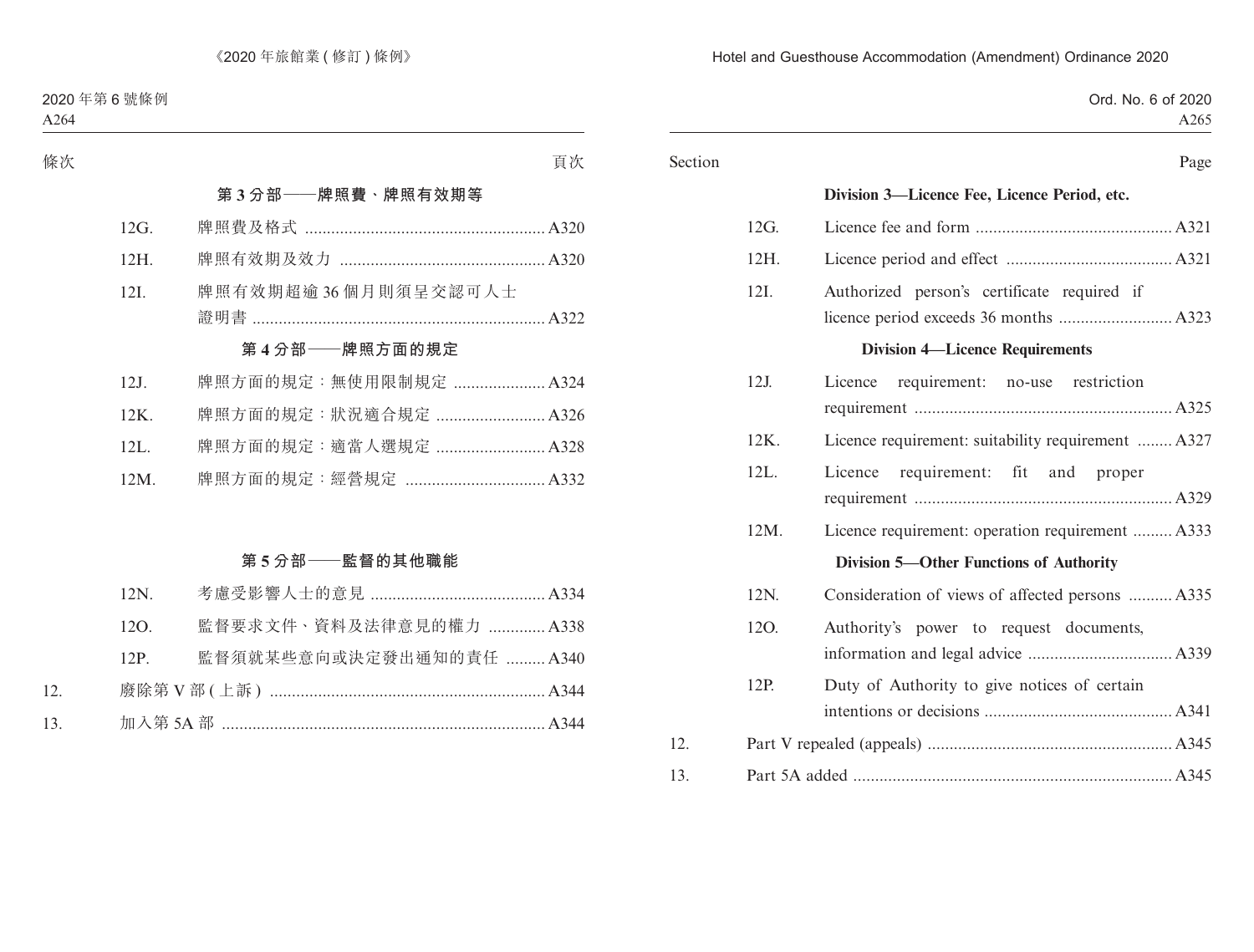| 條次 | | 頁次 |
|---|---|---|
| | **第 3 分部——牌照費、牌照有效期等** | |
| 12G. | 牌照費及格式 | A320 |
| 12H. | 牌照有效期及效力 | A320 |
| 12I. | 牌照有效期超逾 36 個月則須呈交認可人士證明書 | A322 |
| | **第 4 分部——牌照方面的規定** | |
| 12J. | 牌照方面的規定：無使用限制規定 | A324 |
| 12K. | 牌照方面的規定：狀況適合規定 | A326 |
| 12L. | 牌照方面的規定：適當人選規定 | A328 |
| 12M. | 牌照方面的規定：經營規定 | A332 |
| | **第 5 分部——監督的其他職能** | |
| 12N. | 考慮受影響人士的意見 | A334 |
| 12O. | 監督要求文件、資料及法律意見的權力 | A338 |
| 12P. | 監督須就某些意向或決定發出通知的責任 | A340 |
| 12. | 廢除第 V 部 (上訴) | A344 |
| 13. | 加入第 5A 部 | A344 |

| Section | | Page |
|---|---|---|
| | **Division 3—Licence Fee, Licence Period, etc.** | |
| 12G. | Licence fee and form | A321 |
| 12H. | Licence period and effect | A321 |
| 12I. | Authorized person's certificate required if licence period exceeds 36 months | A323 |
| | **Division 4—Licence Requirements** | |
| 12J. | Licence requirement: no-use restriction requirement | A325 |
| 12K. | Licence requirement: suitability requirement | A327 |
| 12L. | Licence requirement: fit and proper requirement | A329 |
| 12M. | Licence requirement: operation requirement | A333 |
| | **Division 5—Other Functions of Authority** | |
| 12N. | Consideration of views of affected persons | A335 |
| 12O. | Authority's power to request documents, information and legal advice | A339 |
| 12P. | Duty of Authority to give notices of certain intentions or decisions | A341 |
| 12. | Part V repealed (appeals) | A345 |
| 13. | Part 5A added | A345 |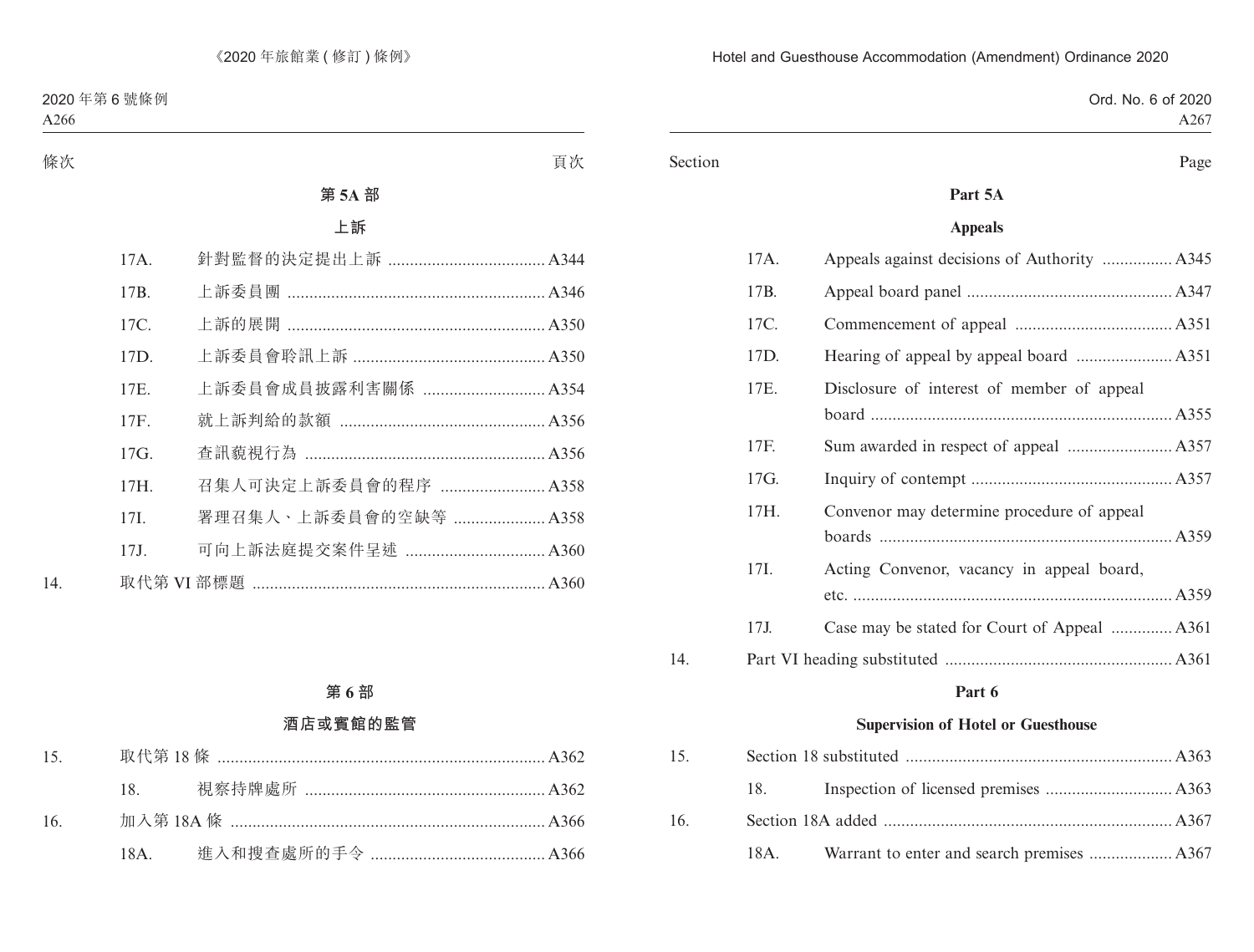| 條次 | | 頁次 |
|---|---|---|
| **第 5A 部** | | |
| **上訴** | | |
| 17A. | 針對監督的決定提出上訴 | A344 |
| 17B. | 上訴委員團 | A346 |
| 17C. | 上訴的展開 | A350 |
| 17D. | 上訴委員會聆訊上訴 | A350 |
| 17E. | 上訴委員會成員披露利害關係 | A354 |
| 17F. | 就上訴判給的款額 | A356 |
| 17G. | 查訊藐視行為 | A356 |
| 17H. | 召集人可決定上訴委員會的程序 | A358 |
| 17I. | 署理召集人、上訴委員會的空缺等 | A358 |
| 17J. | 可向上訴法庭提交案件呈述 | A360 |
| 14. | 取代第 VI 部標題 | A360 |
| **第 6 部** | | |
| **酒店或賓館的監管** | | |
| 15. | 取代第 18 條 | A362 |
| 18. | 視察持牌處所 | A362 |
| 16. | 加入第 18A 條 | A366 |
| 18A. | 進入和搜查處所的手令 | A366 |

| Section | | Page |
|---|---|---|
| **Part 5A** | | |
| **Appeals** | | |
| 17A. | Appeals against decisions of Authority | A345 |
| 17B. | Appeal board panel | A347 |
| 17C. | Commencement of appeal | A351 |
| 17D. | Hearing of appeal by appeal board | A351 |
| 17E. | Disclosure of interest of member of appeal board | A355 |
| 17F. | Sum awarded in respect of appeal | A357 |
| 17G. | Inquiry of contempt | A357 |
| 17H. | Convenor may determine procedure of appeal boards | A359 |
| 17I. | Acting Convenor, vacancy in appeal board, etc. | A359 |
| 17J. | Case may be stated for Court of Appeal | A361 |
| 14. | Part VI heading substituted | A361 |
| **Part 6** | | |
| **Supervision of Hotel or Guesthouse** | | |
| 15. | Section 18 substituted | A363 |
| 18. | Inspection of licensed premises | A363 |
| 16. | Section 18A added | A367 |
| 18A. | Warrant to enter and search premises | A367 |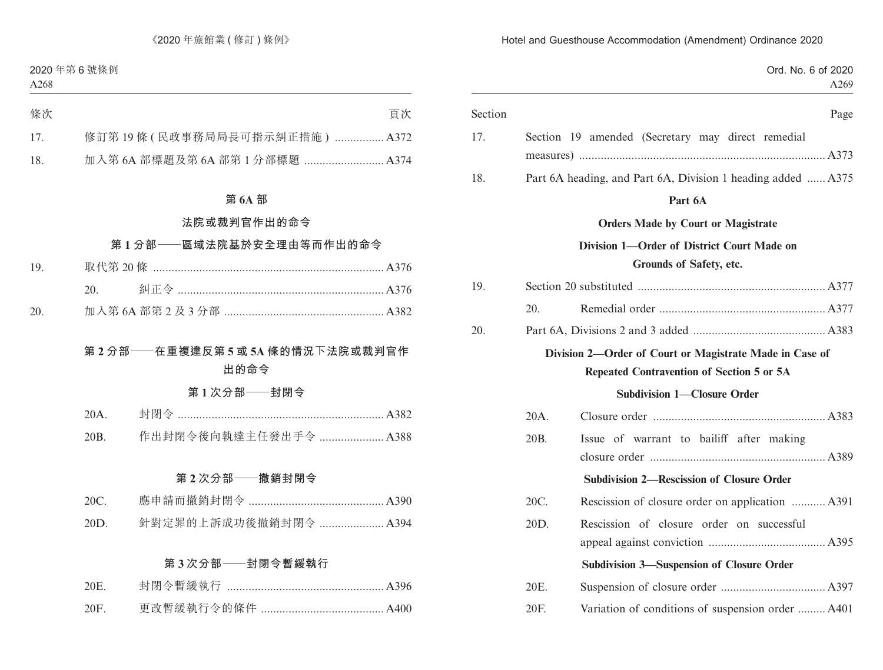| 條次 | | 頁次 |
|---|---|---|
| 17. | 修訂第 19 條 ( 民政事務局局長可指示糾正措施 ) | A372 |
| 18. | 加入第 6A 部標題及第 6A 部第 1 分部標題 | A374 |

## 第 6A 部

## 法院或裁判官作出的命令

### 第 1 分部——區域法院基於安全理由等而作出的命令

| | | |
|---|---|---|
| 19. | 取代第 20 條 | A376 |
| | 20. 糾正令 | A376 |
| 20. | 加入第 6A 部第 2 及 3 分部 | A382 |

### 第 2 分部——在重複違反第 5 或 5A 條的情況下法院或裁判官作出的命令

#### 第 1 次分部——封閉令

| | | |
|---|---|---|
| 20A. | 封閉令 | A382 |
| 20B. | 作出封閉令後向執達主任發出手令 | A388 |

#### 第 2 次分部——撤銷封閉令

| | | |
|---|---|---|
| 20C. | 應申請而撤銷封閉令 | A390 |
| 20D. | 針對定罪的上訴成功後撤銷封閉令 | A394 |

#### 第 3 次分部——封閉令暫緩執行

| | | |
|---|---|---|
| 20E. | 封閉令暫緩執行 | A396 |
| 20F. | 更改暫緩執行令的條件 | A400 |

| Section | | Page |
|---|---|---|
| 17. | Section 19 amended (Secretary may direct remedial measures) | A373 |
| 18. | Part 6A heading, and Part 6A, Division 1 heading added | A375 |

## Part 6A

## Orders Made by Court or Magistrate

### Division 1—Order of District Court Made on Grounds of Safety, etc.

| | | |
|---|---|---|
| 19. | Section 20 substituted | A377 |
| | 20. Remedial order | A377 |
| 20. | Part 6A, Divisions 2 and 3 added | A383 |

### Division 2—Order of Court or Magistrate Made in Case of Repeated Contravention of Section 5 or 5A

#### Subdivision 1—Closure Order

| | | |
|---|---|---|
| 20A. | Closure order | A383 |
| 20B. | Issue of warrant to bailiff after making closure order | A389 |

#### Subdivision 2—Rescission of Closure Order

| | | |
|---|---|---|
| 20C. | Rescission of closure order on application | A391 |
| 20D. | Rescission of closure order on successful appeal against conviction | A395 |

#### Subdivision 3—Suspension of Closure Order

| | | |
|---|---|---|
| 20E. | Suspension of closure order | A397 |
| 20F. | Variation of conditions of suspension order | A401 |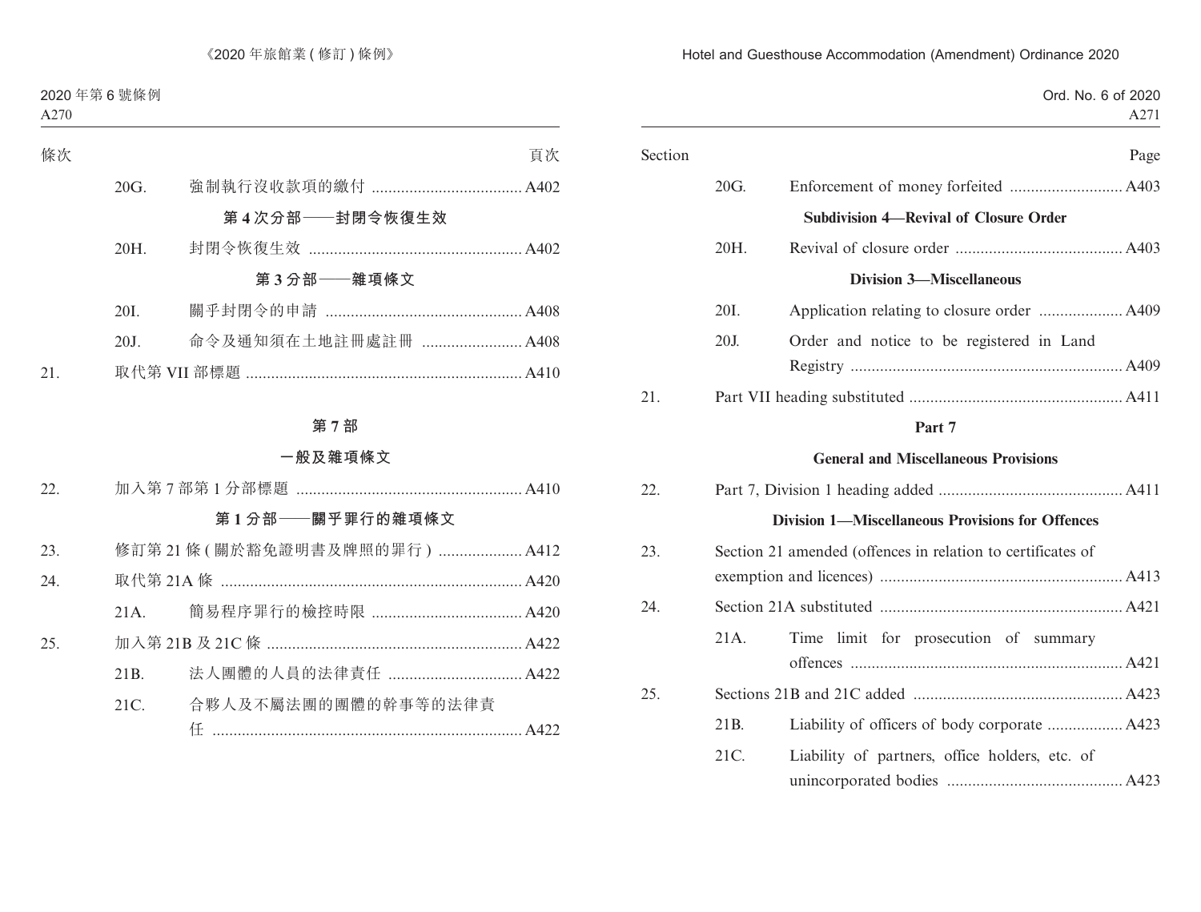| 條次 | | | 頁次 |
|---|---|---|---|
| | 20G. | 強制執行沒收款項的繳付 | A402 |
| | | **第 4 次分部——封閉令恢復生效** | |
| | 20H. | 封閉令恢復生效 | A402 |
| | | **第 3 分部——雜項條文** | |
| | 20I. | 關乎封閉令的申請 | A408 |
| | 20J. | 命令及通知須在土地註冊處註冊 | A408 |
| 21. | | 取代第 VII 部標題 | A410 |

**第 7 部**

**一般及雜項條文**

| | | | |
|---|---|---|---|
| 22. | | 加入第 7 部第 1 分部標題 | A410 |
| | | **第 1 分部——關乎罪行的雜項條文** | |
| 23. | | 修訂第 21 條 (關於豁免證明書及牌照的罪行) | A412 |
| 24. | | 取代第 21A 條 | A420 |
| | 21A. | 簡易程序罪行的檢控時限 | A420 |
| 25. | | 加入第 21B 及 21C 條 | A422 |
| | 21B. | 法人團體的人員的法律責任 | A422 |
| | 21C. | 合夥人及不屬法團的團體的幹事等的法律責任 | A422 |

| Section | | | Page |
|---|---|---|---|
| | 20G. | Enforcement of money forfeited | A403 |
| | | **Subdivision 4—Revival of Closure Order** | |
| | 20H. | Revival of closure order | A403 |
| | | **Division 3—Miscellaneous** | |
| | 20I. | Application relating to closure order | A409 |
| | 20J. | Order and notice to be registered in Land Registry | A409 |
| 21. | | Part VII heading substituted | A411 |

**Part 7**

**General and Miscellaneous Provisions**

| | | | |
|---|---|---|---|
| 22. | | Part 7, Division 1 heading added | A411 |
| | | **Division 1—Miscellaneous Provisions for Offences** | |
| 23. | | Section 21 amended (offences in relation to certificates of exemption and licences) | A413 |
| 24. | | Section 21A substituted | A421 |
| | 21A. | Time limit for prosecution of summary offences | A421 |
| 25. | | Sections 21B and 21C added | A423 |
| | 21B. | Liability of officers of body corporate | A423 |
| | 21C. | Liability of partners, office holders, etc. of unincorporated bodies | A423 |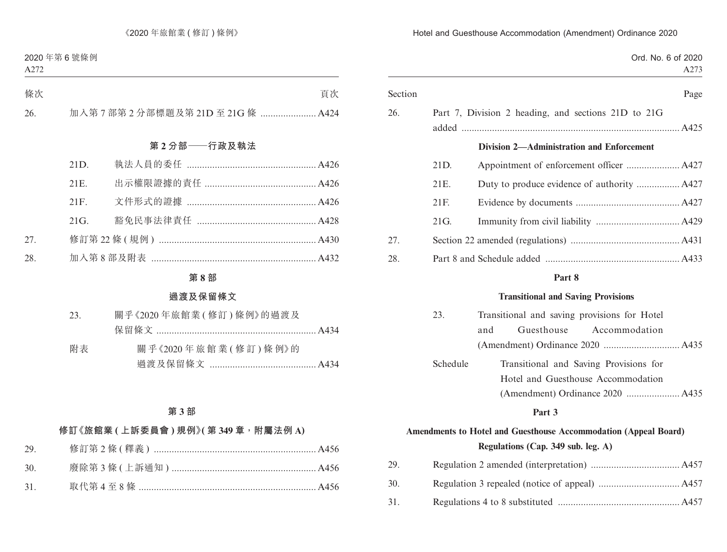| 條次 | | 頁次 |
|---|---|---|
| 26. | 加入第 7 部第 2 分部標題及第 21D 至 21G 條 | A424 |

**第 2 分部——行政及執法**

| | | |
|---|---|---|
| 21D. | 執法人員的委任 | A426 |
| 21E. | 出示權限證據的責任 | A426 |
| 21F. | 文件形式的證據 | A426 |
| 21G. | 豁免民事法律責任 | A428 |

| | | |
|---|---|---|
| 27. | 修訂第 22 條 (規例) | A430 |
| 28. | 加入第 8 部及附表 | A432 |

**第 8 部**

**過渡及保留條文**

| | | |
|---|---|---|
| 23. | 關乎《2020 年旅館業 (修訂) 條例》的過渡及保留條文 | A434 |
| 附表 | 關乎《2020 年旅館業 (修訂) 條例》的過渡及保留條文 | A434 |

**第 3 部**

**修訂《旅館業 (上訴委員會) 規例》(第 349 章，附屬法例 A)**

| | | |
|---|---|---|
| 29. | 修訂第 2 條 (釋義) | A456 |
| 30. | 廢除第 3 條 (上訴通知) | A456 |
| 31. | 取代第 4 至 8 條 | A456 |

| Section | | Page |
|---|---|---|
| 26. | Part 7, Division 2 heading, and sections 21D to 21G added | A425 |

**Division 2—Administration and Enforcement**

| | | |
|---|---|---|
| 21D. | Appointment of enforcement officer | A427 |
| 21E. | Duty to produce evidence of authority | A427 |
| 21F. | Evidence by documents | A427 |
| 21G. | Immunity from civil liability | A429 |

| | | |
|---|---|---|
| 27. | Section 22 amended (regulations) | A431 |
| 28. | Part 8 and Schedule added | A433 |

**Part 8**

**Transitional and Saving Provisions**

| | | |
|---|---|---|
| 23. | Transitional and saving provisions for Hotel and Guesthouse Accommodation (Amendment) Ordinance 2020 | A435 |
| Schedule | Transitional and Saving Provisions for Hotel and Guesthouse Accommodation (Amendment) Ordinance 2020 | A435 |

**Part 3**

**Amendments to Hotel and Guesthouse Accommodation (Appeal Board) Regulations (Cap. 349 sub. leg. A)**

| | | |
|---|---|---|
| 29. | Regulation 2 amended (interpretation) | A457 |
| 30. | Regulation 3 repealed (notice of appeal) | A457 |
| 31. | Regulations 4 to 8 substituted | A457 |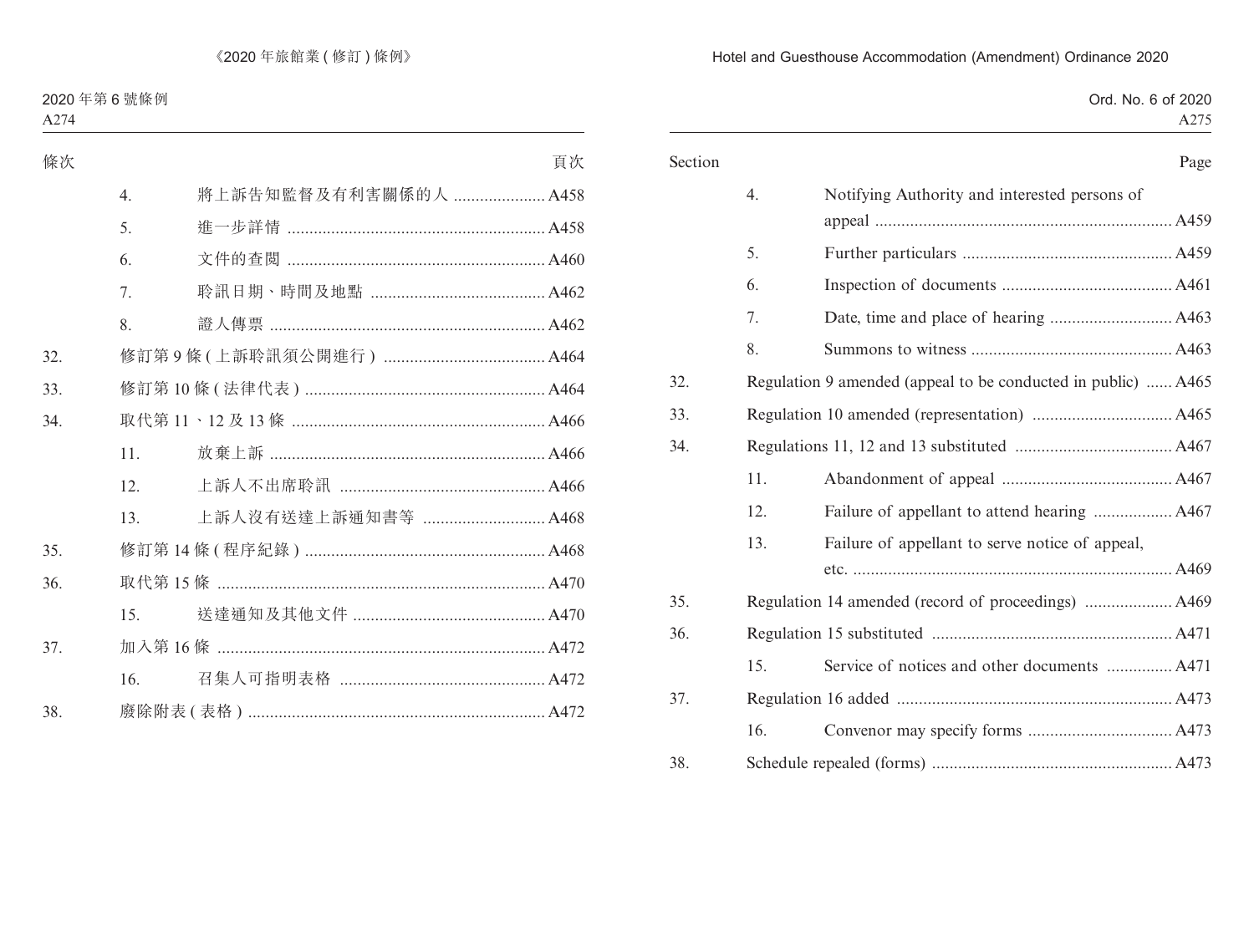| 條次 | | | 頁次 |
|---|---|---|---|
| | 4. | 將上訴告知監督及有利害關係的人 | A458 |
| | 5. | 進一步詳情 | A458 |
| | 6. | 文件的查閱 | A460 |
| | 7. | 聆訊日期、時間及地點 | A462 |
| | 8. | 證人傳票 | A462 |
| 32. | 修訂第 9 條 ( 上訴聆訊須公開進行 ) | | A464 |
| 33. | 修訂第 10 條 ( 法律代表 ) | | A464 |
| 34. | 取代第 11、12 及 13 條 | | A466 |
| | 11. | 放棄上訴 | A466 |
| | 12. | 上訴人不出席聆訊 | A466 |
| | 13. | 上訴人沒有送達上訴通知書等 | A468 |
| 35. | 修訂第 14 條 ( 程序紀錄 ) | | A468 |
| 36. | 取代第 15 條 | | A470 |
| | 15. | 送達通知及其他文件 | A470 |
| 37. | 加入第 16 條 | | A472 |
| | 16. | 召集人可指明表格 | A472 |
| 38. | 廢除附表 ( 表格 ) | | A472 |

| Section | | | Page |
|---|---|---|---|
| | 4. | Notifying Authority and interested persons of appeal | A459 |
| | 5. | Further particulars | A459 |
| | 6. | Inspection of documents | A461 |
| | 7. | Date, time and place of hearing | A463 |
| | 8. | Summons to witness | A463 |
| 32. | Regulation 9 amended (appeal to be conducted in public) | | A465 |
| 33. | Regulation 10 amended (representation) | | A465 |
| 34. | Regulations 11, 12 and 13 substituted | | A467 |
| | 11. | Abandonment of appeal | A467 |
| | 12. | Failure of appellant to attend hearing | A467 |
| | 13. | Failure of appellant to serve notice of appeal, etc. | A469 |
| 35. | Regulation 14 amended (record of proceedings) | | A469 |
| 36. | Regulation 15 substituted | | A471 |
| | 15. | Service of notices and other documents | A471 |
| 37. | Regulation 16 added | | A473 |
| | 16. | Convenor may specify forms | A473 |
| 38. | Schedule repealed (forms) | | A473 |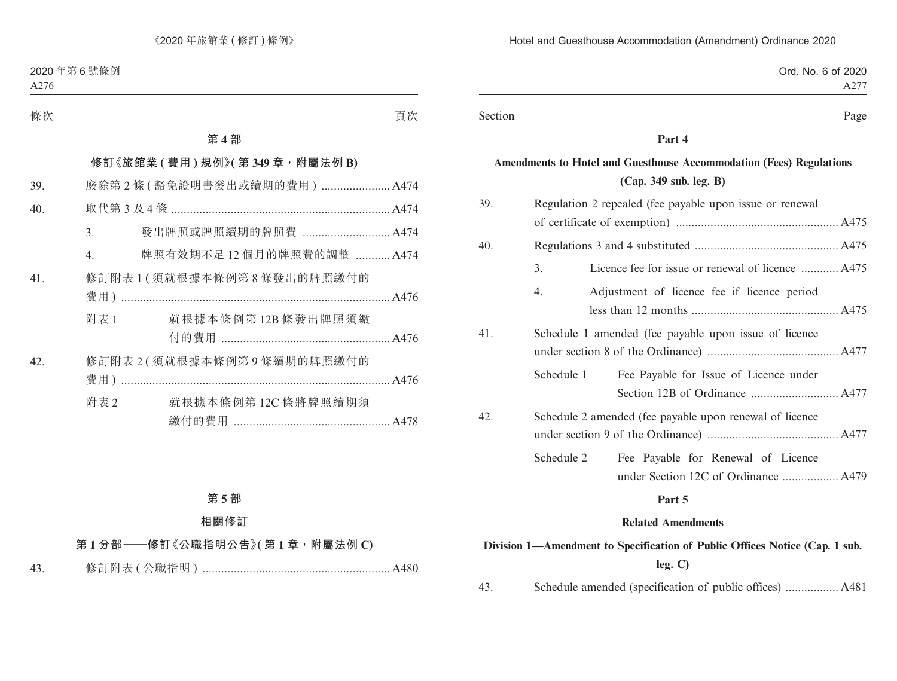條次 頁次

## 第 4 部

### 修訂《旅館業 ( 費用 ) 規例》( 第 349 章，附屬法例 B)

39. 廢除第 2 條 ( 豁免證明書發出或續期的費用 ) ...................... A474

40. 取代第 3 及 4 條 ...................................................................... A474

  3. 發出牌照或牌照續期的牌照費 ............................ A474

  4. 牌照有效期不足 12 個月的牌照費的調整 ........... A474

41. 修訂附表 1 ( 須就根據本條例第 8 條發出的牌照繳付的費用 ) ...................................................................................... A476

  附表 1 就根據本條例第 12B 條發出牌照須繳付的費用 ...................................................... A476

42. 修訂附表 2 ( 須就根據本條例第 9 條續期的牌照繳付的費用 ) ...................................................................................... A476

  附表 2 就根據本條例第 12C 條將牌照續期須繳付的費用 .................................................. A478

## 第 5 部

### 相關修訂

### 第 1 分部——修訂《公職指明公告》( 第 1 章，附屬法例 C)

43. 修訂附表 ( 公職指明 ) ............................................................ A480

Section Page

## Part 4

### Amendments to Hotel and Guesthouse Accommodation (Fees) Regulations (Cap. 349 sub. leg. B)

39. Regulation 2 repealed (fee payable upon issue or renewal of certificate of exemption) .................................................... A475

40. Regulations 3 and 4 substituted .............................................. A475

  3. Licence fee for issue or renewal of licence ............ A475

  4. Adjustment of licence fee if licence period less than 12 months ............................................... A475

41. Schedule 1 amended (fee payable upon issue of licence under section 8 of the Ordinance) .......................................... A477

  Schedule 1 Fee Payable for Issue of Licence under Section 12B of Ordinance ............................ A477

42. Schedule 2 amended (fee payable upon renewal of licence under section 9 of the Ordinance) .......................................... A477

  Schedule 2 Fee Payable for Renewal of Licence under Section 12C of Ordinance .................. A479

## Part 5

### Related Amendments

### Division 1—Amendment to Specification of Public Offices Notice (Cap. 1 sub. leg. C)

43. Schedule amended (specification of public offices) ................. A481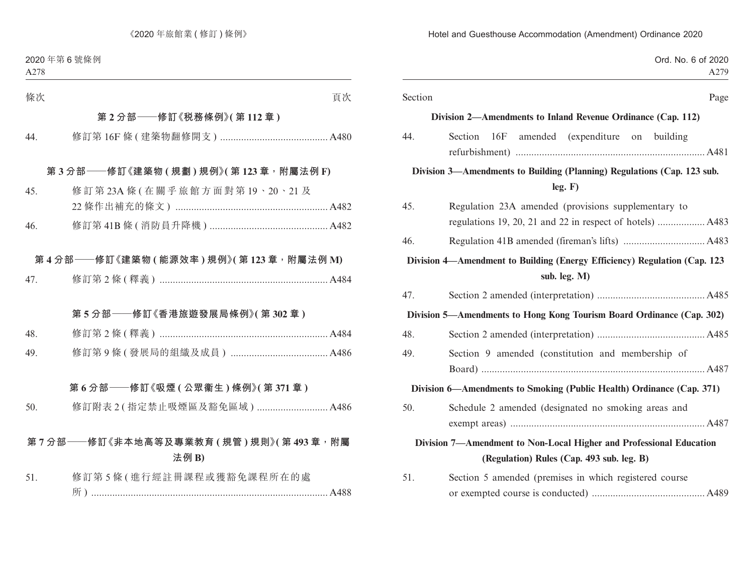| 條次 | | 頁次 |
|---|---|---|

**第 2 分部——修訂《稅務條例》(第 112 章)**

| | | |
|---|---|---|
| 44. | 修訂第 16F 條 (建築物翻修開支) | A480 |

**第 3 分部——修訂《建築物 (規劃) 規例》(第 123 章，附屬法例 F)**

| | | |
|---|---|---|
| 45. | 修訂第 23A 條 (在關乎旅館方面對第 19、20、21 及 22 條作出補充的條文) | A482 |
| 46. | 修訂第 41B 條 (消防員升降機) | A482 |

**第 4 分部——修訂《建築物 (能源效率) 規例》(第 123 章，附屬法例 M)**

| | | |
|---|---|---|
| 47. | 修訂第 2 條 (釋義) | A484 |

**第 5 分部——修訂《香港旅遊發展局條例》(第 302 章)**

| | | |
|---|---|---|
| 48. | 修訂第 2 條 (釋義) | A484 |
| 49. | 修訂第 9 條 (發展局的組織及成員) | A486 |

**第 6 分部——修訂《吸煙 (公眾衞生) 條例》(第 371 章)**

| | | |
|---|---|---|
| 50. | 修訂附表 2 (指定禁止吸煙區及豁免區域) | A486 |

**第 7 分部——修訂《非本地高等及專業教育 (規管) 規則》(第 493 章，附屬法例 B)**

| | | |
|---|---|---|
| 51. | 修訂第 5 條 (進行經註冊課程或獲豁免課程所在的處所) | A488 |

| Section | | Page |
|---|---|---|

**Division 2—Amendments to Inland Revenue Ordinance (Cap. 112)**

| | | |
|---|---|---|
| 44. | Section 16F amended (expenditure on building refurbishment) | A481 |

**Division 3—Amendments to Building (Planning) Regulations (Cap. 123 sub. leg. F)**

| | | |
|---|---|---|
| 45. | Regulation 23A amended (provisions supplementary to regulations 19, 20, 21 and 22 in respect of hotels) | A483 |
| 46. | Regulation 41B amended (fireman's lifts) | A483 |

**Division 4—Amendment to Building (Energy Efficiency) Regulation (Cap. 123 sub. leg. M)**

| | | |
|---|---|---|
| 47. | Section 2 amended (interpretation) | A485 |

**Division 5—Amendments to Hong Kong Tourism Board Ordinance (Cap. 302)**

| | | |
|---|---|---|
| 48. | Section 2 amended (interpretation) | A485 |
| 49. | Section 9 amended (constitution and membership of Board) | A487 |

**Division 6—Amendments to Smoking (Public Health) Ordinance (Cap. 371)**

| | | |
|---|---|---|
| 50. | Schedule 2 amended (designated no smoking areas and exempt areas) | A487 |

**Division 7—Amendment to Non-Local Higher and Professional Education (Regulation) Rules (Cap. 493 sub. leg. B)**

| | | |
|---|---|---|
| 51. | Section 5 amended (premises in which registered course or exempted course is conducted) | A489 |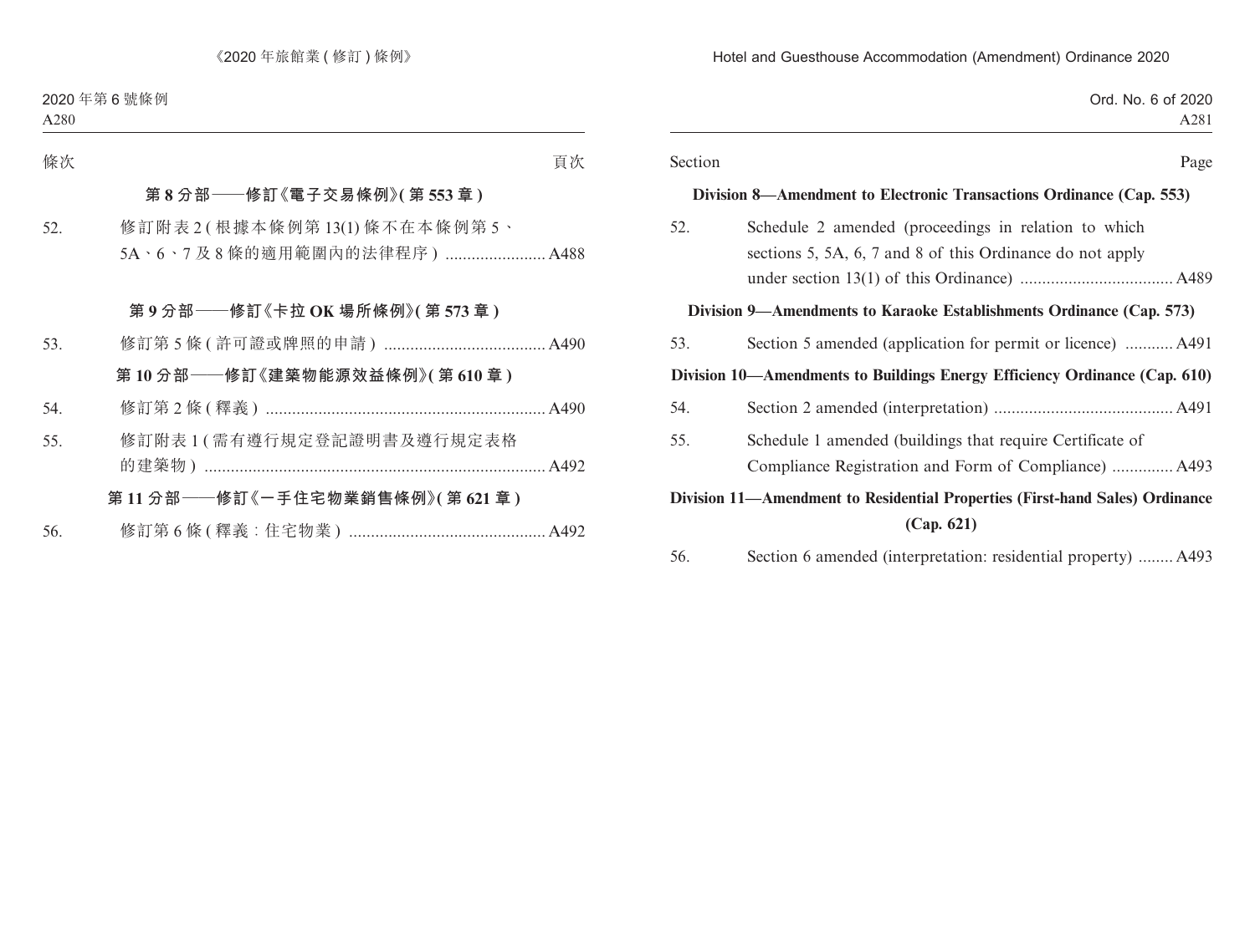條次　頁次

**第 8 分部——修訂《電子交易條例》(第 553 章)**

52. 修訂附表 2 (根據本條例第 13(1) 條不在本條例第 5、5A、6、7 及 8 條的適用範圍內的法律程序) ....................... A488

**第 9 分部——修訂《卡拉 OK 場所條例》(第 573 章)**

53. 修訂第 5 條 (許可證或牌照的申請) ..................................... A490

**第 10 分部——修訂《建築物能源效益條例》(第 610 章)**

54. 修訂第 2 條 (釋義) ................................................................ A490

55. 修訂附表 1 (需有遵行規定登記證明書及遵行規定表格的建築物) .............................................................................. A492

**第 11 分部——修訂《一手住宅物業銷售條例》(第 621 章)**

56. 修訂第 6 條 (釋義：住宅物業) ............................................. A492

Section　Page

**Division 8—Amendment to Electronic Transactions Ordinance (Cap. 553)**

52. Schedule 2 amended (proceedings in relation to which sections 5, 5A, 6, 7 and 8 of this Ordinance do not apply under section 13(1) of this Ordinance) .................................. A489

**Division 9—Amendments to Karaoke Establishments Ordinance (Cap. 573)**

53. Section 5 amended (application for permit or licence) ........... A491

**Division 10—Amendments to Buildings Energy Efficiency Ordinance (Cap. 610)**

54. Section 2 amended (interpretation) ......................................... A491

55. Schedule 1 amended (buildings that require Certificate of Compliance Registration and Form of Compliance) .............. A493

**Division 11—Amendment to Residential Properties (First-hand Sales) Ordinance (Cap. 621)**

56. Section 6 amended (interpretation: residential property) ........ A493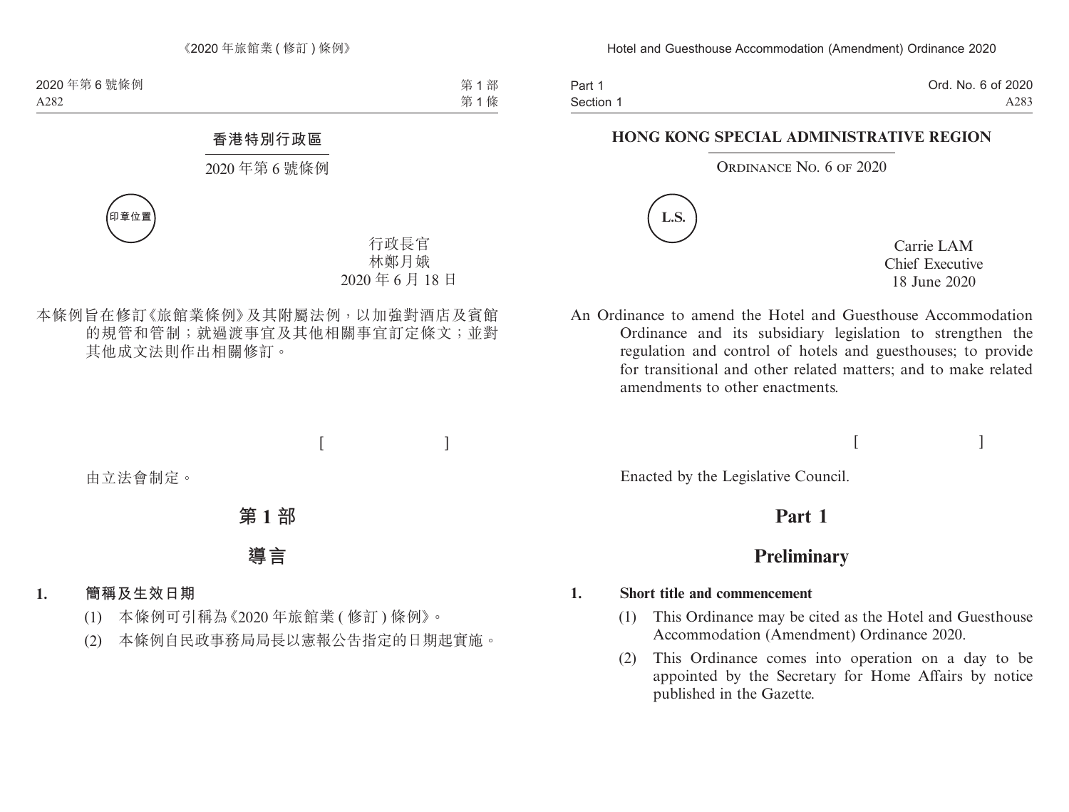# 香港特別行政區

2020 年第 6 號條例

印章位置

行政長官
林鄭月娥
2020 年 6 月 18 日

本條例旨在修訂《旅館業條例》及其附屬法例，以加強對酒店及賓館的規管和管制；就過渡事宜及其他相關事宜訂定條文；並對其他成文法則作出相關修訂。

[ ]

由立法會制定。

## 第 1 部

## 導言

### 1. 簡稱及生效日期

(1) 本條例可引稱為《2020 年旅館業 (修訂) 條例》。

(2) 本條例自民政事務局局長以憲報公告指定的日期起實施。

# HONG KONG SPECIAL ADMINISTRATIVE REGION

ORDINANCE NO. 6 OF 2020

L.S.

Carrie LAM
Chief Executive
18 June 2020

An Ordinance to amend the Hotel and Guesthouse Accommodation Ordinance and its subsidiary legislation to strengthen the regulation and control of hotels and guesthouses; to provide for transitional and other related matters; and to make related amendments to other enactments.

[ ]

Enacted by the Legislative Council.

## Part 1

## Preliminary

### 1. Short title and commencement

(1) This Ordinance may be cited as the Hotel and Guesthouse Accommodation (Amendment) Ordinance 2020.

(2) This Ordinance comes into operation on a day to be appointed by the Secretary for Home Affairs by notice published in the Gazette.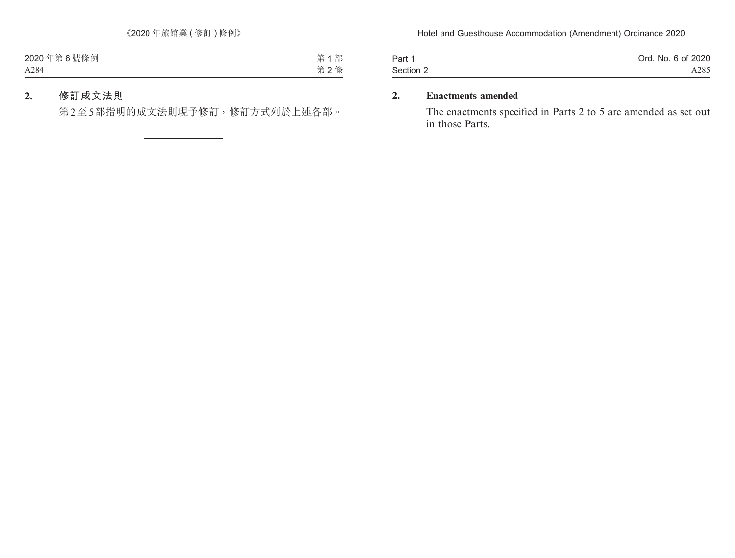**2. 修訂成文法則**

第2至5部指明的成文法則現予修訂，修訂方式列於上述各部。

**2. Enactments amended**

The enactments specified in Parts 2 to 5 are amended as set out in those Parts.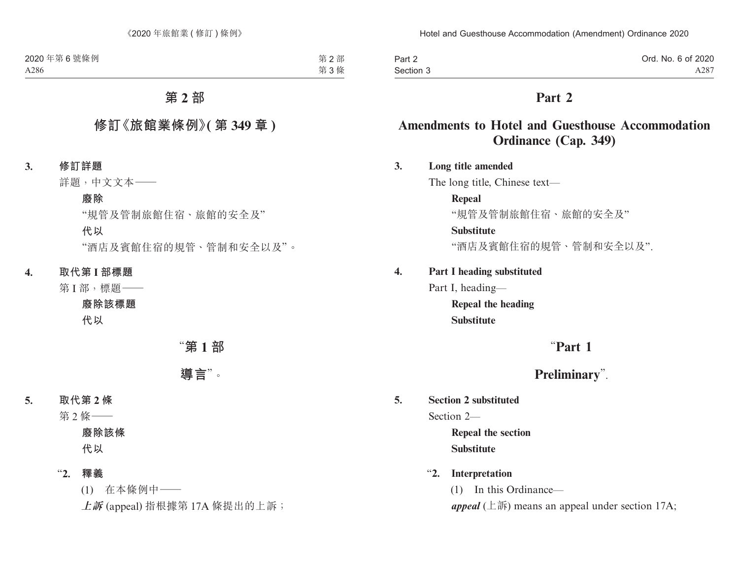# 第 2 部

## 修訂《旅館業條例》(第 349 章)

**3. 修訂詳題**

詳題，中文文本——

**廢除**

“規管及管制旅館住宿、旅館的安全及”

**代以**

“酒店及賓館住宿的規管、管制和安全以及”。

**4. 取代第 I 部標題**

第 I 部，標題——

**廢除該標題**

**代以**

## “第 1 部

## 導言”。

**5. 取代第 2 條**

第 2 條——

**廢除該條**

**代以**

“**2. 釋義**

(1) 在本條例中——

***上訴*** (appeal) 指根據第 17A 條提出的上訴；

# Part 2

## Amendments to Hotel and Guesthouse Accommodation Ordinance (Cap. 349)

**3. Long title amended**

The long title, Chinese text—

**Repeal**

“規管及管制旅館住宿、旅館的安全及”

**Substitute**

“酒店及賓館住宿的規管、管制和安全以及”.

**4. Part I heading substituted**

Part I, heading—

**Repeal the heading**

**Substitute**

## “Part 1

## Preliminary”.

**5. Section 2 substituted**

Section 2—

**Repeal the section**

**Substitute**

“**2. Interpretation**

(1) In this Ordinance—

***appeal*** (上訴) means an appeal under section 17A;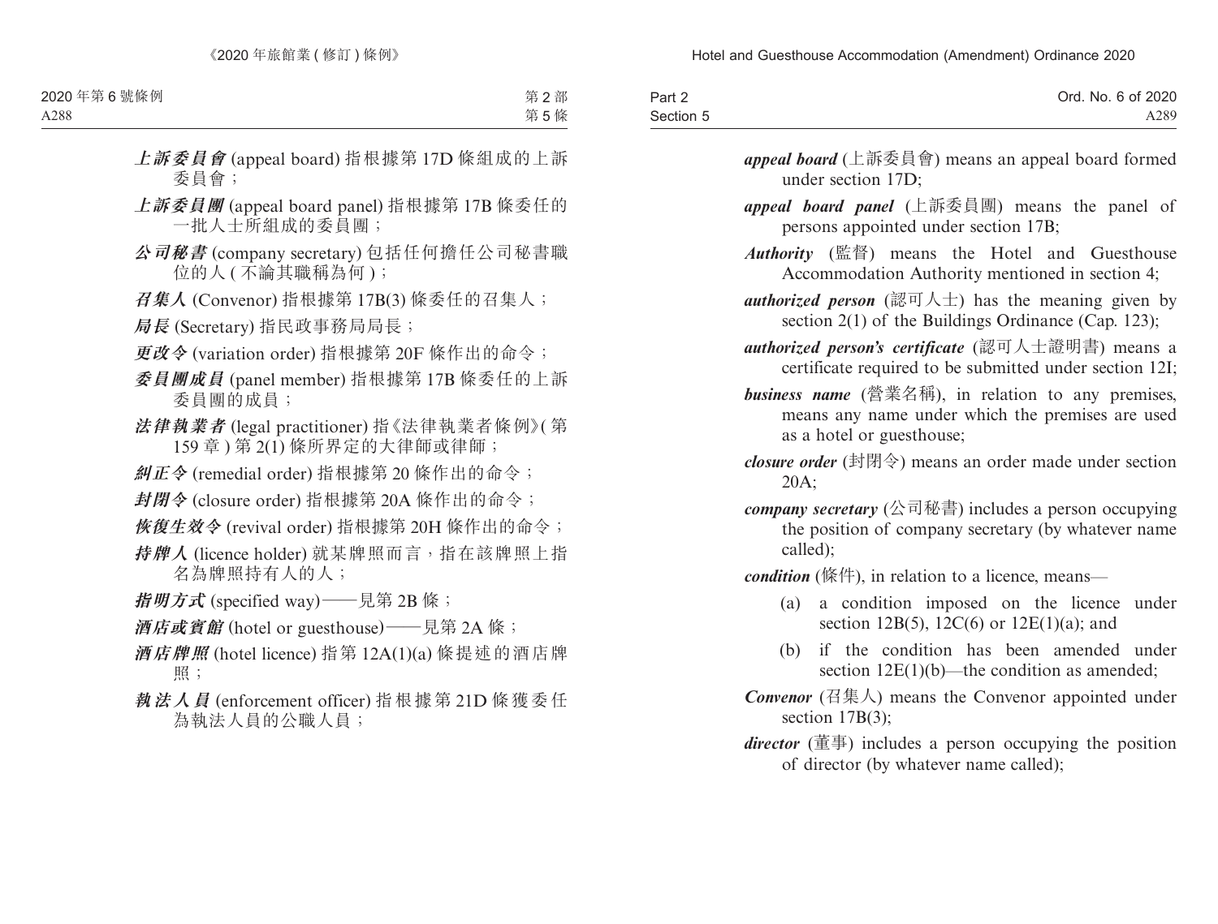***上訴委員會*** (appeal board) 指根據第 17D 條組成的上訴委員會；

***上訴委員團*** (appeal board panel) 指根據第 17B 條委任的一批人士所組成的委員團；

***公司秘書*** (company secretary) 包括任何擔任公司秘書職位的人 (不論其職稱為何)；

***召集人*** (Convenor) 指根據第 17B(3) 條委任的召集人；

***局長*** (Secretary) 指民政事務局局長；

***更改令*** (variation order) 指根據第 20F 條作出的命令；

***委員團成員*** (panel member) 指根據第 17B 條委任的上訴委員團的成員；

***法律執業者*** (legal practitioner) 指《法律執業者條例》(第 159 章) 第 2(1) 條所界定的大律師或律師；

***糾正令*** (remedial order) 指根據第 20 條作出的命令；

***封閉令*** (closure order) 指根據第 20A 條作出的命令；

***恢復生效令*** (revival order) 指根據第 20H 條作出的命令；

***持牌人*** (licence holder) 就某牌照而言，指在該牌照上指名為牌照持有人的人；

***指明方式*** (specified way)——見第 2B 條；

***酒店或賓館*** (hotel or guesthouse)——見第 2A 條；

***酒店牌照*** (hotel licence) 指第 12A(1)(a) 條提述的酒店牌照；

***執法人員*** (enforcement officer) 指根據第 21D 條獲委任為執法人員的公職人員；

***appeal board*** (上訴委員會) means an appeal board formed under section 17D;

***appeal board panel*** (上訴委員團) means the panel of persons appointed under section 17B;

***Authority*** (監督) means the Hotel and Guesthouse Accommodation Authority mentioned in section 4;

***authorized person*** (認可人士) has the meaning given by section 2(1) of the Buildings Ordinance (Cap. 123);

***authorized person's certificate*** (認可人士證明書) means a certificate required to be submitted under section 12I;

***business name*** (營業名稱), in relation to any premises, means any name under which the premises are used as a hotel or guesthouse;

***closure order*** (封閉令) means an order made under section 20A;

***company secretary*** (公司秘書) includes a person occupying the position of company secretary (by whatever name called);

***condition*** (條件), in relation to a licence, means—

(a) a condition imposed on the licence under section 12B(5), 12C(6) or 12E(1)(a); and

(b) if the condition has been amended under section 12E(1)(b)—the condition as amended;

***Convenor*** (召集人) means the Convenor appointed under section 17B(3);

***director*** (董事) includes a person occupying the position of director (by whatever name called);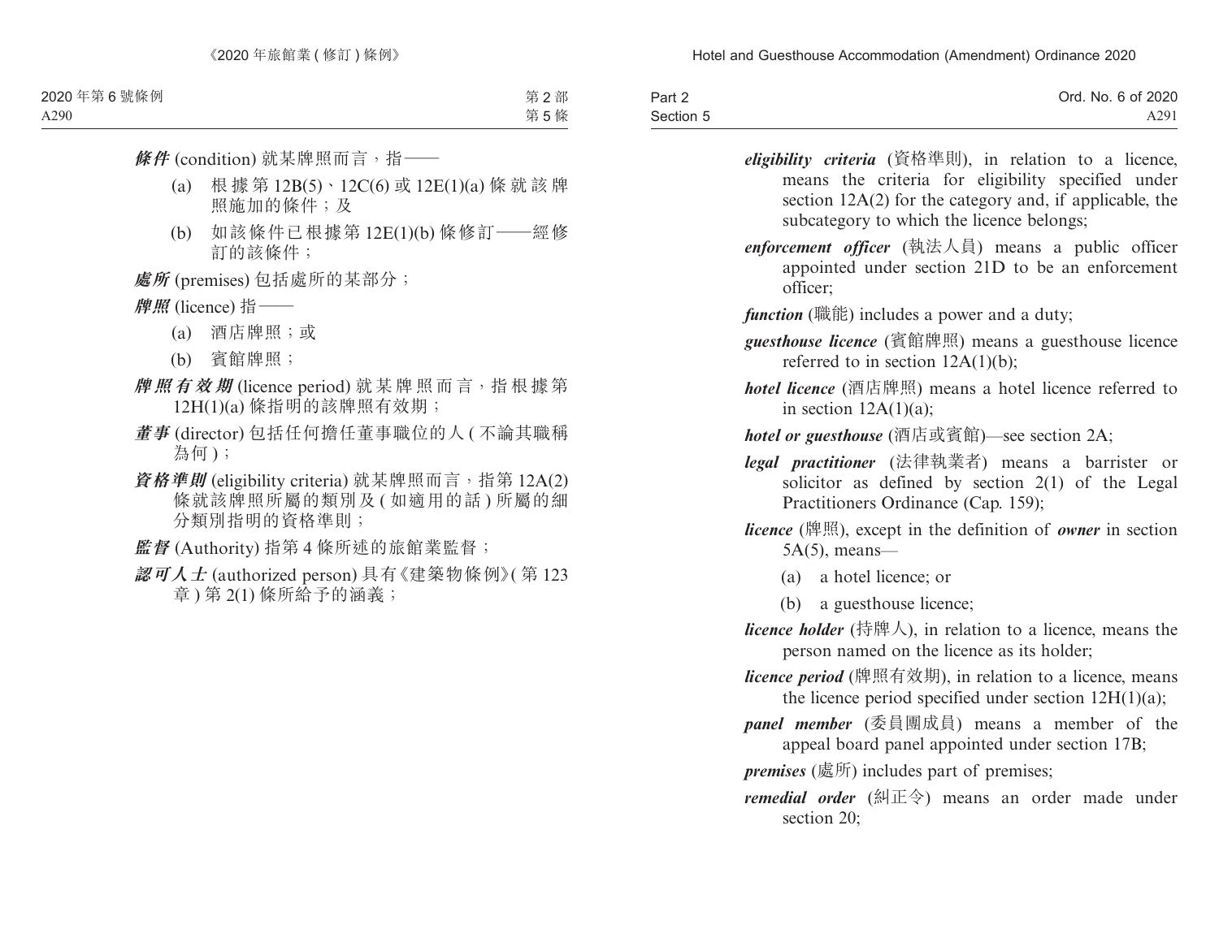***條件*** (condition) 就某牌照而言，指——

(a) 根據第 12B(5)、12C(6) 或 12E(1)(a) 條就該牌照施加的條件；及

(b) 如該條件已根據第 12E(1)(b) 條修訂——經修訂的該條件；

***處所*** (premises) 包括處所的某部分；

***牌照*** (licence) 指——

(a) 酒店牌照；或

(b) 賓館牌照；

***牌照有效期*** (licence period) 就某牌照而言，指根據第 12H(1)(a) 條指明的該牌照有效期；

***董事*** (director) 包括任何擔任董事職位的人 (不論其職稱為何)；

***資格準則*** (eligibility criteria) 就某牌照而言，指第 12A(2) 條就該牌照所屬的類別及 (如適用的話) 所屬的細分類別指明的資格準則；

***監督*** (Authority) 指第 4 條所述的旅館業監督；

***認可人士*** (authorized person) 具有《建築物條例》(第 123 章) 第 2(1) 條所給予的涵義；

***eligibility criteria*** (資格準則), in relation to a licence, means the criteria for eligibility specified under section 12A(2) for the category and, if applicable, the subcategory to which the licence belongs;

***enforcement officer*** (執法人員) means a public officer appointed under section 21D to be an enforcement officer;

***function*** (職能) includes a power and a duty;

***guesthouse licence*** (賓館牌照) means a guesthouse licence referred to in section 12A(1)(b);

***hotel licence*** (酒店牌照) means a hotel licence referred to in section 12A(1)(a);

***hotel or guesthouse*** (酒店或賓館)—see section 2A;

***legal practitioner*** (法律執業者) means a barrister or solicitor as defined by section 2(1) of the Legal Practitioners Ordinance (Cap. 159);

***licence*** (牌照), except in the definition of ***owner*** in section 5A(5), means—

(a) a hotel licence; or

(b) a guesthouse licence;

***licence holder*** (持牌人), in relation to a licence, means the person named on the licence as its holder;

***licence period*** (牌照有效期), in relation to a licence, means the licence period specified under section 12H(1)(a);

***panel member*** (委員團成員) means a member of the appeal board panel appointed under section 17B;

***premises*** (處所) includes part of premises;

***remedial order*** (糾正令) means an order made under section 20;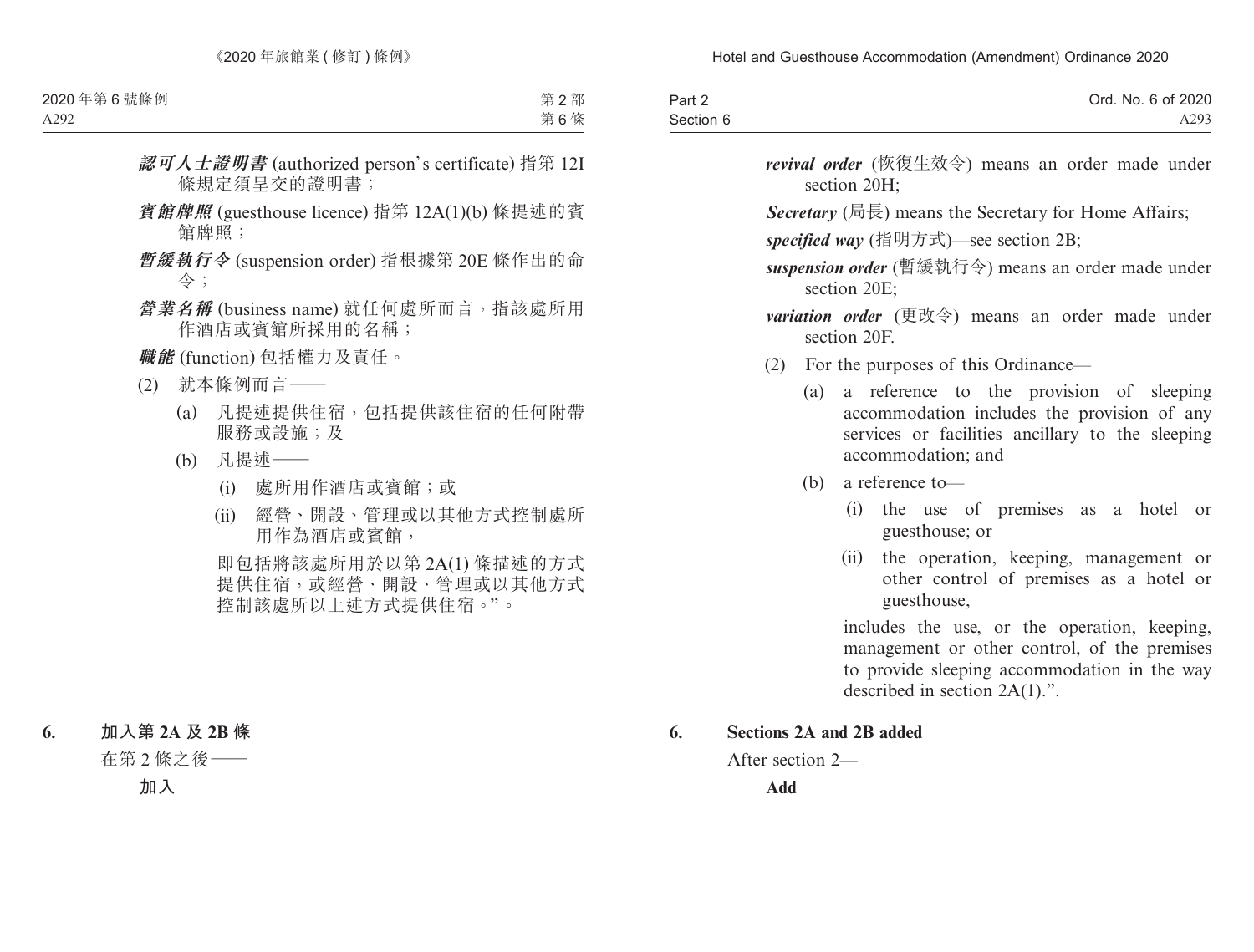***認可人士證明書*** (authorized person's certificate) 指第 12I 條規定須呈交的證明書；

***賓館牌照*** (guesthouse licence) 指第 12A(1)(b) 條提述的賓館牌照；

***暫緩執行令*** (suspension order) 指根據第 20E 條作出的命令；

***營業名稱*** (business name) 就任何處所而言，指該處所用作酒店或賓館所採用的名稱；

***職能*** (function) 包括權力及責任。

(2) 就本條例而言——

(a) 凡提述提供住宿，包括提供該住宿的任何附帶服務或設施；及

(b) 凡提述——

(i) 處所用作酒店或賓館；或

(ii) 經營、開設、管理或以其他方式控制處所用作為酒店或賓館，

即包括將該處所用於以第 2A(1) 條描述的方式提供住宿，或經營、開設、管理或以其他方式控制該處所以上述方式提供住宿。”。

**6. 加入第 2A 及 2B 條**

在第 2 條之後——

**加入**

***revival order*** (恢復生效令) means an order made under section 20H;

***Secretary*** (局長) means the Secretary for Home Affairs;

***specified way*** (指明方式)—see section 2B;

***suspension order*** (暫緩執行令) means an order made under section 20E;

***variation order*** (更改令) means an order made under section 20F.

(2) For the purposes of this Ordinance—

(a) a reference to the provision of sleeping accommodation includes the provision of any services or facilities ancillary to the sleeping accommodation; and

(b) a reference to—

(i) the use of premises as a hotel or guesthouse; or

(ii) the operation, keeping, management or other control of premises as a hotel or guesthouse,

includes the use, or the operation, keeping, management or other control, of the premises to provide sleeping accommodation in the way described in section 2A(1).".

**6. Sections 2A and 2B added**

After section 2—

**Add**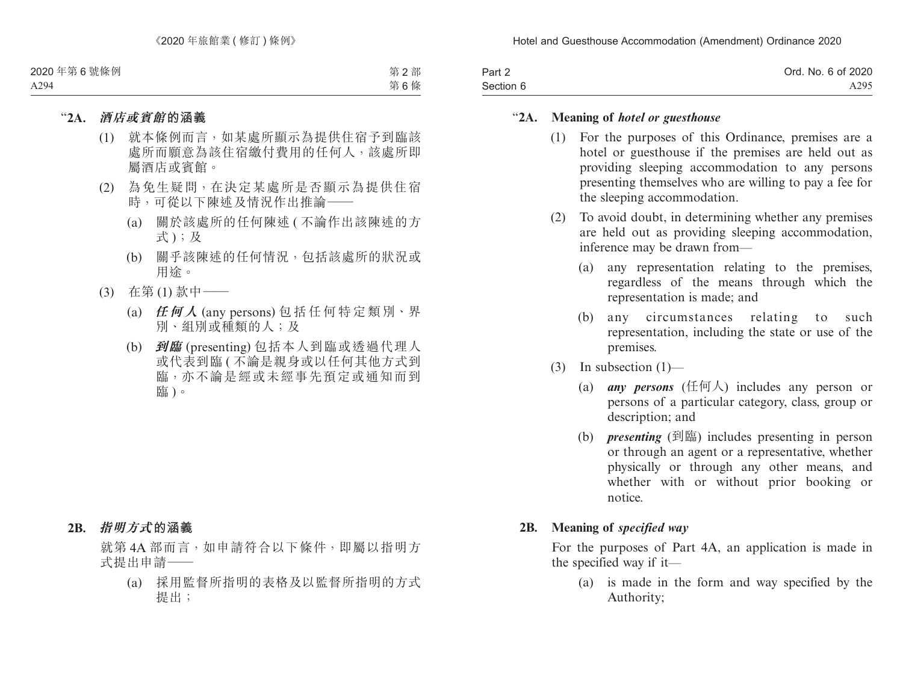“**2A.** ***酒店或賓館*****的涵義**

(1) 就本條例而言，如某處所顯示為提供住宿予到臨該處所而願意為該住宿繳付費用的任何人，該處所即屬酒店或賓館。

(2) 為免生疑問，在決定某處所是否顯示為提供住宿時，可從以下陳述及情況作出推論——

(a) 關於該處所的任何陳述 ( 不論作出該陳述的方式 )；及

(b) 關乎該陳述的任何情況，包括該處所的狀況或用途。

(3) 在第 (1) 款中——

(a) ***任何人*** (any persons) 包括任何特定類別、界別、組別或種類的人；及

(b) ***到臨*** (presenting) 包括本人到臨或透過代理人或代表到臨 ( 不論是親身或以任何其他方式到臨，亦不論是經或未經事先預定或通知而到臨 )。

**2B.** ***指明方式*****的涵義**

就第 4A 部而言，如申請符合以下條件，即屬以指明方式提出申請——

(a) 採用監督所指明的表格及以監督所指明的方式提出；

“**2A. Meaning of *hotel or guesthouse***

(1) For the purposes of this Ordinance, premises are a hotel or guesthouse if the premises are held out as providing sleeping accommodation to any persons presenting themselves who are willing to pay a fee for the sleeping accommodation.

(2) To avoid doubt, in determining whether any premises are held out as providing sleeping accommodation, inference may be drawn from—

(a) any representation relating to the premises, regardless of the means through which the representation is made; and

(b) any circumstances relating to such representation, including the state or use of the premises.

(3) In subsection (1)—

(a) ***any persons*** (任何人) includes any person or persons of a particular category, class, group or description; and

(b) ***presenting*** (到臨) includes presenting in person or through an agent or a representative, whether physically or through any other means, and whether with or without prior booking or notice.

**2B. Meaning of *specified way***

For the purposes of Part 4A, an application is made in the specified way if it—

(a) is made in the form and way specified by the Authority;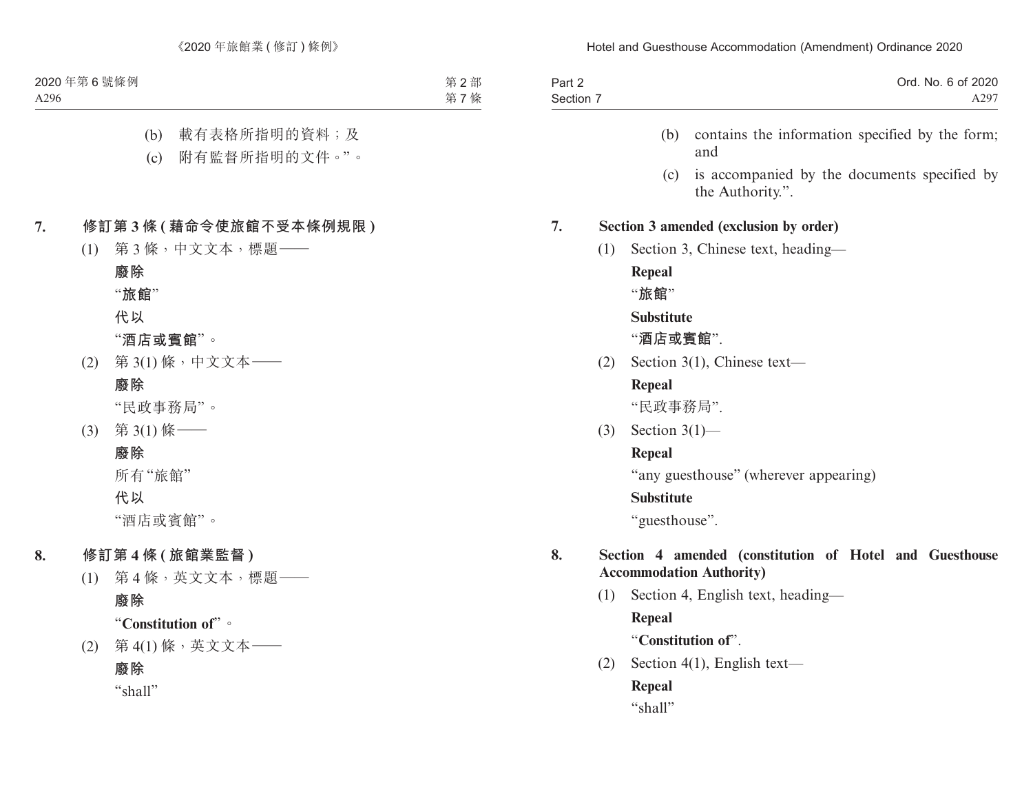(b) 載有表格所指明的資料；及

(c) 附有監督所指明的文件。”。

**7. 修訂第 3 條 (藉命令使旅館不受本條例規限)**

(1) 第 3 條，中文文本，標題——

**廢除**

“**旅館**”

**代以**

“**酒店或賓館**”。

(2) 第 3(1) 條，中文文本——

**廢除**

“民政事務局”。

(3) 第 3(1) 條——

**廢除**

所有“旅館”

**代以**

“酒店或賓館”。

**8. 修訂第 4 條 (旅館業監督)**

(1) 第 4 條，英文文本，標題——

**廢除**

“**Constitution of**”。

(2) 第 4(1) 條，英文文本——

**廢除**

“shall”

(b) contains the information specified by the form; and

(c) is accompanied by the documents specified by the Authority.”.

**7. Section 3 amended (exclusion by order)**

(1) Section 3, Chinese text, heading—

**Repeal**

“**旅館**”

**Substitute**

“**酒店或賓館**”.

(2) Section 3(1), Chinese text—

**Repeal**

“民政事務局”.

(3) Section 3(1)—

**Repeal**

“any guesthouse” (wherever appearing)

**Substitute**

“guesthouse”.

**8. Section 4 amended (constitution of Hotel and Guesthouse Accommodation Authority)**

(1) Section 4, English text, heading—

**Repeal**

“**Constitution of**”.

(2) Section 4(1), English text—

**Repeal**

“shall”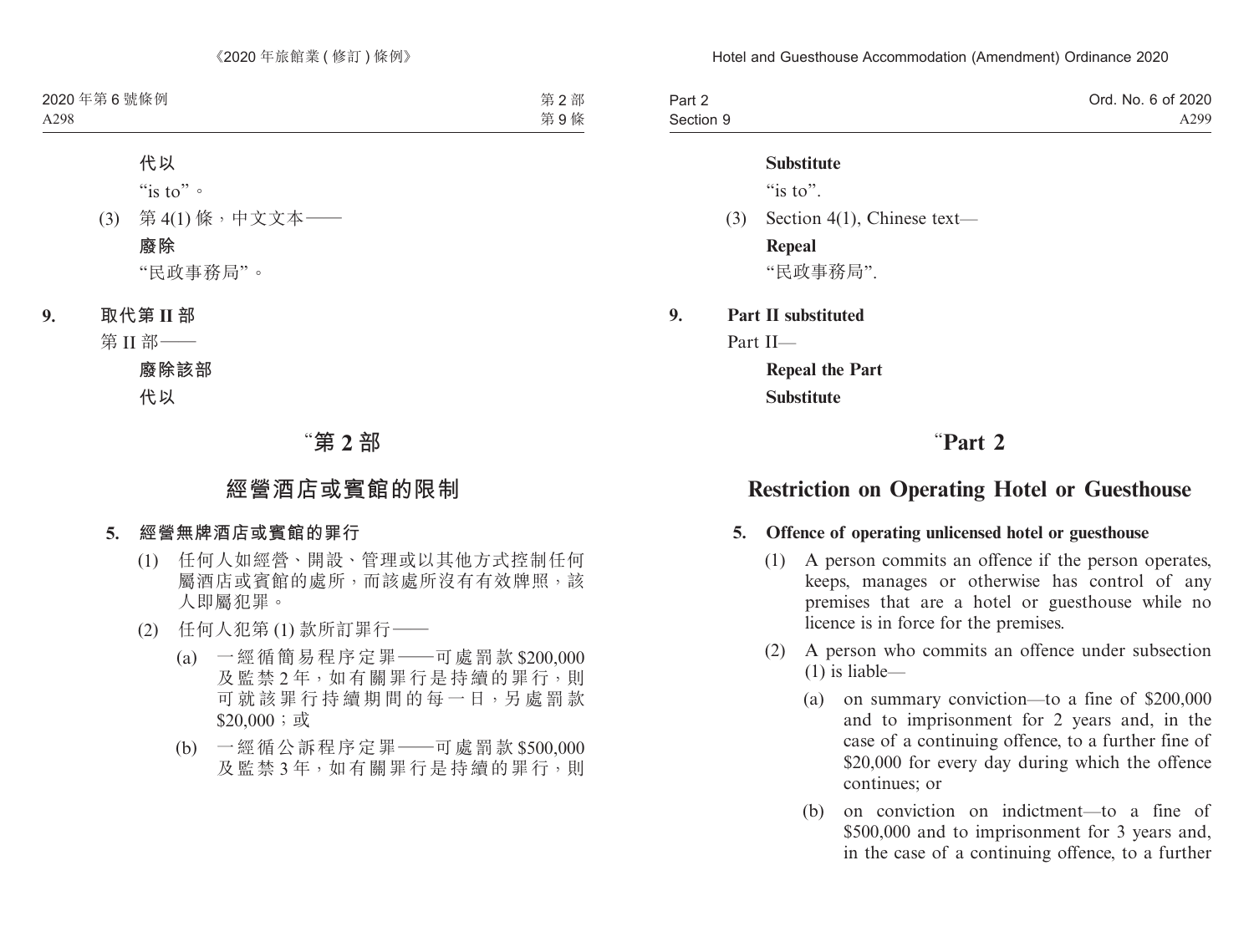**代以**

"is to"。

(3) 第 4(1) 條，中文文本——

**廢除**

"民政事務局"。

**9. 取代第 II 部**

第 II 部——

**廢除該部**

**代以**

# "第 2 部

# 經營酒店或賓館的限制

**5. 經營無牌酒店或賓館的罪行**

(1) 任何人如經營、開設、管理或以其他方式控制任何屬酒店或賓館的處所，而該處所沒有有效牌照，該人即屬犯罪。

(2) 任何人犯第 (1) 款所訂罪行——

(a) 一經循簡易程序定罪——可處罰款 $200,000 及監禁 2 年，如有關罪行是持續的罪行，則可就該罪行持續期間的每一日，另處罰款 $20,000；或

(b) 一經循公訴程序定罪——可處罰款 $500,000 及監禁 3 年，如有關罪行是持續的罪行，則

**Substitute**

"is to".

(3) Section 4(1), Chinese text—

**Repeal**

"民政事務局".

**9. Part II substituted**

Part II—

**Repeal the Part**

**Substitute**

# "Part 2

# Restriction on Operating Hotel or Guesthouse

**5. Offence of operating unlicensed hotel or guesthouse**

(1) A person commits an offence if the person operates, keeps, manages or otherwise has control of any premises that are a hotel or guesthouse while no licence is in force for the premises.

(2) A person who commits an offence under subsection (1) is liable—

(a) on summary conviction—to a fine of $200,000 and to imprisonment for 2 years and, in the case of a continuing offence, to a further fine of $20,000 for every day during which the offence continues; or

(b) on conviction on indictment—to a fine of $500,000 and to imprisonment for 3 years and, in the case of a continuing offence, to a further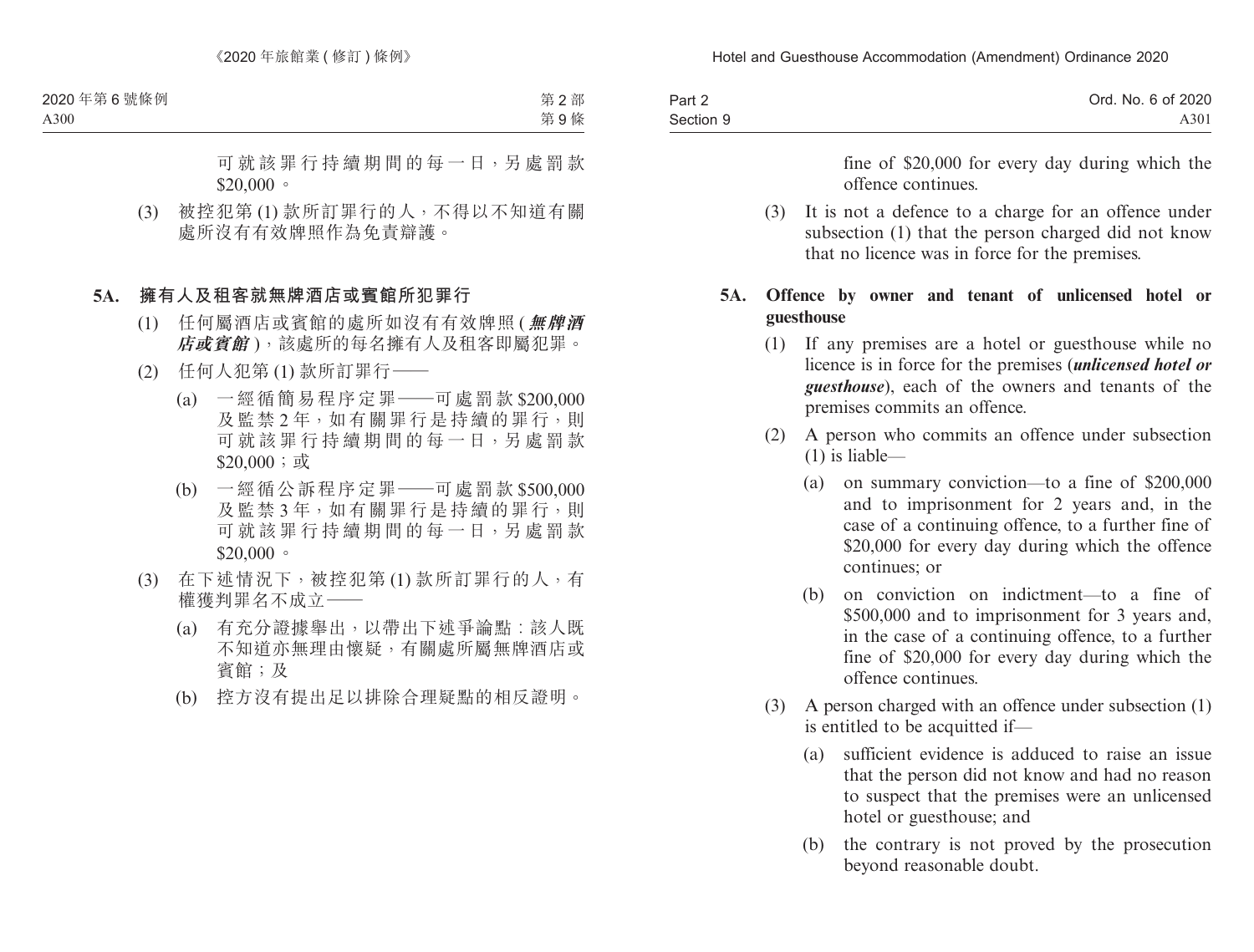可就該罪行持續期間的每一日，另處罰款 $20,000。

(3) 被控犯第 (1) 款所訂罪行的人，不得以不知道有關處所沒有有效牌照作為免責辯護。

### 5A. 擁有人及租客就無牌酒店或賓館所犯罪行

(1) 任何屬酒店或賓館的處所如沒有有效牌照 (***無牌酒店或賓館***)，該處所的每名擁有人及租客即屬犯罪。

(2) 任何人犯第 (1) 款所訂罪行——

(a) 一經循簡易程序定罪——可處罰款 $200,000 及監禁 2 年，如有關罪行是持續的罪行，則可就該罪行持續期間的每一日，另處罰款 $20,000；或

(b) 一經循公訴程序定罪——可處罰款 $500,000 及監禁 3 年，如有關罪行是持續的罪行，則可就該罪行持續期間的每一日，另處罰款 $20,000。

(3) 在下述情況下，被控犯第 (1) 款所訂罪行的人，有權獲判罪名不成立——

(a) 有充分證據舉出，以帶出下述爭論點：該人既不知道亦無理由懷疑，有關處所屬無牌酒店或賓館；及

(b) 控方沒有提出足以排除合理疑點的相反證明。

fine of $20,000 for every day during which the offence continues.

(3) It is not a defence to a charge for an offence under subsection (1) that the person charged did not know that no licence was in force for the premises.

### 5A. Offence by owner and tenant of unlicensed hotel or guesthouse

(1) If any premises are a hotel or guesthouse while no licence is in force for the premises (***unlicensed hotel or guesthouse***), each of the owners and tenants of the premises commits an offence.

(2) A person who commits an offence under subsection (1) is liable—

(a) on summary conviction—to a fine of $200,000 and to imprisonment for 2 years and, in the case of a continuing offence, to a further fine of $20,000 for every day during which the offence continues; or

(b) on conviction on indictment—to a fine of $500,000 and to imprisonment for 3 years and, in the case of a continuing offence, to a further fine of $20,000 for every day during which the offence continues.

(3) A person charged with an offence under subsection (1) is entitled to be acquitted if—

(a) sufficient evidence is adduced to raise an issue that the person did not know and had no reason to suspect that the premises were an unlicensed hotel or guesthouse; and

(b) the contrary is not proved by the prosecution beyond reasonable doubt.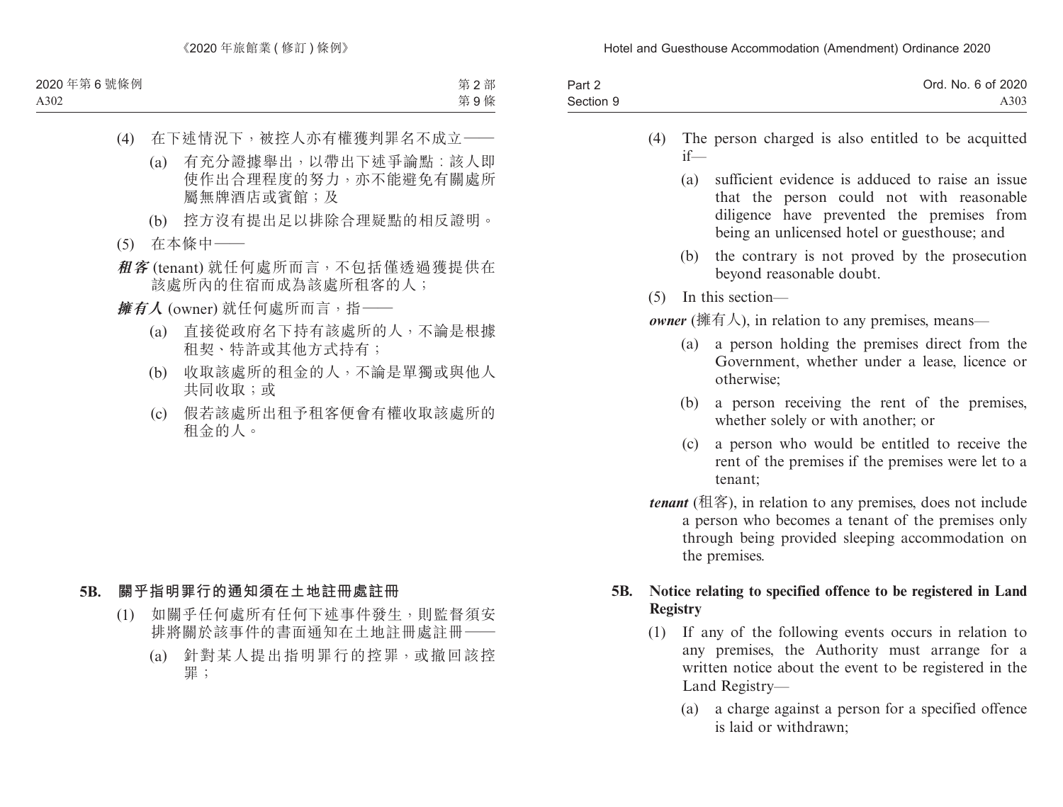(4) 在下述情況下，被控人亦有權獲判罪名不成立——

(a) 有充分證據舉出，以帶出下述爭論點：該人即使作出合理程度的努力，亦不能避免有關處所屬無牌酒店或賓館；及

(b) 控方沒有提出足以排除合理疑點的相反證明。

(5) 在本條中——

***租客*** (tenant) 就任何處所而言，不包括僅透過獲提供在該處所內的住宿而成為該處所租客的人；

***擁有人*** (owner) 就任何處所而言，指——

(a) 直接從政府名下持有該處所的人，不論是根據租契、特許或其他方式持有；

(b) 收取該處所的租金的人，不論是單獨或與他人共同收取；或

(c) 假若該處所出租予租客便會有權收取該處所的租金的人。

**5B. 關乎指明罪行的通知須在土地註冊處註冊**

(1) 如關乎任何處所有任何下述事件發生，則監督須安排將關於該事件的書面通知在土地註冊處註冊——

(a) 針對某人提出指明罪行的控罪，或撤回該控罪；

(4) The person charged is also entitled to be acquitted if—

(a) sufficient evidence is adduced to raise an issue that the person could not with reasonable diligence have prevented the premises from being an unlicensed hotel or guesthouse; and

(b) the contrary is not proved by the prosecution beyond reasonable doubt.

(5) In this section—

***owner*** (擁有人), in relation to any premises, means—

(a) a person holding the premises direct from the Government, whether under a lease, licence or otherwise;

(b) a person receiving the rent of the premises, whether solely or with another; or

(c) a person who would be entitled to receive the rent of the premises if the premises were let to a tenant;

***tenant*** (租客), in relation to any premises, does not include a person who becomes a tenant of the premises only through being provided sleeping accommodation on the premises.

**5B. Notice relating to specified offence to be registered in Land Registry**

(1) If any of the following events occurs in relation to any premises, the Authority must arrange for a written notice about the event to be registered in the Land Registry—

(a) a charge against a person for a specified offence is laid or withdrawn;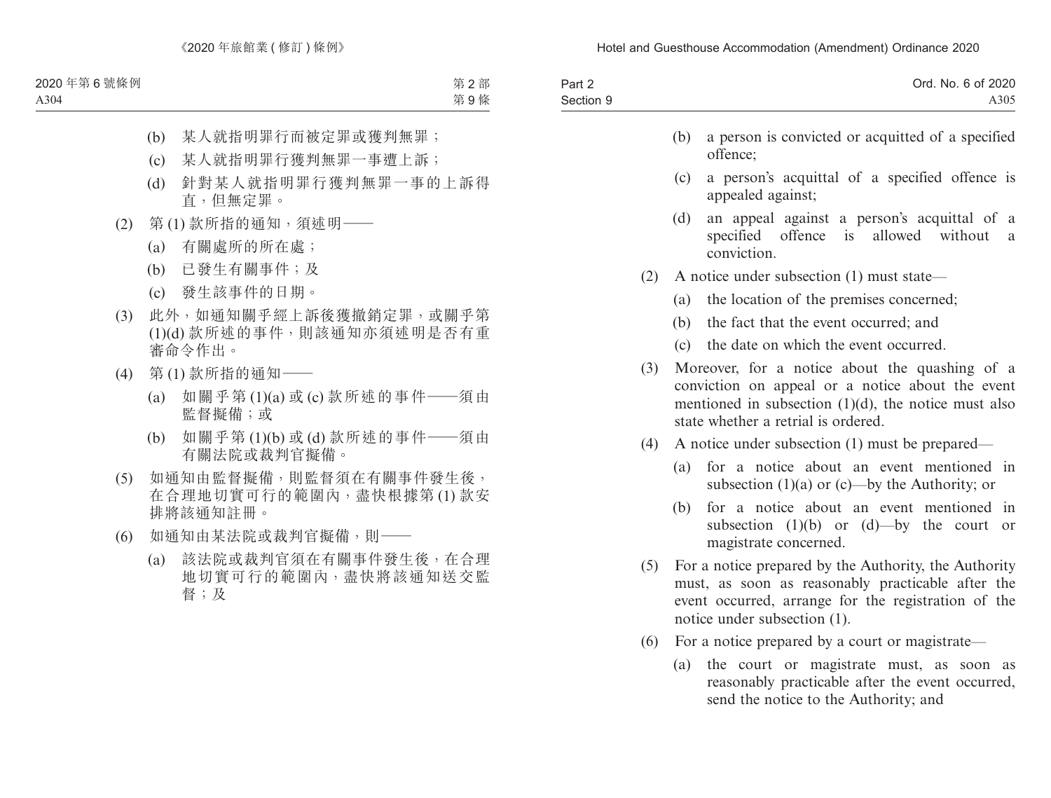(b) 某人就指明罪行而被定罪或獲判無罪；

(c) 某人就指明罪行獲判無罪一事遭上訴；

(d) 針對某人就指明罪行獲判無罪一事的上訴得直，但無定罪。

(2) 第 (1) 款所指的通知，須述明——

(a) 有關處所的所在處；

(b) 已發生有關事件；及

(c) 發生該事件的日期。

(3) 此外，如通知關乎經上訴後獲撤銷定罪，或關乎第 (1)(d) 款所述的事件，則該通知亦須述明是否有重審命令作出。

(4) 第 (1) 款所指的通知——

(a) 如關乎第 (1)(a) 或 (c) 款所述的事件——須由監督擬備；或

(b) 如關乎第 (1)(b) 或 (d) 款所述的事件——須由有關法院或裁判官擬備。

(5) 如通知由監督擬備，則監督須在有關事件發生後，在合理地切實可行的範圍內，盡快根據第 (1) 款安排將該通知註冊。

(6) 如通知由某法院或裁判官擬備，則——

(a) 該法院或裁判官須在有關事件發生後，在合理地切實可行的範圍內，盡快將該通知送交監督；及

(b) a person is convicted or acquitted of a specified offence;

(c) a person's acquittal of a specified offence is appealed against;

(d) an appeal against a person's acquittal of a specified offence is allowed without a conviction.

(2) A notice under subsection (1) must state—

(a) the location of the premises concerned;

(b) the fact that the event occurred; and

(c) the date on which the event occurred.

(3) Moreover, for a notice about the quashing of a conviction on appeal or a notice about the event mentioned in subsection (1)(d), the notice must also state whether a retrial is ordered.

(4) A notice under subsection (1) must be prepared—

(a) for a notice about an event mentioned in subsection (1)(a) or (c)—by the Authority; or

(b) for a notice about an event mentioned in subsection (1)(b) or (d)—by the court or magistrate concerned.

(5) For a notice prepared by the Authority, the Authority must, as soon as reasonably practicable after the event occurred, arrange for the registration of the notice under subsection (1).

(6) For a notice prepared by a court or magistrate—

(a) the court or magistrate must, as soon as reasonably practicable after the event occurred, send the notice to the Authority; and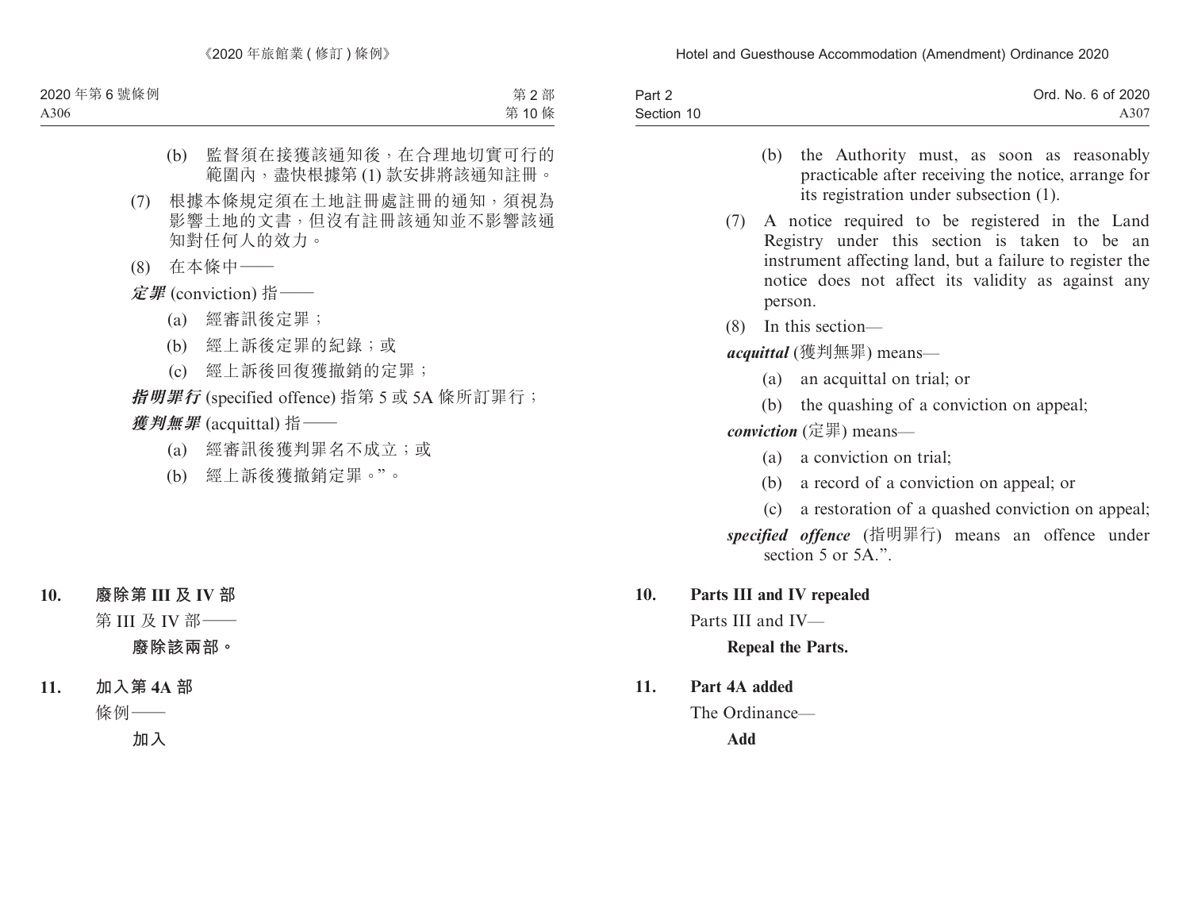(b) 監督須在接獲該通知後，在合理地切實可行的範圍內，盡快根據第 (1) 款安排將該通知註冊。

(7) 根據本條規定須在土地註冊處註冊的通知，須視為影響土地的文書，但沒有註冊該通知並不影響該通知對任何人的效力。

(8) 在本條中——

***定罪*** (conviction) 指——

(a) 經審訊後定罪；

(b) 經上訴後定罪的紀錄；或

(c) 經上訴後回復獲撤銷的定罪；

***指明罪行*** (specified offence) 指第 5 或 5A 條所訂罪行；

***獲判無罪*** (acquittal) 指——

(a) 經審訊後獲判罪名不成立；或

(b) 經上訴後獲撤銷定罪。”。

**10. 廢除第 III 及 IV 部**

第 III 及 IV 部——

**廢除該兩部。**

**11. 加入第 4A 部**

條例——

**加入**

(b) the Authority must, as soon as reasonably practicable after receiving the notice, arrange for its registration under subsection (1).

(7) A notice required to be registered in the Land Registry under this section is taken to be an instrument affecting land, but a failure to register the notice does not affect its validity as against any person.

(8) In this section—

***acquittal*** (獲判無罪) means—

(a) an acquittal on trial; or

(b) the quashing of a conviction on appeal;

***conviction*** (定罪) means—

(a) a conviction on trial;

(b) a record of a conviction on appeal; or

(c) a restoration of a quashed conviction on appeal;

***specified offence*** (指明罪行) means an offence under section 5 or 5A.”.

**10. Parts III and IV repealed**

Parts III and IV—

**Repeal the Parts.**

**11. Part 4A added**

The Ordinance—

**Add**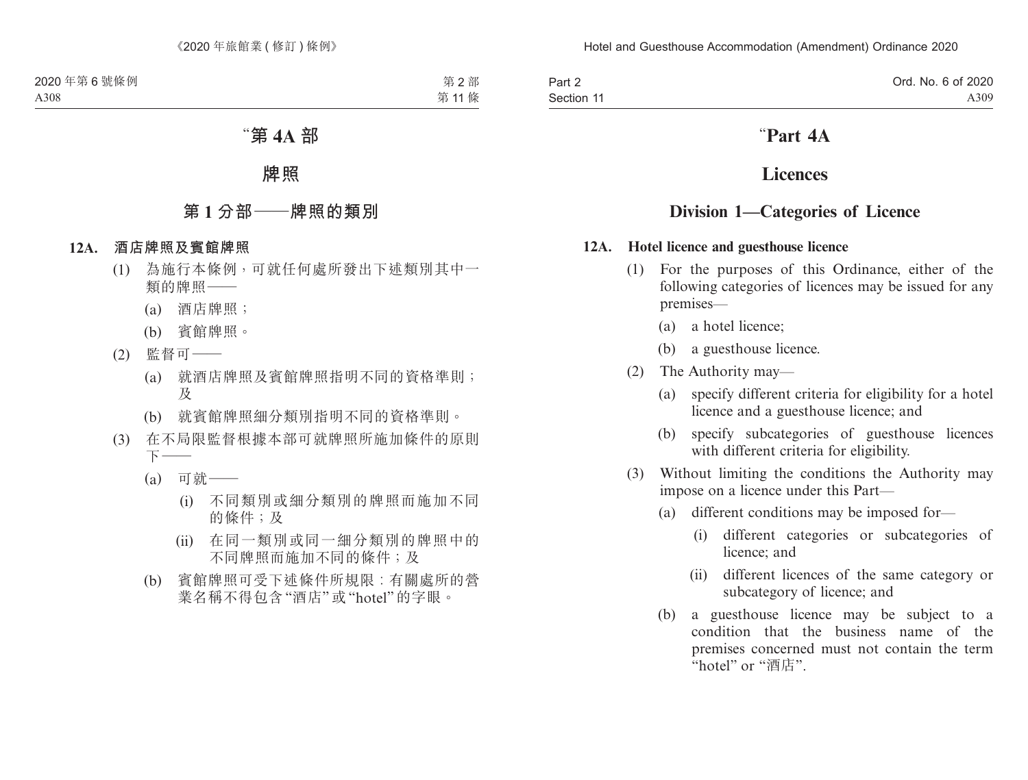# “第 4A 部

# 牌照

## 第 1 分部——牌照的類別

### 12A. 酒店牌照及賓館牌照

(1) 為施行本條例，可就任何處所發出下述類別其中一類的牌照——

(a) 酒店牌照；

(b) 賓館牌照。

(2) 監督可——

(a) 就酒店牌照及賓館牌照指明不同的資格準則；及

(b) 就賓館牌照細分類別指明不同的資格準則。

(3) 在不局限監督根據本部可就牌照所施加條件的原則下——

(a) 可就——

(i) 不同類別或細分類別的牌照而施加不同的條件；及

(ii) 在同一類別或同一細分類別的牌照中的不同牌照而施加不同的條件；及

(b) 賓館牌照可受下述條件所規限：有關處所的營業名稱不得包含“酒店”或“hotel”的字眼。

# “Part 4A

# Licences

## Division 1—Categories of Licence

### 12A. Hotel licence and guesthouse licence

(1) For the purposes of this Ordinance, either of the following categories of licences may be issued for any premises—

(a) a hotel licence;

(b) a guesthouse licence.

(2) The Authority may—

(a) specify different criteria for eligibility for a hotel licence and a guesthouse licence; and

(b) specify subcategories of guesthouse licences with different criteria for eligibility.

(3) Without limiting the conditions the Authority may impose on a licence under this Part—

(a) different conditions may be imposed for—

(i) different categories or subcategories of licence; and

(ii) different licences of the same category or subcategory of licence; and

(b) a guesthouse licence may be subject to a condition that the business name of the premises concerned must not contain the term “hotel” or “酒店”.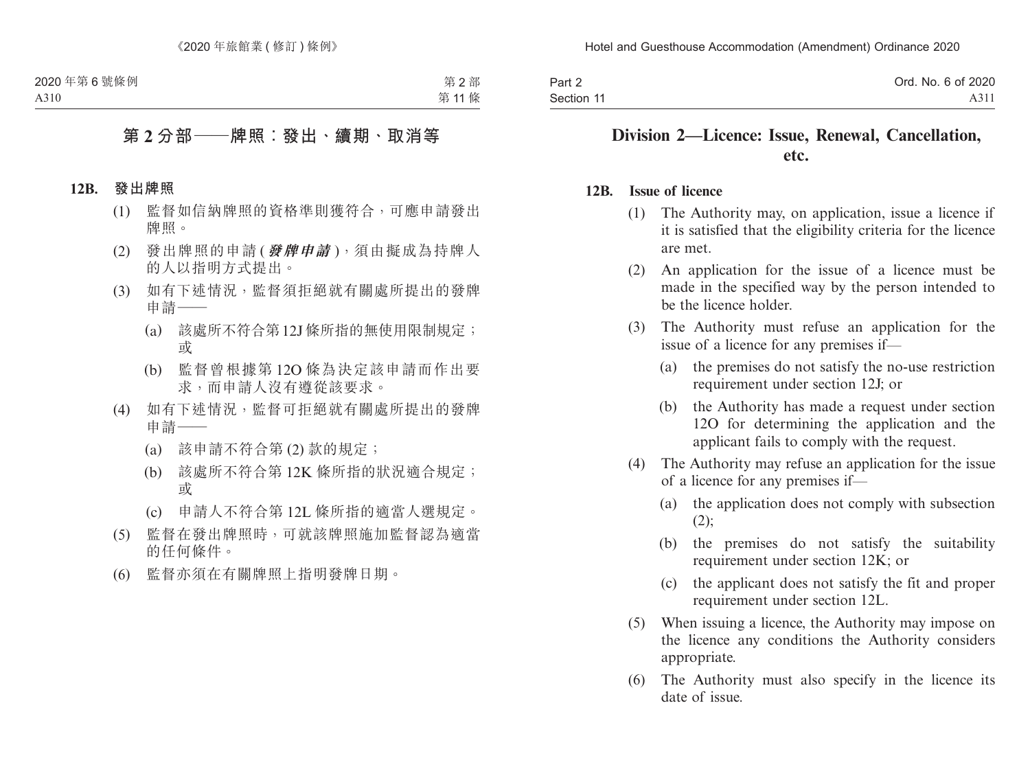## 第 2 分部——牌照：發出、續期、取消等

**12B. 發出牌照**

(1) 監督如信納牌照的資格準則獲符合，可應申請發出牌照。

(2) 發出牌照的申請 (***發牌申請***)，須由擬成為持牌人的人以指明方式提出。

(3) 如有下述情況，監督須拒絕就有關處所提出的發牌申請——

(a) 該處所不符合第 12J 條所指的無使用限制規定；或

(b) 監督曾根據第 12O 條為決定該申請而作出要求，而申請人沒有遵從該要求。

(4) 如有下述情況，監督可拒絕就有關處所提出的發牌申請——

(a) 該申請不符合第 (2) 款的規定；

(b) 該處所不符合第 12K 條所指的狀況適合規定；或

(c) 申請人不符合第 12L 條所指的適當人選規定。

(5) 監督在發出牌照時，可就該牌照施加監督認為適當的任何條件。

(6) 監督亦須在有關牌照上指明發牌日期。

## Division 2—Licence: Issue, Renewal, Cancellation, etc.

**12B. Issue of licence**

(1) The Authority may, on application, issue a licence if it is satisfied that the eligibility criteria for the licence are met.

(2) An application for the issue of a licence must be made in the specified way by the person intended to be the licence holder.

(3) The Authority must refuse an application for the issue of a licence for any premises if—

(a) the premises do not satisfy the no-use restriction requirement under section 12J; or

(b) the Authority has made a request under section 12O for determining the application and the applicant fails to comply with the request.

(4) The Authority may refuse an application for the issue of a licence for any premises if—

(a) the application does not comply with subsection (2);

(b) the premises do not satisfy the suitability requirement under section 12K; or

(c) the applicant does not satisfy the fit and proper requirement under section 12L.

(5) When issuing a licence, the Authority may impose on the licence any conditions the Authority considers appropriate.

(6) The Authority must also specify in the licence its date of issue.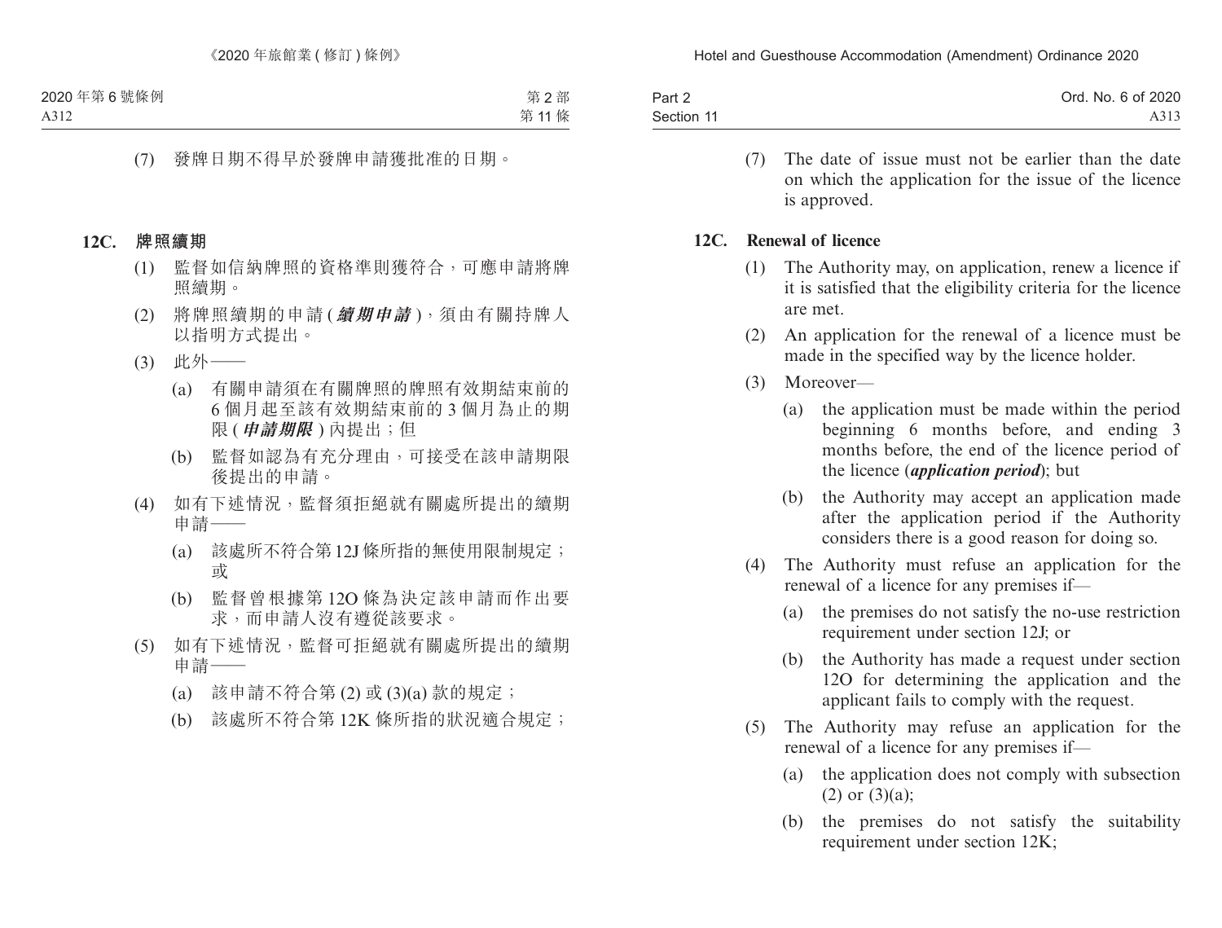(7) 發牌日期不得早於發牌申請獲批准的日期。

**12C. 牌照續期**

(1) 監督如信納牌照的資格準則獲符合，可應申請將牌照續期。

(2) 將牌照續期的申請 (***續期申請***)，須由有關持牌人以指明方式提出。

(3) 此外——

(a) 有關申請須在有關牌照的牌照有效期結束前的 6 個月起至該有效期結束前的 3 個月為止的期限 (***申請期限***) 內提出；但

(b) 監督如認為有充分理由，可接受在該申請期限後提出的申請。

(4) 如有下述情況，監督須拒絕就有關處所提出的續期申請——

(a) 該處所不符合第 12J 條所指的無使用限制規定；或

(b) 監督曾根據第 12O 條為決定該申請而作出要求，而申請人沒有遵從該要求。

(5) 如有下述情況，監督可拒絕就有關處所提出的續期申請——

(a) 該申請不符合第 (2) 或 (3)(a) 款的規定；

(b) 該處所不符合第 12K 條所指的狀況適合規定；

(7) The date of issue must not be earlier than the date on which the application for the issue of the licence is approved.

**12C. Renewal of licence**

(1) The Authority may, on application, renew a licence if it is satisfied that the eligibility criteria for the licence are met.

(2) An application for the renewal of a licence must be made in the specified way by the licence holder.

(3) Moreover—

(a) the application must be made within the period beginning 6 months before, and ending 3 months before, the end of the licence period of the licence (***application period***); but

(b) the Authority may accept an application made after the application period if the Authority considers there is a good reason for doing so.

(4) The Authority must refuse an application for the renewal of a licence for any premises if—

(a) the premises do not satisfy the no-use restriction requirement under section 12J; or

(b) the Authority has made a request under section 12O for determining the application and the applicant fails to comply with the request.

(5) The Authority may refuse an application for the renewal of a licence for any premises if—

(a) the application does not comply with subsection (2) or (3)(a);

(b) the premises do not satisfy the suitability requirement under section 12K;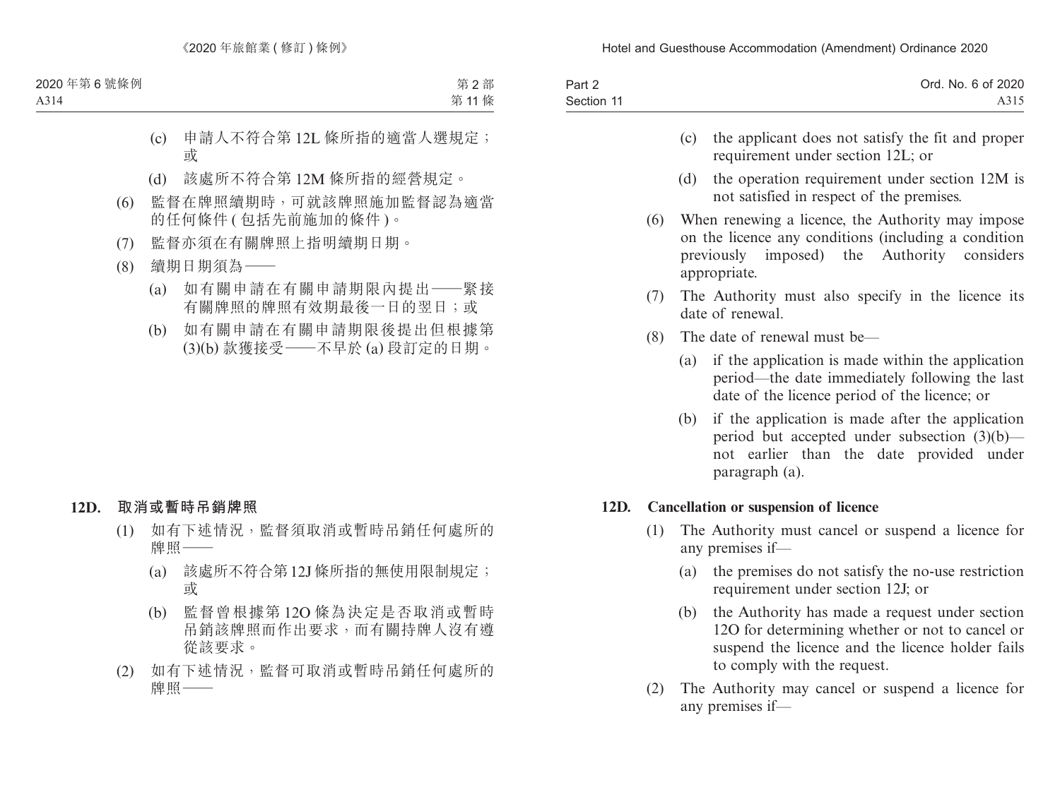(c) 申請人不符合第 12L 條所指的適當人選規定；或

(d) 該處所不符合第 12M 條所指的經營規定。

(6) 監督在牌照續期時，可就該牌照施加監督認為適當的任何條件 ( 包括先前施加的條件 )。

(7) 監督亦須在有關牌照上指明續期日期。

(8) 續期日期須為——

(a) 如有關申請在有關申請期限內提出——緊接有關牌照的牌照有效期最後一日的翌日；或

(b) 如有關申請在有關申請期限後提出但根據第 (3)(b) 款獲接受——不早於 (a) 段訂定的日期。

**12D. 取消或暫時吊銷牌照**

(1) 如有下述情況，監督須取消或暫時吊銷任何處所的牌照——

(a) 該處所不符合第 12J 條所指的無使用限制規定；或

(b) 監督曾根據第 12O 條為決定是否取消或暫時吊銷該牌照而作出要求，而有關持牌人沒有遵從該要求。

(2) 如有下述情況，監督可取消或暫時吊銷任何處所的牌照——

(c) the applicant does not satisfy the fit and proper requirement under section 12L; or

(d) the operation requirement under section 12M is not satisfied in respect of the premises.

(6) When renewing a licence, the Authority may impose on the licence any conditions (including a condition previously imposed) the Authority considers appropriate.

(7) The Authority must also specify in the licence its date of renewal.

(8) The date of renewal must be—

(a) if the application is made within the application period—the date immediately following the last date of the licence period of the licence; or

(b) if the application is made after the application period but accepted under subsection (3)(b)—not earlier than the date provided under paragraph (a).

**12D. Cancellation or suspension of licence**

(1) The Authority must cancel or suspend a licence for any premises if—

(a) the premises do not satisfy the no-use restriction requirement under section 12J; or

(b) the Authority has made a request under section 12O for determining whether or not to cancel or suspend the licence and the licence holder fails to comply with the request.

(2) The Authority may cancel or suspend a licence for any premises if—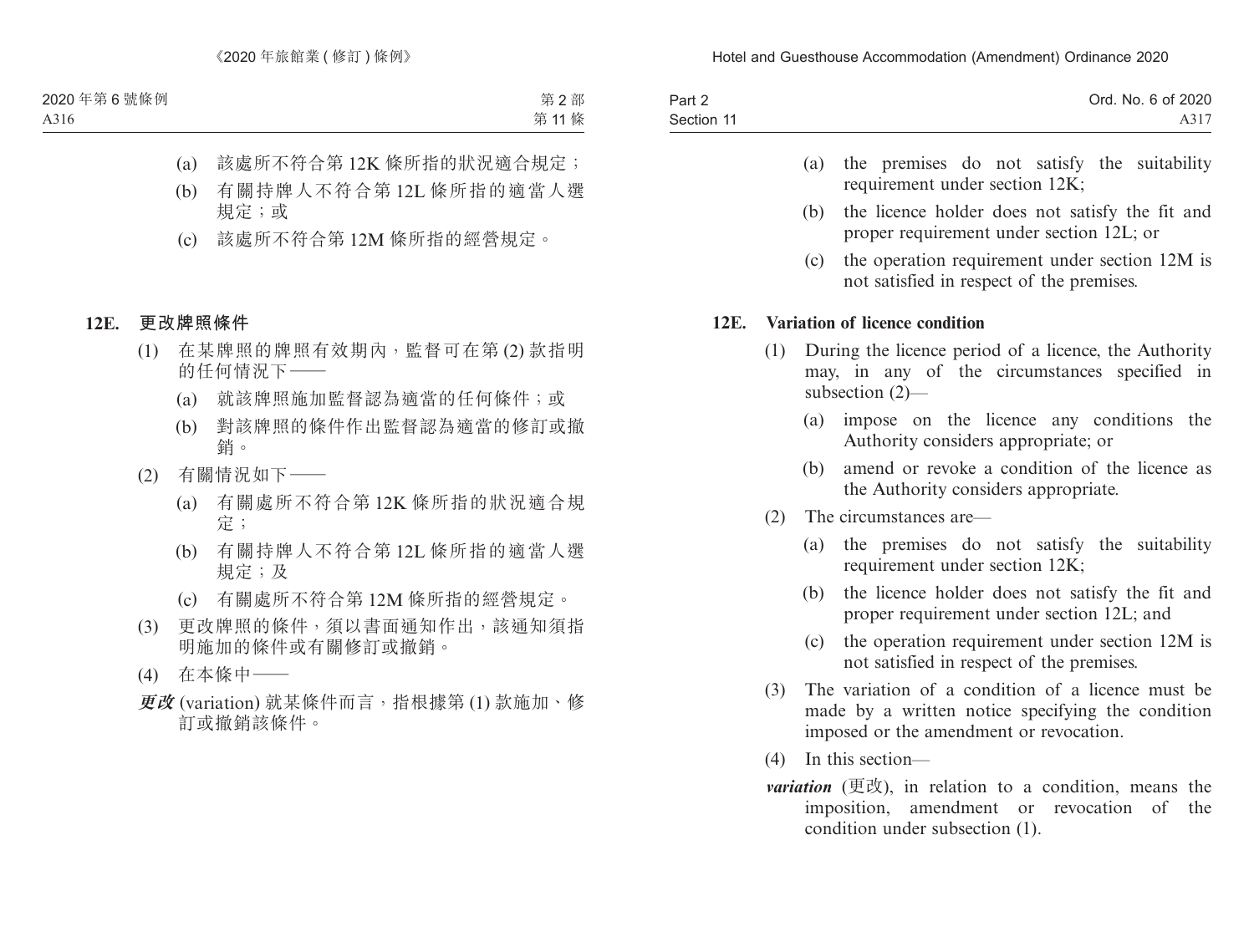(a) 該處所不符合第 12K 條所指的狀況適合規定；

(b) 有關持牌人不符合第 12L 條所指的適當人選規定；或

(c) 該處所不符合第 12M 條所指的經營規定。

### 12E. 更改牌照條件

(1) 在某牌照的牌照有效期內，監督可在第 (2) 款指明的任何情況下 ——

(a) 就該牌照施加監督認為適當的任何條件；或

(b) 對該牌照的條件作出監督認為適當的修訂或撤銷。

(2) 有關情況如下 ——

(a) 有關處所不符合第 12K 條所指的狀況適合規定；

(b) 有關持牌人不符合第 12L 條所指的適當人選規定；及

(c) 有關處所不符合第 12M 條所指的經營規定。

(3) 更改牌照的條件，須以書面通知作出，該通知須指明施加的條件或有關修訂或撤銷。

(4) 在本條中 ——

***更改*** (variation) 就某條件而言，指根據第 (1) 款施加、修訂或撤銷該條件。

(a) the premises do not satisfy the suitability requirement under section 12K;

(b) the licence holder does not satisfy the fit and proper requirement under section 12L; or

(c) the operation requirement under section 12M is not satisfied in respect of the premises.

### 12E. Variation of licence condition

(1) During the licence period of a licence, the Authority may, in any of the circumstances specified in subsection (2)—

(a) impose on the licence any conditions the Authority considers appropriate; or

(b) amend or revoke a condition of the licence as the Authority considers appropriate.

(2) The circumstances are—

(a) the premises do not satisfy the suitability requirement under section 12K;

(b) the licence holder does not satisfy the fit and proper requirement under section 12L; and

(c) the operation requirement under section 12M is not satisfied in respect of the premises.

(3) The variation of a condition of a licence must be made by a written notice specifying the condition imposed or the amendment or revocation.

(4) In this section—

***variation*** (更改), in relation to a condition, means the imposition, amendment or revocation of the condition under subsection (1).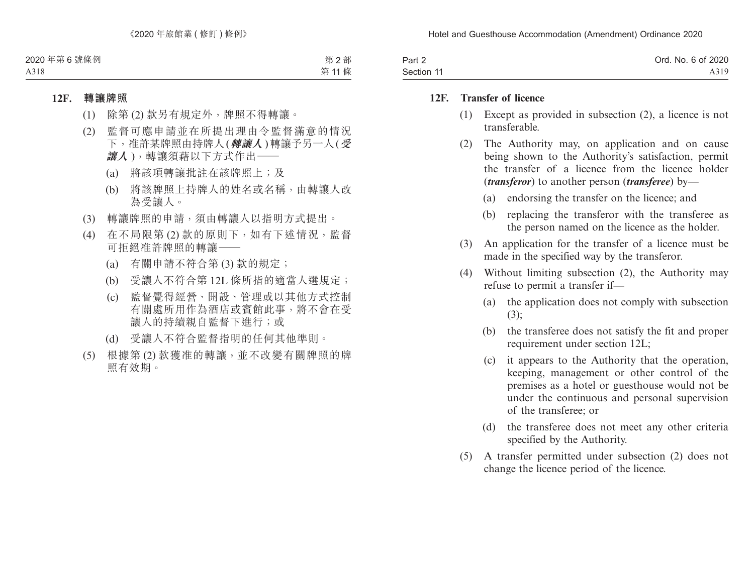**12F. 轉讓牌照**

(1) 除第 (2) 款另有規定外，牌照不得轉讓。

(2) 監督可應申請並在所提出理由令監督滿意的情況下，准許某牌照由持牌人 (***轉讓人***) 轉讓予另一人 (***受讓人***)，轉讓須藉以下方式作出——

(a) 將該項轉讓批註在該牌照上；及

(b) 將該牌照上持牌人的姓名或名稱，由轉讓人改為受讓人。

(3) 轉讓牌照的申請，須由轉讓人以指明方式提出。

(4) 在不局限第 (2) 款的原則下，如有下述情況，監督可拒絕准許牌照的轉讓——

(a) 有關申請不符合第 (3) 款的規定；

(b) 受讓人不符合第 12L 條所指的適當人選規定；

(c) 監督覺得經營、開設、管理或以其他方式控制有關處所用作為酒店或賓館此事，將不會在受讓人的持續親自監督下進行；或

(d) 受讓人不符合監督指明的任何其他準則。

(5) 根據第 (2) 款獲准的轉讓，並不改變有關牌照的牌照有效期。

**12F. Transfer of licence**

(1) Except as provided in subsection (2), a licence is not transferable.

(2) The Authority may, on application and on cause being shown to the Authority's satisfaction, permit the transfer of a licence from the licence holder (***transferor***) to another person (***transferee***) by—

(a) endorsing the transfer on the licence; and

(b) replacing the transferor with the transferee as the person named on the licence as the holder.

(3) An application for the transfer of a licence must be made in the specified way by the transferor.

(4) Without limiting subsection (2), the Authority may refuse to permit a transfer if—

(a) the application does not comply with subsection (3);

(b) the transferee does not satisfy the fit and proper requirement under section 12L;

(c) it appears to the Authority that the operation, keeping, management or other control of the premises as a hotel or guesthouse would not be under the continuous and personal supervision of the transferee; or

(d) the transferee does not meet any other criteria specified by the Authority.

(5) A transfer permitted under subsection (2) does not change the licence period of the licence.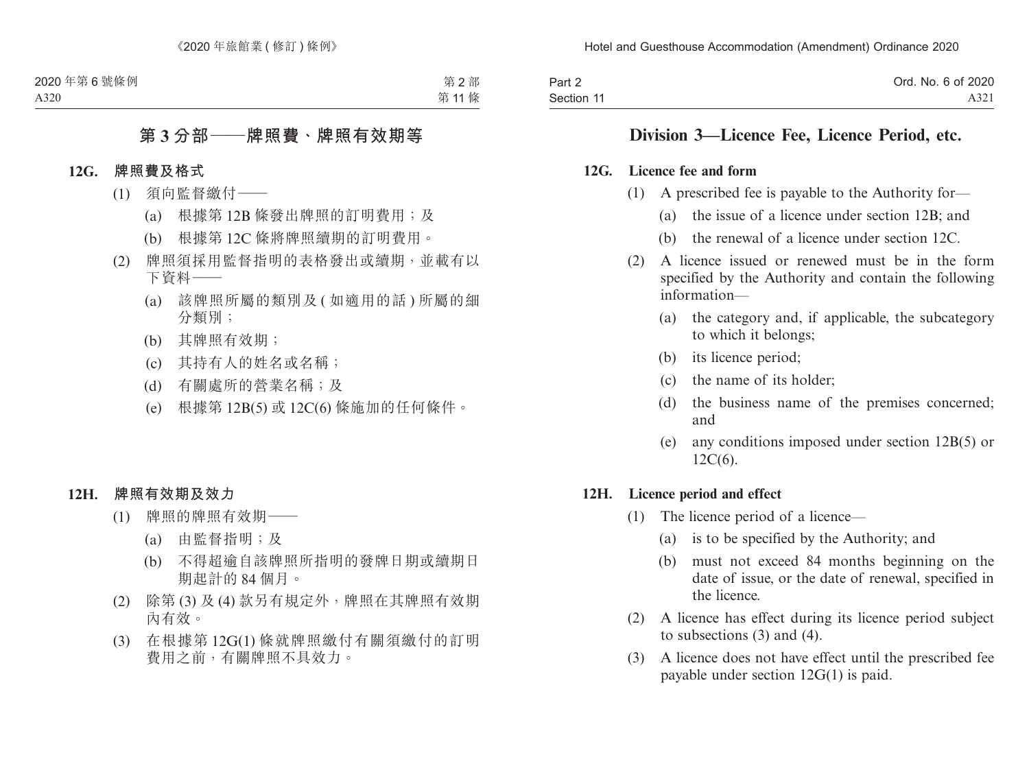## 第 3 分部——牌照費、牌照有效期等

### 12G. 牌照費及格式

(1) 須向監督繳付——

(a) 根據第 12B 條發出牌照的訂明費用；及

(b) 根據第 12C 條將牌照續期的訂明費用。

(2) 牌照須採用監督指明的表格發出或續期，並載有以下資料——

(a) 該牌照所屬的類別及 (如適用的話) 所屬的細分類別；

(b) 其牌照有效期；

(c) 其持有人的姓名或名稱；

(d) 有關處所的營業名稱；及

(e) 根據第 12B(5) 或 12C(6) 條施加的任何條件。

### 12H. 牌照有效期及效力

(1) 牌照的牌照有效期——

(a) 由監督指明；及

(b) 不得超逾自該牌照所指明的發牌日期或續期日期起計的 84 個月。

(2) 除第 (3) 及 (4) 款另有規定外，牌照在其牌照有效期內有效。

(3) 在根據第 12G(1) 條就牌照繳付有關須繳付的訂明費用之前，有關牌照不具效力。

## Division 3—Licence Fee, Licence Period, etc.

### 12G. Licence fee and form

(1) A prescribed fee is payable to the Authority for—

(a) the issue of a licence under section 12B; and

(b) the renewal of a licence under section 12C.

(2) A licence issued or renewed must be in the form specified by the Authority and contain the following information—

(a) the category and, if applicable, the subcategory to which it belongs;

(b) its licence period;

(c) the name of its holder;

(d) the business name of the premises concerned; and

(e) any conditions imposed under section 12B(5) or 12C(6).

### 12H. Licence period and effect

(1) The licence period of a licence—

(a) is to be specified by the Authority; and

(b) must not exceed 84 months beginning on the date of issue, or the date of renewal, specified in the licence.

(2) A licence has effect during its licence period subject to subsections (3) and (4).

(3) A licence does not have effect until the prescribed fee payable under section 12G(1) is paid.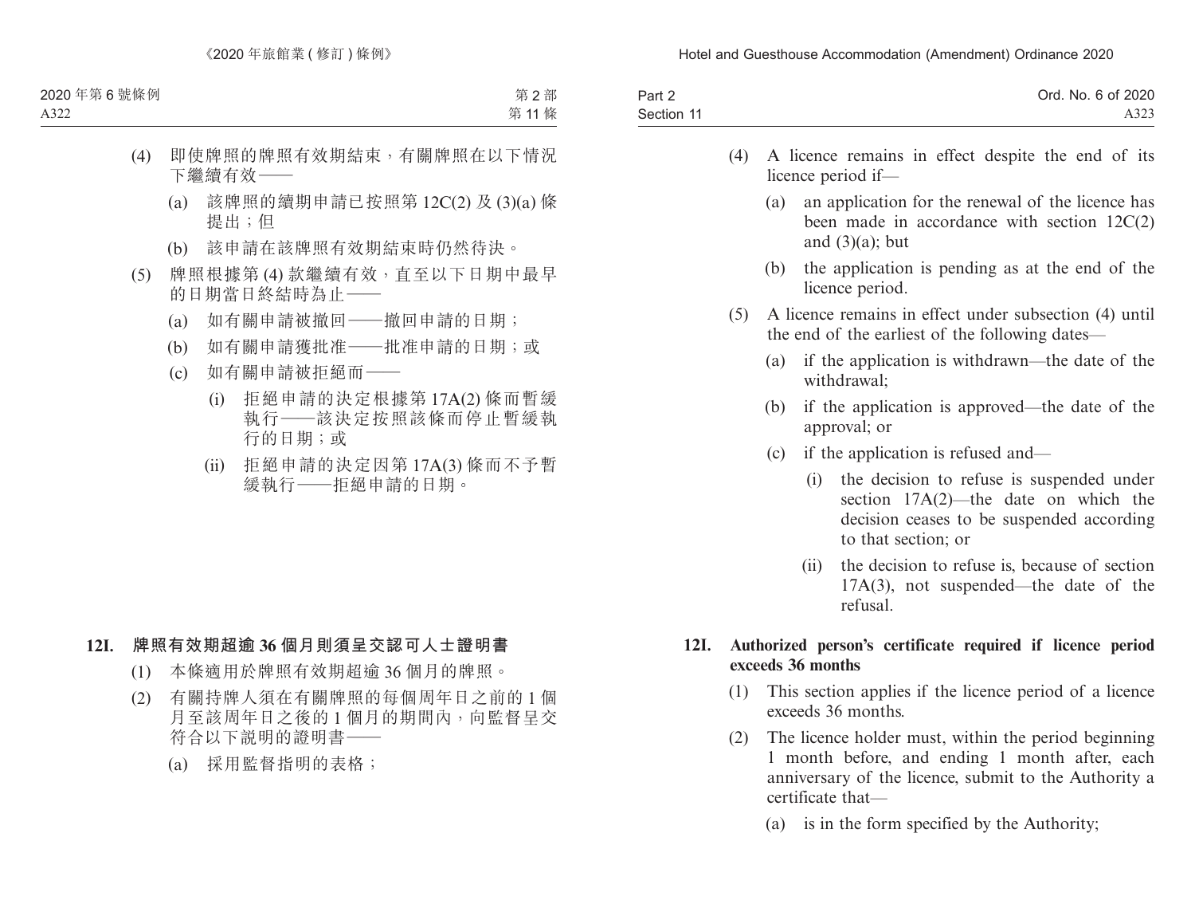(4) 即使牌照的牌照有效期結束，有關牌照在以下情況下繼續有效——

(a) 該牌照的續期申請已按照第 12C(2) 及 (3)(a) 條提出；但

(b) 該申請在該牌照有效期結束時仍然待決。

(5) 牌照根據第 (4) 款繼續有效，直至以下日期中最早的日期當日終結時為止——

(a) 如有關申請被撤回——撤回申請的日期；

(b) 如有關申請獲批准——批准申請的日期；或

(c) 如有關申請被拒絕而——

(i) 拒絕申請的決定根據第 17A(2) 條而暫緩執行——該決定按照該條而停止暫緩執行的日期；或

(ii) 拒絕申請的決定因第 17A(3) 條而不予暫緩執行——拒絕申請的日期。

### 12I. 牌照有效期超逾 36 個月則須呈交認可人士證明書

(1) 本條適用於牌照有效期超逾 36 個月的牌照。

(2) 有關持牌人須在有關牌照的每個周年日之前的 1 個月至該周年日之後的 1 個月的期間內，向監督呈交符合以下說明的證明書——

(a) 採用監督指明的表格；

(4) A licence remains in effect despite the end of its licence period if—

(a) an application for the renewal of the licence has been made in accordance with section 12C(2) and (3)(a); but

(b) the application is pending as at the end of the licence period.

(5) A licence remains in effect under subsection (4) until the end of the earliest of the following dates—

(a) if the application is withdrawn—the date of the withdrawal;

(b) if the application is approved—the date of the approval; or

(c) if the application is refused and—

(i) the decision to refuse is suspended under section 17A(2)—the date on which the decision ceases to be suspended according to that section; or

(ii) the decision to refuse is, because of section 17A(3), not suspended—the date of the refusal.

### 12I. Authorized person's certificate required if licence period exceeds 36 months

(1) This section applies if the licence period of a licence exceeds 36 months.

(2) The licence holder must, within the period beginning 1 month before, and ending 1 month after, each anniversary of the licence, submit to the Authority a certificate that—

(a) is in the form specified by the Authority;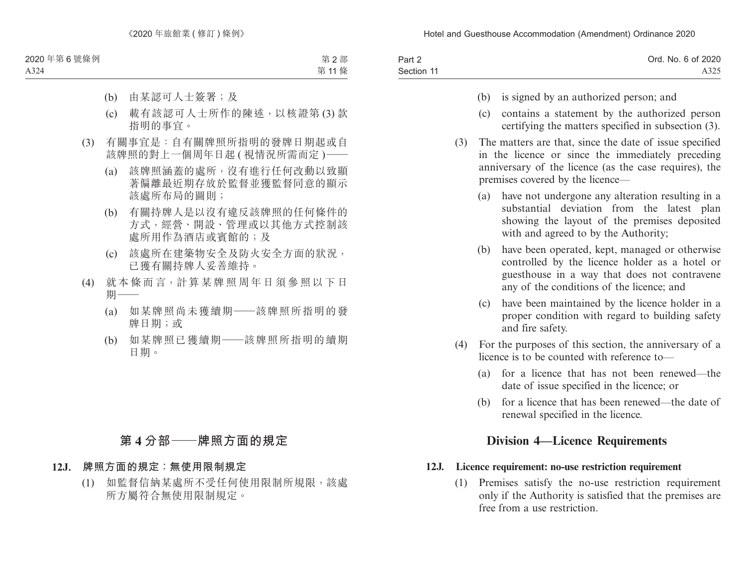(b) 由某認可人士簽署；及

(c) 載有該認可人士所作的陳述，以核證第 (3) 款指明的事宜。

(3) 有關事宜是：自有關牌照所指明的發牌日期起或自該牌照的對上一個周年日起 ( 視情況所需而定 )——

(a) 該牌照涵蓋的處所，沒有進行任何改動以致顯著偏離最近期存放於監督並獲監督同意的顯示該處所布局的圖則；

(b) 有關持牌人是以沒有違反該牌照的任何條件的方式，經營、開設、管理或以其他方式控制該處所用作為酒店或賓館的；及

(c) 該處所在建築物安全及防火安全方面的狀況，已獲有關持牌人妥善維持。

(4) 就本條而言，計算某牌照周年日須參照以下日期——

(a) 如某牌照尚未獲續期——該牌照所指明的發牌日期；或

(b) 如某牌照已獲續期——該牌照所指明的續期日期。

## 第 4 分部——牌照方面的規定

**12J. 牌照方面的規定：無使用限制規定**

(1) 如監督信納某處所不受任何使用限制所規限，該處所方屬符合無使用限制規定。

(b) is signed by an authorized person; and

(c) contains a statement by the authorized person certifying the matters specified in subsection (3).

(3) The matters are that, since the date of issue specified in the licence or since the immediately preceding anniversary of the licence (as the case requires), the premises covered by the licence—

(a) have not undergone any alteration resulting in a substantial deviation from the latest plan showing the layout of the premises deposited with and agreed to by the Authority;

(b) have been operated, kept, managed or otherwise controlled by the licence holder as a hotel or guesthouse in a way that does not contravene any of the conditions of the licence; and

(c) have been maintained by the licence holder in a proper condition with regard to building safety and fire safety.

(4) For the purposes of this section, the anniversary of a licence is to be counted with reference to—

(a) for a licence that has not been renewed—the date of issue specified in the licence; or

(b) for a licence that has been renewed—the date of renewal specified in the licence.

## Division 4—Licence Requirements

**12J. Licence requirement: no-use restriction requirement**

(1) Premises satisfy the no-use restriction requirement only if the Authority is satisfied that the premises are free from a use restriction.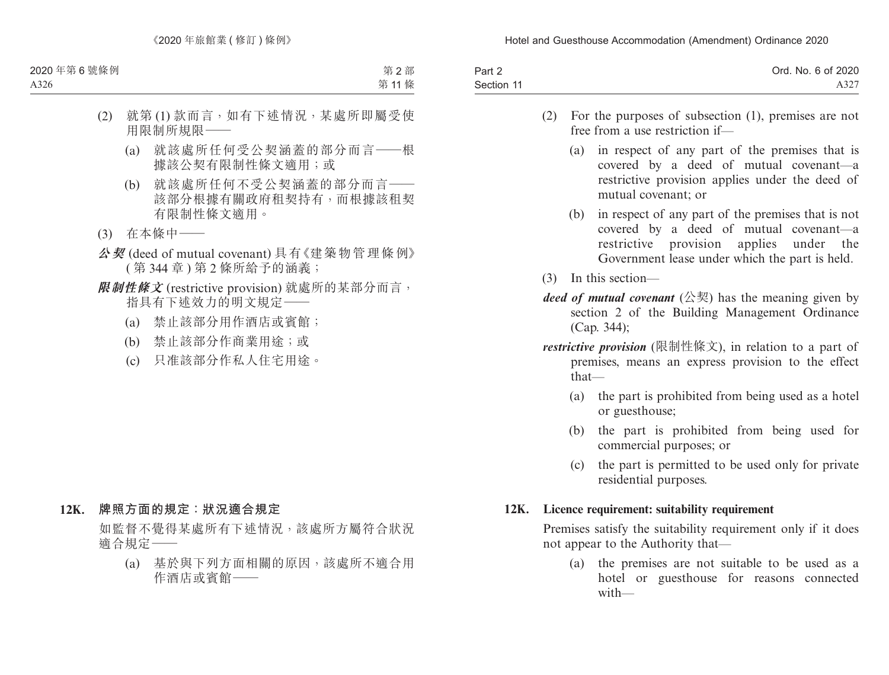(2) 就第 (1) 款而言，如有下述情況，某處所即屬受使用限制所規限——

(a) 就該處所任何受公契涵蓋的部分而言——根據該公契有限制性條文適用；或

(b) 就該處所任何不受公契涵蓋的部分而言——該部分根據有關政府租契持有，而根據該租契有限制性條文適用。

(3) 在本條中——

***公契*** (deed of mutual covenant) 具有《建築物管理條例》(第 344 章) 第 2 條所給予的涵義；

***限制性條文*** (restrictive provision) 就處所的某部分而言，指具有下述效力的明文規定——

(a) 禁止該部分用作酒店或賓館；

(b) 禁止該部分作商業用途；或

(c) 只准該部分作私人住宅用途。

**12K. 牌照方面的規定：狀況適合規定**

如監督不覺得某處所有下述情況，該處所方屬符合狀況適合規定——

(a) 基於與下列方面相關的原因，該處所不適合用作酒店或賓館——

(2) For the purposes of subsection (1), premises are not free from a use restriction if—

(a) in respect of any part of the premises that is covered by a deed of mutual covenant—a restrictive provision applies under the deed of mutual covenant; or

(b) in respect of any part of the premises that is not covered by a deed of mutual covenant—a restrictive provision applies under the Government lease under which the part is held.

(3) In this section—

***deed of mutual covenant*** (公契) has the meaning given by section 2 of the Building Management Ordinance (Cap. 344);

***restrictive provision*** (限制性條文), in relation to a part of premises, means an express provision to the effect that—

(a) the part is prohibited from being used as a hotel or guesthouse;

(b) the part is prohibited from being used for commercial purposes; or

(c) the part is permitted to be used only for private residential purposes.

**12K. Licence requirement: suitability requirement**

Premises satisfy the suitability requirement only if it does not appear to the Authority that—

(a) the premises are not suitable to be used as a hotel or guesthouse for reasons connected with—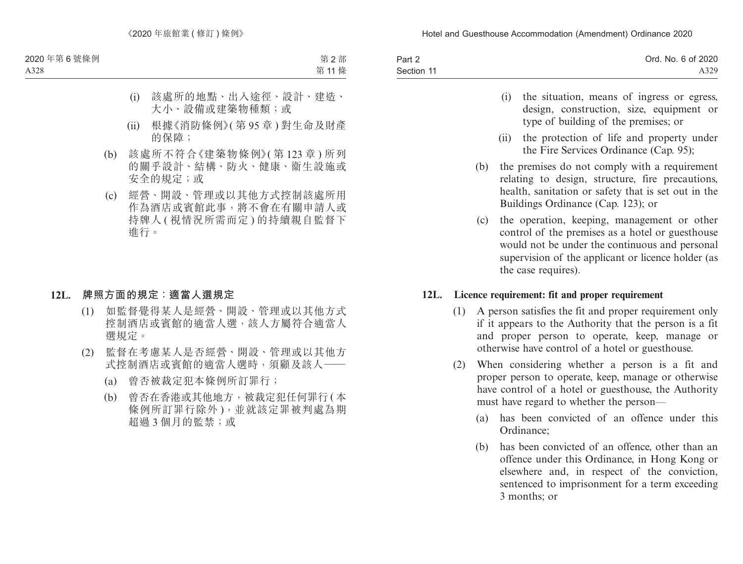(i) 該處所的地點、出入途徑、設計、建造、大小、設備或建築物種類；或

(ii) 根據《消防條例》(第 95 章 ) 對生命及財產的保障；

(b) 該處所不符合《建築物條例》(第 123 章 ) 所列的關乎設計、結構、防火、健康、衞生設施或安全的規定；或

(c) 經營、開設、管理或以其他方式控制該處所用作為酒店或賓館此事，將不會在有關申請人或持牌人 ( 視情況所需而定 ) 的持續親自監督下進行。

**12L. 牌照方面的規定：適當人選規定**

(1) 如監督覺得某人是經營、開設、管理或以其他方式控制酒店或賓館的適當人選，該人方屬符合適當人選規定。

(2) 監督在考慮某人是否經營、開設、管理或以其他方式控制酒店或賓館的適當人選時，須顧及該人——

(a) 曾否被裁定犯本條例所訂罪行；

(b) 曾否在香港或其他地方，被裁定犯任何罪行 ( 本條例所訂罪行除外 )，並就該定罪被判處為期超過 3 個月的監禁；或

(i) the situation, means of ingress or egress, design, construction, size, equipment or type of building of the premises; or

(ii) the protection of life and property under the Fire Services Ordinance (Cap. 95);

(b) the premises do not comply with a requirement relating to design, structure, fire precautions, health, sanitation or safety that is set out in the Buildings Ordinance (Cap. 123); or

(c) the operation, keeping, management or other control of the premises as a hotel or guesthouse would not be under the continuous and personal supervision of the applicant or licence holder (as the case requires).

**12L. Licence requirement: fit and proper requirement**

(1) A person satisfies the fit and proper requirement only if it appears to the Authority that the person is a fit and proper person to operate, keep, manage or otherwise have control of a hotel or guesthouse.

(2) When considering whether a person is a fit and proper person to operate, keep, manage or otherwise have control of a hotel or guesthouse, the Authority must have regard to whether the person—

(a) has been convicted of an offence under this Ordinance;

(b) has been convicted of an offence, other than an offence under this Ordinance, in Hong Kong or elsewhere and, in respect of the conviction, sentenced to imprisonment for a term exceeding 3 months; or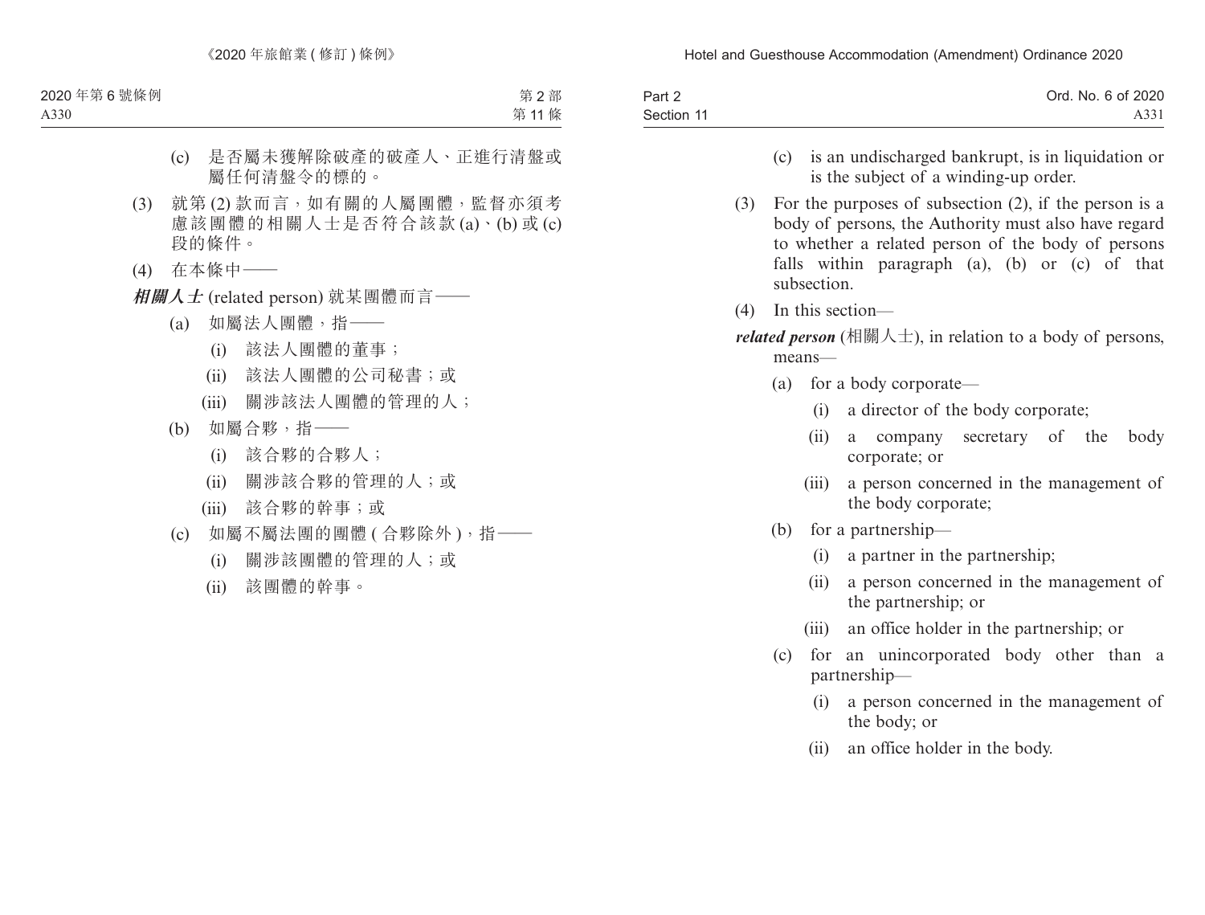(c) 是否屬未獲解除破產的破產人、正進行清盤或屬任何清盤令的標的。

(3) 就第 (2) 款而言，如有關的人屬團體，監督亦須考慮該團體的相關人士是否符合該款 (a)、(b) 或 (c) 段的條件。

(4) 在本條中——

***相關人士*** (related person) 就某團體而言——

(a) 如屬法人團體，指——

(i) 該法人團體的董事；

(ii) 該法人團體的公司秘書；或

(iii) 關涉該法人團體的管理的人；

(b) 如屬合夥，指——

(i) 該合夥的合夥人；

(ii) 關涉該合夥的管理的人；或

(iii) 該合夥的幹事；或

(c) 如屬不屬法團的團體 (合夥除外)，指——

(i) 關涉該團體的管理的人；或

(ii) 該團體的幹事。

(c) is an undischarged bankrupt, is in liquidation or is the subject of a winding-up order.

(3) For the purposes of subsection (2), if the person is a body of persons, the Authority must also have regard to whether a related person of the body of persons falls within paragraph (a), (b) or (c) of that subsection.

(4) In this section—

***related person*** (相關人士), in relation to a body of persons, means—

(a) for a body corporate—

(i) a director of the body corporate;

(ii) a company secretary of the body corporate; or

(iii) a person concerned in the management of the body corporate;

(b) for a partnership—

(i) a partner in the partnership;

(ii) a person concerned in the management of the partnership; or

(iii) an office holder in the partnership; or

(c) for an unincorporated body other than a partnership—

(i) a person concerned in the management of the body; or

(ii) an office holder in the body.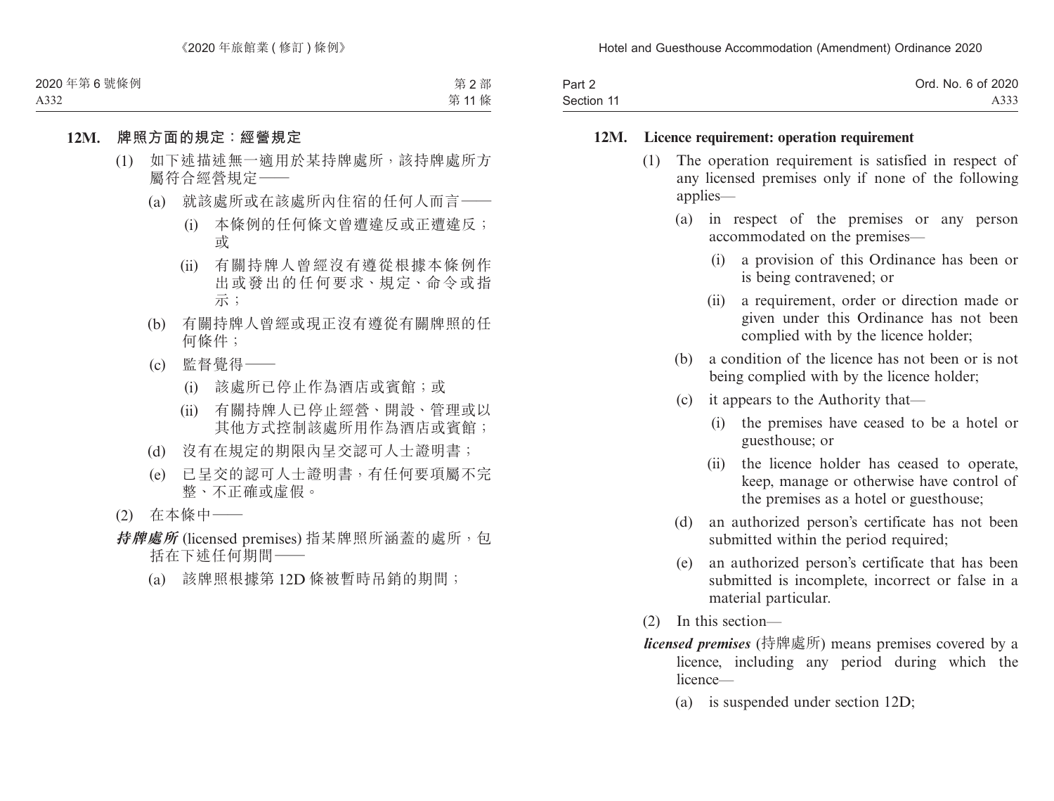**12M. 牌照方面的規定：經營規定**

(1) 如下述描述無一適用於某持牌處所，該持牌處所方屬符合經營規定——

(a) 就該處所或在該處所內住宿的任何人而言——

(i) 本條例的任何條文曾遭違反或正遭違反；或

(ii) 有關持牌人曾經沒有遵從根據本條例作出或發出的任何要求、規定、命令或指示；

(b) 有關持牌人曾經或現正沒有遵從有關牌照的任何條件；

(c) 監督覺得——

(i) 該處所已停止作為酒店或賓館；或

(ii) 有關持牌人已停止經營、開設、管理或以其他方式控制該處所用作為酒店或賓館；

(d) 沒有在規定的期限內呈交認可人士證明書；

(e) 已呈交的認可人士證明書，有任何要項屬不完整、不正確或虛假。

(2) 在本條中——

***持牌處所*** (licensed premises) 指某牌照所涵蓋的處所，包括在下述任何期間——

(a) 該牌照根據第 12D 條被暫時吊銷的期間；

**12M. Licence requirement: operation requirement**

(1) The operation requirement is satisfied in respect of any licensed premises only if none of the following applies—

(a) in respect of the premises or any person accommodated on the premises—

(i) a provision of this Ordinance has been or is being contravened; or

(ii) a requirement, order or direction made or given under this Ordinance has not been complied with by the licence holder;

(b) a condition of the licence has not been or is not being complied with by the licence holder;

(c) it appears to the Authority that—

(i) the premises have ceased to be a hotel or guesthouse; or

(ii) the licence holder has ceased to operate, keep, manage or otherwise have control of the premises as a hotel or guesthouse;

(d) an authorized person's certificate has not been submitted within the period required;

(e) an authorized person's certificate that has been submitted is incomplete, incorrect or false in a material particular.

(2) In this section—

***licensed premises*** (持牌處所) means premises covered by a licence, including any period during which the licence—

(a) is suspended under section 12D;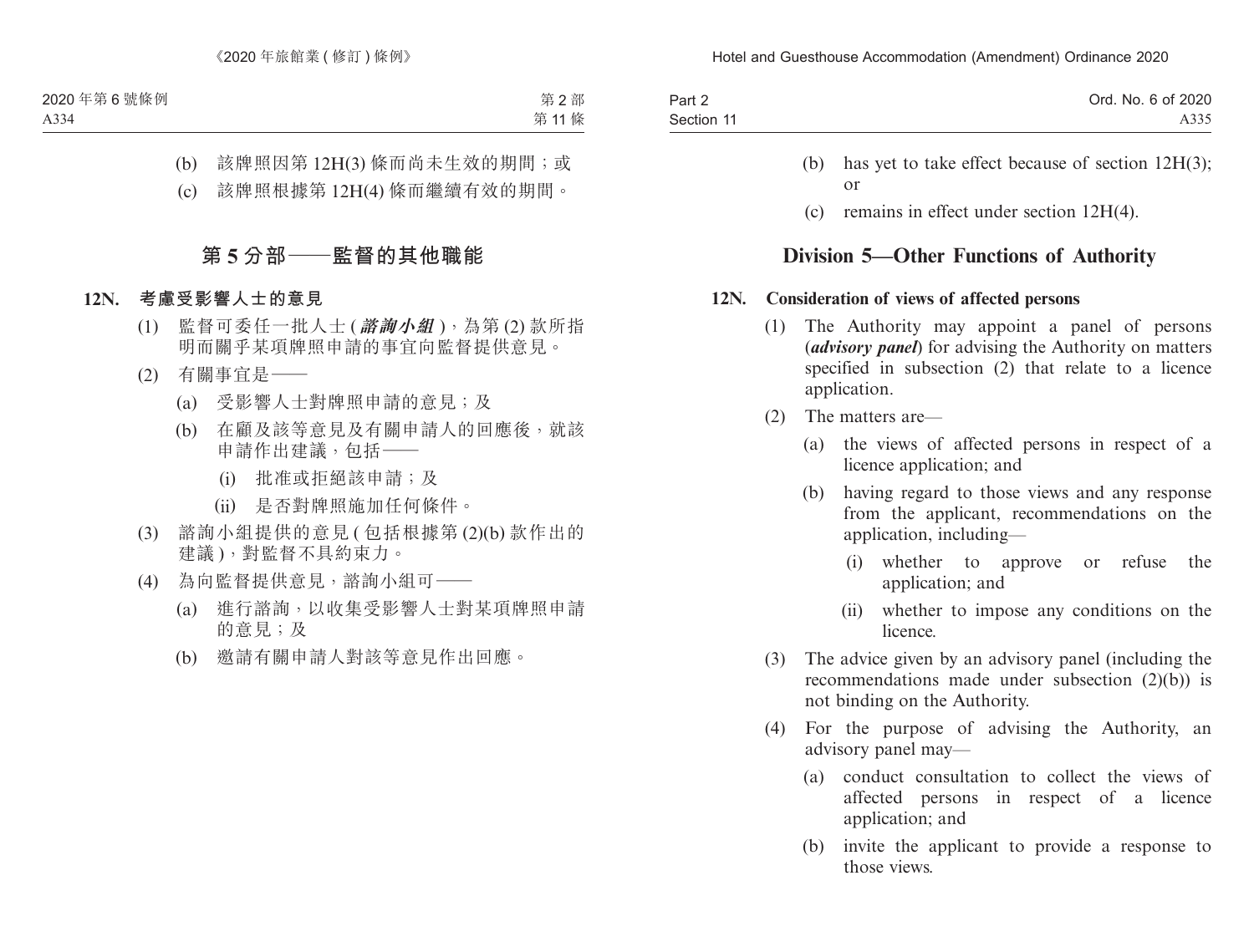(b) 該牌照因第 12H(3) 條而尚未生效的期間；或

(c) 該牌照根據第 12H(4) 條而繼續有效的期間。

## 第 5 分部——監督的其他職能

### 12N. 考慮受影響人士的意見

(1) 監督可委任一批人士 (***諮詢小組***)，為第 (2) 款所指明而關乎某項牌照申請的事宜向監督提供意見。

(2) 有關事宜是——

(a) 受影響人士對牌照申請的意見；及

(b) 在顧及該等意見及有關申請人的回應後，就該申請作出建議，包括——

(i) 批准或拒絕該申請；及

(ii) 是否對牌照施加任何條件。

(3) 諮詢小組提供的意見 (包括根據第 (2)(b) 款作出的建議)，對監督不具約束力。

(4) 為向監督提供意見，諮詢小組可——

(a) 進行諮詢，以收集受影響人士對某項牌照申請的意見；及

(b) 邀請有關申請人對該等意見作出回應。

(b) has yet to take effect because of section 12H(3); or

(c) remains in effect under section 12H(4).

## Division 5—Other Functions of Authority

### 12N. Consideration of views of affected persons

(1) The Authority may appoint a panel of persons (***advisory panel***) for advising the Authority on matters specified in subsection (2) that relate to a licence application.

(2) The matters are—

(a) the views of affected persons in respect of a licence application; and

(b) having regard to those views and any response from the applicant, recommendations on the application, including—

(i) whether to approve or refuse the application; and

(ii) whether to impose any conditions on the licence.

(3) The advice given by an advisory panel (including the recommendations made under subsection (2)(b)) is not binding on the Authority.

(4) For the purpose of advising the Authority, an advisory panel may—

(a) conduct consultation to collect the views of affected persons in respect of a licence application; and

(b) invite the applicant to provide a response to those views.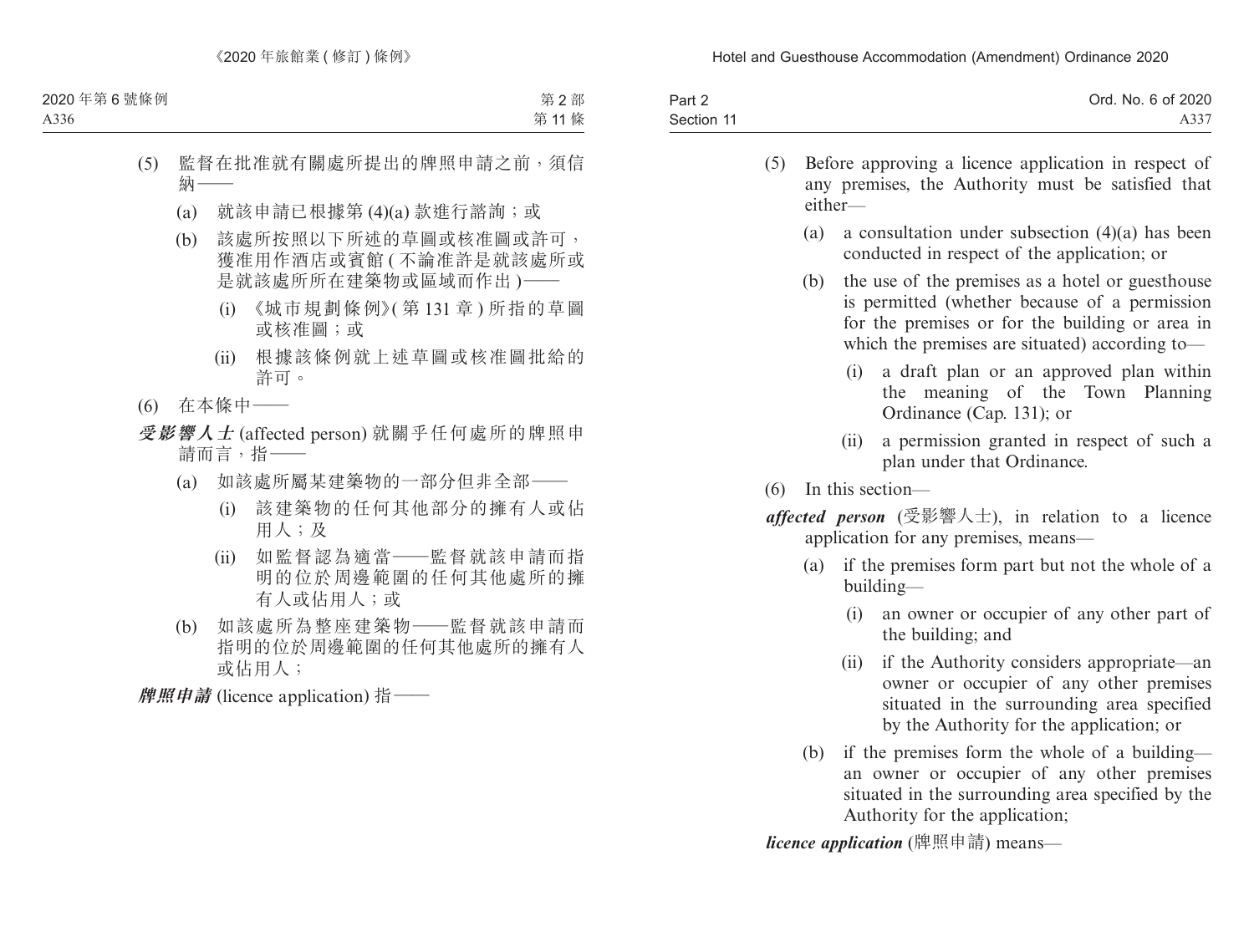(5) 監督在批准就有關處所提出的牌照申請之前，須信納——

(a) 就該申請已根據第 (4)(a) 款進行諮詢；或

(b) 該處所按照以下所述的草圖或核准圖或許可，獲准用作酒店或賓館 ( 不論准許是就該處所或是就該處所所在建築物或區域而作出 )——

(i) 《城市規劃條例》( 第 131 章 ) 所指的草圖或核准圖；或

(ii) 根據該條例就上述草圖或核准圖批給的許可。

(6) 在本條中——

***受影響人士*** (affected person) 就關乎任何處所的牌照申請而言，指——

(a) 如該處所屬某建築物的一部分但非全部——

(i) 該建築物的任何其他部分的擁有人或佔用人；及

(ii) 如監督認為適當——監督就該申請而指明的位於周邊範圍的任何其他處所的擁有人或佔用人；或

(b) 如該處所為整座建築物——監督就該申請而指明的位於周邊範圍的任何其他處所的擁有人或佔用人；

***牌照申請*** (licence application) 指——

(5) Before approving a licence application in respect of any premises, the Authority must be satisfied that either—

(a) a consultation under subsection (4)(a) has been conducted in respect of the application; or

(b) the use of the premises as a hotel or guesthouse is permitted (whether because of a permission for the premises or for the building or area in which the premises are situated) according to—

(i) a draft plan or an approved plan within the meaning of the Town Planning Ordinance (Cap. 131); or

(ii) a permission granted in respect of such a plan under that Ordinance.

(6) In this section—

***affected person*** (受影響人士), in relation to a licence application for any premises, means—

(a) if the premises form part but not the whole of a building—

(i) an owner or occupier of any other part of the building; and

(ii) if the Authority considers appropriate—an owner or occupier of any other premises situated in the surrounding area specified by the Authority for the application; or

(b) if the premises form the whole of a building—an owner or occupier of any other premises situated in the surrounding area specified by the Authority for the application;

***licence application*** (牌照申請) means—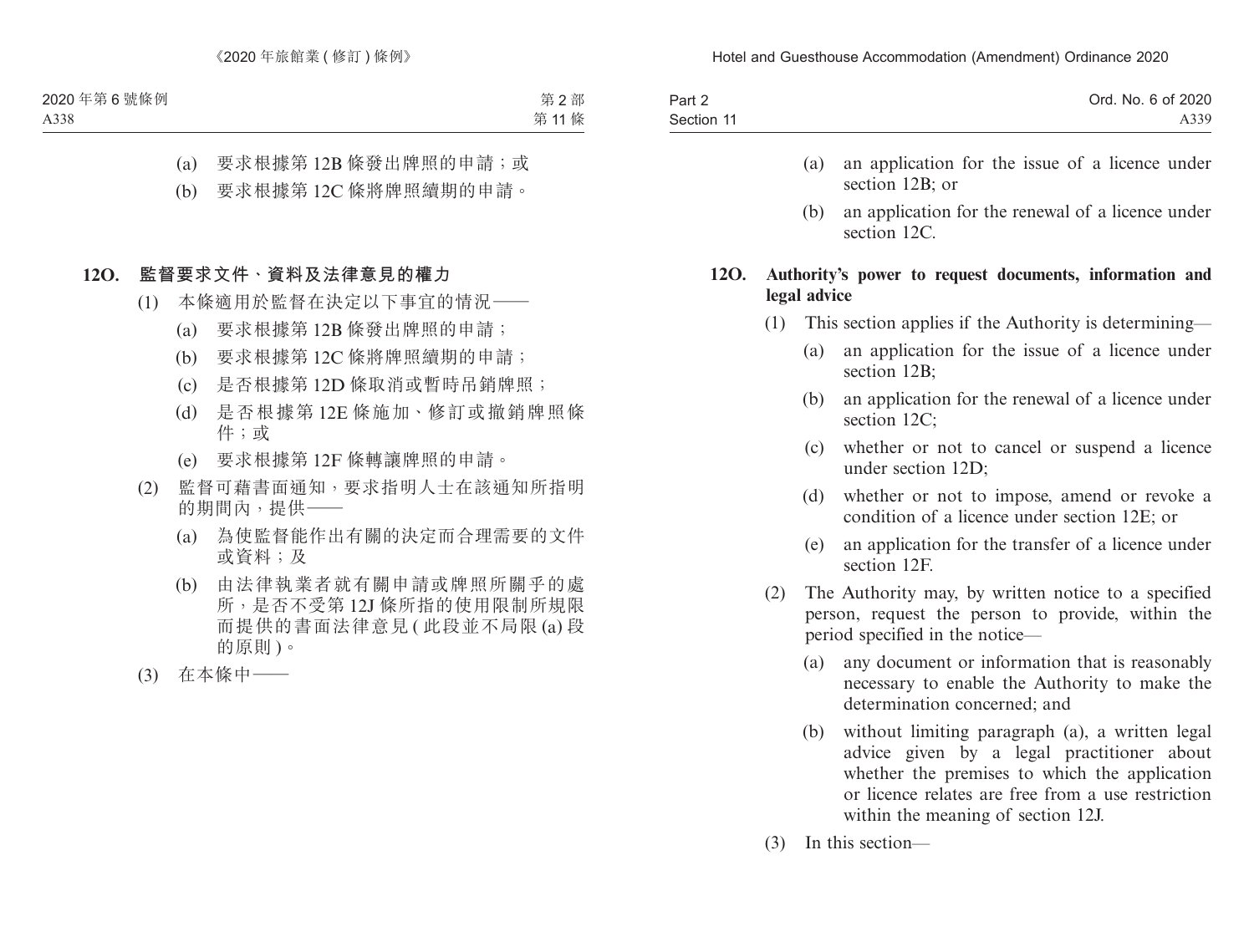(a) 要求根據第 12B 條發出牌照的申請；或

(b) 要求根據第 12C 條將牌照續期的申請。

**12O. 監督要求文件、資料及法律意見的權力**

(1) 本條適用於監督在決定以下事宜的情況——

(a) 要求根據第 12B 條發出牌照的申請；

(b) 要求根據第 12C 條將牌照續期的申請；

(c) 是否根據第 12D 條取消或暫時吊銷牌照；

(d) 是否根據第 12E 條施加、修訂或撤銷牌照條件；或

(e) 要求根據第 12F 條轉讓牌照的申請。

(2) 監督可藉書面通知，要求指明人士在該通知所指明的期間內，提供——

(a) 為使監督能作出有關的決定而合理需要的文件或資料；及

(b) 由法律執業者就有關申請或牌照所關乎的處所，是否不受第 12J 條所指的使用限制所規限而提供的書面法律意見 (此段並不局限 (a) 段的原則)。

(3) 在本條中——

(a) an application for the issue of a licence under section 12B; or

(b) an application for the renewal of a licence under section 12C.

**12O. Authority's power to request documents, information and legal advice**

(1) This section applies if the Authority is determining—

(a) an application for the issue of a licence under section 12B;

(b) an application for the renewal of a licence under section 12C;

(c) whether or not to cancel or suspend a licence under section 12D;

(d) whether or not to impose, amend or revoke a condition of a licence under section 12E; or

(e) an application for the transfer of a licence under section 12F.

(2) The Authority may, by written notice to a specified person, request the person to provide, within the period specified in the notice—

(a) any document or information that is reasonably necessary to enable the Authority to make the determination concerned; and

(b) without limiting paragraph (a), a written legal advice given by a legal practitioner about whether the premises to which the application or licence relates are free from a use restriction within the meaning of section 12J.

(3) In this section—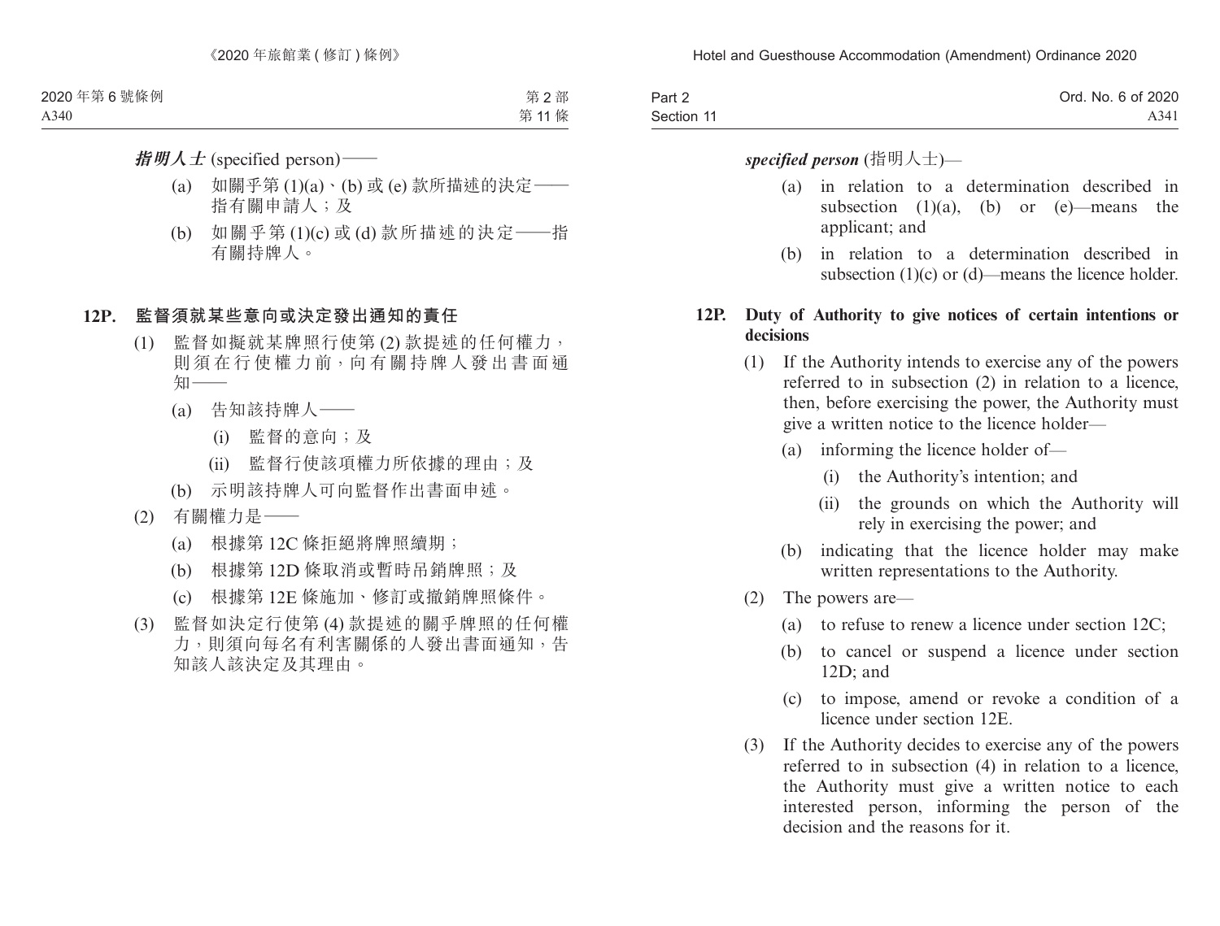***指明人士*** (specified person)——

(a) 如關乎第 (1)(a)、(b) 或 (e) 款所描述的決定——指有關申請人；及

(b) 如關乎第 (1)(c) 或 (d) 款所描述的決定——指有關持牌人。

### 12P. 監督須就某些意向或決定發出通知的責任

(1) 監督如擬就某牌照行使第 (2) 款提述的任何權力，則須在行使權力前，向有關持牌人發出書面通知——

(a) 告知該持牌人——

(i) 監督的意向；及

(ii) 監督行使該項權力所依據的理由；及

(b) 示明該持牌人可向監督作出書面申述。

(2) 有關權力是——

(a) 根據第 12C 條拒絕將牌照續期；

(b) 根據第 12D 條取消或暫時吊銷牌照；及

(c) 根據第 12E 條施加、修訂或撤銷牌照條件。

(3) 監督如決定行使第 (4) 款提述的關乎牌照的任何權力，則須向每名有利害關係的人發出書面通知，告知該人該決定及其理由。

***specified person*** (指明人士)—

(a) in relation to a determination described in subsection (1)(a), (b) or (e)—means the applicant; and

(b) in relation to a determination described in subsection (1)(c) or (d)—means the licence holder.

### 12P. Duty of Authority to give notices of certain intentions or decisions

(1) If the Authority intends to exercise any of the powers referred to in subsection (2) in relation to a licence, then, before exercising the power, the Authority must give a written notice to the licence holder—

(a) informing the licence holder of—

(i) the Authority's intention; and

(ii) the grounds on which the Authority will rely in exercising the power; and

(b) indicating that the licence holder may make written representations to the Authority.

(2) The powers are—

(a) to refuse to renew a licence under section 12C;

(b) to cancel or suspend a licence under section 12D; and

(c) to impose, amend or revoke a condition of a licence under section 12E.

(3) If the Authority decides to exercise any of the powers referred to in subsection (4) in relation to a licence, the Authority must give a written notice to each interested person, informing the person of the decision and the reasons for it.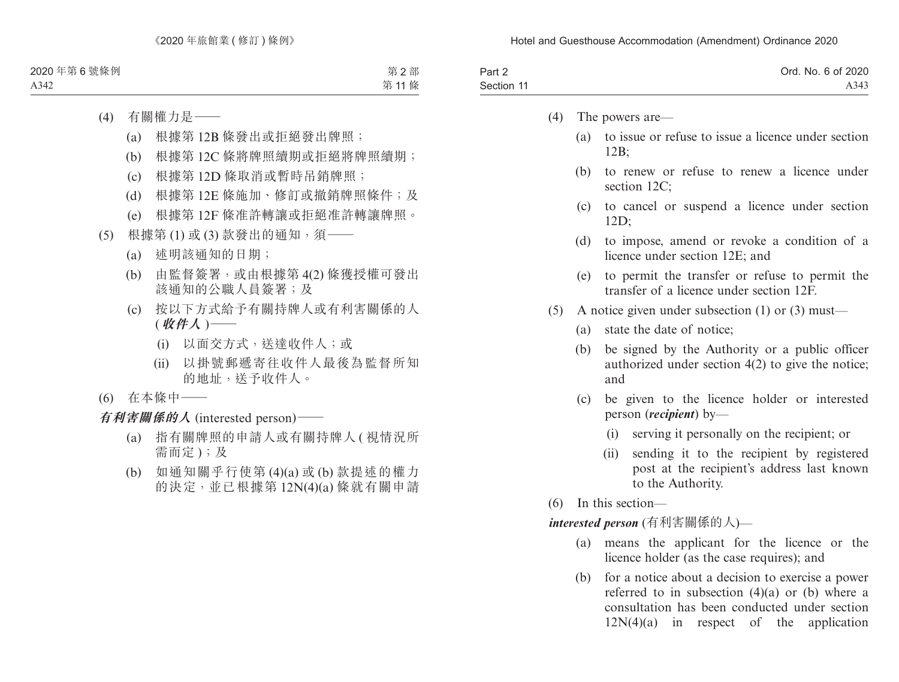(4) 有關權力是——

(a) 根據第 12B 條發出或拒絕發出牌照；

(b) 根據第 12C 條將牌照續期或拒絕將牌照續期；

(c) 根據第 12D 條取消或暫時吊銷牌照；

(d) 根據第 12E 條施加、修訂或撤銷牌照條件；及

(e) 根據第 12F 條准許轉讓或拒絕准許轉讓牌照。

(5) 根據第 (1) 或 (3) 款發出的通知，須——

(a) 述明該通知的日期；

(b) 由監督簽署，或由根據第 4(2) 條獲授權可發出該通知的公職人員簽署；及

(c) 按以下方式給予有關持牌人或有利害關係的人 (***收件人***)——

(i) 以面交方式，送達收件人；或

(ii) 以掛號郵遞寄往收件人最後為監督所知的地址，送予收件人。

(6) 在本條中——

***有利害關係的人*** (interested person)——

(a) 指有關牌照的申請人或有關持牌人 (視情況所需而定)；及

(b) 如通知關乎行使第 (4)(a) 或 (b) 款提述的權力的決定，並已根據第 12N(4)(a) 條就有關申請

(4) The powers are—

(a) to issue or refuse to issue a licence under section 12B;

(b) to renew or refuse to renew a licence under section 12C;

(c) to cancel or suspend a licence under section 12D;

(d) to impose, amend or revoke a condition of a licence under section 12E; and

(e) to permit the transfer or refuse to permit the transfer of a licence under section 12F.

(5) A notice given under subsection (1) or (3) must—

(a) state the date of notice;

(b) be signed by the Authority or a public officer authorized under section 4(2) to give the notice; and

(c) be given to the licence holder or interested person (***recipient***) by—

(i) serving it personally on the recipient; or

(ii) sending it to the recipient by registered post at the recipient's address last known to the Authority.

(6) In this section—

***interested person*** (有利害關係的人)—

(a) means the applicant for the licence or the licence holder (as the case requires); and

(b) for a notice about a decision to exercise a power referred to in subsection (4)(a) or (b) where a consultation has been conducted under section 12N(4)(a) in respect of the application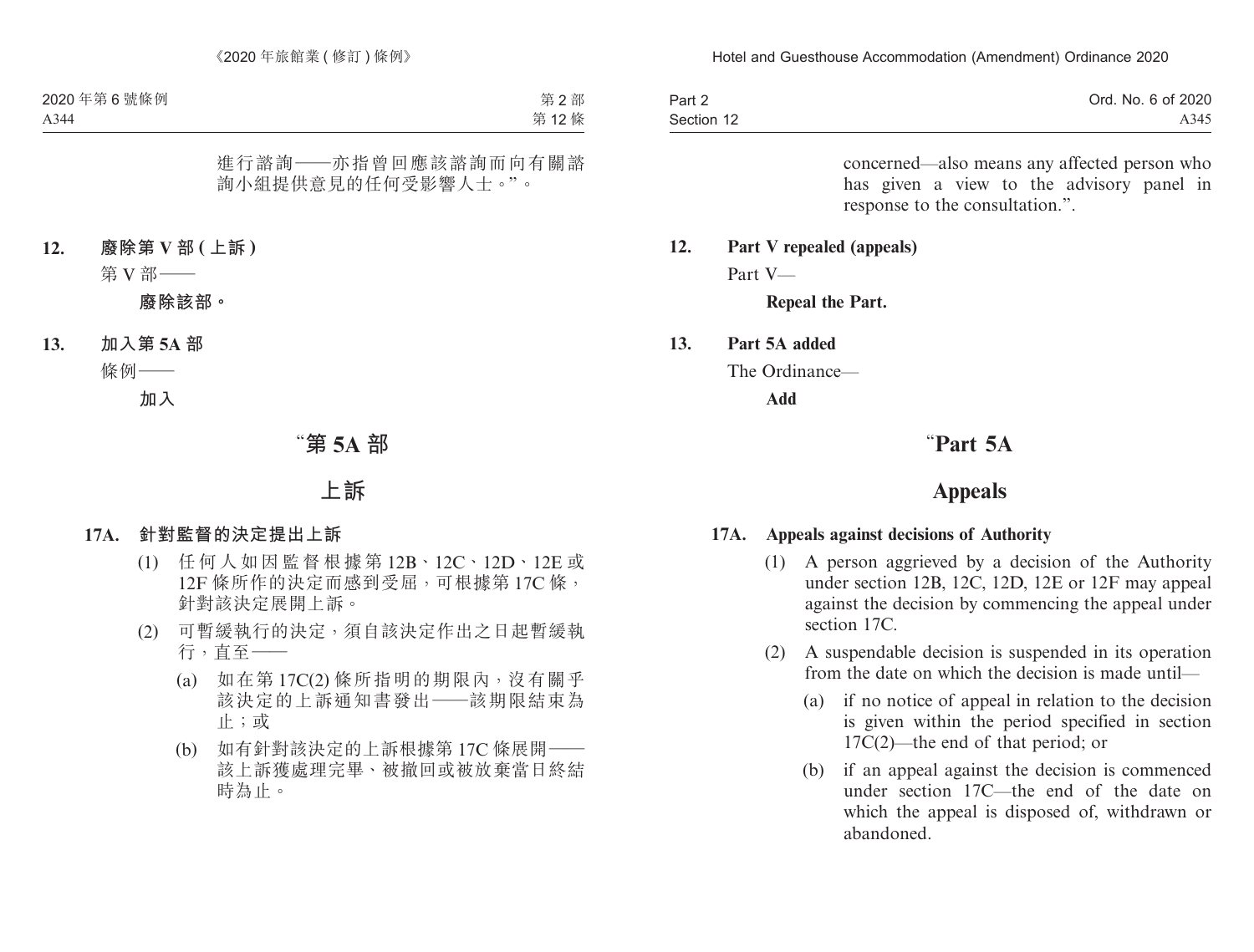進行諮詢——亦指曾回應該諮詢而向有關諮詢小組提供意見的任何受影響人士。”。

**12. 廢除第 V 部 ( 上訴 )**

第 V 部——

**廢除該部。**

**13. 加入第 5A 部**

條例——

**加入**

# “第 5A 部

# 上訴

**17A. 針對監督的決定提出上訴**

(1) 任何人如因監督根據第 12B、12C、12D、12E 或 12F 條所作的決定而感到受屈，可根據第 17C 條，針對該決定展開上訴。

(2) 可暫緩執行的決定，須自該決定作出之日起暫緩執行，直至——

(a) 如在第 17C(2) 條所指明的期限內，沒有關乎該決定的上訴通知書發出——該期限結束為止；或

(b) 如有針對該決定的上訴根據第 17C 條展開——該上訴獲處理完畢、被撤回或被放棄當日終結時為止。

concerned—also means any affected person who has given a view to the advisory panel in response to the consultation.”.

**12. Part V repealed (appeals)**

Part V—

**Repeal the Part.**

**13. Part 5A added**

The Ordinance—

**Add**

# “Part 5A

# Appeals

**17A. Appeals against decisions of Authority**

(1) A person aggrieved by a decision of the Authority under section 12B, 12C, 12D, 12E or 12F may appeal against the decision by commencing the appeal under section 17C.

(2) A suspendable decision is suspended in its operation from the date on which the decision is made until—

(a) if no notice of appeal in relation to the decision is given within the period specified in section 17C(2)—the end of that period; or

(b) if an appeal against the decision is commenced under section 17C—the end of the date on which the appeal is disposed of, withdrawn or abandoned.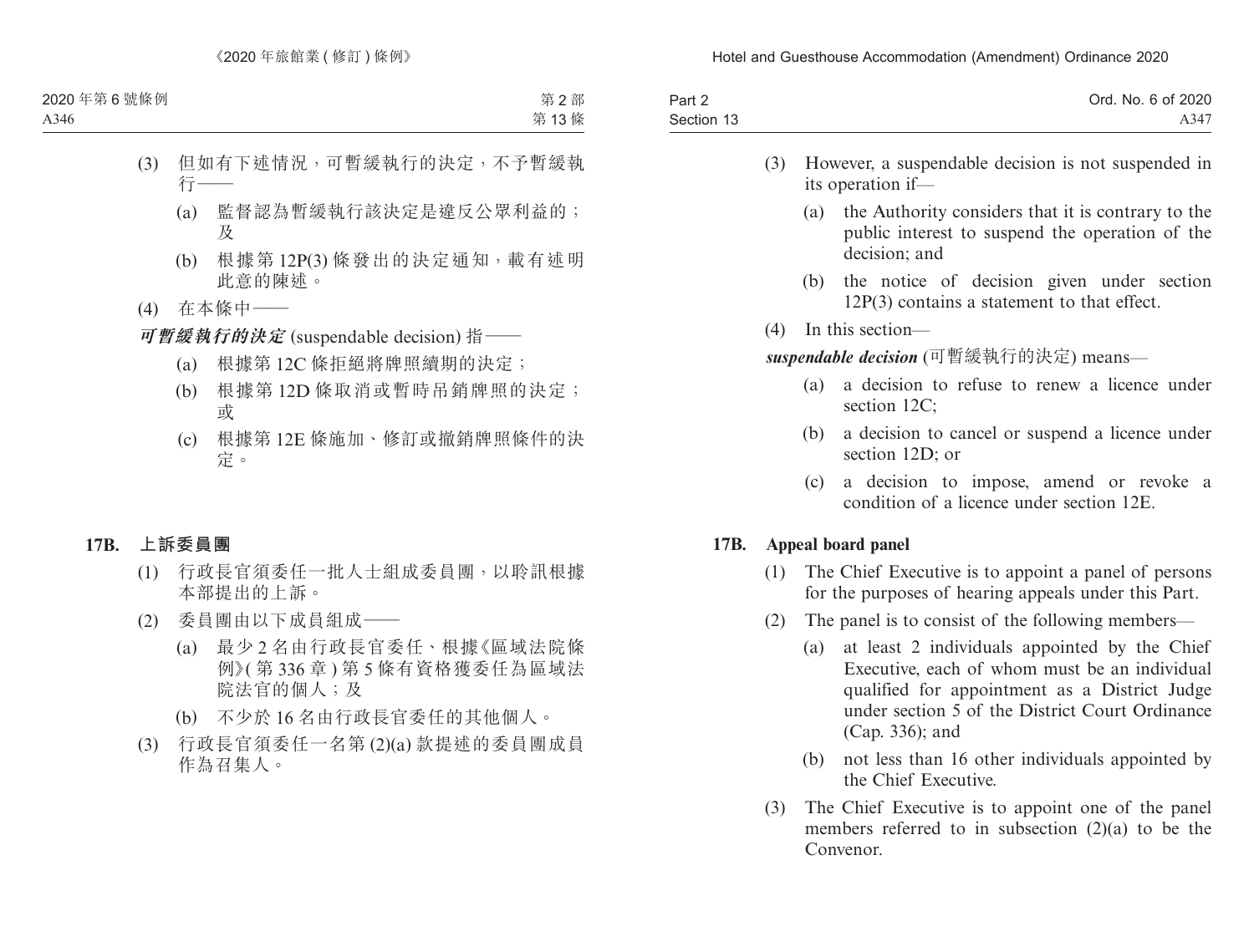(3) 但如有下述情況，可暫緩執行的決定，不予暫緩執行——

(a) 監督認為暫緩執行該決定是違反公眾利益的；及

(b) 根據第 12P(3) 條發出的決定通知，載有述明此意的陳述。

(4) 在本條中——

***可暫緩執行的決定*** (suspendable decision) 指——

(a) 根據第 12C 條拒絕將牌照續期的決定；

(b) 根據第 12D 條取消或暫時吊銷牌照的決定；或

(c) 根據第 12E 條施加、修訂或撤銷牌照條件的決定。

**17B. 上訴委員團**

(1) 行政長官須委任一批人士組成委員團，以聆訊根據本部提出的上訴。

(2) 委員團由以下成員組成——

(a) 最少 2 名由行政長官委任、根據《區域法院條例》(第 336 章) 第 5 條有資格獲委任為區域法院法官的個人；及

(b) 不少於 16 名由行政長官委任的其他個人。

(3) 行政長官須委任一名第 (2)(a) 款提述的委員團成員作為召集人。

(3) However, a suspendable decision is not suspended in its operation if—

(a) the Authority considers that it is contrary to the public interest to suspend the operation of the decision; and

(b) the notice of decision given under section 12P(3) contains a statement to that effect.

(4) In this section—

***suspendable decision*** (可暫緩執行的決定) means—

(a) a decision to refuse to renew a licence under section 12C;

(b) a decision to cancel or suspend a licence under section 12D; or

(c) a decision to impose, amend or revoke a condition of a licence under section 12E.

**17B. Appeal board panel**

(1) The Chief Executive is to appoint a panel of persons for the purposes of hearing appeals under this Part.

(2) The panel is to consist of the following members—

(a) at least 2 individuals appointed by the Chief Executive, each of whom must be an individual qualified for appointment as a District Judge under section 5 of the District Court Ordinance (Cap. 336); and

(b) not less than 16 other individuals appointed by the Chief Executive.

(3) The Chief Executive is to appoint one of the panel members referred to in subsection (2)(a) to be the Convenor.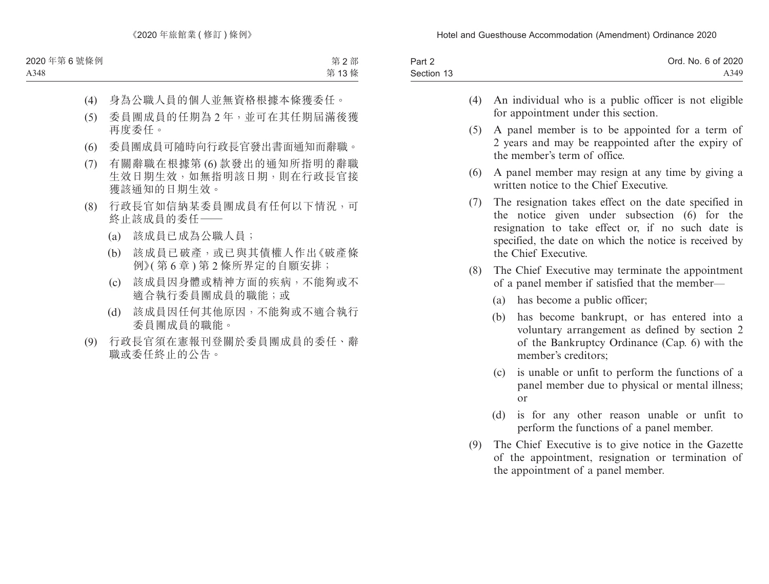(4) 身為公職人員的個人並無資格根據本條獲委任。

(5) 委員團成員的任期為 2 年，並可在其任期屆滿後獲再度委任。

(6) 委員團成員可隨時向行政長官發出書面通知而辭職。

(7) 有關辭職在根據第 (6) 款發出的通知所指明的辭職生效日期生效，如無指明該日期，則在行政長官接獲該通知的日期生效。

(8) 行政長官如信納某委員團成員有任何以下情況，可終止該成員的委任——

  (a) 該成員已成為公職人員；

  (b) 該成員已破產，或已與其債權人作出《破產條例》(第 6 章) 第 2 條所界定的自願安排；

  (c) 該成員因身體或精神方面的疾病，不能夠或不適合執行委員團成員的職能；或

  (d) 該成員因任何其他原因，不能夠或不適合執行委員團成員的職能。

(9) 行政長官須在憲報刊登關於委員團成員的委任、辭職或委任終止的公告。

(4) An individual who is a public officer is not eligible for appointment under this section.

(5) A panel member is to be appointed for a term of 2 years and may be reappointed after the expiry of the member's term of office.

(6) A panel member may resign at any time by giving a written notice to the Chief Executive.

(7) The resignation takes effect on the date specified in the notice given under subsection (6) for the resignation to take effect or, if no such date is specified, the date on which the notice is received by the Chief Executive.

(8) The Chief Executive may terminate the appointment of a panel member if satisfied that the member—

  (a) has become a public officer;

  (b) has become bankrupt, or has entered into a voluntary arrangement as defined by section 2 of the Bankruptcy Ordinance (Cap. 6) with the member's creditors;

  (c) is unable or unfit to perform the functions of a panel member due to physical or mental illness; or

  (d) is for any other reason unable or unfit to perform the functions of a panel member.

(9) The Chief Executive is to give notice in the Gazette of the appointment, resignation or termination of the appointment of a panel member.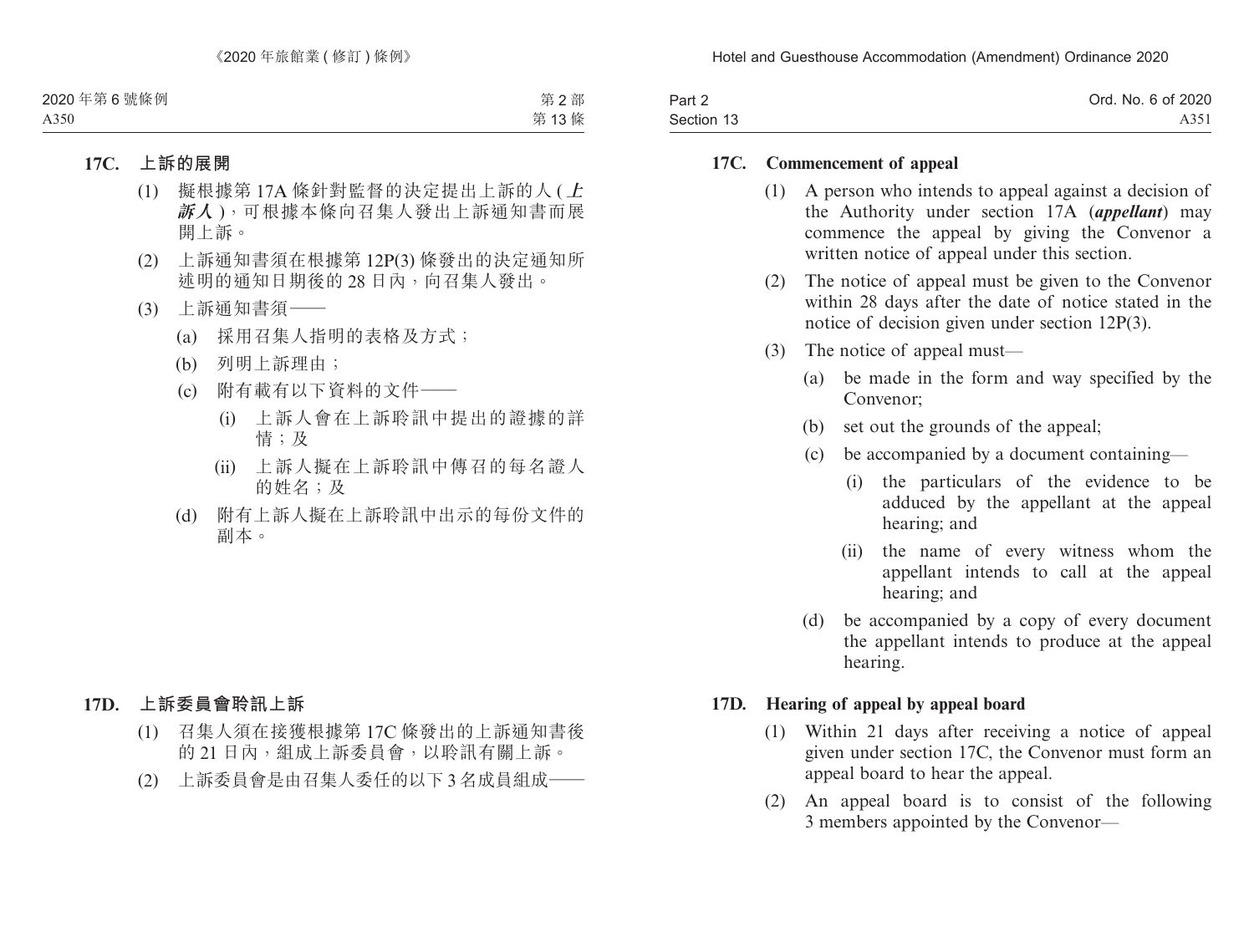**17C. 上訴的展開**

(1) 擬根據第 17A 條針對監督的決定提出上訴的人 (***上訴人***)，可根據本條向召集人發出上訴通知書而展開上訴。

(2) 上訴通知書須在根據第 12P(3) 條發出的決定通知所述明的通知日期後的 28 日內，向召集人發出。

(3) 上訴通知書須——

(a) 採用召集人指明的表格及方式；

(b) 列明上訴理由；

(c) 附有載有以下資料的文件——

(i) 上訴人會在上訴聆訊中提出的證據的詳情；及

(ii) 上訴人擬在上訴聆訊中傳召的每名證人的姓名；及

(d) 附有上訴人擬在上訴聆訊中出示的每份文件的副本。

**17D. 上訴委員會聆訊上訴**

(1) 召集人須在接獲根據第 17C 條發出的上訴通知書後的 21 日內，組成上訴委員會，以聆訊有關上訴。

(2) 上訴委員會是由召集人委任的以下 3 名成員組成——

**17C. Commencement of appeal**

(1) A person who intends to appeal against a decision of the Authority under section 17A (***appellant***) may commence the appeal by giving the Convenor a written notice of appeal under this section.

(2) The notice of appeal must be given to the Convenor within 28 days after the date of notice stated in the notice of decision given under section 12P(3).

(3) The notice of appeal must—

(a) be made in the form and way specified by the Convenor;

(b) set out the grounds of the appeal;

(c) be accompanied by a document containing—

(i) the particulars of the evidence to be adduced by the appellant at the appeal hearing; and

(ii) the name of every witness whom the appellant intends to call at the appeal hearing; and

(d) be accompanied by a copy of every document the appellant intends to produce at the appeal hearing.

**17D. Hearing of appeal by appeal board**

(1) Within 21 days after receiving a notice of appeal given under section 17C, the Convenor must form an appeal board to hear the appeal.

(2) An appeal board is to consist of the following 3 members appointed by the Convenor—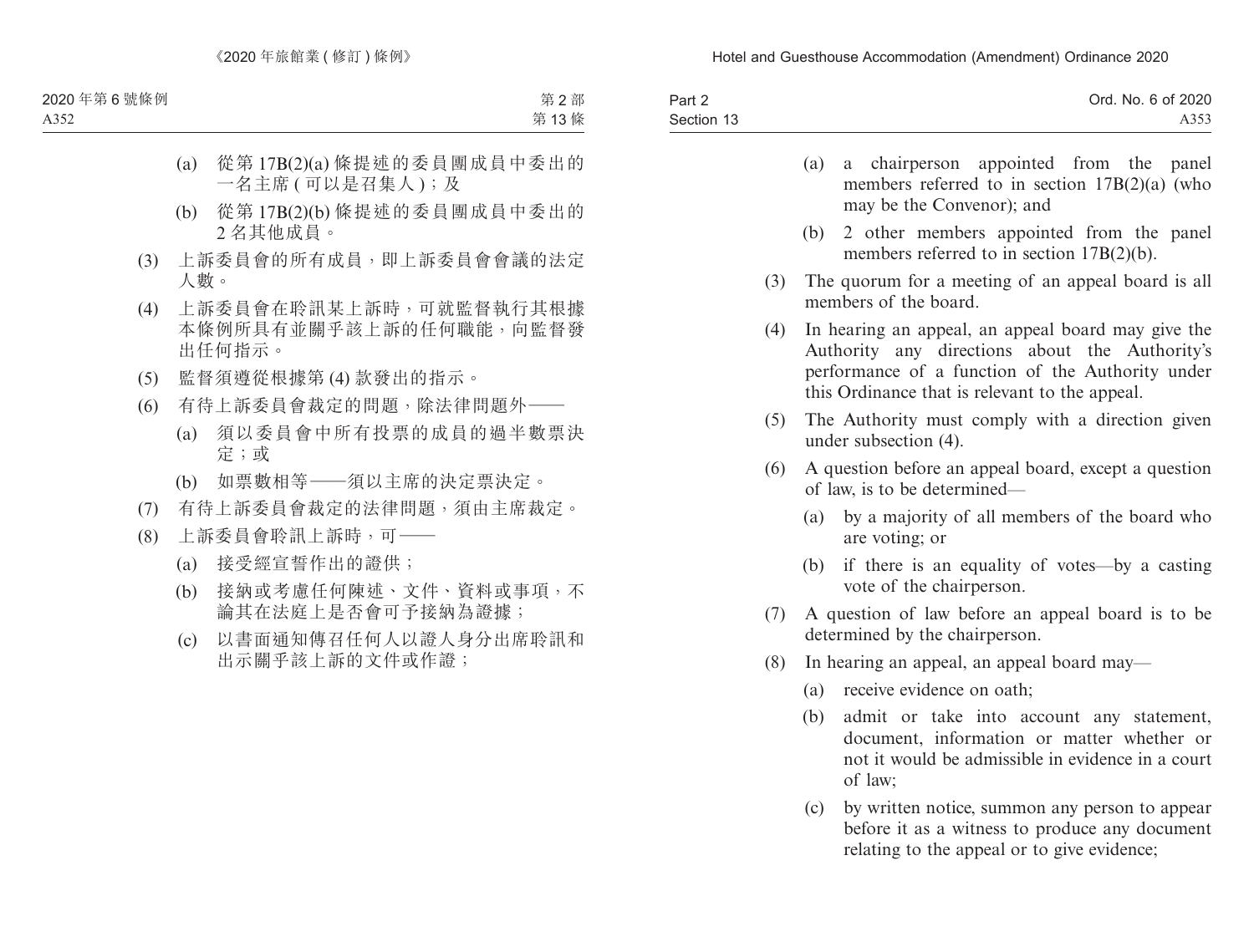(a) 從第 17B(2)(a) 條提述的委員團成員中委出的一名主席 ( 可以是召集人 )；及

(b) 從第 17B(2)(b) 條提述的委員團成員中委出的 2 名其他成員。

(3) 上訴委員會的所有成員，即上訴委員會會議的法定人數。

(4) 上訴委員會在聆訊某上訴時，可就監督執行其根據本條例所具有並關乎該上訴的任何職能，向監督發出任何指示。

(5) 監督須遵從根據第 (4) 款發出的指示。

(6) 有待上訴委員會裁定的問題，除法律問題外——

(a) 須以委員會中所有投票的成員的過半數票決定；或

(b) 如票數相等——須以主席的決定票決定。

(7) 有待上訴委員會裁定的法律問題，須由主席裁定。

(8) 上訴委員會聆訊上訴時，可——

(a) 接受經宣誓作出的證供；

(b) 接納或考慮任何陳述、文件、資料或事項，不論其在法庭上是否會可予接納為證據；

(c) 以書面通知傳召任何人以證人身分出席聆訊和出示關乎該上訴的文件或作證；

(a) a chairperson appointed from the panel members referred to in section 17B(2)(a) (who may be the Convenor); and

(b) 2 other members appointed from the panel members referred to in section 17B(2)(b).

(3) The quorum for a meeting of an appeal board is all members of the board.

(4) In hearing an appeal, an appeal board may give the Authority any directions about the Authority's performance of a function of the Authority under this Ordinance that is relevant to the appeal.

(5) The Authority must comply with a direction given under subsection (4).

(6) A question before an appeal board, except a question of law, is to be determined—

(a) by a majority of all members of the board who are voting; or

(b) if there is an equality of votes—by a casting vote of the chairperson.

(7) A question of law before an appeal board is to be determined by the chairperson.

(8) In hearing an appeal, an appeal board may—

(a) receive evidence on oath;

(b) admit or take into account any statement, document, information or matter whether or not it would be admissible in evidence in a court of law;

(c) by written notice, summon any person to appear before it as a witness to produce any document relating to the appeal or to give evidence;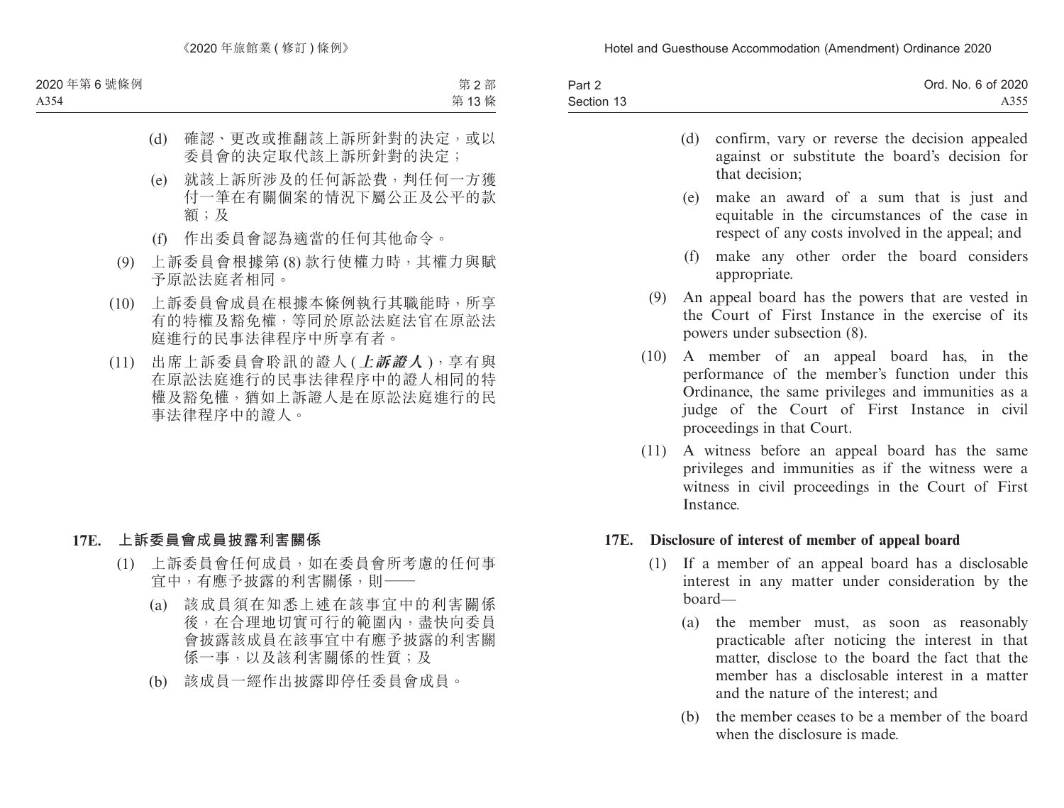(d) 確認、更改或推翻該上訴所針對的決定，或以委員會的決定取代該上訴所針對的決定；

(e) 就該上訴所涉及的任何訴訟費，判任何一方獲付一筆在有關個案的情況下屬公正及公平的款額；及

(f) 作出委員會認為適當的任何其他命令。

(9) 上訴委員會根據第 (8) 款行使權力時，其權力與賦予原訟法庭者相同。

(10) 上訴委員會成員在根據本條例執行其職能時，所享有的特權及豁免權，等同於原訟法庭法官在原訟法庭進行的民事法律程序中所享有者。

(11) 出席上訴委員會聆訊的證人 (***上訴證人***)，享有與在原訟法庭進行的民事法律程序中的證人相同的特權及豁免權，猶如上訴證人是在原訟法庭進行的民事法律程序中的證人。

## 17E. 上訴委員會成員披露利害關係

(1) 上訴委員會任何成員，如在委員會所考慮的任何事宜中，有應予披露的利害關係，則——

(a) 該成員須在知悉上述在該事宜中的利害關係後，在合理地切實可行的範圍內，盡快向委員會披露該成員在該事宜中有應予披露的利害關係一事，以及該利害關係的性質；及

(b) 該成員一經作出披露即停任委員會成員。

(d) confirm, vary or reverse the decision appealed against or substitute the board's decision for that decision;

(e) make an award of a sum that is just and equitable in the circumstances of the case in respect of any costs involved in the appeal; and

(f) make any other order the board considers appropriate.

(9) An appeal board has the powers that are vested in the Court of First Instance in the exercise of its powers under subsection (8).

(10) A member of an appeal board has, in the performance of the member's function under this Ordinance, the same privileges and immunities as a judge of the Court of First Instance in civil proceedings in that Court.

(11) A witness before an appeal board has the same privileges and immunities as if the witness were a witness in civil proceedings in the Court of First Instance.

## 17E. Disclosure of interest of member of appeal board

(1) If a member of an appeal board has a disclosable interest in any matter under consideration by the board—

(a) the member must, as soon as reasonably practicable after noticing the interest in that matter, disclose to the board the fact that the member has a disclosable interest in a matter and the nature of the interest; and

(b) the member ceases to be a member of the board when the disclosure is made.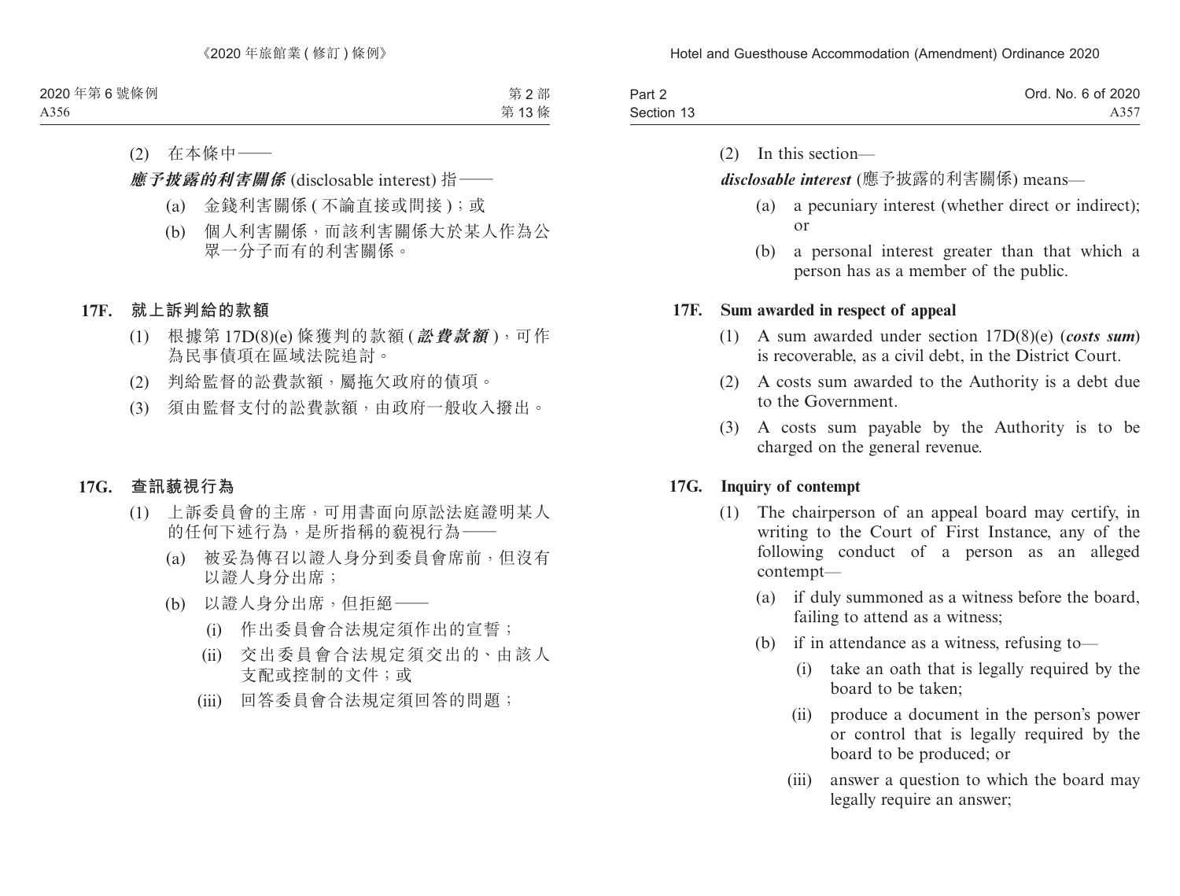(2) 在本條中——

***應予披露的利害關係*** (disclosable interest) 指——

(a) 金錢利害關係 (不論直接或間接)；或

(b) 個人利害關係，而該利害關係大於某人作為公眾一分子而有的利害關係。

### 17F. 就上訴判給的款額

(1) 根據第 17D(8)(e) 條獲判的款額 (***訟費款額***)，可作為民事債項在區域法院追討。

(2) 判給監督的訟費款額，屬拖欠政府的債項。

(3) 須由監督支付的訟費款額，由政府一般收入撥出。

### 17G. 查訊藐視行為

(1) 上訴委員會的主席，可用書面向原訟法庭證明某人的任何下述行為，是所指稱的藐視行為——

(a) 被妥為傳召以證人身分到委員會席前，但沒有以證人身分出席；

(b) 以證人身分出席，但拒絕——

(i) 作出委員會合法規定須作出的宣誓；

(ii) 交出委員會合法規定須交出的、由該人支配或控制的文件；或

(iii) 回答委員會合法規定須回答的問題；

(2) In this section—

***disclosable interest*** (應予披露的利害關係) means—

(a) a pecuniary interest (whether direct or indirect); or

(b) a personal interest greater than that which a person has as a member of the public.

### 17F. Sum awarded in respect of appeal

(1) A sum awarded under section 17D(8)(e) (***costs sum***) is recoverable, as a civil debt, in the District Court.

(2) A costs sum awarded to the Authority is a debt due to the Government.

(3) A costs sum payable by the Authority is to be charged on the general revenue.

### 17G. Inquiry of contempt

(1) The chairperson of an appeal board may certify, in writing to the Court of First Instance, any of the following conduct of a person as an alleged contempt—

(a) if duly summoned as a witness before the board, failing to attend as a witness;

(b) if in attendance as a witness, refusing to—

(i) take an oath that is legally required by the board to be taken;

(ii) produce a document in the person's power or control that is legally required by the board to be produced; or

(iii) answer a question to which the board may legally require an answer;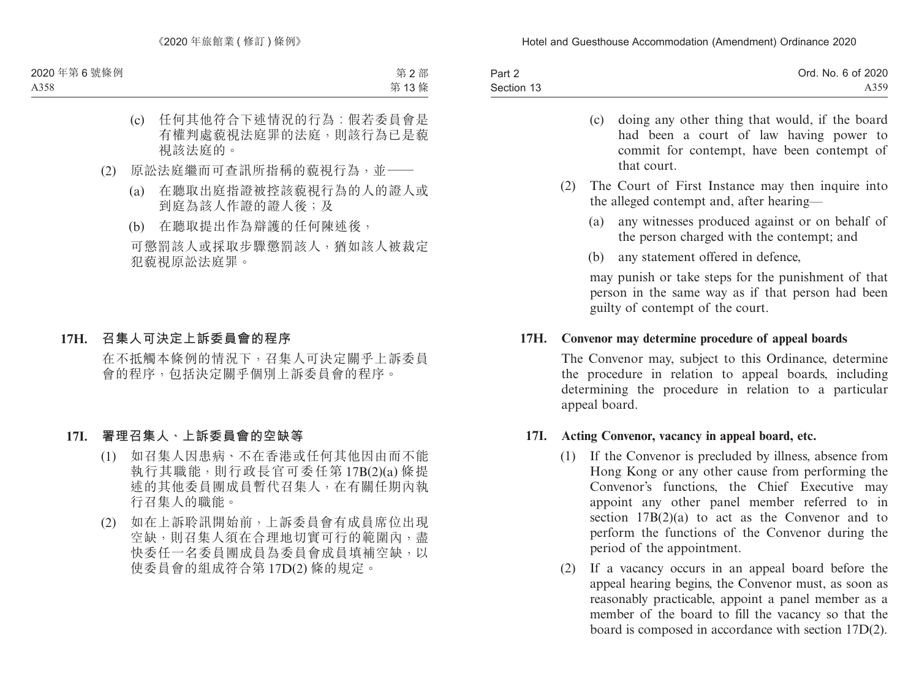(c) 任何其他符合下述情況的行為：假若委員會是有權判處藐視法庭罪的法庭，則該行為已是藐視該法庭的。

(2) 原訟法庭繼而可查訊所指稱的藐視行為，並——

(a) 在聽取出庭指證被控該藐視行為的人的證人或到庭為該人作證的證人後；及

(b) 在聽取提出作為辯護的任何陳述後，

可懲罰該人或採取步驟懲罰該人，猶如該人被裁定犯藐視原訟法庭罪。

**17H. 召集人可決定上訴委員會的程序**

在不抵觸本條例的情況下，召集人可決定關乎上訴委員會的程序，包括決定關乎個別上訴委員會的程序。

**17I. 署理召集人、上訴委員會的空缺等**

(1) 如召集人因患病、不在香港或任何其他因由而不能執行其職能，則行政長官可委任第 17B(2)(a) 條提述的其他委員團成員暫代召集人，在有關任期內執行召集人的職能。

(2) 如在上訴聆訊開始前，上訴委員會有成員席位出現空缺，則召集人須在合理地切實可行的範圍內，盡快委任一名委員團成員為委員會成員填補空缺，以使委員會的組成符合第 17D(2) 條的規定。

(c) doing any other thing that would, if the board had been a court of law having power to commit for contempt, have been contempt of that court.

(2) The Court of First Instance may then inquire into the alleged contempt and, after hearing—

(a) any witnesses produced against or on behalf of the person charged with the contempt; and

(b) any statement offered in defence,

may punish or take steps for the punishment of that person in the same way as if that person had been guilty of contempt of the court.

**17H. Convenor may determine procedure of appeal boards**

The Convenor may, subject to this Ordinance, determine the procedure in relation to appeal boards, including determining the procedure in relation to a particular appeal board.

**17I. Acting Convenor, vacancy in appeal board, etc.**

(1) If the Convenor is precluded by illness, absence from Hong Kong or any other cause from performing the Convenor's functions, the Chief Executive may appoint any other panel member referred to in section 17B(2)(a) to act as the Convenor and to perform the functions of the Convenor during the period of the appointment.

(2) If a vacancy occurs in an appeal board before the appeal hearing begins, the Convenor must, as soon as reasonably practicable, appoint a panel member as a member of the board to fill the vacancy so that the board is composed in accordance with section 17D(2).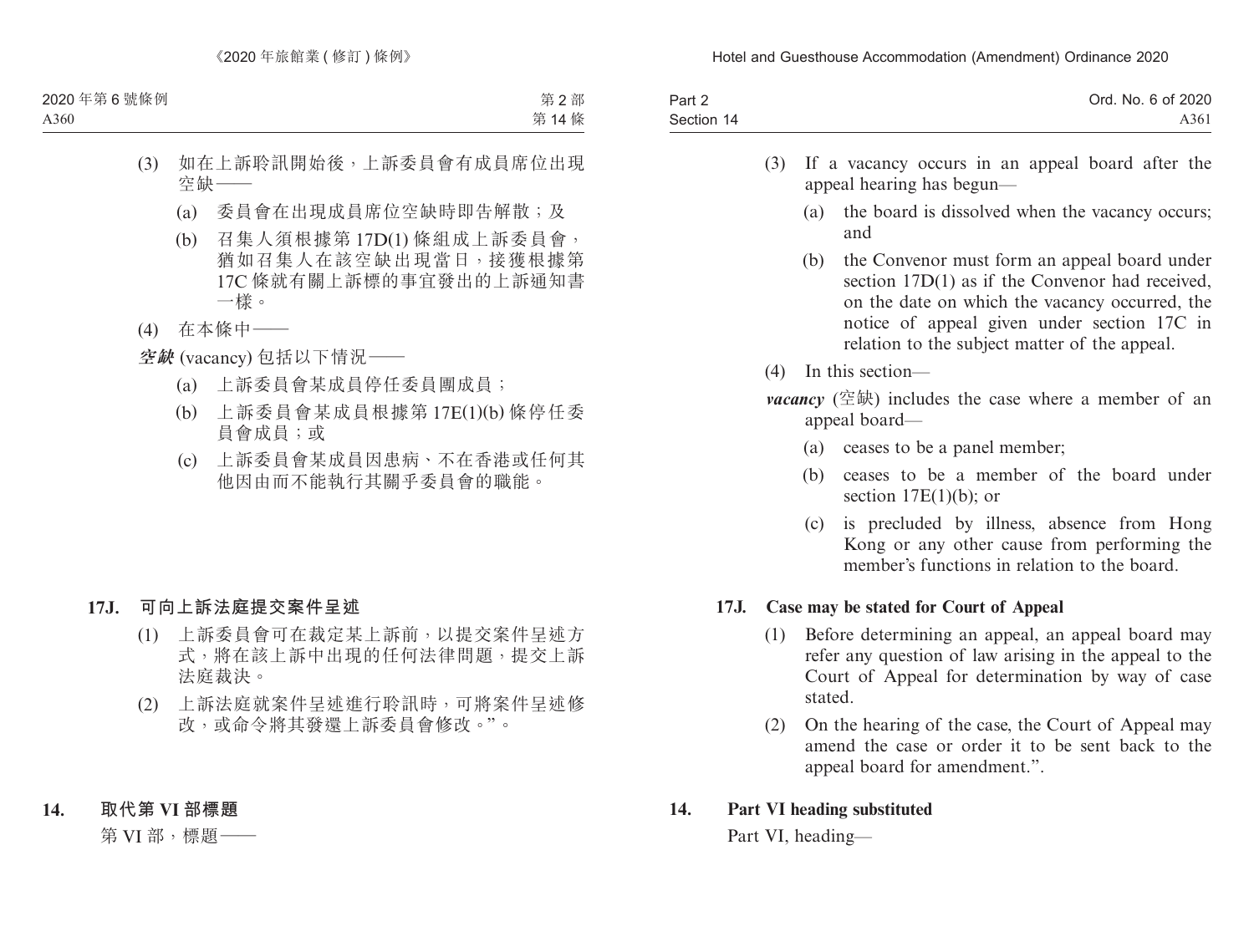(3) 如在上訴聆訊開始後，上訴委員會有成員席位出現空缺——

(a) 委員會在出現成員席位空缺時即告解散；及

(b) 召集人須根據第 17D(1) 條組成上訴委員會，猶如召集人在該空缺出現當日，接獲根據第 17C 條就有關上訴標的事宜發出的上訴通知書一樣。

(4) 在本條中——

***空缺*** (vacancy) 包括以下情況——

(a) 上訴委員會某成員停任委員團成員；

(b) 上訴委員會某成員根據第 17E(1)(b) 條停任委員會成員；或

(c) 上訴委員會某成員因患病、不在香港或任何其他因由而不能執行其關乎委員會的職能。

### 17J. 可向上訴法庭提交案件呈述

(1) 上訴委員會可在裁定某上訴前，以提交案件呈述方式，將在該上訴中出現的任何法律問題，提交上訴法庭裁決。

(2) 上訴法庭就案件呈述進行聆訊時，可將案件呈述修改，或命令將其發還上訴委員會修改。”。

## 14. 取代第 VI 部標題

第 VI 部，標題——

(3) If a vacancy occurs in an appeal board after the appeal hearing has begun—

(a) the board is dissolved when the vacancy occurs; and

(b) the Convenor must form an appeal board under section 17D(1) as if the Convenor had received, on the date on which the vacancy occurred, the notice of appeal given under section 17C in relation to the subject matter of the appeal.

(4) In this section—

***vacancy*** (空缺) includes the case where a member of an appeal board—

(a) ceases to be a panel member;

(b) ceases to be a member of the board under section 17E(1)(b); or

(c) is precluded by illness, absence from Hong Kong or any other cause from performing the member's functions in relation to the board.

### 17J. Case may be stated for Court of Appeal

(1) Before determining an appeal, an appeal board may refer any question of law arising in the appeal to the Court of Appeal for determination by way of case stated.

(2) On the hearing of the case, the Court of Appeal may amend the case or order it to be sent back to the appeal board for amendment.”.

## 14. Part VI heading substituted

Part VI, heading—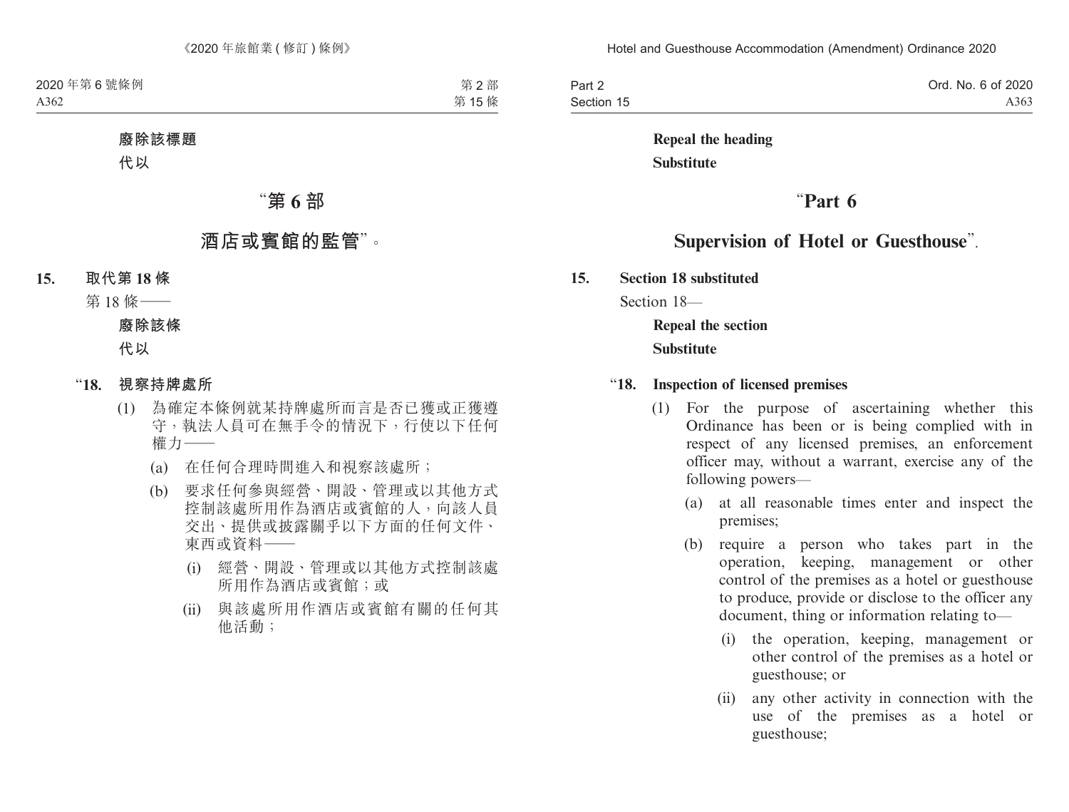**廢除該標題**

**代以**

## “第 6 部

## 酒店或賓館的監管”。

**15. 取代第 18 條**

第 18 條——

**廢除該條**

**代以**

“**18. 視察持牌處所**

(1) 為確定本條例就某持牌處所而言是否已獲或正獲遵守，執法人員可在無手令的情況下，行使以下任何權力——

(a) 在任何合理時間進入和視察該處所；

(b) 要求任何參與經營、開設、管理或以其他方式控制該處所用作為酒店或賓館的人，向該人員交出、提供或披露關乎以下方面的任何文件、東西或資料——

(i) 經營、開設、管理或以其他方式控制該處所用作為酒店或賓館；或

(ii) 與該處所用作酒店或賓館有關的任何其他活動；

**Repeal the heading**

**Substitute**

## “Part 6

## Supervision of Hotel or Guesthouse”.

**15. Section 18 substituted**

Section 18—

**Repeal the section**

**Substitute**

“**18. Inspection of licensed premises**

(1) For the purpose of ascertaining whether this Ordinance has been or is being complied with in respect of any licensed premises, an enforcement officer may, without a warrant, exercise any of the following powers—

(a) at all reasonable times enter and inspect the premises;

(b) require a person who takes part in the operation, keeping, management or other control of the premises as a hotel or guesthouse to produce, provide or disclose to the officer any document, thing or information relating to—

(i) the operation, keeping, management or other control of the premises as a hotel or guesthouse; or

(ii) any other activity in connection with the use of the premises as a hotel or guesthouse;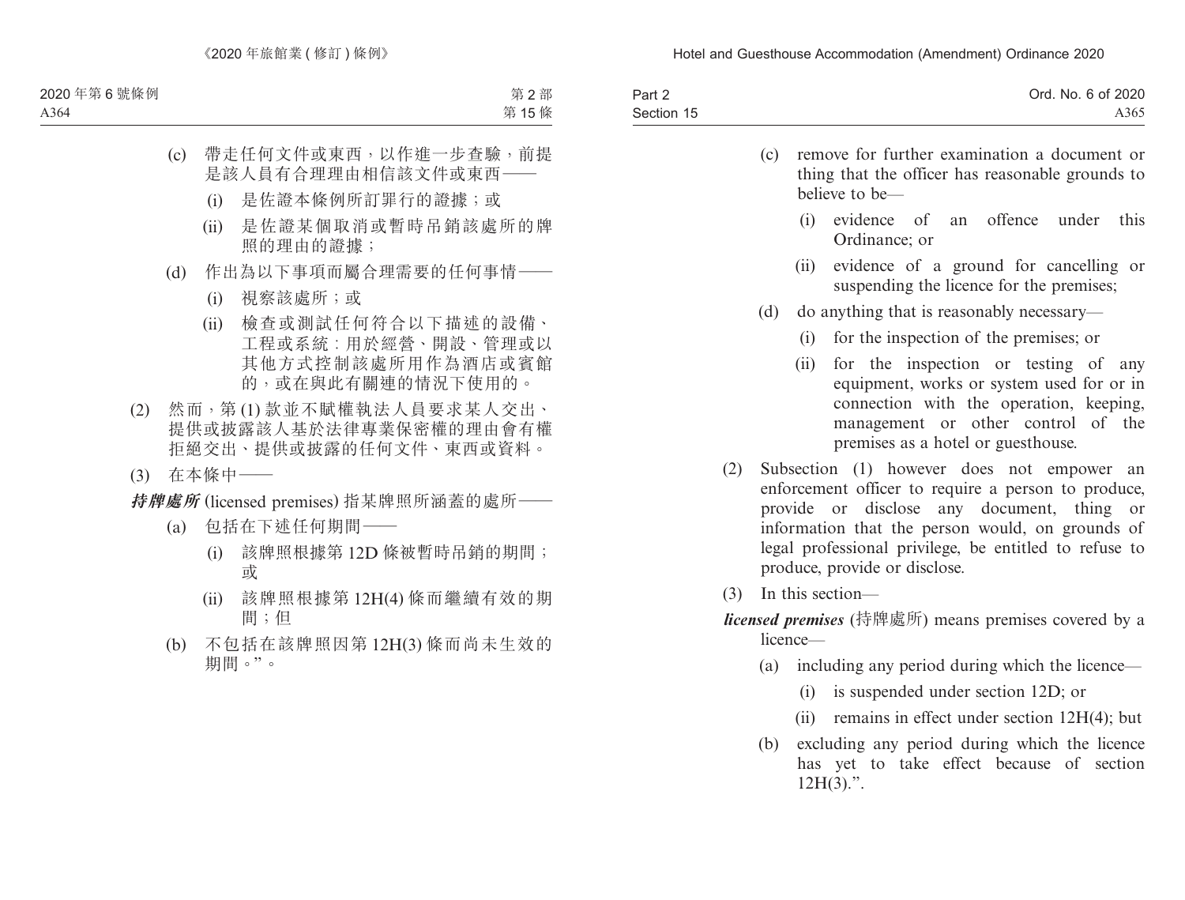(c) 帶走任何文件或東西，以作進一步查驗，前提是該人員有合理理由相信該文件或東西——

(i) 是佐證本條例所訂罪行的證據；或

(ii) 是佐證某個取消或暫時吊銷該處所的牌照的理由的證據；

(d) 作出為以下事項而屬合理需要的任何事情——

(i) 視察該處所；或

(ii) 檢查或測試任何符合以下描述的設備、工程或系統：用於經營、開設、管理或以其他方式控制該處所用作為酒店或賓館的，或在與此有關連的情況下使用的。

(2) 然而，第 (1) 款並不賦權執法人員要求某人交出、提供或披露該人基於法律專業保密權的理由會有權拒絕交出、提供或披露的任何文件、東西或資料。

(3) 在本條中——

***持牌處所*** (licensed premises) 指某牌照所涵蓋的處所——

(a) 包括在下述任何期間——

(i) 該牌照根據第 12D 條被暫時吊銷的期間；或

(ii) 該牌照根據第 12H(4) 條而繼續有效的期間；但

(b) 不包括在該牌照因第 12H(3) 條而尚未生效的期間。”。

(c) remove for further examination a document or thing that the officer has reasonable grounds to believe to be—

(i) evidence of an offence under this Ordinance; or

(ii) evidence of a ground for cancelling or suspending the licence for the premises;

(d) do anything that is reasonably necessary—

(i) for the inspection of the premises; or

(ii) for the inspection or testing of any equipment, works or system used for or in connection with the operation, keeping, management or other control of the premises as a hotel or guesthouse.

(2) Subsection (1) however does not empower an enforcement officer to require a person to produce, provide or disclose any document, thing or information that the person would, on grounds of legal professional privilege, be entitled to refuse to produce, provide or disclose.

(3) In this section—

***licensed premises*** (持牌處所) means premises covered by a licence—

(a) including any period during which the licence—

(i) is suspended under section 12D; or

(ii) remains in effect under section 12H(4); but

(b) excluding any period during which the licence has yet to take effect because of section 12H(3).”.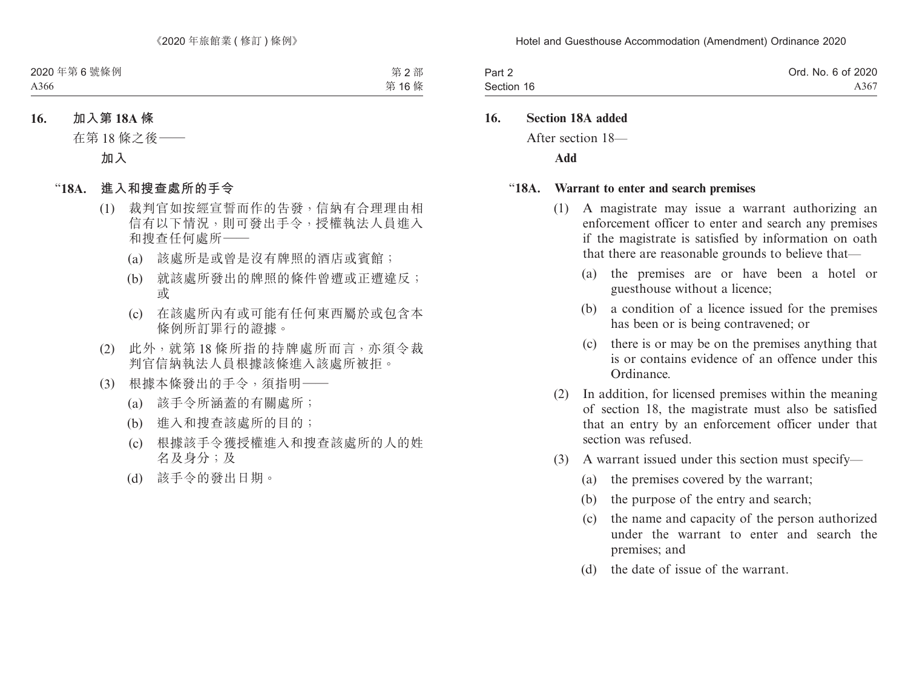**16. 加入第 18A 條**

在第 18 條之後——

**加入**

**“18A. 進入和搜查處所的手令**

(1) 裁判官如按經宣誓而作的告發，信納有合理理由相信有以下情況，則可發出手令，授權執法人員進入和搜查任何處所——

(a) 該處所是或曾是沒有牌照的酒店或賓館；

(b) 就該處所發出的牌照的條件曾遭或正遭違反；或

(c) 在該處所內有或可能有任何東西屬於或包含本條例所訂罪行的證據。

(2) 此外，就第 18 條所指的持牌處所而言，亦須令裁判官信納執法人員根據該條進入該處所被拒。

(3) 根據本條發出的手令，須指明——

(a) 該手令所涵蓋的有關處所；

(b) 進入和搜查該處所的目的；

(c) 根據該手令獲授權進入和搜查該處所的人的姓名及身分；及

(d) 該手令的發出日期。

**16. Section 18A added**

After section 18—

**Add**

**“18A. Warrant to enter and search premises**

(1) A magistrate may issue a warrant authorizing an enforcement officer to enter and search any premises if the magistrate is satisfied by information on oath that there are reasonable grounds to believe that—

(a) the premises are or have been a hotel or guesthouse without a licence;

(b) a condition of a licence issued for the premises has been or is being contravened; or

(c) there is or may be on the premises anything that is or contains evidence of an offence under this Ordinance.

(2) In addition, for licensed premises within the meaning of section 18, the magistrate must also be satisfied that an entry by an enforcement officer under that section was refused.

(3) A warrant issued under this section must specify—

(a) the premises covered by the warrant;

(b) the purpose of the entry and search;

(c) the name and capacity of the person authorized under the warrant to enter and search the premises; and

(d) the date of issue of the warrant.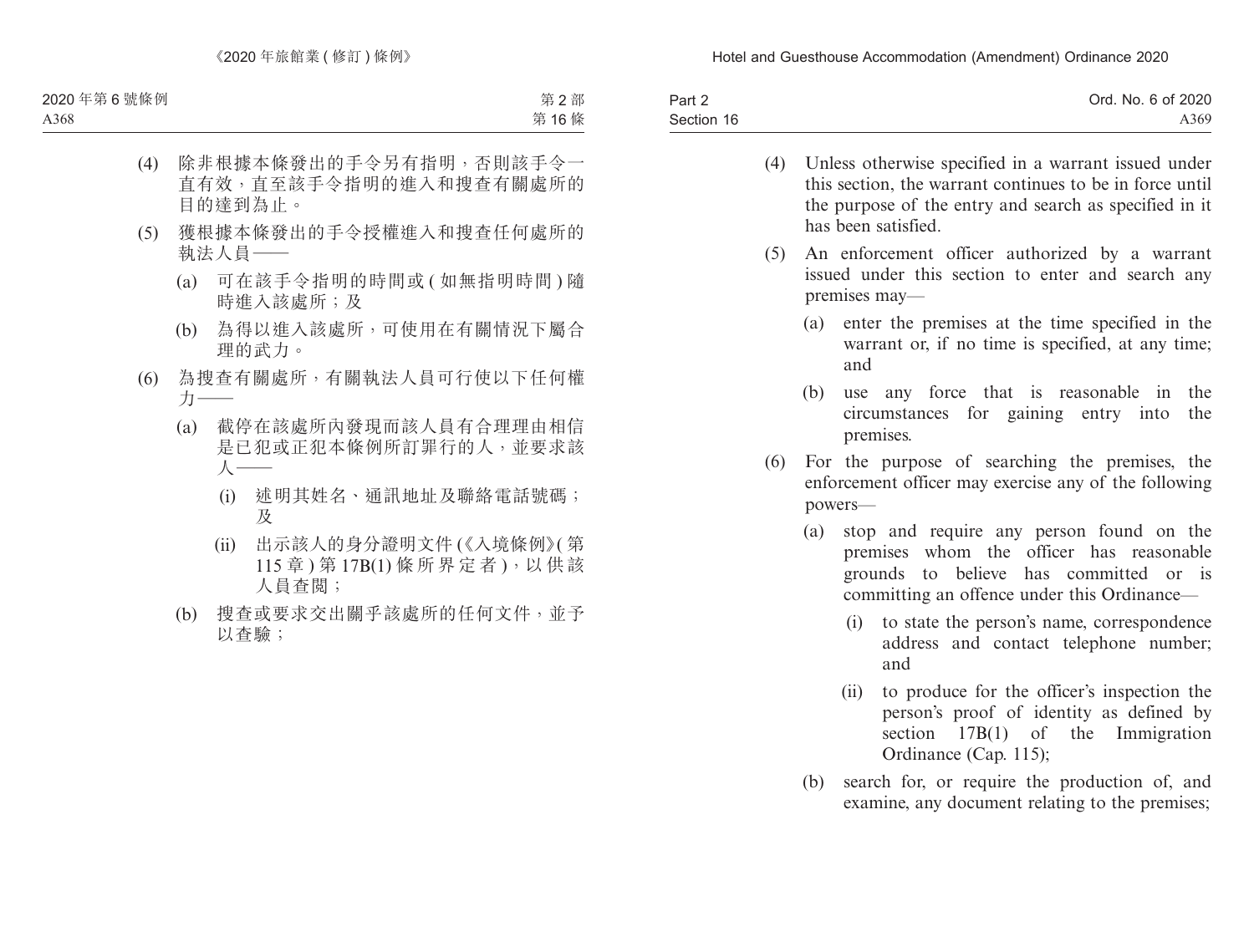(4) 除非根據本條發出的手令另有指明，否則該手令一直有效，直至該手令指明的進入和搜查有關處所的目的達到為止。

(5) 獲根據本條發出的手令授權進入和搜查任何處所的執法人員——

(a) 可在該手令指明的時間或 ( 如無指明時間 ) 隨時進入該處所；及

(b) 為得以進入該處所，可使用在有關情況下屬合理的武力。

(6) 為搜查有關處所，有關執法人員可行使以下任何權力——

(a) 截停在該處所內發現而該人員有合理理由相信是已犯或正犯本條例所訂罪行的人，並要求該人——

(i) 述明其姓名、通訊地址及聯絡電話號碼；及

(ii) 出示該人的身分證明文件 (《入境條例》( 第 115 章 ) 第 17B(1) 條所界定者 )，以供該人員查閱；

(b) 搜查或要求交出關乎該處所的任何文件，並予以查驗；

(4) Unless otherwise specified in a warrant issued under this section, the warrant continues to be in force until the purpose of the entry and search as specified in it has been satisfied.

(5) An enforcement officer authorized by a warrant issued under this section to enter and search any premises may—

(a) enter the premises at the time specified in the warrant or, if no time is specified, at any time; and

(b) use any force that is reasonable in the circumstances for gaining entry into the premises.

(6) For the purpose of searching the premises, the enforcement officer may exercise any of the following powers—

(a) stop and require any person found on the premises whom the officer has reasonable grounds to believe has committed or is committing an offence under this Ordinance—

(i) to state the person's name, correspondence address and contact telephone number; and

(ii) to produce for the officer's inspection the person's proof of identity as defined by section 17B(1) of the Immigration Ordinance (Cap. 115);

(b) search for, or require the production of, and examine, any document relating to the premises;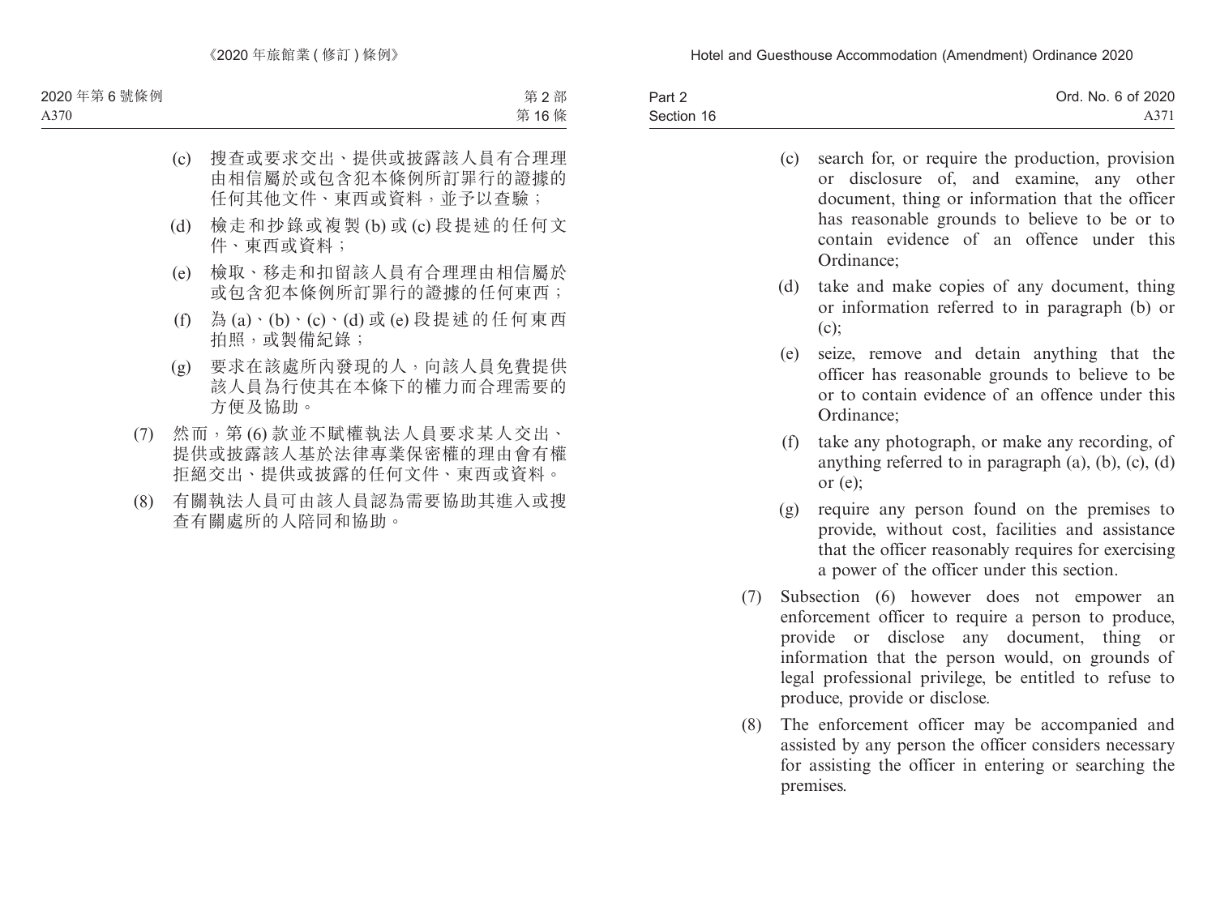(c) 搜查或要求交出、提供或披露該人員有合理理由相信屬於或包含犯本條例所訂罪行的證據的任何其他文件、東西或資料，並予以查驗；

(d) 檢走和抄錄或複製 (b) 或 (c) 段提述的任何文件、東西或資料；

(e) 檢取、移走和扣留該人員有合理理由相信屬於或包含犯本條例所訂罪行的證據的任何東西；

(f) 為 (a)、(b)、(c)、(d) 或 (e) 段提述的任何東西拍照，或製備紀錄；

(g) 要求在該處所內發現的人，向該人員免費提供該人員為行使其在本條下的權力而合理需要的方便及協助。

(7) 然而，第 (6) 款並不賦權執法人員要求某人交出、提供或披露該人基於法律專業保密權的理由會有權拒絕交出、提供或披露的任何文件、東西或資料。

(8) 有關執法人員可由該人員認為需要協助其進入或搜查有關處所的人陪同和協助。

(c) search for, or require the production, provision or disclosure of, and examine, any other document, thing or information that the officer has reasonable grounds to believe to be or to contain evidence of an offence under this Ordinance;

(d) take and make copies of any document, thing or information referred to in paragraph (b) or (c);

(e) seize, remove and detain anything that the officer has reasonable grounds to believe to be or to contain evidence of an offence under this Ordinance;

(f) take any photograph, or make any recording, of anything referred to in paragraph (a), (b), (c), (d) or (e);

(g) require any person found on the premises to provide, without cost, facilities and assistance that the officer reasonably requires for exercising a power of the officer under this section.

(7) Subsection (6) however does not empower an enforcement officer to require a person to produce, provide or disclose any document, thing or information that the person would, on grounds of legal professional privilege, be entitled to refuse to produce, provide or disclose.

(8) The enforcement officer may be accompanied and assisted by any person the officer considers necessary for assisting the officer in entering or searching the premises.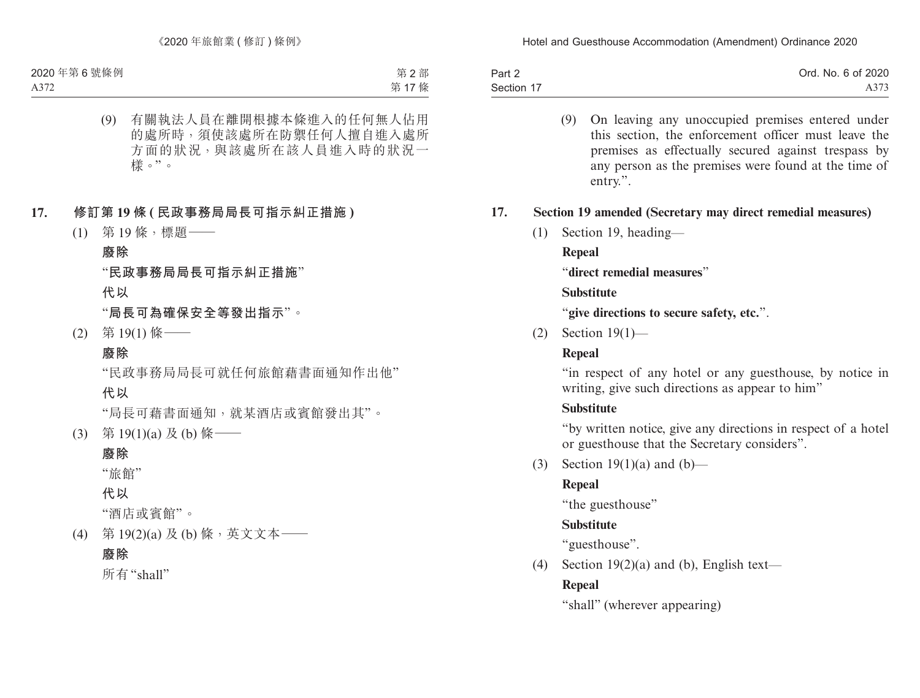(9) 有關執法人員在離開根據本條進入的任何無人佔用的處所時，須使該處所在防禦任何人擅自進入處所方面的狀況，與該處所在該人員進入時的狀況一樣。”。

**17. 修訂第 19 條 (民政事務局局長可指示糾正措施)**

(1) 第 19 條，標題——

**廢除**

“**民政事務局局長可指示糾正措施**”

**代以**

“**局長可為確保安全等發出指示**”。

(2) 第 19(1) 條——

**廢除**

“民政事務局局長可就任何旅館藉書面通知作出他”

**代以**

“局長可藉書面通知，就某酒店或賓館發出其”。

(3) 第 19(1)(a) 及 (b) 條——

**廢除**

“旅館”

**代以**

“酒店或賓館”。

(4) 第 19(2)(a) 及 (b) 條，英文文本——

**廢除**

所有 “shall”

(9) On leaving any unoccupied premises entered under this section, the enforcement officer must leave the premises as effectually secured against trespass by any person as the premises were found at the time of entry.”.

**17. Section 19 amended (Secretary may direct remedial measures)**

(1) Section 19, heading—

**Repeal**

“**direct remedial measures**”

**Substitute**

“**give directions to secure safety, etc.**”.

(2) Section 19(1)—

**Repeal**

“in respect of any hotel or any guesthouse, by notice in writing, give such directions as appear to him”

**Substitute**

“by written notice, give any directions in respect of a hotel or guesthouse that the Secretary considers”.

(3) Section 19(1)(a) and (b)—

**Repeal**

“the guesthouse”

**Substitute**

“guesthouse”.

(4) Section 19(2)(a) and (b), English text—

**Repeal**

“shall” (wherever appearing)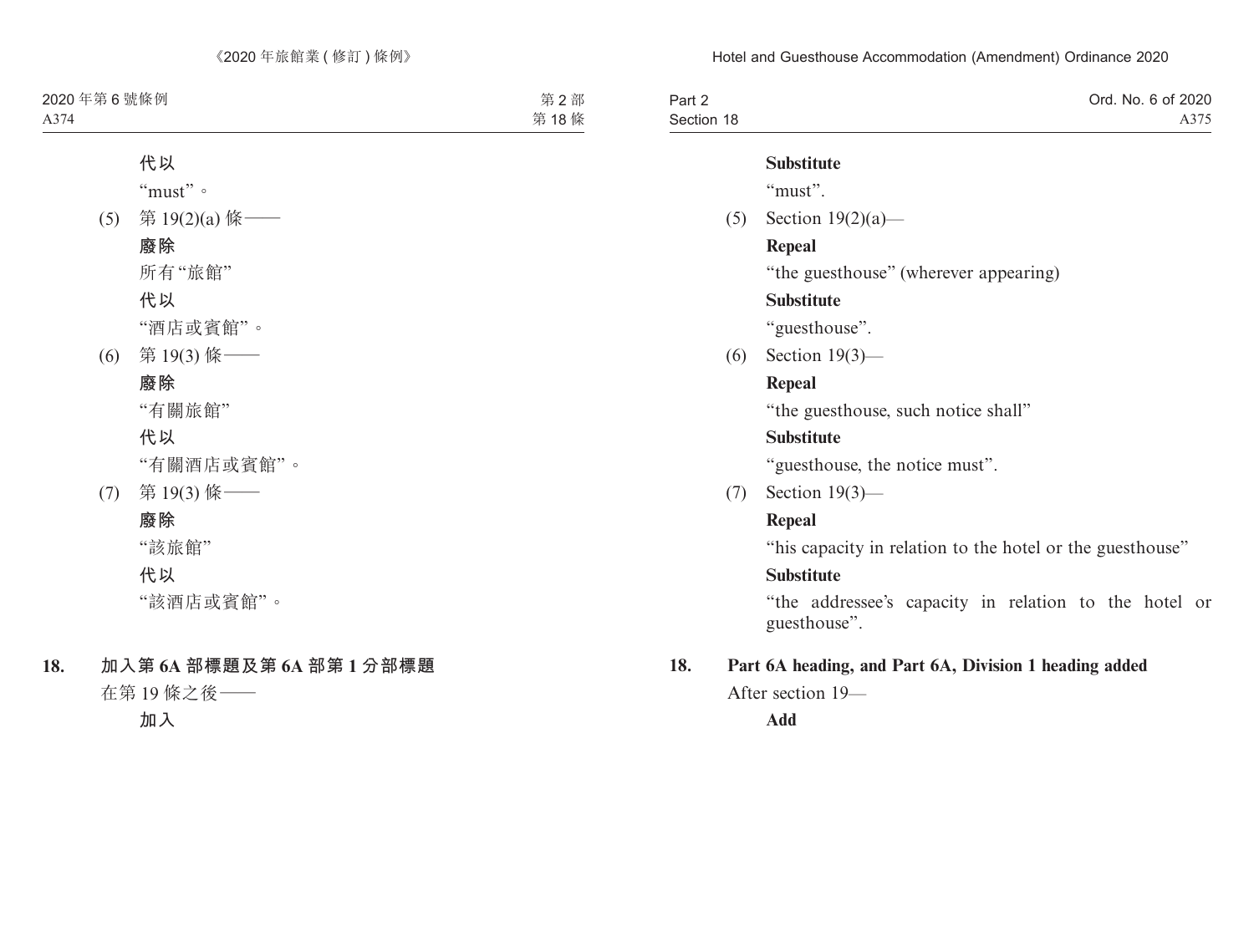代以

"must"。

(5) 第 19(2)(a) 條——

**廢除**

所有"旅館"

**代以**

"酒店或賓館"。

(6) 第 19(3) 條——

**廢除**

"有關旅館"

**代以**

"有關酒店或賓館"。

(7) 第 19(3) 條——

**廢除**

"該旅館"

**代以**

"該酒店或賓館"。

**18. 加入第 6A 部標題及第 6A 部第 1 分部標題**

在第 19 條之後——

**加入**

**Substitute**

"must".

(5) Section 19(2)(a)—

**Repeal**

"the guesthouse" (wherever appearing)

**Substitute**

"guesthouse".

(6) Section 19(3)—

**Repeal**

"the guesthouse, such notice shall"

**Substitute**

"guesthouse, the notice must".

(7) Section 19(3)—

**Repeal**

"his capacity in relation to the hotel or the guesthouse"

**Substitute**

"the addressee's capacity in relation to the hotel or guesthouse".

**18. Part 6A heading, and Part 6A, Division 1 heading added**

After section 19—

**Add**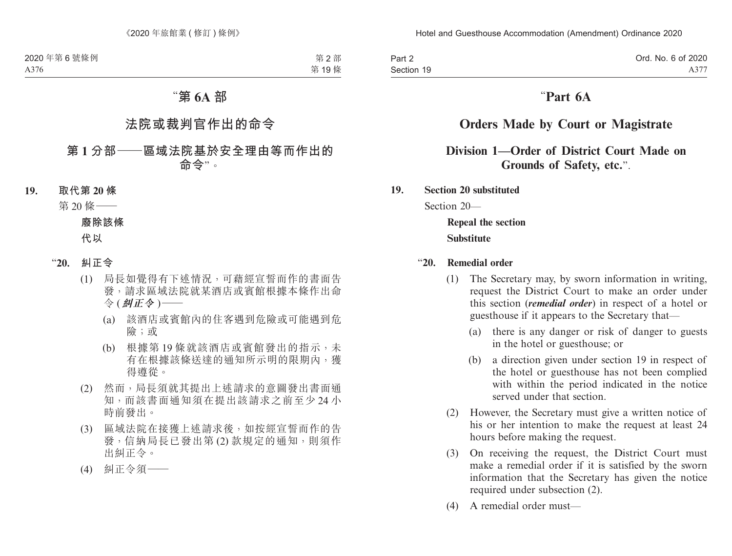“第 6A 部

法院或裁判官作出的命令

第 1 分部——區域法院基於安全理由等而作出的命令”。

**19. 取代第 20 條**

第 20 條——

**廢除該條**

**代以**

“**20. 糾正令**

(1) 局長如覺得有下述情況，可藉經宣誓而作的書面告發，請求區域法院就某酒店或賓館根據本條作出命令 (***糾正令***)——

(a) 該酒店或賓館內的住客遇到危險或可能遇到危險；或

(b) 根據第 19 條就該酒店或賓館發出的指示，未有在根據該條送達的通知所示明的限期內，獲得遵從。

(2) 然而，局長須就其提出上述請求的意圖發出書面通知，而該書面通知須在提出該請求之前至少 24 小時前發出。

(3) 區域法院在接獲上述請求後，如按經宣誓而作的告發，信納局長已發出第 (2) 款規定的通知，則須作出糾正令。

(4) 糾正令須——

“**Part 6A**

**Orders Made by Court or Magistrate**

**Division 1—Order of District Court Made on Grounds of Safety, etc.**”.

**19. Section 20 substituted**

Section 20—

**Repeal the section**

**Substitute**

“**20. Remedial order**

(1) The Secretary may, by sworn information in writing, request the District Court to make an order under this section (***remedial order***) in respect of a hotel or guesthouse if it appears to the Secretary that—

(a) there is any danger or risk of danger to guests in the hotel or guesthouse; or

(b) a direction given under section 19 in respect of the hotel or guesthouse has not been complied with within the period indicated in the notice served under that section.

(2) However, the Secretary must give a written notice of his or her intention to make the request at least 24 hours before making the request.

(3) On receiving the request, the District Court must make a remedial order if it is satisfied by the sworn information that the Secretary has given the notice required under subsection (2).

(4) A remedial order must—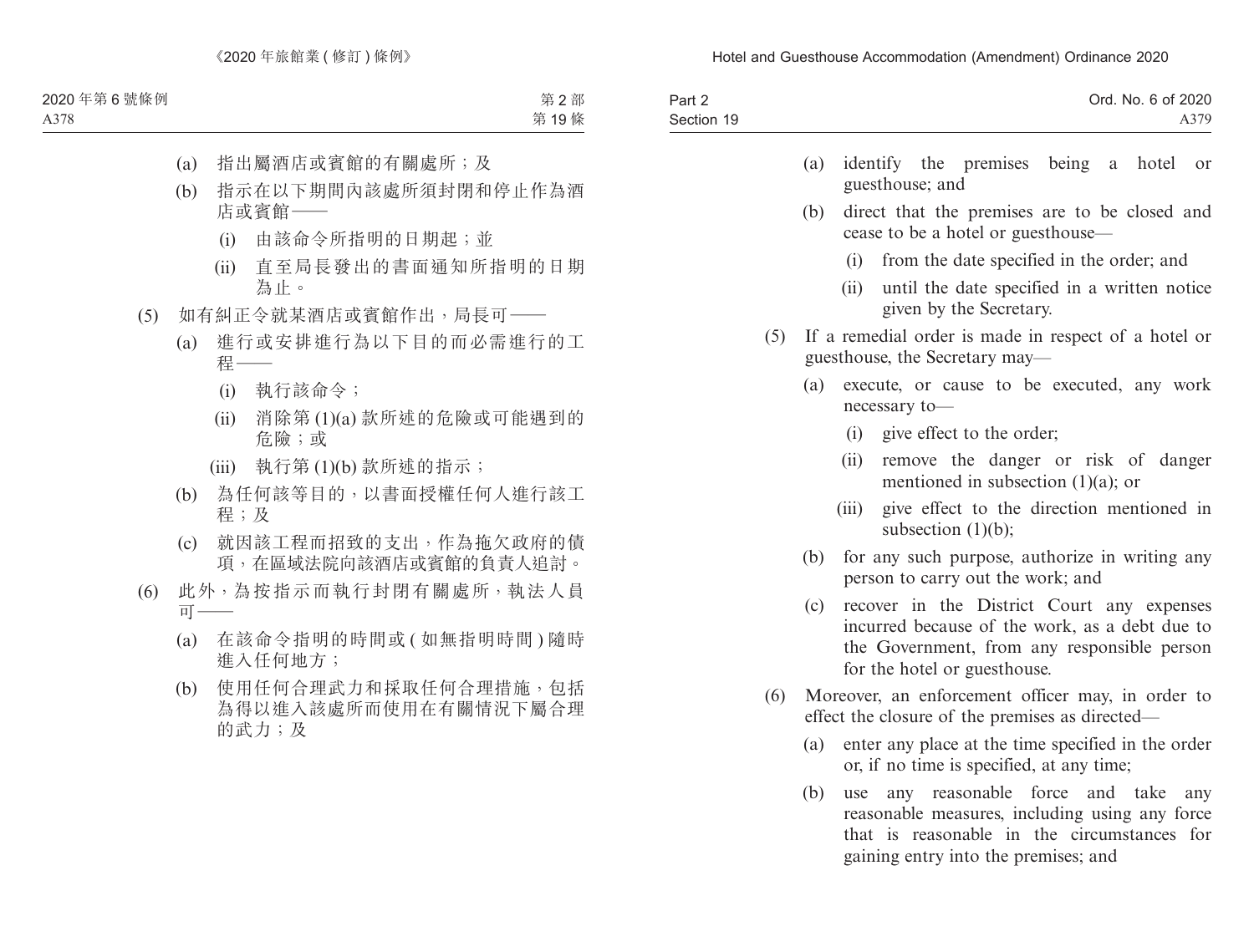(a) 指出屬酒店或賓館的有關處所；及

(b) 指示在以下期間內該處所須封閉和停止作為酒店或賓館——

(i) 由該命令所指明的日期起；並

(ii) 直至局長發出的書面通知所指明的日期為止。

(5) 如有糾正令就某酒店或賓館作出，局長可——

(a) 進行或安排進行為以下目的而必需進行的工程——

(i) 執行該命令；

(ii) 消除第 (1)(a) 款所述的危險或可能遇到的危險；或

(iii) 執行第 (1)(b) 款所述的指示；

(b) 為任何該等目的，以書面授權任何人進行該工程；及

(c) 就因該工程而招致的支出，作為拖欠政府的債項，在區域法院向該酒店或賓館的負責人追討。

(6) 此外，為按指示而執行封閉有關處所，執法人員可——

(a) 在該命令指明的時間或 (如無指明時間) 隨時進入任何地方；

(b) 使用任何合理武力和採取任何合理措施，包括為得以進入該處所而使用在有關情況下屬合理的武力；及

(a) identify the premises being a hotel or guesthouse; and

(b) direct that the premises are to be closed and cease to be a hotel or guesthouse—

(i) from the date specified in the order; and

(ii) until the date specified in a written notice given by the Secretary.

(5) If a remedial order is made in respect of a hotel or guesthouse, the Secretary may—

(a) execute, or cause to be executed, any work necessary to—

(i) give effect to the order;

(ii) remove the danger or risk of danger mentioned in subsection (1)(a); or

(iii) give effect to the direction mentioned in subsection (1)(b);

(b) for any such purpose, authorize in writing any person to carry out the work; and

(c) recover in the District Court any expenses incurred because of the work, as a debt due to the Government, from any responsible person for the hotel or guesthouse.

(6) Moreover, an enforcement officer may, in order to effect the closure of the premises as directed—

(a) enter any place at the time specified in the order or, if no time is specified, at any time;

(b) use any reasonable force and take any reasonable measures, including using any force that is reasonable in the circumstances for gaining entry into the premises; and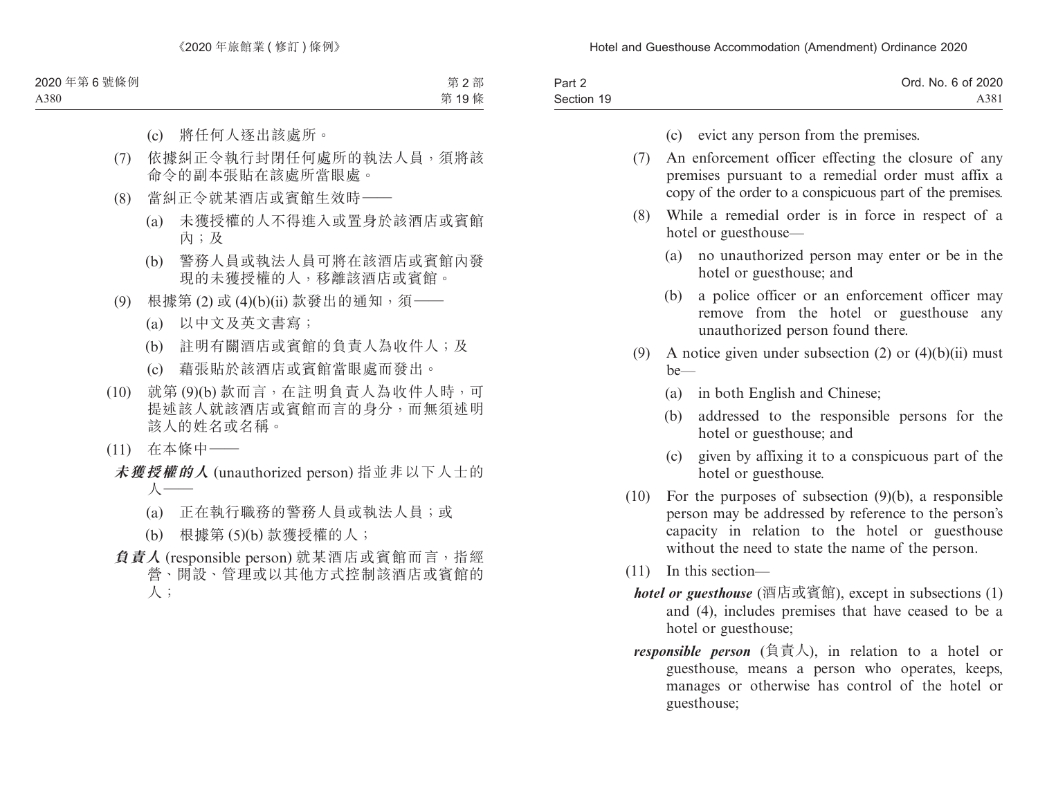(c) 將任何人逐出該處所。

(7) 依據糾正令執行封閉任何處所的執法人員，須將該命令的副本張貼在該處所當眼處。

(8) 當糾正令就某酒店或賓館生效時——

(a) 未獲授權的人不得進入或置身於該酒店或賓館內；及

(b) 警務人員或執法人員可將在該酒店或賓館內發現的未獲授權的人，移離該酒店或賓館。

(9) 根據第 (2) 或 (4)(b)(ii) 款發出的通知，須——

(a) 以中文及英文書寫；

(b) 註明有關酒店或賓館的負責人為收件人；及

(c) 藉張貼於該酒店或賓館當眼處而發出。

(10) 就第 (9)(b) 款而言，在註明負責人為收件人時，可提述該人就該酒店或賓館而言的身分，而無須述明該人的姓名或名稱。

(11) 在本條中——

***未獲授權的人*** (unauthorized person) 指並非以下人士的人——

(a) 正在執行職務的警務人員或執法人員；或

(b) 根據第 (5)(b) 款獲授權的人；

***負責人*** (responsible person) 就某酒店或賓館而言，指經營、開設、管理或以其他方式控制該酒店或賓館的人；

(c) evict any person from the premises.

(7) An enforcement officer effecting the closure of any premises pursuant to a remedial order must affix a copy of the order to a conspicuous part of the premises.

(8) While a remedial order is in force in respect of a hotel or guesthouse—

(a) no unauthorized person may enter or be in the hotel or guesthouse; and

(b) a police officer or an enforcement officer may remove from the hotel or guesthouse any unauthorized person found there.

(9) A notice given under subsection (2) or (4)(b)(ii) must be—

(a) in both English and Chinese;

(b) addressed to the responsible persons for the hotel or guesthouse; and

(c) given by affixing it to a conspicuous part of the hotel or guesthouse.

(10) For the purposes of subsection (9)(b), a responsible person may be addressed by reference to the person's capacity in relation to the hotel or guesthouse without the need to state the name of the person.

(11) In this section—

***hotel or guesthouse*** (酒店或賓館), except in subsections (1) and (4), includes premises that have ceased to be a hotel or guesthouse;

***responsible person*** (負責人), in relation to a hotel or guesthouse, means a person who operates, keeps, manages or otherwise has control of the hotel or guesthouse;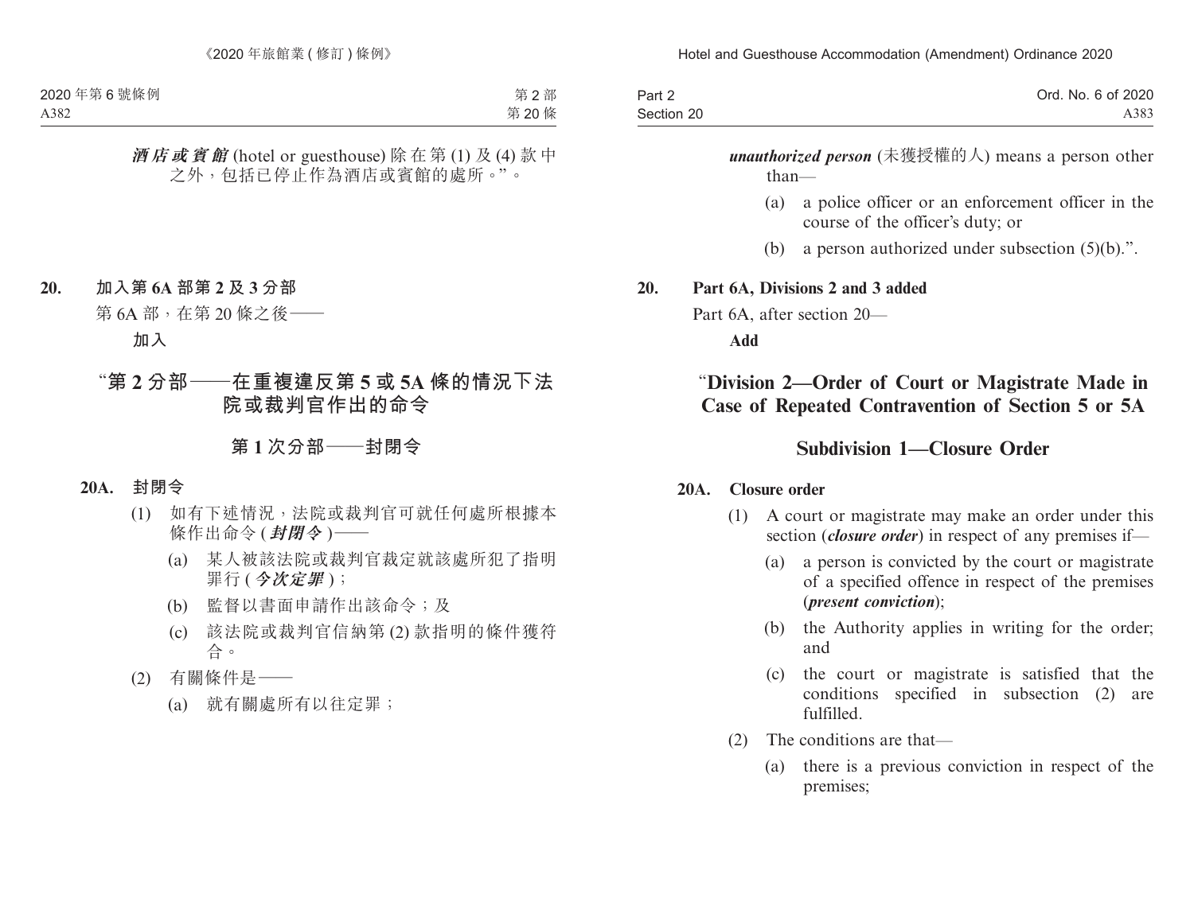***酒店或賓館*** (hotel or guesthouse) 除在第 (1) 及 (4) 款中之外，包括已停止作為酒店或賓館的處所。”。

**20. 加入第 6A 部第 2 及 3 分部**

第 6A 部，在第 20 條之後——

**加入**

## “第 2 分部——在重複違反第 5 或 5A 條的情況下法院或裁判官作出的命令

### 第 1 次分部——封閉令

**20A. 封閉令**

(1) 如有下述情況，法院或裁判官可就任何處所根據本條作出命令 (***封閉令***)——

(a) 某人被該法院或裁判官裁定就該處所犯了指明罪行 (***今次定罪***)；

(b) 監督以書面申請作出該命令；及

(c) 該法院或裁判官信納第 (2) 款指明的條件獲符合。

(2) 有關條件是——

(a) 就有關處所有以往定罪；

***unauthorized person*** (未獲授權的人) means a person other than—

(a) a police officer or an enforcement officer in the course of the officer's duty; or

(b) a person authorized under subsection (5)(b).”.

**20. Part 6A, Divisions 2 and 3 added**

Part 6A, after section 20—

**Add**

## “Division 2—Order of Court or Magistrate Made in Case of Repeated Contravention of Section 5 or 5A

### Subdivision 1—Closure Order

**20A. Closure order**

(1) A court or magistrate may make an order under this section (***closure order***) in respect of any premises if—

(a) a person is convicted by the court or magistrate of a specified offence in respect of the premises (***present conviction***);

(b) the Authority applies in writing for the order; and

(c) the court or magistrate is satisfied that the conditions specified in subsection (2) are fulfilled.

(2) The conditions are that—

(a) there is a previous conviction in respect of the premises;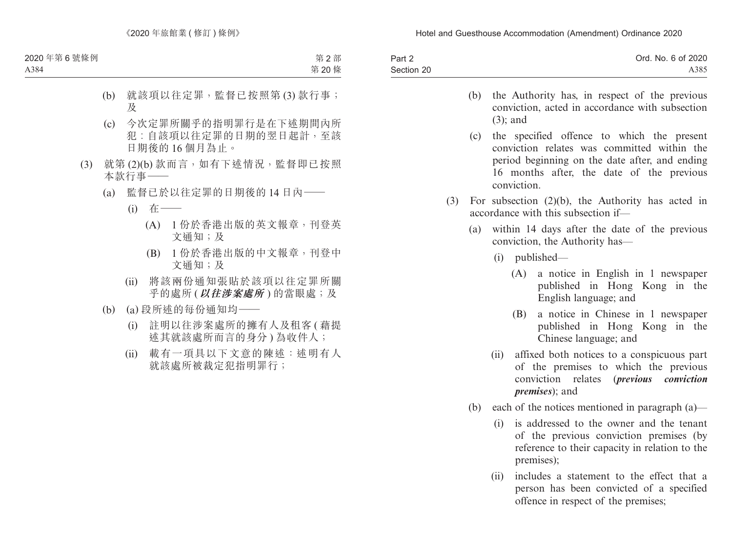(b) 就該項以往定罪，監督已按照第 (3) 款行事；及

(c) 今次定罪所關乎的指明罪行是在下述期間內所犯：自該項以往定罪的日期的翌日起計，至該日期後的 16 個月為止。

(3) 就第 (2)(b) 款而言，如有下述情況，監督即已按照本款行事——

(a) 監督已於以往定罪的日期後的 14 日內——

(i) 在——

(A) 1 份於香港出版的英文報章，刊登英文通知；及

(B) 1 份於香港出版的中文報章，刊登中文通知；及

(ii) 將該兩份通知張貼於該項以往定罪所關乎的處所 (***以往涉案處所***) 的當眼處；及

(b) (a) 段所述的每份通知均——

(i) 註明以往涉案處所的擁有人及租客 (藉提述其就該處所而言的身分) 為收件人；

(ii) 載有一項具以下文意的陳述：述明有人就該處所被裁定犯指明罪行；

(b) the Authority has, in respect of the previous conviction, acted in accordance with subsection (3); and

(c) the specified offence to which the present conviction relates was committed within the period beginning on the date after, and ending 16 months after, the date of the previous conviction.

(3) For subsection (2)(b), the Authority has acted in accordance with this subsection if—

(a) within 14 days after the date of the previous conviction, the Authority has—

(i) published—

(A) a notice in English in 1 newspaper published in Hong Kong in the English language; and

(B) a notice in Chinese in 1 newspaper published in Hong Kong in the Chinese language; and

(ii) affixed both notices to a conspicuous part of the premises to which the previous conviction relates (***previous conviction premises***); and

(b) each of the notices mentioned in paragraph (a)—

(i) is addressed to the owner and the tenant of the previous conviction premises (by reference to their capacity in relation to the premises);

(ii) includes a statement to the effect that a person has been convicted of a specified offence in respect of the premises;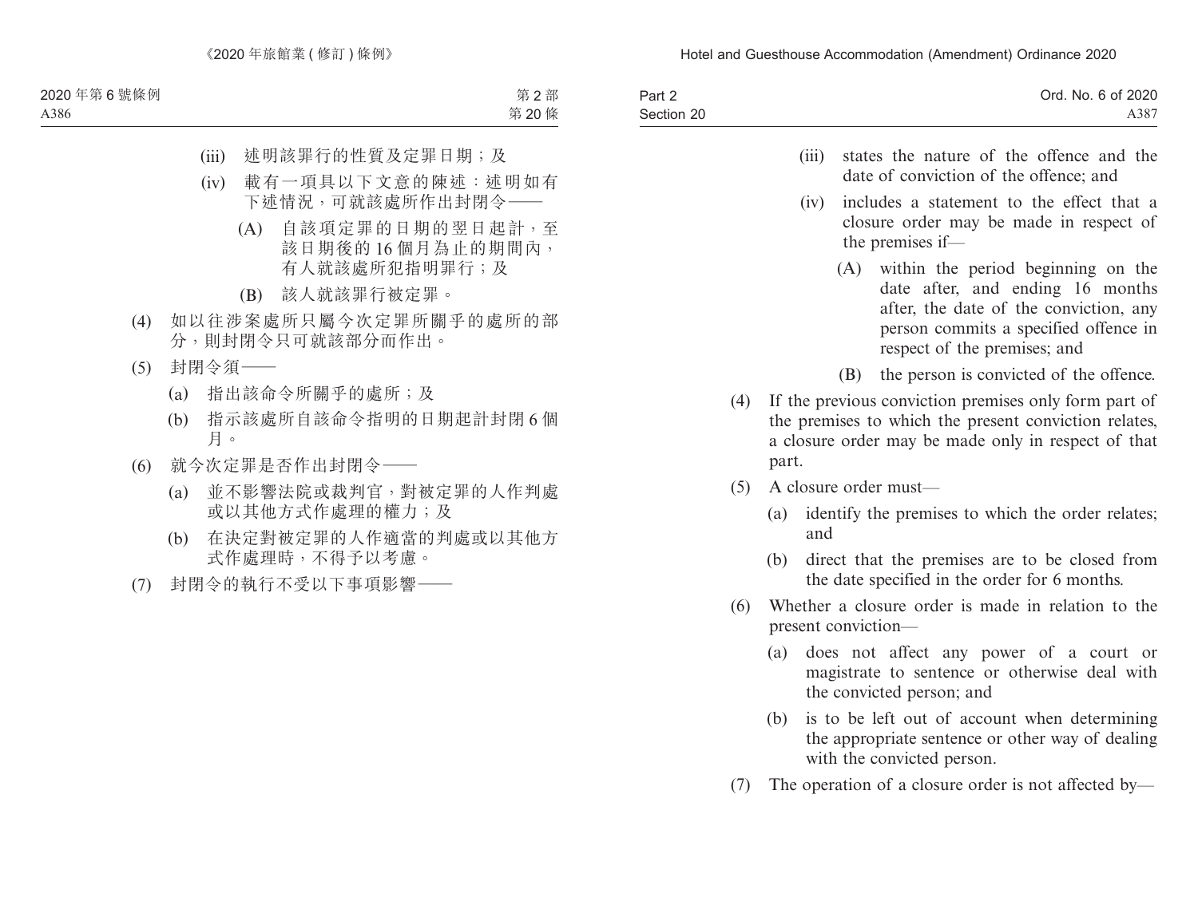(iii) 述明該罪行的性質及定罪日期；及

(iv) 載有一項具以下文意的陳述：述明如有下述情況，可就該處所作出封閉令——

(A) 自該項定罪的日期的翌日起計，至該日期後的 16 個月為止的期間內，有人就該處所犯指明罪行；及

(B) 該人就該罪行被定罪。

(4) 如以往涉案處所只屬今次定罪所關乎的處所的部分，則封閉令只可就該部分而作出。

(5) 封閉令須——

(a) 指出該命令所關乎的處所；及

(b) 指示該處所自該命令指明的日期起計封閉 6 個月。

(6) 就今次定罪是否作出封閉令——

(a) 並不影響法院或裁判官，對被定罪的人作判處或以其他方式作處理的權力；及

(b) 在決定對被定罪的人作適當的判處或以其他方式作處理時，不得予以考慮。

(7) 封閉令的執行不受以下事項影響——

(iii) states the nature of the offence and the date of conviction of the offence; and

(iv) includes a statement to the effect that a closure order may be made in respect of the premises if—

(A) within the period beginning on the date after, and ending 16 months after, the date of the conviction, any person commits a specified offence in respect of the premises; and

(B) the person is convicted of the offence.

(4) If the previous conviction premises only form part of the premises to which the present conviction relates, a closure order may be made only in respect of that part.

(5) A closure order must—

(a) identify the premises to which the order relates; and

(b) direct that the premises are to be closed from the date specified in the order for 6 months.

(6) Whether a closure order is made in relation to the present conviction—

(a) does not affect any power of a court or magistrate to sentence or otherwise deal with the convicted person; and

(b) is to be left out of account when determining the appropriate sentence or other way of dealing with the convicted person.

(7) The operation of a closure order is not affected by—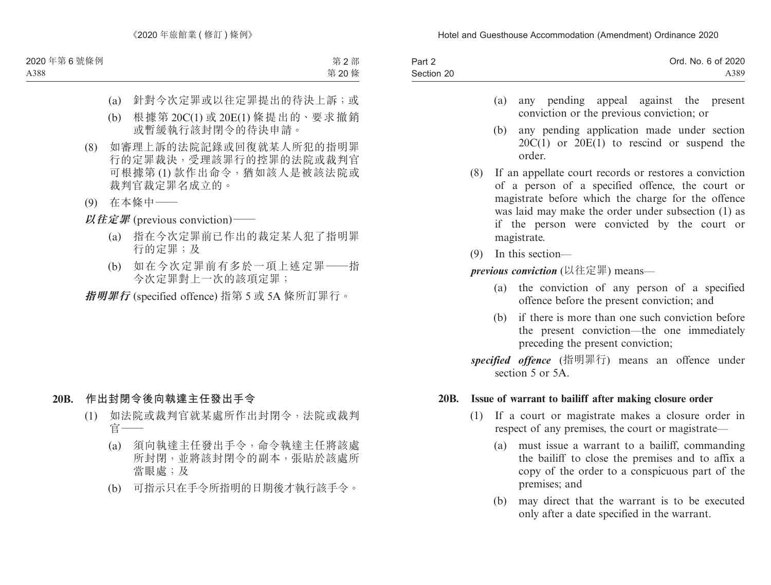(a) 針對今次定罪或以往定罪提出的待決上訴；或

(b) 根據第 20C(1) 或 20E(1) 條提出的、要求撤銷或暫緩執行該封閉令的待決申請。

(8) 如審理上訴的法院記錄或回復就某人所犯的指明罪行的定罪裁決，受理該罪行的控罪的法院或裁判官可根據第 (1) 款作出命令，猶如該人是被該法院或裁判官裁定罪名成立的。

(9) 在本條中——

***以往定罪*** (previous conviction)——

(a) 指在今次定罪前已作出的裁定某人犯了指明罪行的定罪；及

(b) 如在今次定罪前有多於一項上述定罪——指今次定罪對上一次的該項定罪；

***指明罪行*** (specified offence) 指第 5 或 5A 條所訂罪行。

### 20B. 作出封閉令後向執達主任發出手令

(1) 如法院或裁判官就某處所作出封閉令，法院或裁判官——

(a) 須向執達主任發出手令，命令執達主任將該處所封閉，並將該封閉令的副本，張貼於該處所當眼處；及

(b) 可指示只在手令所指明的日期後才執行該手令。

---

(a) any pending appeal against the present conviction or the previous conviction; or

(b) any pending application made under section 20C(1) or 20E(1) to rescind or suspend the order.

(8) If an appellate court records or restores a conviction of a person of a specified offence, the court or magistrate before which the charge for the offence was laid may make the order under subsection (1) as if the person were convicted by the court or magistrate.

(9) In this section—

***previous conviction*** (以往定罪) means—

(a) the conviction of any person of a specified offence before the present conviction; and

(b) if there is more than one such conviction before the present conviction—the one immediately preceding the present conviction;

***specified offence*** (指明罪行) means an offence under section 5 or 5A.

### 20B. Issue of warrant to bailiff after making closure order

(1) If a court or magistrate makes a closure order in respect of any premises, the court or magistrate—

(a) must issue a warrant to a bailiff, commanding the bailiff to close the premises and to affix a copy of the order to a conspicuous part of the premises; and

(b) may direct that the warrant is to be executed only after a date specified in the warrant.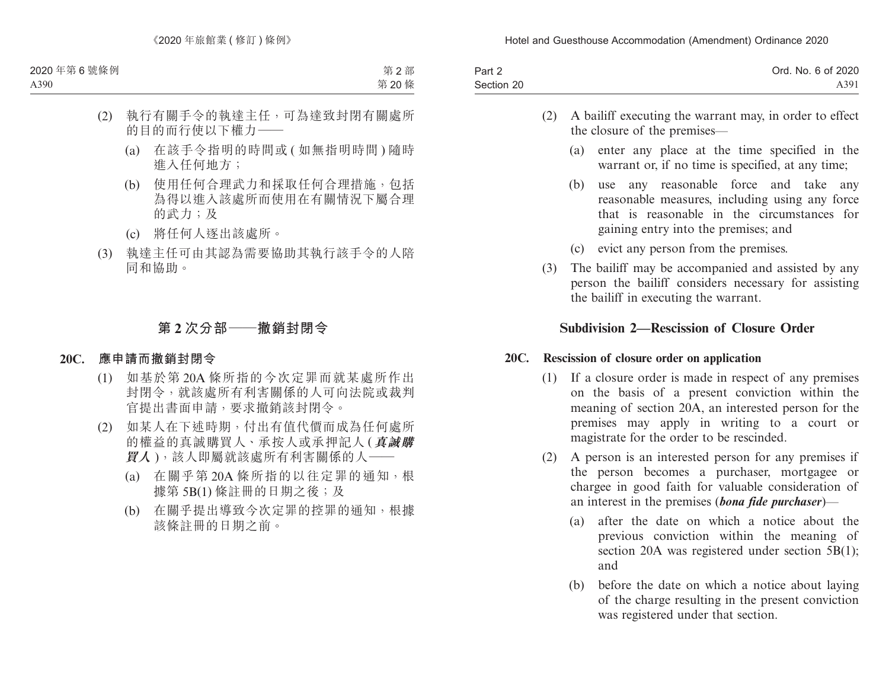(2) 執行有關手令的執達主任，可為達致封閉有關處所的目的而行使以下權力——

(a) 在該手令指明的時間或 (如無指明時間) 隨時進入任何地方；

(b) 使用任何合理武力和採取任何合理措施，包括為得以進入該處所而使用在有關情況下屬合理的武力；及

(c) 將任何人逐出該處所。

(3) 執達主任可由其認為需要協助其執行該手令的人陪同和協助。

## 第 2 次分部——撤銷封閉令

### 20C. 應申請而撤銷封閉令

(1) 如基於第 20A 條所指的今次定罪而就某處所作出封閉令，就該處所有利害關係的人可向法院或裁判官提出書面申請，要求撤銷該封閉令。

(2) 如某人在下述時期，付出有值代價而成為任何處所的權益的真誠購買人、承按人或承押記人 (***真誠購買人***)，該人即屬就該處所有利害關係的人——

(a) 在關乎第 20A 條所指的以往定罪的通知，根據第 5B(1) 條註冊的日期之後；及

(b) 在關乎提出導致今次定罪的控罪的通知，根據該條註冊的日期之前。

(2) A bailiff executing the warrant may, in order to effect the closure of the premises—

(a) enter any place at the time specified in the warrant or, if no time is specified, at any time;

(b) use any reasonable force and take any reasonable measures, including using any force that is reasonable in the circumstances for gaining entry into the premises; and

(c) evict any person from the premises.

(3) The bailiff may be accompanied and assisted by any person the bailiff considers necessary for assisting the bailiff in executing the warrant.

## Subdivision 2—Rescission of Closure Order

### 20C. Rescission of closure order on application

(1) If a closure order is made in respect of any premises on the basis of a present conviction within the meaning of section 20A, an interested person for the premises may apply in writing to a court or magistrate for the order to be rescinded.

(2) A person is an interested person for any premises if the person becomes a purchaser, mortgagee or chargee in good faith for valuable consideration of an interest in the premises (***bona fide purchaser***)—

(a) after the date on which a notice about the previous conviction within the meaning of section 20A was registered under section 5B(1); and

(b) before the date on which a notice about laying of the charge resulting in the present conviction was registered under that section.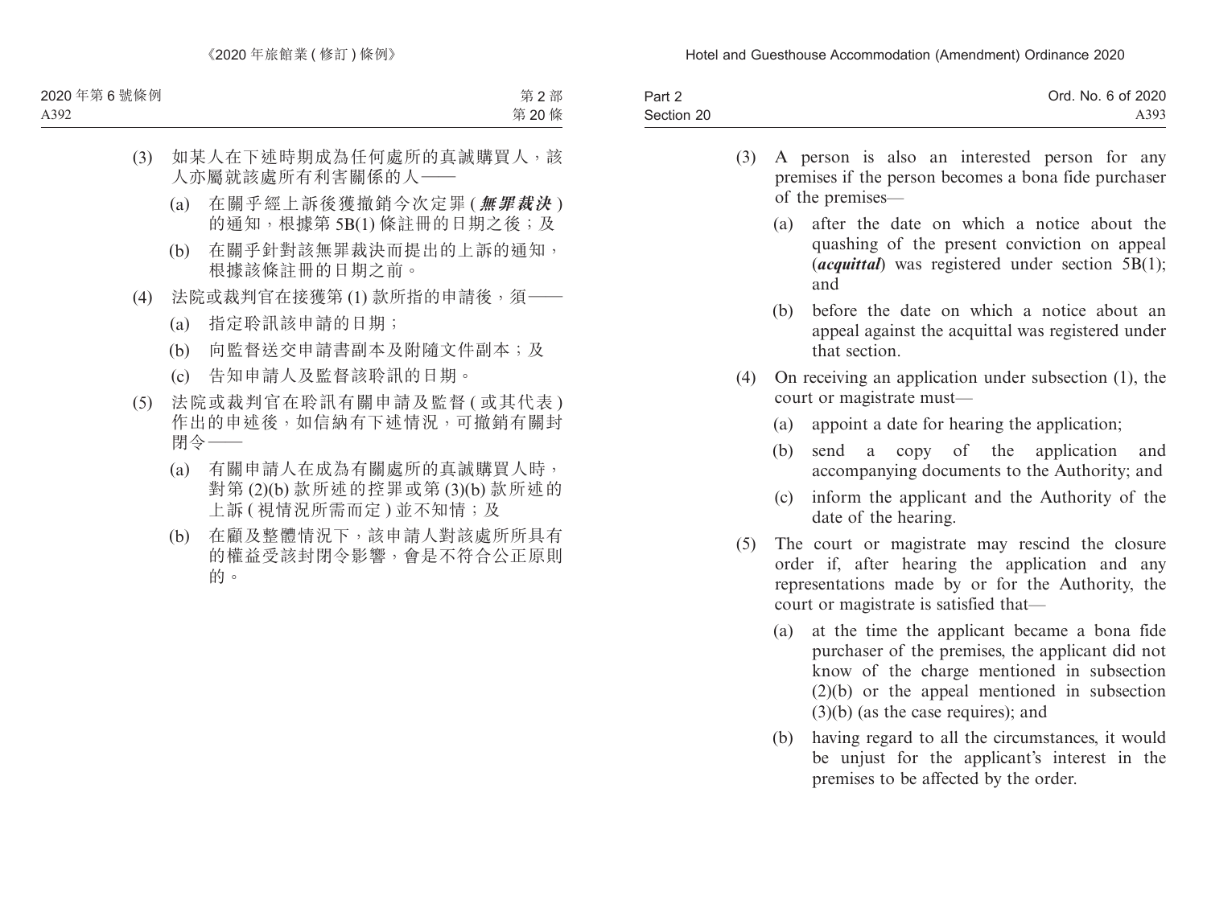(3) 如某人在下述時期成為任何處所的真誠購買人，該人亦屬就該處所有利害關係的人——

(a) 在關乎經上訴後獲撤銷今次定罪 (***無罪裁決***) 的通知，根據第 5B(1) 條註冊的日期之後；及

(b) 在關乎針對該無罪裁決而提出的上訴的通知，根據該條註冊的日期之前。

(4) 法院或裁判官在接獲第 (1) 款所指的申請後，須——

(a) 指定聆訊該申請的日期；

(b) 向監督送交申請書副本及附隨文件副本；及

(c) 告知申請人及監督該聆訊的日期。

(5) 法院或裁判官在聆訊有關申請及監督 (或其代表) 作出的申述後，如信納有下述情況，可撤銷有關封閉令——

(a) 有關申請人在成為有關處所的真誠購買人時，對第 (2)(b) 款所述的控罪或第 (3)(b) 款所述的上訴 (視情況所需而定) 並不知情；及

(b) 在顧及整體情況下，該申請人對該處所所具有的權益受該封閉令影響，會是不符合公正原則的。

(3) A person is also an interested person for any premises if the person becomes a bona fide purchaser of the premises—

(a) after the date on which a notice about the quashing of the present conviction on appeal (***acquittal***) was registered under section 5B(1); and

(b) before the date on which a notice about an appeal against the acquittal was registered under that section.

(4) On receiving an application under subsection (1), the court or magistrate must—

(a) appoint a date for hearing the application;

(b) send a copy of the application and accompanying documents to the Authority; and

(c) inform the applicant and the Authority of the date of the hearing.

(5) The court or magistrate may rescind the closure order if, after hearing the application and any representations made by or for the Authority, the court or magistrate is satisfied that—

(a) at the time the applicant became a bona fide purchaser of the premises, the applicant did not know of the charge mentioned in subsection (2)(b) or the appeal mentioned in subsection (3)(b) (as the case requires); and

(b) having regard to all the circumstances, it would be unjust for the applicant's interest in the premises to be affected by the order.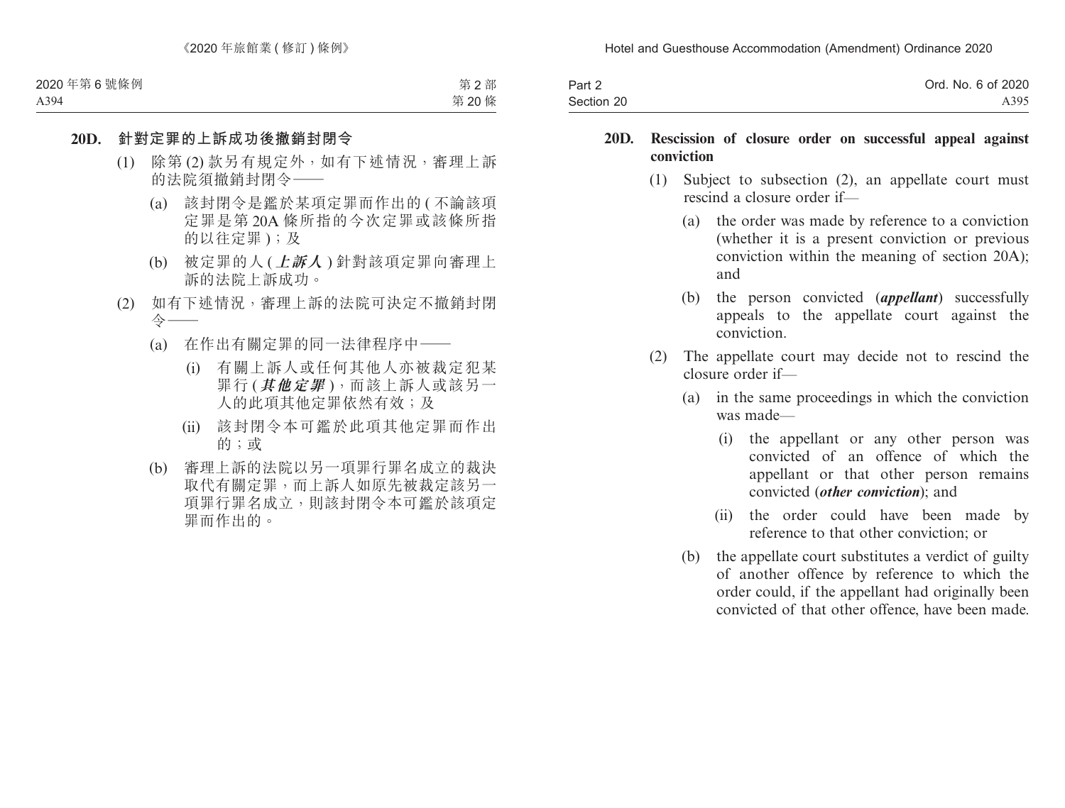### 20D. 針對定罪的上訴成功後撤銷封閉令

(1) 除第 (2) 款另有規定外，如有下述情況，審理上訴的法院須撤銷封閉令——

(a) 該封閉令是鑑於某項定罪而作出的 (不論該項定罪是第 20A 條所指的今次定罪或該條所指的以往定罪)；及

(b) 被定罪的人 (***上訴人***) 針對該項定罪向審理上訴的法院上訴成功。

(2) 如有下述情況，審理上訴的法院可決定不撤銷封閉令——

(a) 在作出有關定罪的同一法律程序中——

(i) 有關上訴人或任何其他人亦被裁定犯某罪行 (***其他定罪***)，而該上訴人或該另一人的此項其他定罪依然有效；及

(ii) 該封閉令本可鑑於此項其他定罪而作出的；或

(b) 審理上訴的法院以另一項罪行罪名成立的裁決取代有關定罪，而上訴人如原先被裁定該另一項罪行罪名成立，則該封閉令本可鑑於該項定罪而作出的。

### 20D. Rescission of closure order on successful appeal against conviction

(1) Subject to subsection (2), an appellate court must rescind a closure order if—

(a) the order was made by reference to a conviction (whether it is a present conviction or previous conviction within the meaning of section 20A); and

(b) the person convicted (***appellant***) successfully appeals to the appellate court against the conviction.

(2) The appellate court may decide not to rescind the closure order if—

(a) in the same proceedings in which the conviction was made—

(i) the appellant or any other person was convicted of an offence of which the appellant or that other person remains convicted (***other conviction***); and

(ii) the order could have been made by reference to that other conviction; or

(b) the appellate court substitutes a verdict of guilty of another offence by reference to which the order could, if the appellant had originally been convicted of that other offence, have been made.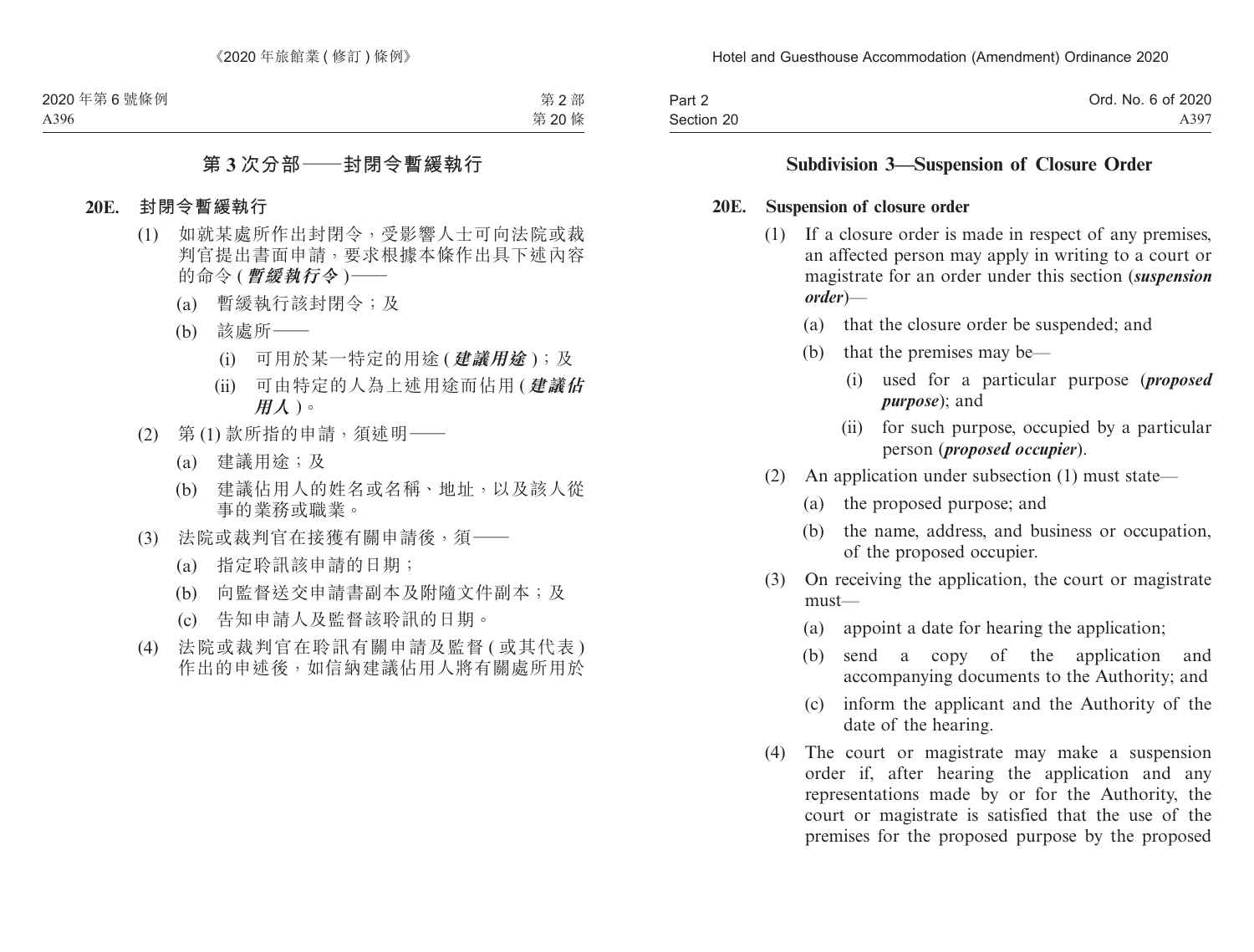## 第 3 次分部——封閉令暫緩執行

### 20E. 封閉令暫緩執行

(1) 如就某處所作出封閉令，受影響人士可向法院或裁判官提出書面申請，要求根據本條作出具下述內容的命令 (***暫緩執行令***)——

(a) 暫緩執行該封閉令；及

(b) 該處所——

(i) 可用於某一特定的用途 (***建議用途***)；及

(ii) 可由特定的人為上述用途而佔用 (***建議佔用人***)。

(2) 第 (1) 款所指的申請，須述明——

(a) 建議用途；及

(b) 建議佔用人的姓名或名稱、地址，以及該人從事的業務或職業。

(3) 法院或裁判官在接獲有關申請後，須——

(a) 指定聆訊該申請的日期；

(b) 向監督送交申請書副本及附隨文件副本；及

(c) 告知申請人及監督該聆訊的日期。

(4) 法院或裁判官在聆訊有關申請及監督 (或其代表) 作出的申述後，如信納建議佔用人將有關處所用於

## Subdivision 3—Suspension of Closure Order

### 20E. Suspension of closure order

(1) If a closure order is made in respect of any premises, an affected person may apply in writing to a court or magistrate for an order under this section (***suspension order***)—

(a) that the closure order be suspended; and

(b) that the premises may be—

(i) used for a particular purpose (***proposed purpose***); and

(ii) for such purpose, occupied by a particular person (***proposed occupier***).

(2) An application under subsection (1) must state—

(a) the proposed purpose; and

(b) the name, address, and business or occupation, of the proposed occupier.

(3) On receiving the application, the court or magistrate must—

(a) appoint a date for hearing the application;

(b) send a copy of the application and accompanying documents to the Authority; and

(c) inform the applicant and the Authority of the date of the hearing.

(4) The court or magistrate may make a suspension order if, after hearing the application and any representations made by or for the Authority, the court or magistrate is satisfied that the use of the premises for the proposed purpose by the proposed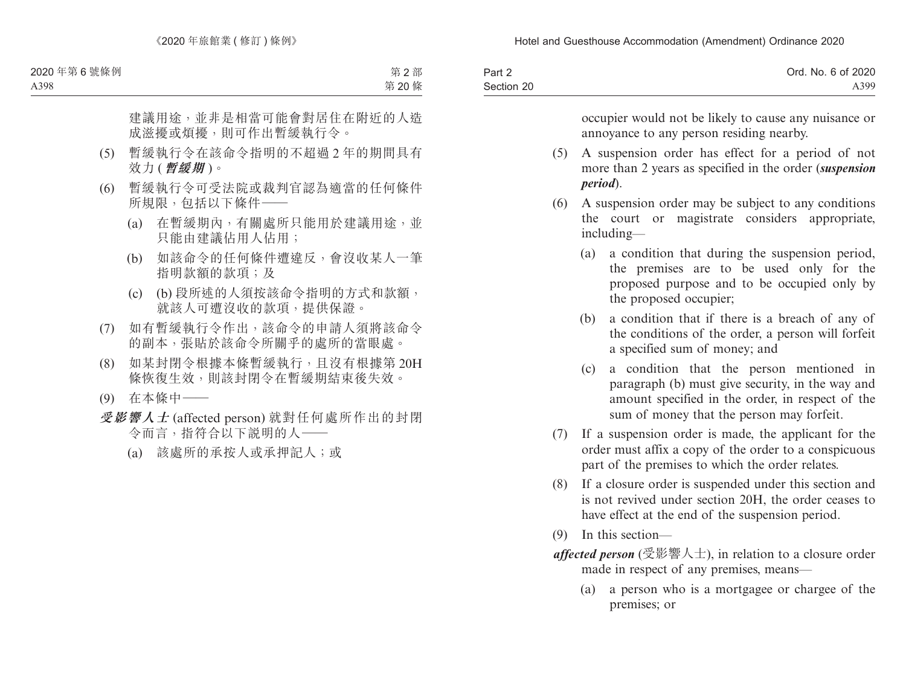建議用途，並非是相當可能會對居住在附近的人造成滋擾或煩擾，則可作出暫緩執行令。

(5) 暫緩執行令在該命令指明的不超過 2 年的期間具有效力 (***暫緩期***)。

(6) 暫緩執行令可受法院或裁判官認為適當的任何條件所規限，包括以下條件——

 (a) 在暫緩期內，有關處所只能用於建議用途，並只能由建議佔用人佔用；

 (b) 如該命令的任何條件遭違反，會沒收某人一筆指明款額的款項；及

 (c) (b) 段所述的人須按該命令指明的方式和款額，就該人可遭沒收的款項，提供保證。

(7) 如有暫緩執行令作出，該命令的申請人須將該命令的副本，張貼於該命令所關乎的處所的當眼處。

(8) 如某封閉令根據本條暫緩執行，且沒有根據第 20H 條恢復生效，則該封閉令在暫緩期結束後失效。

(9) 在本條中——

***受影響人士*** (affected person) 就對任何處所作出的封閉令而言，指符合以下說明的人——

 (a) 該處所的承按人或承押記人；或

occupier would not be likely to cause any nuisance or annoyance to any person residing nearby.

(5) A suspension order has effect for a period of not more than 2 years as specified in the order (***suspension period***).

(6) A suspension order may be subject to any conditions the court or magistrate considers appropriate, including—

 (a) a condition that during the suspension period, the premises are to be used only for the proposed purpose and to be occupied only by the proposed occupier;

 (b) a condition that if there is a breach of any of the conditions of the order, a person will forfeit a specified sum of money; and

 (c) a condition that the person mentioned in paragraph (b) must give security, in the way and amount specified in the order, in respect of the sum of money that the person may forfeit.

(7) If a suspension order is made, the applicant for the order must affix a copy of the order to a conspicuous part of the premises to which the order relates.

(8) If a closure order is suspended under this section and is not revived under section 20H, the order ceases to have effect at the end of the suspension period.

(9) In this section—

***affected person*** (受影響人士), in relation to a closure order made in respect of any premises, means—

 (a) a person who is a mortgagee or chargee of the premises; or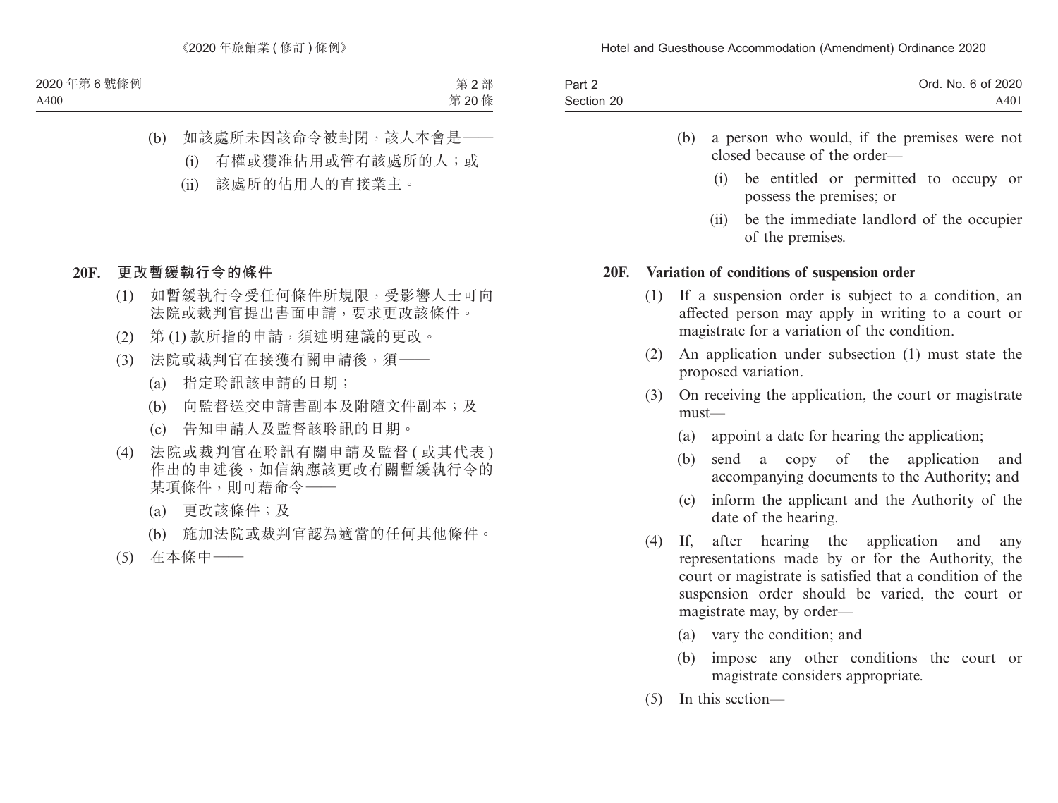(b) 如該處所未因該命令被封閉，該人本會是——

(i) 有權或獲准佔用或管有該處所的人；或

(ii) 該處所的佔用人的直接業主。

**20F. 更改暫緩執行令的條件**

(1) 如暫緩執行令受任何條件所規限，受影響人士可向法院或裁判官提出書面申請，要求更改該條件。

(2) 第 (1) 款所指的申請，須述明建議的更改。

(3) 法院或裁判官在接獲有關申請後，須——

(a) 指定聆訊該申請的日期；

(b) 向監督送交申請書副本及附隨文件副本；及

(c) 告知申請人及監督該聆訊的日期。

(4) 法院或裁判官在聆訊有關申請及監督 (或其代表) 作出的申述後，如信納應該更改有關暫緩執行令的某項條件，則可藉命令——

(a) 更改該條件；及

(b) 施加法院或裁判官認為適當的任何其他條件。

(5) 在本條中——

(b) a person who would, if the premises were not closed because of the order—

(i) be entitled or permitted to occupy or possess the premises; or

(ii) be the immediate landlord of the occupier of the premises.

**20F. Variation of conditions of suspension order**

(1) If a suspension order is subject to a condition, an affected person may apply in writing to a court or magistrate for a variation of the condition.

(2) An application under subsection (1) must state the proposed variation.

(3) On receiving the application, the court or magistrate must—

(a) appoint a date for hearing the application;

(b) send a copy of the application and accompanying documents to the Authority; and

(c) inform the applicant and the Authority of the date of the hearing.

(4) If, after hearing the application and any representations made by or for the Authority, the court or magistrate is satisfied that a condition of the suspension order should be varied, the court or magistrate may, by order—

(a) vary the condition; and

(b) impose any other conditions the court or magistrate considers appropriate.

(5) In this section—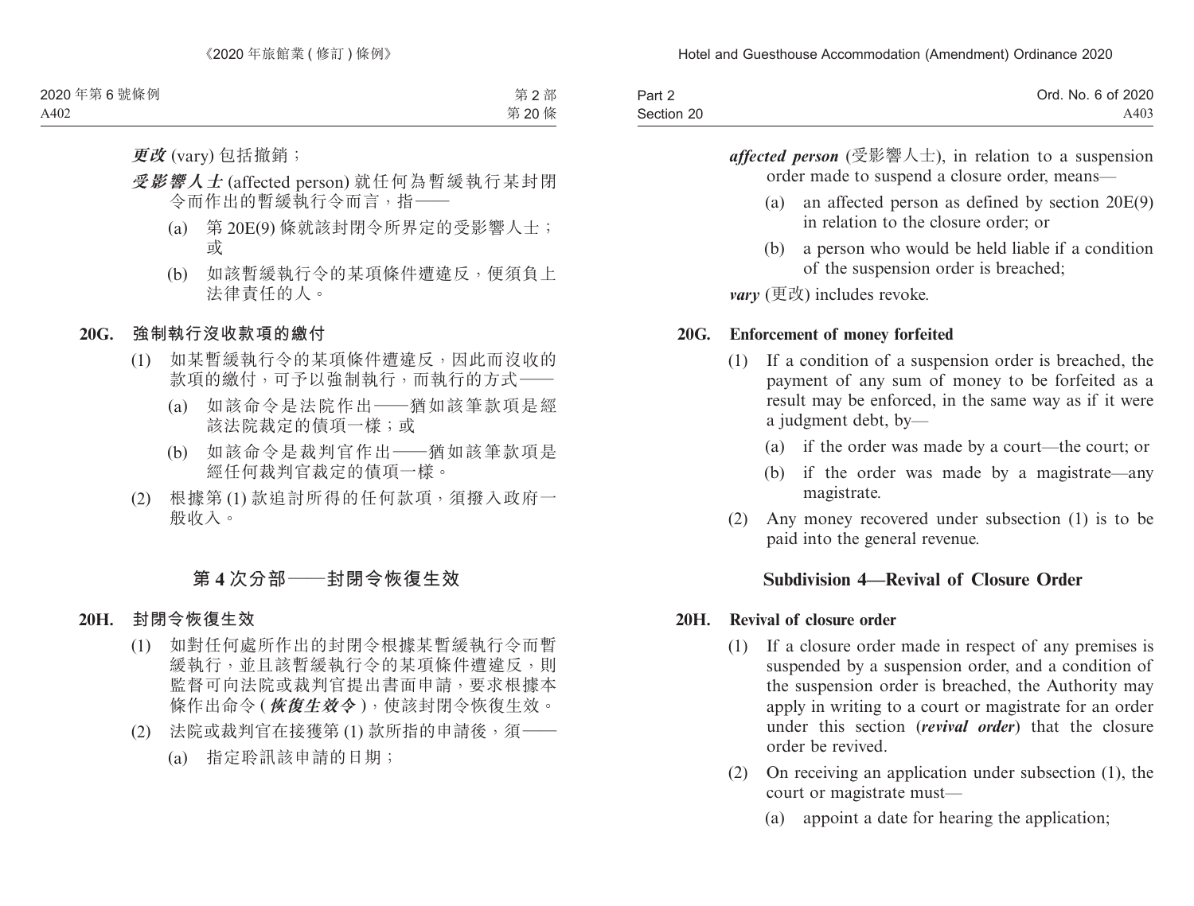***更改*** (vary) 包括撤銷；

***受影響人士*** (affected person) 就任何為暫緩執行某封閉令而作出的暫緩執行令而言，指——

(a) 第 20E(9) 條就該封閉令所界定的受影響人士；或

(b) 如該暫緩執行令的某項條件遭違反，便須負上法律責任的人。

### 20G. 強制執行沒收款項的繳付

(1) 如某暫緩執行令的某項條件遭違反，因此而沒收的款項的繳付，可予以強制執行，而執行的方式——

(a) 如該命令是法院作出——猶如該筆款項是經該法院裁定的債項一樣；或

(b) 如該命令是裁判官作出——猶如該筆款項是經任何裁判官裁定的債項一樣。

(2) 根據第 (1) 款追討所得的任何款項，須撥入政府一般收入。

## 第 4 次分部——封閉令恢復生效

### 20H. 封閉令恢復生效

(1) 如對任何處所作出的封閉令根據某暫緩執行令而暫緩執行，並且該暫緩執行令的某項條件遭違反，則監督可向法院或裁判官提出書面申請，要求根據本條作出命令 (***恢復生效令***)，使該封閉令恢復生效。

(2) 法院或裁判官在接獲第 (1) 款所指的申請後，須——

(a) 指定聆訊該申請的日期；

***affected person*** (受影響人士), in relation to a suspension order made to suspend a closure order, means—

(a) an affected person as defined by section 20E(9) in relation to the closure order; or

(b) a person who would be held liable if a condition of the suspension order is breached;

***vary*** (更改) includes revoke.

### 20G. Enforcement of money forfeited

(1) If a condition of a suspension order is breached, the payment of any sum of money to be forfeited as a result may be enforced, in the same way as if it were a judgment debt, by—

(a) if the order was made by a court—the court; or

(b) if the order was made by a magistrate—any magistrate.

(2) Any money recovered under subsection (1) is to be paid into the general revenue.

## Subdivision 4—Revival of Closure Order

### 20H. Revival of closure order

(1) If a closure order made in respect of any premises is suspended by a suspension order, and a condition of the suspension order is breached, the Authority may apply in writing to a court or magistrate for an order under this section (***revival order***) that the closure order be revived.

(2) On receiving an application under subsection (1), the court or magistrate must—

(a) appoint a date for hearing the application;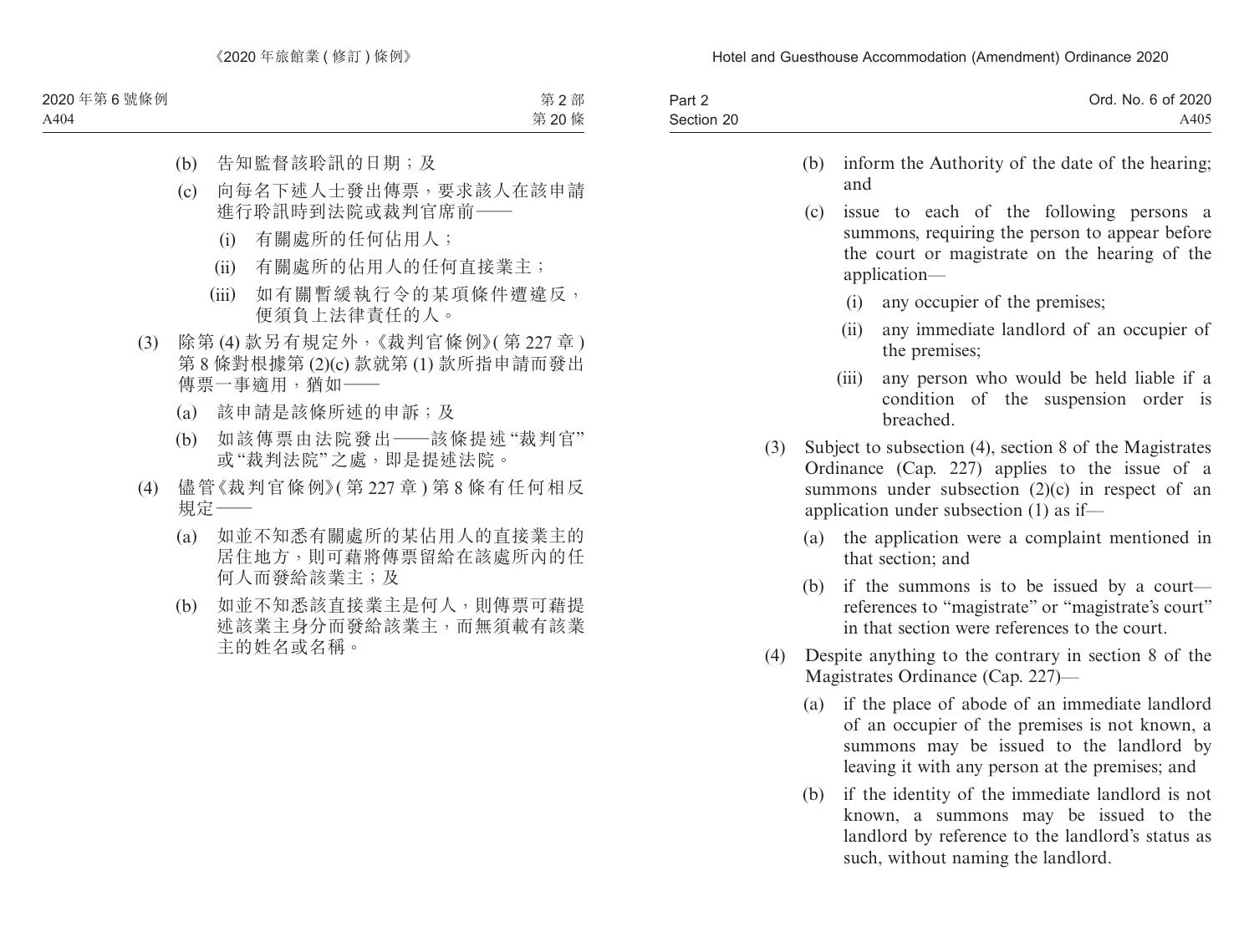(b) 告知監督該聆訊的日期；及

(c) 向每名下述人士發出傳票，要求該人在該申請進行聆訊時到法院或裁判官席前——

(i) 有關處所的任何佔用人；

(ii) 有關處所的佔用人的任何直接業主；

(iii) 如有關暫緩執行令的某項條件遭違反，便須負上法律責任的人。

(3) 除第 (4) 款另有規定外，《裁判官條例》(第 227 章) 第 8 條對根據第 (2)(c) 款就第 (1) 款所指申請而發出傳票一事適用，猶如——

(a) 該申請是該條所述的申訴；及

(b) 如該傳票由法院發出——該條提述“裁判官”或“裁判法院”之處，即是提述法院。

(4) 儘管《裁判官條例》(第 227 章) 第 8 條有任何相反規定——

(a) 如並不知悉有關處所的某佔用人的直接業主的居住地方，則可藉將傳票留給在該處所內的任何人而發給該業主；及

(b) 如並不知悉該直接業主是何人，則傳票可藉提述該業主身分而發給該業主，而無須載有該業主的姓名或名稱。

(b) inform the Authority of the date of the hearing; and

(c) issue to each of the following persons a summons, requiring the person to appear before the court or magistrate on the hearing of the application—

(i) any occupier of the premises;

(ii) any immediate landlord of an occupier of the premises;

(iii) any person who would be held liable if a condition of the suspension order is breached.

(3) Subject to subsection (4), section 8 of the Magistrates Ordinance (Cap. 227) applies to the issue of a summons under subsection (2)(c) in respect of an application under subsection (1) as if—

(a) the application were a complaint mentioned in that section; and

(b) if the summons is to be issued by a court—references to “magistrate” or “magistrate’s court” in that section were references to the court.

(4) Despite anything to the contrary in section 8 of the Magistrates Ordinance (Cap. 227)—

(a) if the place of abode of an immediate landlord of an occupier of the premises is not known, a summons may be issued to the landlord by leaving it with any person at the premises; and

(b) if the identity of the immediate landlord is not known, a summons may be issued to the landlord by reference to the landlord’s status as such, without naming the landlord.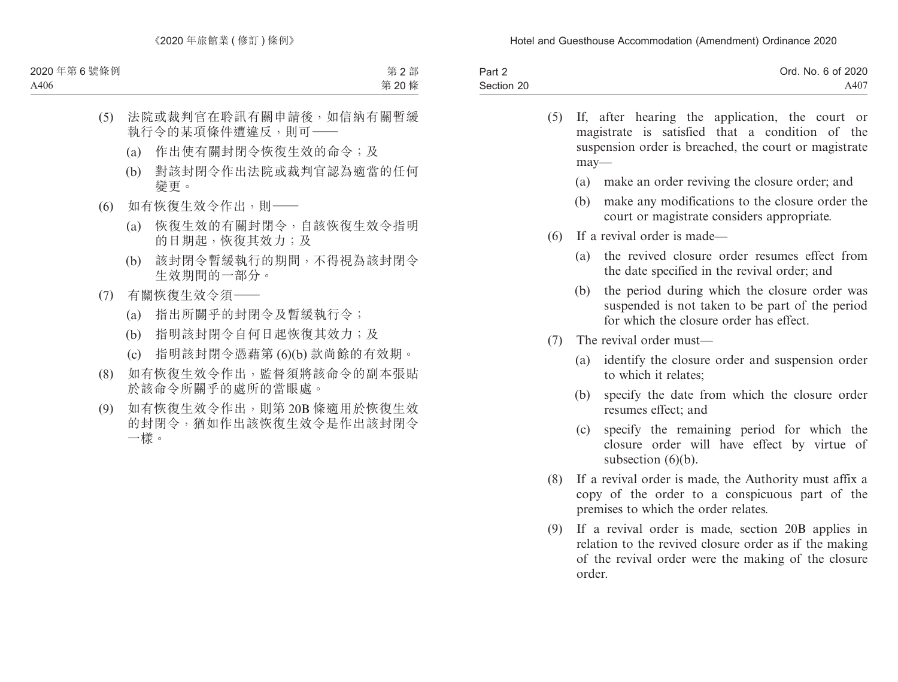(5) 法院或裁判官在聆訊有關申請後，如信納有關暫緩執行令的某項條件遭違反，則可——

(a) 作出使有關封閉令恢復生效的命令；及

(b) 對該封閉令作出法院或裁判官認為適當的任何變更。

(6) 如有恢復生效令作出，則——

(a) 恢復生效的有關封閉令，自該恢復生效令指明的日期起，恢復其效力；及

(b) 該封閉令暫緩執行的期間，不得視為該封閉令生效期間的一部分。

(7) 有關恢復生效令須——

(a) 指出所關乎的封閉令及暫緩執行令；

(b) 指明該封閉令自何日起恢復其效力；及

(c) 指明該封閉令憑藉第 (6)(b) 款尚餘的有效期。

(8) 如有恢復生效令作出，監督須將該命令的副本張貼於該命令所關乎的處所的當眼處。

(9) 如有恢復生效令作出，則第 20B 條適用於恢復生效的封閉令，猶如作出該恢復生效令是作出該封閉令一樣。

(5) If, after hearing the application, the court or magistrate is satisfied that a condition of the suspension order is breached, the court or magistrate may—

(a) make an order reviving the closure order; and

(b) make any modifications to the closure order the court or magistrate considers appropriate.

(6) If a revival order is made—

(a) the revived closure order resumes effect from the date specified in the revival order; and

(b) the period during which the closure order was suspended is not taken to be part of the period for which the closure order has effect.

(7) The revival order must—

(a) identify the closure order and suspension order to which it relates;

(b) specify the date from which the closure order resumes effect; and

(c) specify the remaining period for which the closure order will have effect by virtue of subsection (6)(b).

(8) If a revival order is made, the Authority must affix a copy of the order to a conspicuous part of the premises to which the order relates.

(9) If a revival order is made, section 20B applies in relation to the revived closure order as if the making of the revival order were the making of the closure order.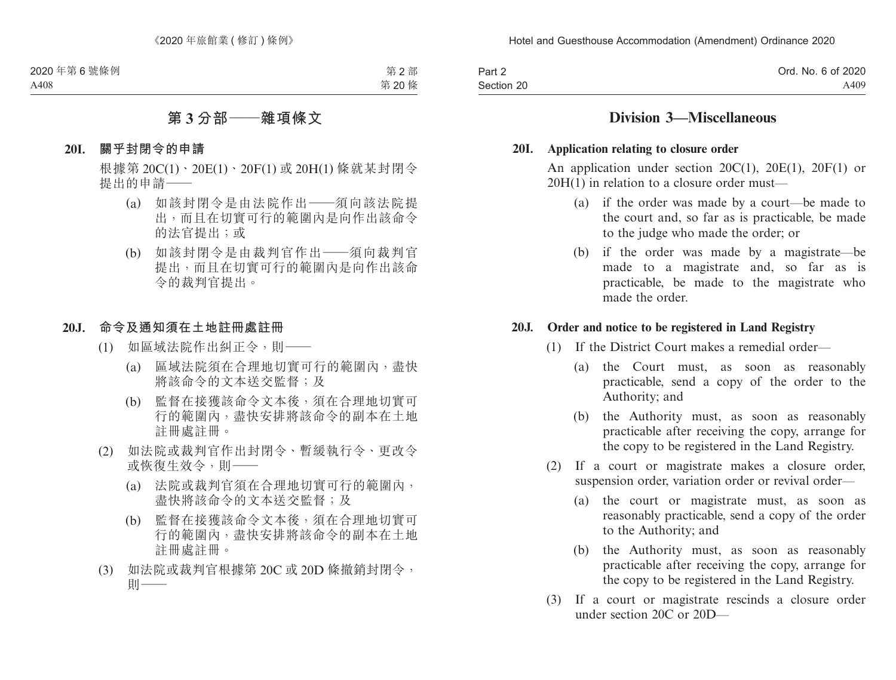## 第 3 分部——雜項條文

**20I. 關乎封閉令的申請**

根據第 20C(1)、20E(1)、20F(1) 或 20H(1) 條就某封閉令提出的申請——

(a) 如該封閉令是由法院作出——須向該法院提出，而且在切實可行的範圍內是向作出該命令的法官提出；或

(b) 如該封閉令是由裁判官作出——須向裁判官提出，而且在切實可行的範圍內是向作出該命令的裁判官提出。

**20J. 命令及通知須在土地註冊處註冊**

(1) 如區域法院作出糾正令，則——

(a) 區域法院須在合理地切實可行的範圍內，盡快將該命令的文本送交監督；及

(b) 監督在接獲該命令文本後，須在合理地切實可行的範圍內，盡快安排將該命令的副本在土地註冊處註冊。

(2) 如法院或裁判官作出封閉令、暫緩執行令、更改令或恢復生效令，則——

(a) 法院或裁判官須在合理地切實可行的範圍內，盡快將該命令的文本送交監督；及

(b) 監督在接獲該命令文本後，須在合理地切實可行的範圍內，盡快安排將該命令的副本在土地註冊處註冊。

(3) 如法院或裁判官根據第 20C 或 20D 條撤銷封閉令，則——

## Division 3—Miscellaneous

**20I. Application relating to closure order**

An application under section 20C(1), 20E(1), 20F(1) or 20H(1) in relation to a closure order must—

(a) if the order was made by a court—be made to the court and, so far as is practicable, be made to the judge who made the order; or

(b) if the order was made by a magistrate—be made to a magistrate and, so far as is practicable, be made to the magistrate who made the order.

**20J. Order and notice to be registered in Land Registry**

(1) If the District Court makes a remedial order—

(a) the Court must, as soon as reasonably practicable, send a copy of the order to the Authority; and

(b) the Authority must, as soon as reasonably practicable after receiving the copy, arrange for the copy to be registered in the Land Registry.

(2) If a court or magistrate makes a closure order, suspension order, variation order or revival order—

(a) the court or magistrate must, as soon as reasonably practicable, send a copy of the order to the Authority; and

(b) the Authority must, as soon as reasonably practicable after receiving the copy, arrange for the copy to be registered in the Land Registry.

(3) If a court or magistrate rescinds a closure order under section 20C or 20D—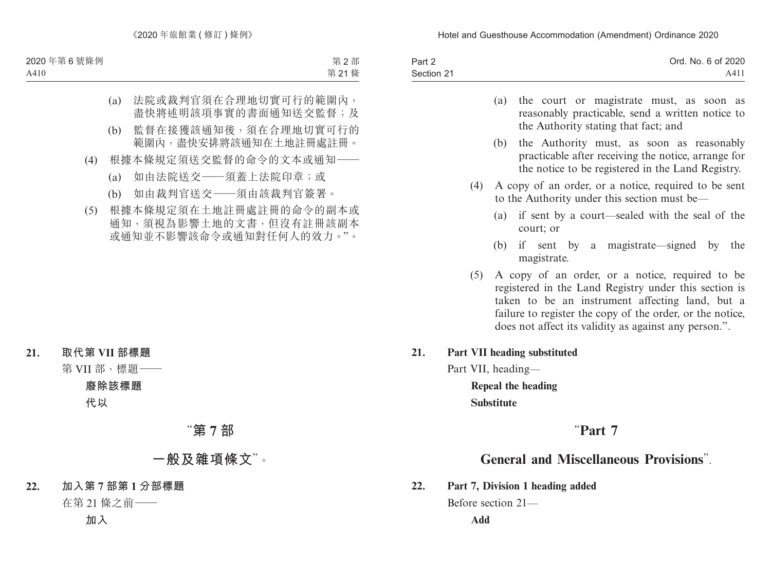(a) 法院或裁判官須在合理地切實可行的範圍內，盡快將述明該項事實的書面通知送交監督；及

(b) 監督在接獲該通知後，須在合理地切實可行的範圍內，盡快安排將該通知在土地註冊處註冊。

(4) 根據本條規定須送交監督的命令的文本或通知——

(a) 如由法院送交——須蓋上法院印章；或

(b) 如由裁判官送交——須由該裁判官簽署。

(5) 根據本條規定須在土地註冊處註冊的命令的副本或通知，須視為影響土地的文書，但沒有註冊該副本或通知並不影響該命令或通知對任何人的效力。”。

**21. 取代第 VII 部標題**

第 VII 部，標題——

**廢除該標題**

**代以**

“**第 7 部**

**一般及雜項條文**”。

**22. 加入第 7 部第 1 分部標題**

在第 21 條之前——

**加入**

(a) the court or magistrate must, as soon as reasonably practicable, send a written notice to the Authority stating that fact; and

(b) the Authority must, as soon as reasonably practicable after receiving the notice, arrange for the notice to be registered in the Land Registry.

(4) A copy of an order, or a notice, required to be sent to the Authority under this section must be—

(a) if sent by a court—sealed with the seal of the court; or

(b) if sent by a magistrate—signed by the magistrate.

(5) A copy of an order, or a notice, required to be registered in the Land Registry under this section is taken to be an instrument affecting land, but a failure to register the copy of the order, or the notice, does not affect its validity as against any person.”.

**21. Part VII heading substituted**

Part VII, heading—

**Repeal the heading**

**Substitute**

“**Part 7**

**General and Miscellaneous Provisions**”.

**22. Part 7, Division 1 heading added**

Before section 21—

**Add**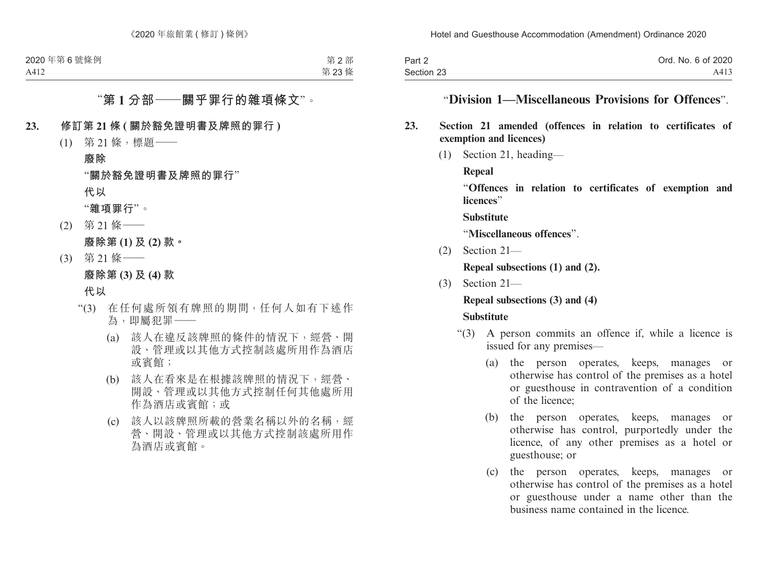"第 1 分部——關乎罪行的雜項條文"。

**23. 修訂第 21 條 (關於豁免證明書及牌照的罪行)**

(1) 第 21 條，標題——

**廢除**

"**關於豁免證明書及牌照的罪行**"

**代以**

"**雜項罪行**"。

(2) 第 21 條——

**廢除第 (1) 及 (2) 款。**

(3) 第 21 條——

**廢除第 (3) 及 (4) 款**

**代以**

"(3) 在任何處所領有牌照的期間，任何人如有下述作為，即屬犯罪——

(a) 該人在違反該牌照的條件的情況下，經營、開設、管理或以其他方式控制該處所用作為酒店或賓館；

(b) 該人在看來是在根據該牌照的情況下，經營、開設、管理或以其他方式控制任何其他處所用作為酒店或賓館；或

(c) 該人以該牌照所載的營業名稱以外的名稱，經營、開設、管理或以其他方式控制該處所用作為酒店或賓館。

"**Division 1—Miscellaneous Provisions for Offences**".

**23. Section 21 amended (offences in relation to certificates of exemption and licences)**

(1) Section 21, heading—

**Repeal**

"**Offences in relation to certificates of exemption and licences**"

**Substitute**

"**Miscellaneous offences**".

(2) Section 21—

**Repeal subsections (1) and (2).**

(3) Section 21—

**Repeal subsections (3) and (4)**

**Substitute**

"(3) A person commits an offence if, while a licence is issued for any premises—

(a) the person operates, keeps, manages or otherwise has control of the premises as a hotel or guesthouse in contravention of a condition of the licence;

(b) the person operates, keeps, manages or otherwise has control, purportedly under the licence, of any other premises as a hotel or guesthouse; or

(c) the person operates, keeps, manages or otherwise has control of the premises as a hotel or guesthouse under a name other than the business name contained in the licence.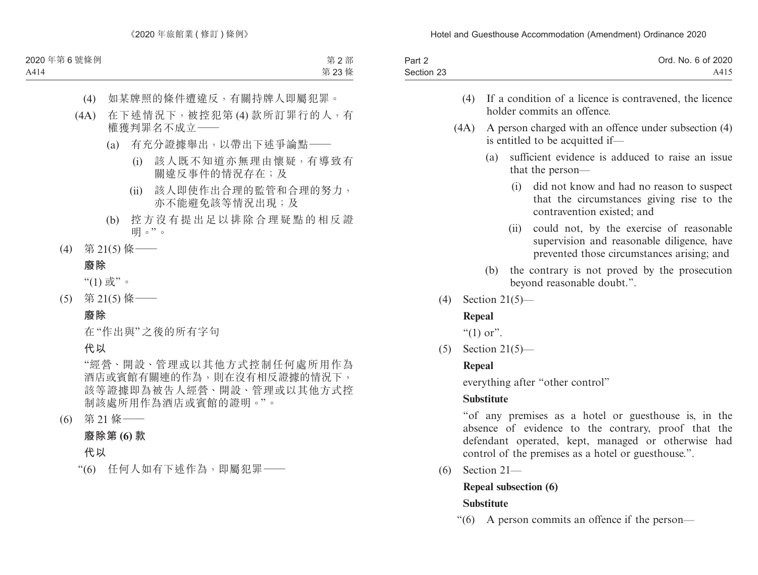(4) 如某牌照的條件遭違反，有關持牌人即屬犯罪。

(4A) 在下述情況下，被控犯第 (4) 款所訂罪行的人，有權獲判罪名不成立——

(a) 有充分證據舉出，以帶出下述爭論點——

(i) 該人既不知道亦無理由懷疑，有導致有關違反事件的情況存在；及

(ii) 該人即使作出合理的監管和合理的努力，亦不能避免該等情況出現；及

(b) 控方沒有提出足以排除合理疑點的相反證明。”。

(4) 第 21(5) 條——

**廢除**

“(1) 或”。

(5) 第 21(5) 條——

**廢除**

在“作出與”之後的所有字句

**代以**

“經營、開設、管理或以其他方式控制任何處所用作為酒店或賓館有關連的作為，則在沒有相反證據的情況下，該等證據即為被告人經營、開設、管理或以其他方式控制該處所用作為酒店或賓館的證明。”。

(6) 第 21 條——

**廢除第 (6) 款**

**代以**

“(6) 任何人如有下述作為，即屬犯罪——

(4) If a condition of a licence is contravened, the licence holder commits an offence.

(4A) A person charged with an offence under subsection (4) is entitled to be acquitted if—

(a) sufficient evidence is adduced to raise an issue that the person—

(i) did not know and had no reason to suspect that the circumstances giving rise to the contravention existed; and

(ii) could not, by the exercise of reasonable supervision and reasonable diligence, have prevented those circumstances arising; and

(b) the contrary is not proved by the prosecution beyond reasonable doubt.”.

(4) Section 21(5)—

**Repeal**

“(1) or”.

(5) Section 21(5)—

**Repeal**

everything after “other control”

**Substitute**

“of any premises as a hotel or guesthouse is, in the absence of evidence to the contrary, proof that the defendant operated, kept, managed or otherwise had control of the premises as a hotel or guesthouse.”.

(6) Section 21—

**Repeal subsection (6)**

**Substitute**

“(6) A person commits an offence if the person—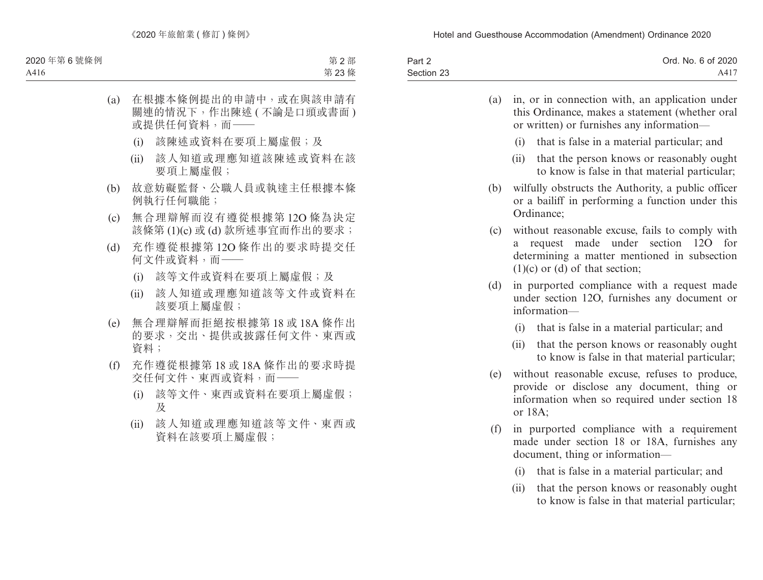(a) 在根據本條例提出的申請中，或在與該申請有關連的情況下，作出陳述 ( 不論是口頭或書面 ) 或提供任何資料，而——

(i) 該陳述或資料在要項上屬虛假；及

(ii) 該人知道或理應知道該陳述或資料在該要項上屬虛假；

(b) 故意妨礙監督、公職人員或執達主任根據本條例執行任何職能；

(c) 無合理辯解而沒有遵從根據第 12O 條為決定該條第 (1)(c) 或 (d) 款所述事宜而作出的要求；

(d) 充作遵從根據第 12O 條作出的要求時提交任何文件或資料，而——

(i) 該等文件或資料在要項上屬虛假；及

(ii) 該人知道或理應知道該等文件或資料在該要項上屬虛假；

(e) 無合理辯解而拒絕按根據第 18 或 18A 條作出的要求，交出、提供或披露任何文件、東西或資料；

(f) 充作遵從根據第 18 或 18A 條作出的要求時提交任何文件、東西或資料，而——

(i) 該等文件、東西或資料在要項上屬虛假；及

(ii) 該人知道或理應知道該等文件、東西或資料在該要項上屬虛假；

(a) in, or in connection with, an application under this Ordinance, makes a statement (whether oral or written) or furnishes any information—

(i) that is false in a material particular; and

(ii) that the person knows or reasonably ought to know is false in that material particular;

(b) wilfully obstructs the Authority, a public officer or a bailiff in performing a function under this Ordinance;

(c) without reasonable excuse, fails to comply with a request made under section 12O for determining a matter mentioned in subsection (1)(c) or (d) of that section;

(d) in purported compliance with a request made under section 12O, furnishes any document or information—

(i) that is false in a material particular; and

(ii) that the person knows or reasonably ought to know is false in that material particular;

(e) without reasonable excuse, refuses to produce, provide or disclose any document, thing or information when so required under section 18 or 18A;

(f) in purported compliance with a requirement made under section 18 or 18A, furnishes any document, thing or information—

(i) that is false in a material particular; and

(ii) that the person knows or reasonably ought to know is false in that material particular;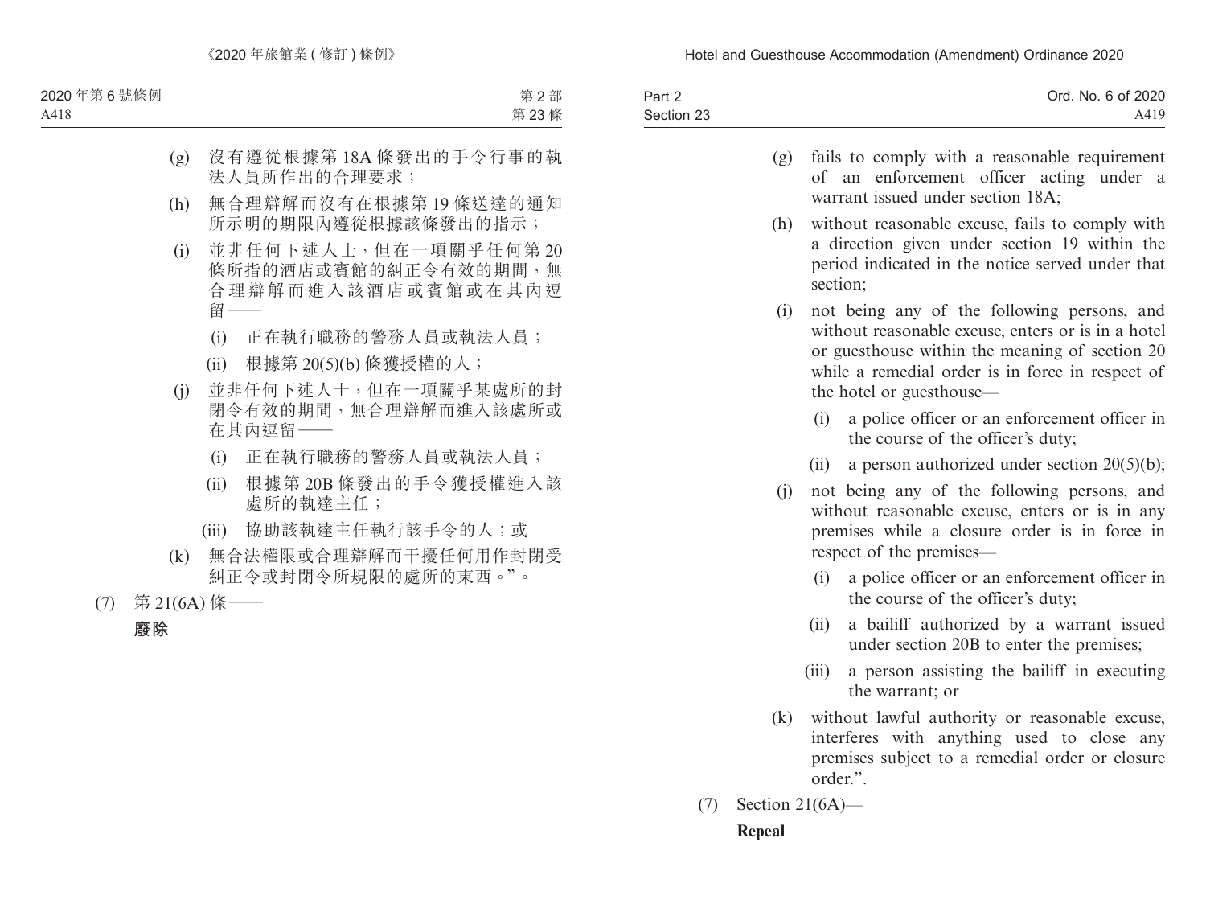(g) 沒有遵從根據第 18A 條發出的手令行事的執法人員所作出的合理要求；

(h) 無合理辯解而沒有在根據第 19 條送達的通知所示明的期限內遵從根據該條發出的指示；

(i) 並非任何下述人士，但在一項關乎任何第 20 條所指的酒店或賓館的糾正令有效的期間，無合理辯解而進入該酒店或賓館或在其內逗留——

  (i) 正在執行職務的警務人員或執法人員；

  (ii) 根據第 20(5)(b) 條獲授權的人；

(j) 並非任何下述人士，但在一項關乎某處所的封閉令有效的期間，無合理辯解而進入該處所或在其內逗留——

  (i) 正在執行職務的警務人員或執法人員；

  (ii) 根據第 20B 條發出的手令獲授權進入該處所的執達主任；

  (iii) 協助該執達主任執行該手令的人；或

(k) 無合法權限或合理辯解而干擾任何用作封閉受糾正令或封閉令所規限的處所的東西。”。

(7) 第 21(6A) 條——

**廢除**

(g) fails to comply with a reasonable requirement of an enforcement officer acting under a warrant issued under section 18A;

(h) without reasonable excuse, fails to comply with a direction given under section 19 within the period indicated in the notice served under that section;

(i) not being any of the following persons, and without reasonable excuse, enters or is in a hotel or guesthouse within the meaning of section 20 while a remedial order is in force in respect of the hotel or guesthouse—

  (i) a police officer or an enforcement officer in the course of the officer's duty;

  (ii) a person authorized under section 20(5)(b);

(j) not being any of the following persons, and without reasonable excuse, enters or is in any premises while a closure order is in force in respect of the premises—

  (i) a police officer or an enforcement officer in the course of the officer's duty;

  (ii) a bailiff authorized by a warrant issued under section 20B to enter the premises;

  (iii) a person assisting the bailiff in executing the warrant; or

(k) without lawful authority or reasonable excuse, interferes with anything used to close any premises subject to a remedial order or closure order.”.

(7) Section 21(6A)—

**Repeal**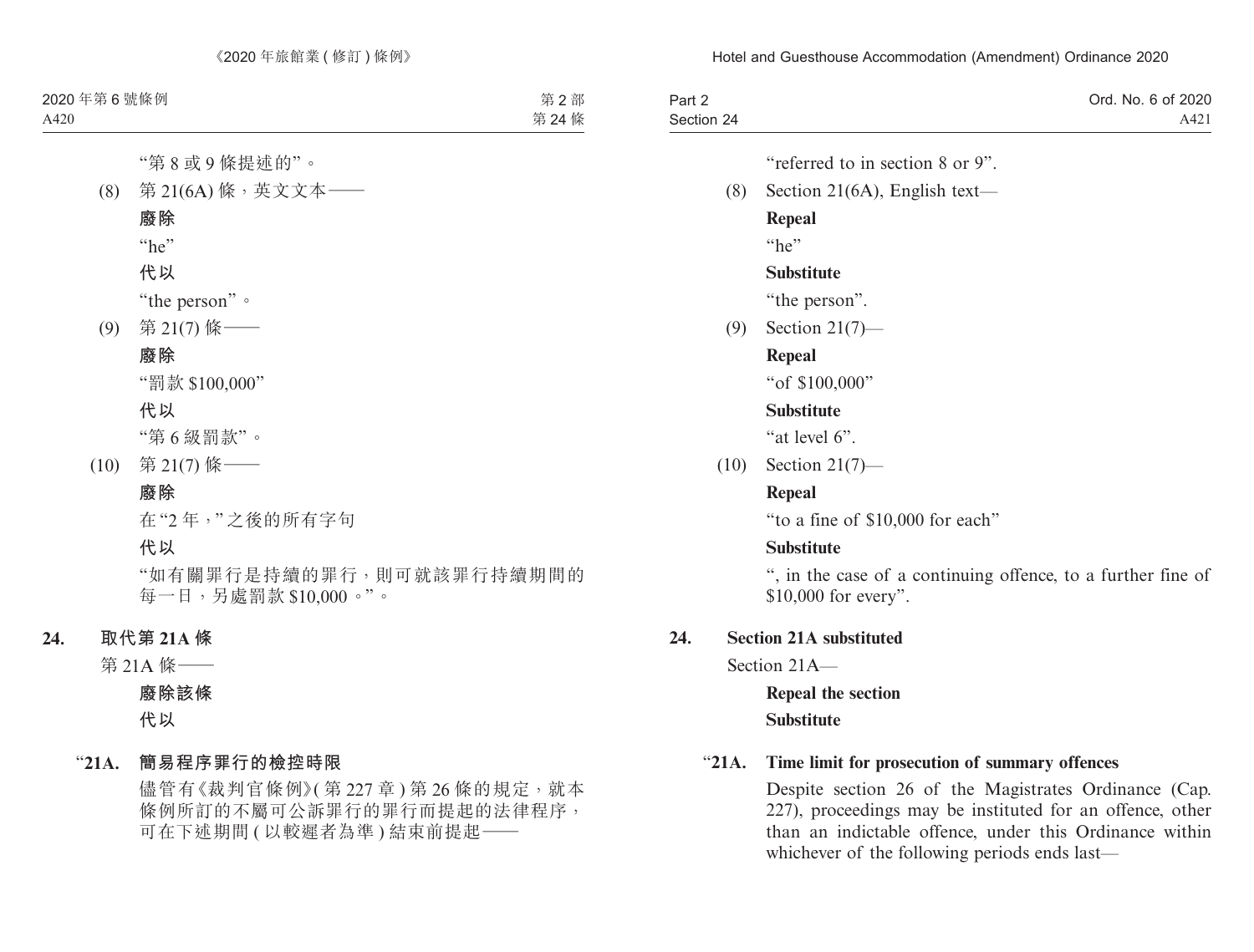"第 8 或 9 條提述的"。

(8) 第 21(6A) 條,英文文本——

**廢除**

"he"

**代以**

"the person"。

(9) 第 21(7) 條——

**廢除**

"罰款 $100,000"

**代以**

"第 6 級罰款"。

(10) 第 21(7) 條——

**廢除**

在"2 年,"之後的所有字句

**代以**

"如有關罪行是持續的罪行,則可就該罪行持續期間的每一日,另處罰款 $10,000。"。

**24. 取代第 21A 條**

第 21A 條——

**廢除該條**

**代以**

"**21A. 簡易程序罪行的檢控時限**

儘管有《裁判官條例》(第 227 章) 第 26 條的規定,就本條例所訂的不屬可公訴罪行的罪行而提起的法律程序,可在下述期間 (以較遲者為準) 結束前提起——

"referred to in section 8 or 9".

(8) Section 21(6A), English text—

**Repeal**

"he"

**Substitute**

"the person".

(9) Section 21(7)—

**Repeal**

"of $100,000"

**Substitute**

"at level 6".

(10) Section 21(7)—

**Repeal**

"to a fine of $10,000 for each"

**Substitute**

", in the case of a continuing offence, to a further fine of $10,000 for every".

**24. Section 21A substituted**

Section 21A—

**Repeal the section**

**Substitute**

"**21A. Time limit for prosecution of summary offences**

Despite section 26 of the Magistrates Ordinance (Cap. 227), proceedings may be instituted for an offence, other than an indictable offence, under this Ordinance within whichever of the following periods ends last—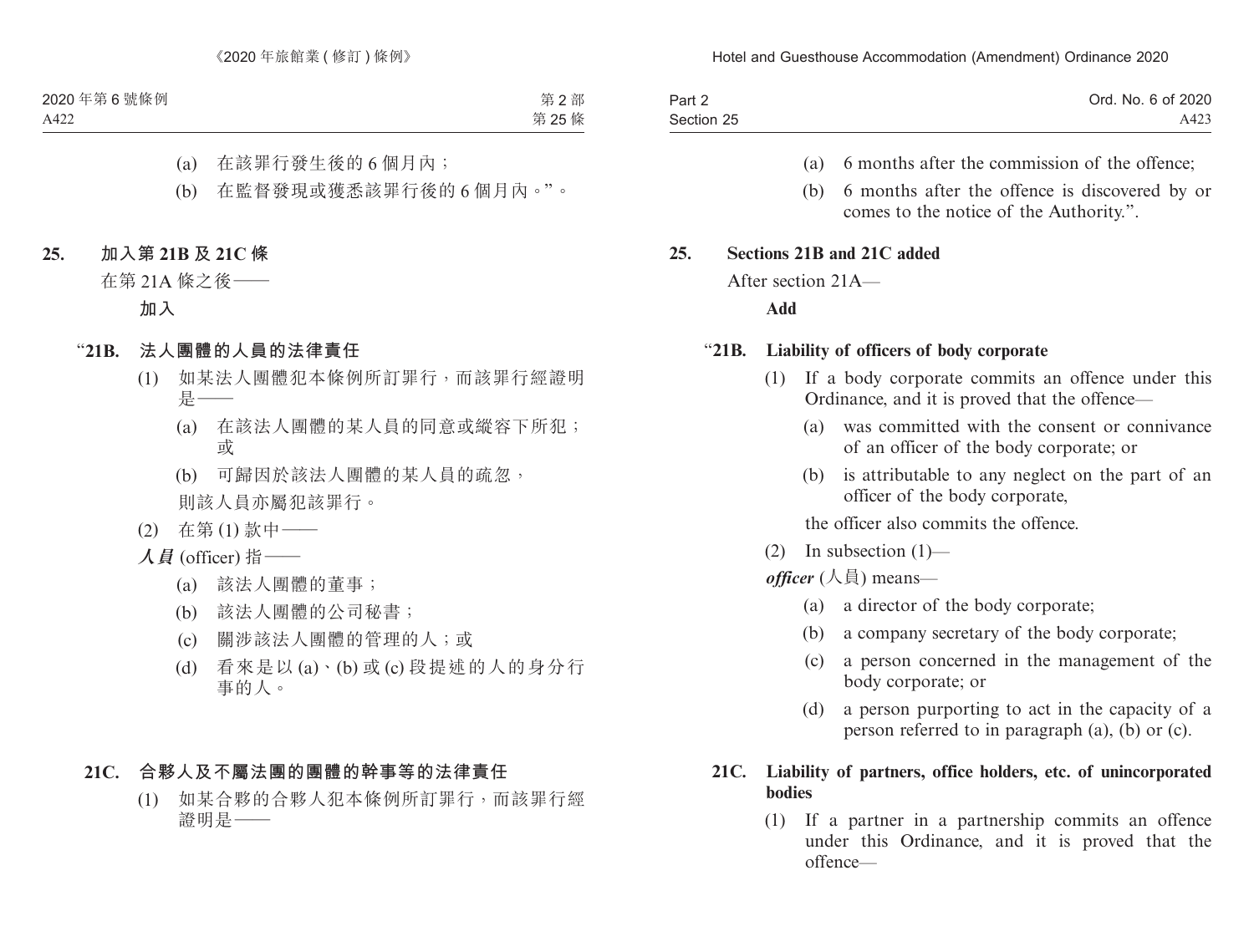(a) 在該罪行發生後的 6 個月內；

(b) 在監督發現或獲悉該罪行後的 6 個月內。”。

**25. 加入第 21B 及 21C 條**

在第 21A 條之後——

**加入**

**“21B. 法人團體的人員的法律責任**

(1) 如某法人團體犯本條例所訂罪行，而該罪行經證明是——

(a) 在該法人團體的某人員的同意或縱容下所犯；或

(b) 可歸因於該法人團體的某人員的疏忽，

則該人員亦屬犯該罪行。

(2) 在第 (1) 款中——

***人員*** (officer) 指——

(a) 該法人團體的董事；

(b) 該法人團體的公司秘書；

(c) 關涉該法人團體的管理的人；或

(d) 看來是以 (a)、(b) 或 (c) 段提述的人的身分行事的人。

**21C. 合夥人及不屬法團的團體的幹事等的法律責任**

(1) 如某合夥的合夥人犯本條例所訂罪行，而該罪行經證明是——

(a) 6 months after the commission of the offence;

(b) 6 months after the offence is discovered by or comes to the notice of the Authority.”.

**25. Sections 21B and 21C added**

After section 21A—

**Add**

**“21B. Liability of officers of body corporate**

(1) If a body corporate commits an offence under this Ordinance, and it is proved that the offence—

(a) was committed with the consent or connivance of an officer of the body corporate; or

(b) is attributable to any neglect on the part of an officer of the body corporate,

the officer also commits the offence.

(2) In subsection (1)—

***officer*** (人員) means—

(a) a director of the body corporate;

(b) a company secretary of the body corporate;

(c) a person concerned in the management of the body corporate; or

(d) a person purporting to act in the capacity of a person referred to in paragraph (a), (b) or (c).

**21C. Liability of partners, office holders, etc. of unincorporated bodies**

(1) If a partner in a partnership commits an offence under this Ordinance, and it is proved that the offence—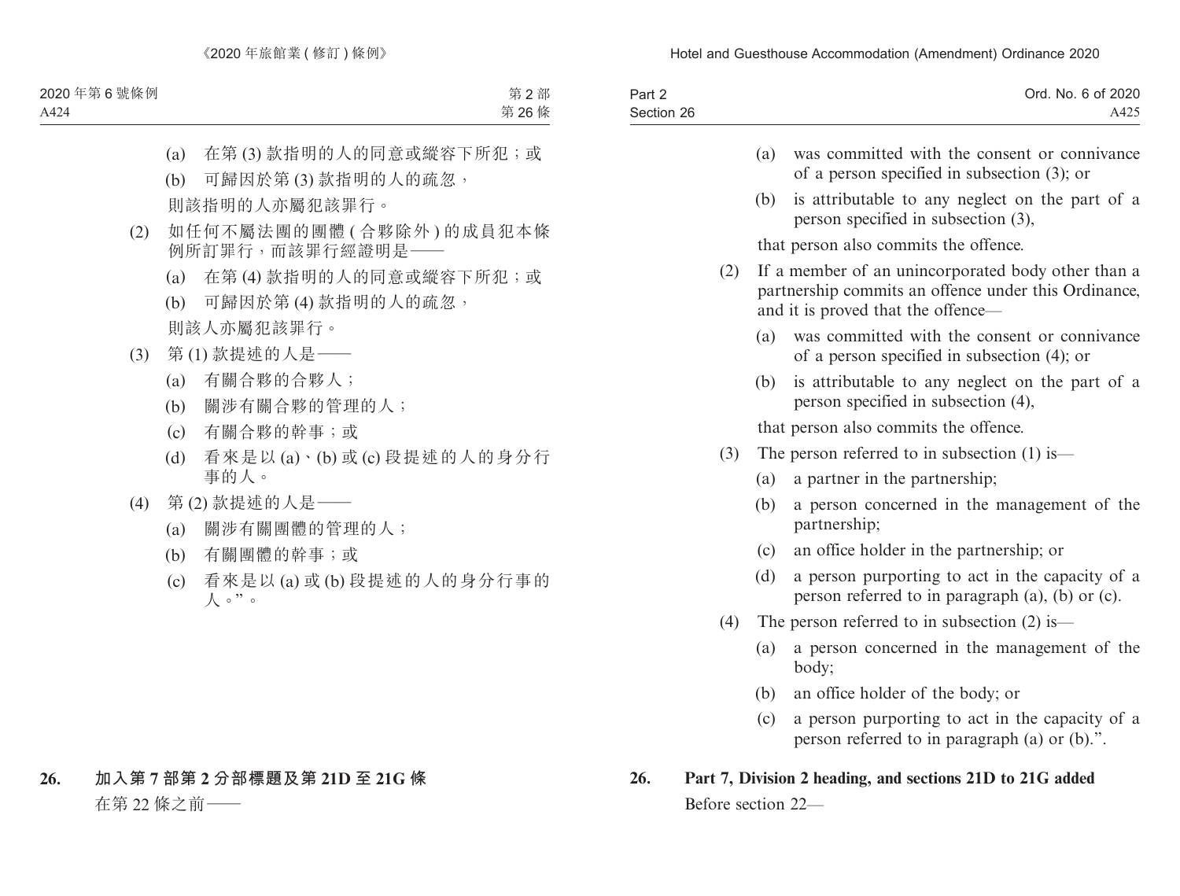(a) 在第 (3) 款指明的人的同意或縱容下所犯；或

(b) 可歸因於第 (3) 款指明的人的疏忽，

則該指明的人亦屬犯該罪行。

(2) 如任何不屬法團的團體 (合夥除外) 的成員犯本條例所訂罪行，而該罪行經證明是——

(a) 在第 (4) 款指明的人的同意或縱容下所犯；或

(b) 可歸因於第 (4) 款指明的人的疏忽，

則該人亦屬犯該罪行。

(3) 第 (1) 款提述的人是——

(a) 有關合夥的合夥人；

(b) 關涉有關合夥的管理的人；

(c) 有關合夥的幹事；或

(d) 看來是以 (a)、(b) 或 (c) 段提述的人的身分行事的人。

(4) 第 (2) 款提述的人是——

(a) 關涉有關團體的管理的人；

(b) 有關團體的幹事；或

(c) 看來是以 (a) 或 (b) 段提述的人的身分行事的人。”。

**26. 加入第 7 部第 2 分部標題及第 21D 至 21G 條**

在第 22 條之前——

(a) was committed with the consent or connivance of a person specified in subsection (3); or

(b) is attributable to any neglect on the part of a person specified in subsection (3),

that person also commits the offence.

(2) If a member of an unincorporated body other than a partnership commits an offence under this Ordinance, and it is proved that the offence—

(a) was committed with the consent or connivance of a person specified in subsection (4); or

(b) is attributable to any neglect on the part of a person specified in subsection (4),

that person also commits the offence.

(3) The person referred to in subsection (1) is—

(a) a partner in the partnership;

(b) a person concerned in the management of the partnership;

(c) an office holder in the partnership; or

(d) a person purporting to act in the capacity of a person referred to in paragraph (a), (b) or (c).

(4) The person referred to in subsection (2) is—

(a) a person concerned in the management of the body;

(b) an office holder of the body; or

(c) a person purporting to act in the capacity of a person referred to in paragraph (a) or (b).”.

**26. Part 7, Division 2 heading, and sections 21D to 21G added**

Before section 22—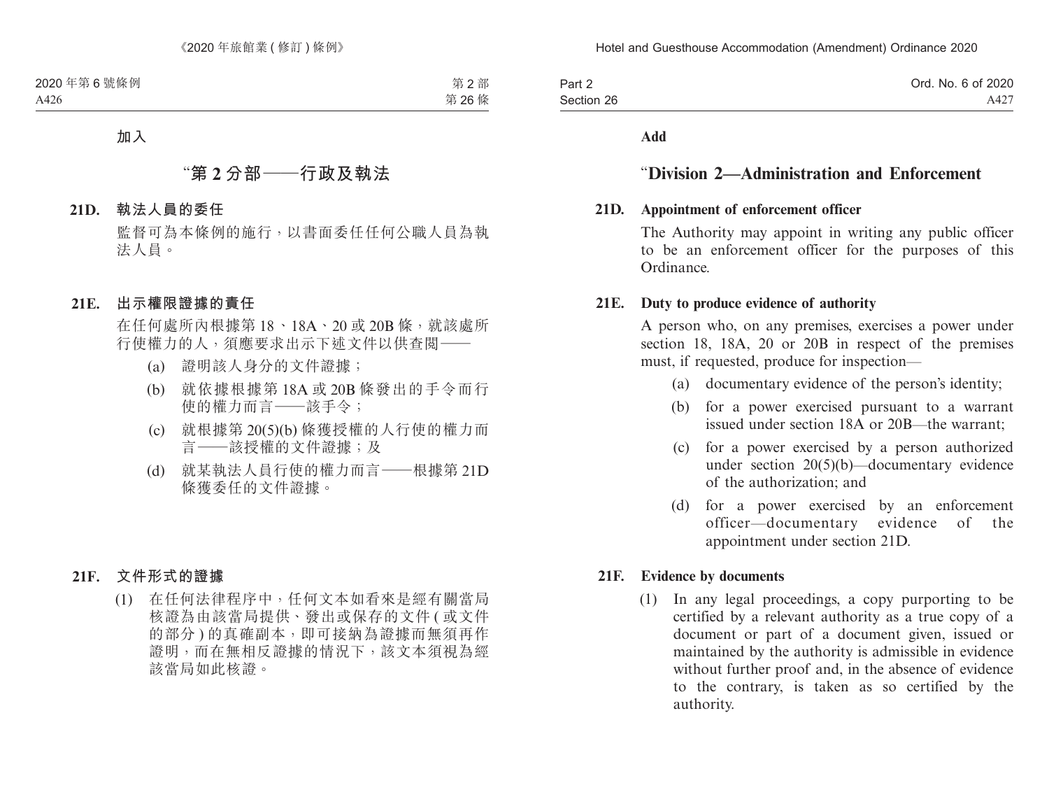加入

## “第 2 分部——行政及執法

**21D. 執法人員的委任**

監督可為本條例的施行，以書面委任任何公職人員為執法人員。

**21E. 出示權限證據的責任**

在任何處所內根據第 18、18A、20 或 20B 條，就該處所行使權力的人，須應要求出示下述文件以供查閱——

(a) 證明該人身分的文件證據；

(b) 就依據根據第 18A 或 20B 條發出的手令而行使的權力而言——該手令；

(c) 就根據第 20(5)(b) 條獲授權的人行使的權力而言——該授權的文件證據；及

(d) 就某執法人員行使的權力而言——根據第 21D 條獲委任的文件證據。

**21F. 文件形式的證據**

(1) 在任何法律程序中，任何文本如看來是經有關當局核證為由該當局提供、發出或保存的文件 ( 或文件的部分 ) 的真確副本，即可接納為證據而無須再作證明，而在無相反證據的情況下，該文本須視為經該當局如此核證。

**Add**

## “Division 2—Administration and Enforcement

**21D. Appointment of enforcement officer**

The Authority may appoint in writing any public officer to be an enforcement officer for the purposes of this Ordinance.

**21E. Duty to produce evidence of authority**

A person who, on any premises, exercises a power under section 18, 18A, 20 or 20B in respect of the premises must, if requested, produce for inspection—

(a) documentary evidence of the person’s identity;

(b) for a power exercised pursuant to a warrant issued under section 18A or 20B—the warrant;

(c) for a power exercised by a person authorized under section 20(5)(b)—documentary evidence of the authorization; and

(d) for a power exercised by an enforcement officer—documentary evidence of the appointment under section 21D.

**21F. Evidence by documents**

(1) In any legal proceedings, a copy purporting to be certified by a relevant authority as a true copy of a document or part of a document given, issued or maintained by the authority is admissible in evidence without further proof and, in the absence of evidence to the contrary, is taken as so certified by the authority.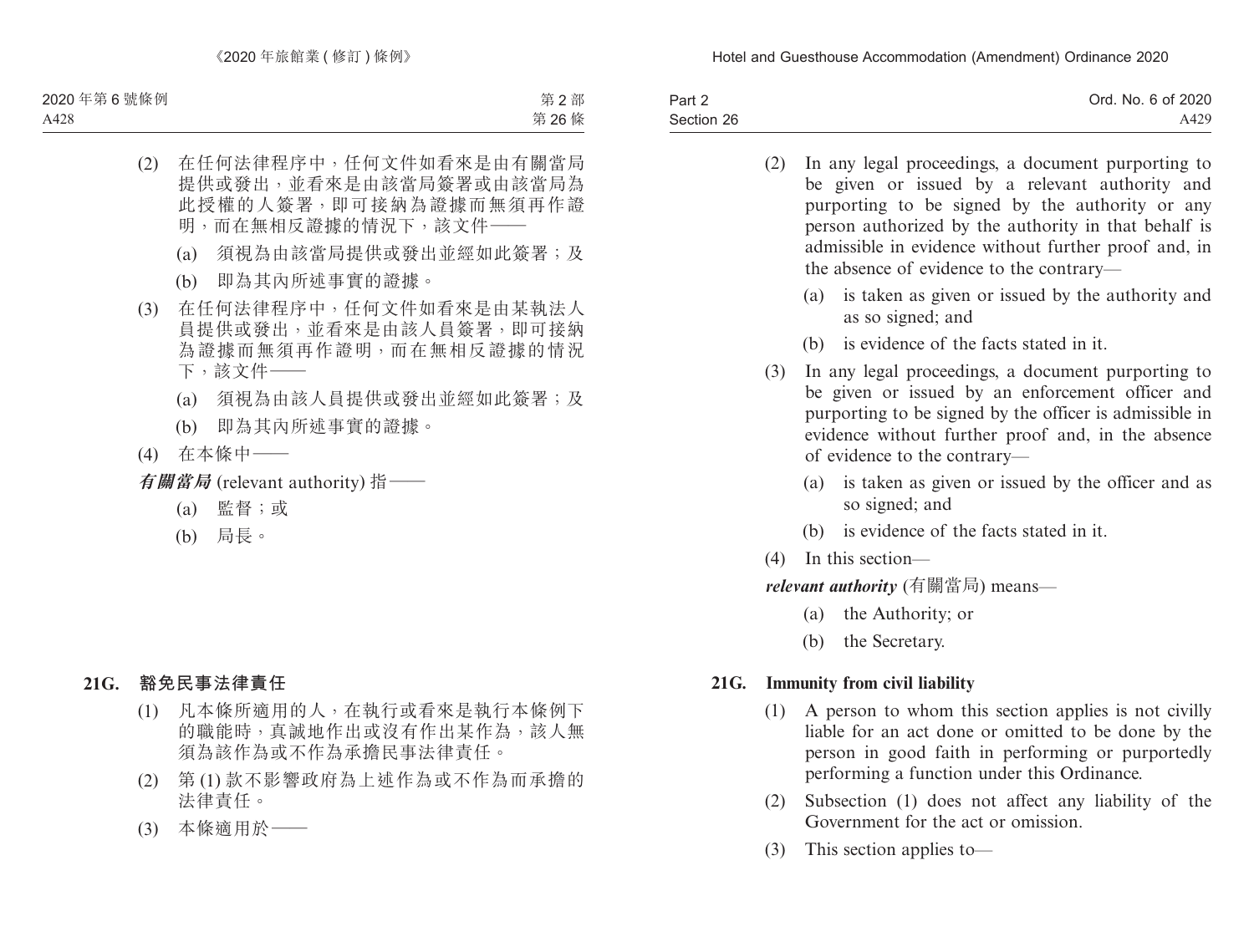(2) 在任何法律程序中，任何文件如看來是由有關當局提供或發出，並看來是由該當局簽署或由該當局為此授權的人簽署，即可接納為證據而無須再作證明，而在無相反證據的情況下，該文件——

(a) 須視為由該當局提供或發出並經如此簽署；及

(b) 即為其內所述事實的證據。

(3) 在任何法律程序中，任何文件如看來是由某執法人員提供或發出，並看來是由該人員簽署，即可接納為證據而無須再作證明，而在無相反證據的情況下，該文件——

(a) 須視為由該人員提供或發出並經如此簽署；及

(b) 即為其內所述事實的證據。

(4) 在本條中——

***有關當局*** (relevant authority) 指——

(a) 監督；或

(b) 局長。

**21G. 豁免民事法律責任**

(1) 凡本條所適用的人，在執行或看來是執行本條例下的職能時，真誠地作出或沒有作出某作為，該人無須為該作為或不作為承擔民事法律責任。

(2) 第 (1) 款不影響政府為上述作為或不作為而承擔的法律責任。

(3) 本條適用於——

(2) In any legal proceedings, a document purporting to be given or issued by a relevant authority and purporting to be signed by the authority or any person authorized by the authority in that behalf is admissible in evidence without further proof and, in the absence of evidence to the contrary—

(a) is taken as given or issued by the authority and as so signed; and

(b) is evidence of the facts stated in it.

(3) In any legal proceedings, a document purporting to be given or issued by an enforcement officer and purporting to be signed by the officer is admissible in evidence without further proof and, in the absence of evidence to the contrary—

(a) is taken as given or issued by the officer and as so signed; and

(b) is evidence of the facts stated in it.

(4) In this section—

***relevant authority*** (有關當局) means—

(a) the Authority; or

(b) the Secretary.

**21G. Immunity from civil liability**

(1) A person to whom this section applies is not civilly liable for an act done or omitted to be done by the person in good faith in performing or purportedly performing a function under this Ordinance.

(2) Subsection (1) does not affect any liability of the Government for the act or omission.

(3) This section applies to—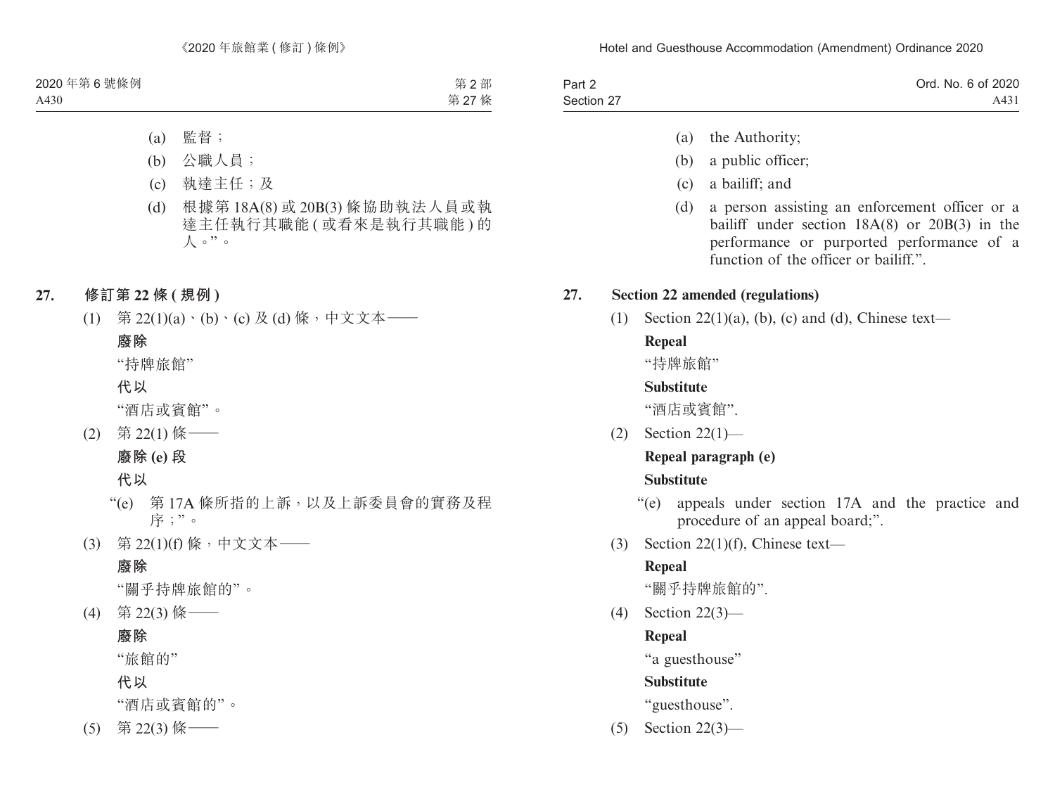(a) 監督；

(b) 公職人員；

(c) 執達主任；及

(d) 根據第 18A(8) 或 20B(3) 條協助執法人員或執達主任執行其職能 (或看來是執行其職能) 的人。”。

**27. 修訂第 22 條 (規例)**

(1) 第 22(1)(a)、(b)、(c) 及 (d) 條，中文文本——

**廢除**

“持牌旅館”

**代以**

“酒店或賓館”。

(2) 第 22(1) 條——

**廢除 (e) 段**

**代以**

“(e) 第 17A 條所指的上訴，以及上訴委員會的實務及程序；”。

(3) 第 22(1)(f) 條，中文文本——

**廢除**

“關乎持牌旅館的”。

(4) 第 22(3) 條——

**廢除**

“旅館的”

**代以**

“酒店或賓館的”。

(5) 第 22(3) 條——

(a) the Authority;

(b) a public officer;

(c) a bailiff; and

(d) a person assisting an enforcement officer or a bailiff under section 18A(8) or 20B(3) in the performance or purported performance of a function of the officer or bailiff.”.

**27. Section 22 amended (regulations)**

(1) Section 22(1)(a), (b), (c) and (d), Chinese text—

**Repeal**

“持牌旅館”

**Substitute**

“酒店或賓館”.

(2) Section 22(1)—

**Repeal paragraph (e)**

**Substitute**

“(e) appeals under section 17A and the practice and procedure of an appeal board;”.

(3) Section 22(1)(f), Chinese text—

**Repeal**

“關乎持牌旅館的”.

(4) Section 22(3)—

**Repeal**

“a guesthouse”

**Substitute**

“guesthouse”.

(5) Section 22(3)—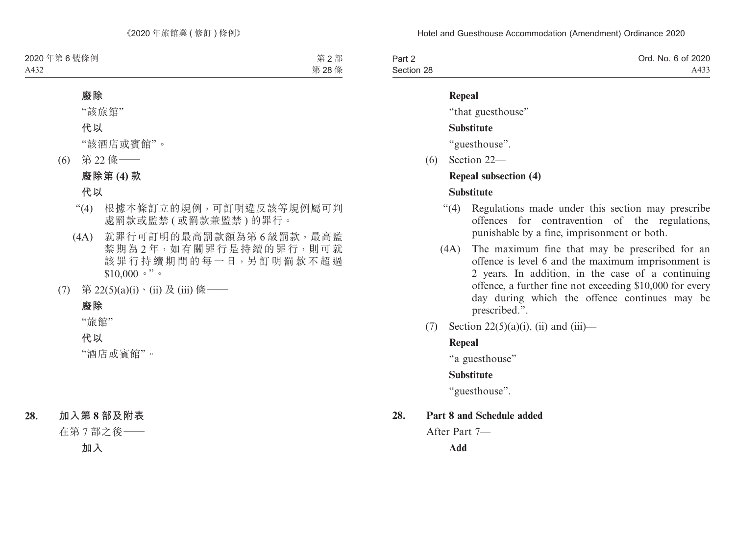**廢除**

“該旅館”

**代以**

“該酒店或賓館”。

(6) 第 22 條——

**廢除第 (4) 款**

**代以**

“(4) 根據本條訂立的規例，可訂明違反該等規例屬可判處罰款或監禁 ( 或罰款兼監禁 ) 的罪行。

(4A) 就罪行可訂明的最高罰款額為第 6 級罰款，最高監禁期為 2 年，如有關罪行是持續的罪行，則可就該罪行持續期間的每一日，另訂明罰款不超過 $10,000。”。

(7) 第 22(5)(a)(i)、(ii) 及 (iii) 條——

**廢除**

“旅館”

**代以**

“酒店或賓館”。

**28. 加入第 8 部及附表**

在第 7 部之後——

**加入**

---

**Repeal**

“that guesthouse”

**Substitute**

“guesthouse”.

(6) Section 22—

**Repeal subsection (4)**

**Substitute**

“(4) Regulations made under this section may prescribe offences for contravention of the regulations, punishable by a fine, imprisonment or both.

(4A) The maximum fine that may be prescribed for an offence is level 6 and the maximum imprisonment is 2 years. In addition, in the case of a continuing offence, a further fine not exceeding $10,000 for every day during which the offence continues may be prescribed.”.

(7) Section 22(5)(a)(i), (ii) and (iii)—

**Repeal**

“a guesthouse”

**Substitute**

“guesthouse”.

**28. Part 8 and Schedule added**

After Part 7—

**Add**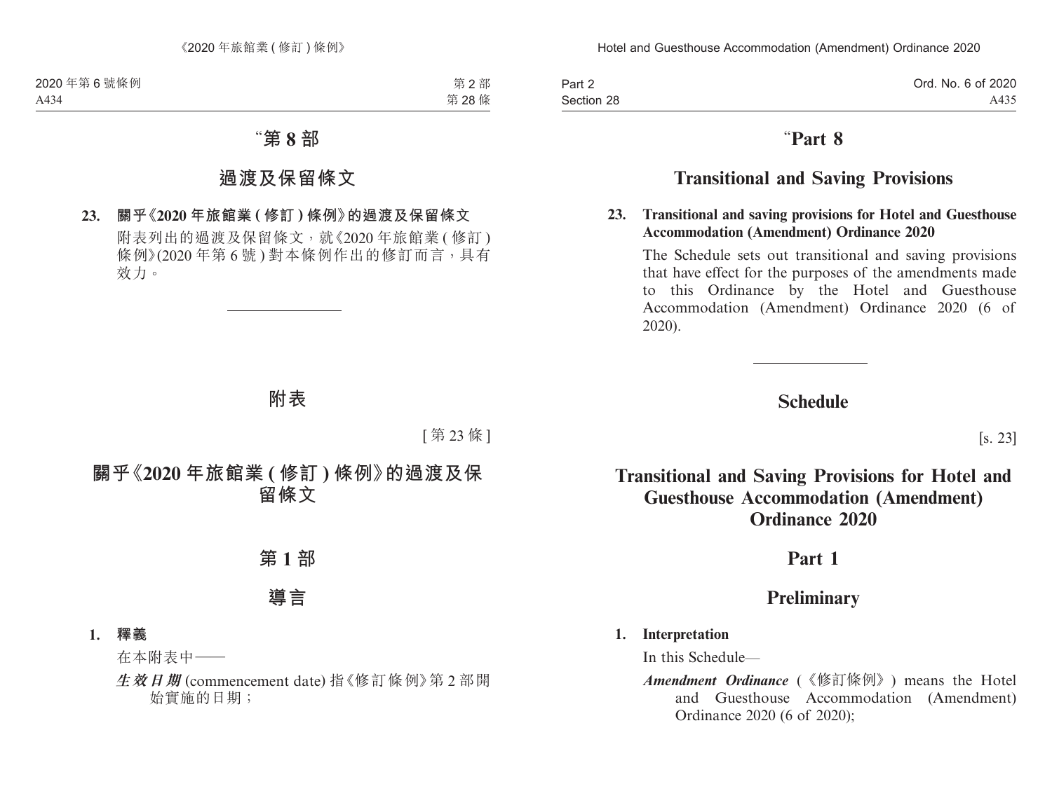# “第 8 部

# 過渡及保留條文

**23. 關乎《2020 年旅館業 ( 修訂 ) 條例》的過渡及保留條文**

附表列出的過渡及保留條文，就《2020 年旅館業 ( 修訂 ) 條例》(2020 年第 6 號 ) 對本條例作出的修訂而言，具有效力。

---

# 附表

[ 第 23 條 ]

# 關乎《2020 年旅館業 ( 修訂 ) 條例》的過渡及保留條文

## 第 1 部

## 導言

**1. 釋義**

在本附表中——

***生效日期*** (commencement date) 指《修訂條例》第 2 部開始實施的日期；

# “Part 8

# Transitional and Saving Provisions

**23. Transitional and saving provisions for Hotel and Guesthouse Accommodation (Amendment) Ordinance 2020**

The Schedule sets out transitional and saving provisions that have effect for the purposes of the amendments made to this Ordinance by the Hotel and Guesthouse Accommodation (Amendment) Ordinance 2020 (6 of 2020).

---

# Schedule

[s. 23]

# Transitional and Saving Provisions for Hotel and Guesthouse Accommodation (Amendment) Ordinance 2020

## Part 1

## Preliminary

**1. Interpretation**

In this Schedule—

***Amendment Ordinance*** (《修訂條例》) means the Hotel and Guesthouse Accommodation (Amendment) Ordinance 2020 (6 of 2020);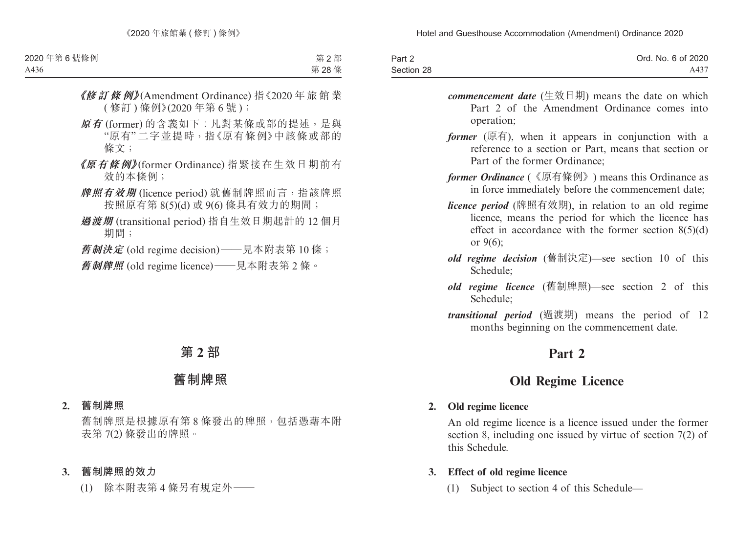***《修訂條例》***(Amendment Ordinance) 指《2020 年旅館業 (修訂) 條例》(2020 年第 6 號)；

***原有*** (former) 的含義如下：凡對某條或部的提述，是與“原有”二字並提時，指《原有條例》中該條或部的條文；

***《原有條例》***(former Ordinance) 指緊接在生效日期前有效的本條例；

***牌照有效期*** (licence period) 就舊制牌照而言，指該牌照按照原有第 8(5)(d) 或 9(6) 條具有效力的期間；

***過渡期*** (transitional period) 指自生效日期起計的 12 個月期間；

***舊制決定*** (old regime decision)——見本附表第 10 條；

***舊制牌照*** (old regime licence)——見本附表第 2 條。

# 第 2 部

# 舊制牌照

**2. 舊制牌照**

舊制牌照是根據原有第 8 條發出的牌照，包括憑藉本附表第 7(2) 條發出的牌照。

**3. 舊制牌照的效力**

(1) 除本附表第 4 條另有規定外——

***commencement date*** (生效日期) means the date on which Part 2 of the Amendment Ordinance comes into operation;

***former*** (原有), when it appears in conjunction with a reference to a section or Part, means that section or Part of the former Ordinance;

***former Ordinance*** (《原有條例》) means this Ordinance as in force immediately before the commencement date;

***licence period*** (牌照有效期), in relation to an old regime licence, means the period for which the licence has effect in accordance with the former section 8(5)(d) or 9(6);

***old regime decision*** (舊制決定)—see section 10 of this Schedule;

***old regime licence*** (舊制牌照)—see section 2 of this Schedule;

***transitional period*** (過渡期) means the period of 12 months beginning on the commencement date.

# Part 2

# Old Regime Licence

**2. Old regime licence**

An old regime licence is a licence issued under the former section 8, including one issued by virtue of section 7(2) of this Schedule.

**3. Effect of old regime licence**

(1) Subject to section 4 of this Schedule—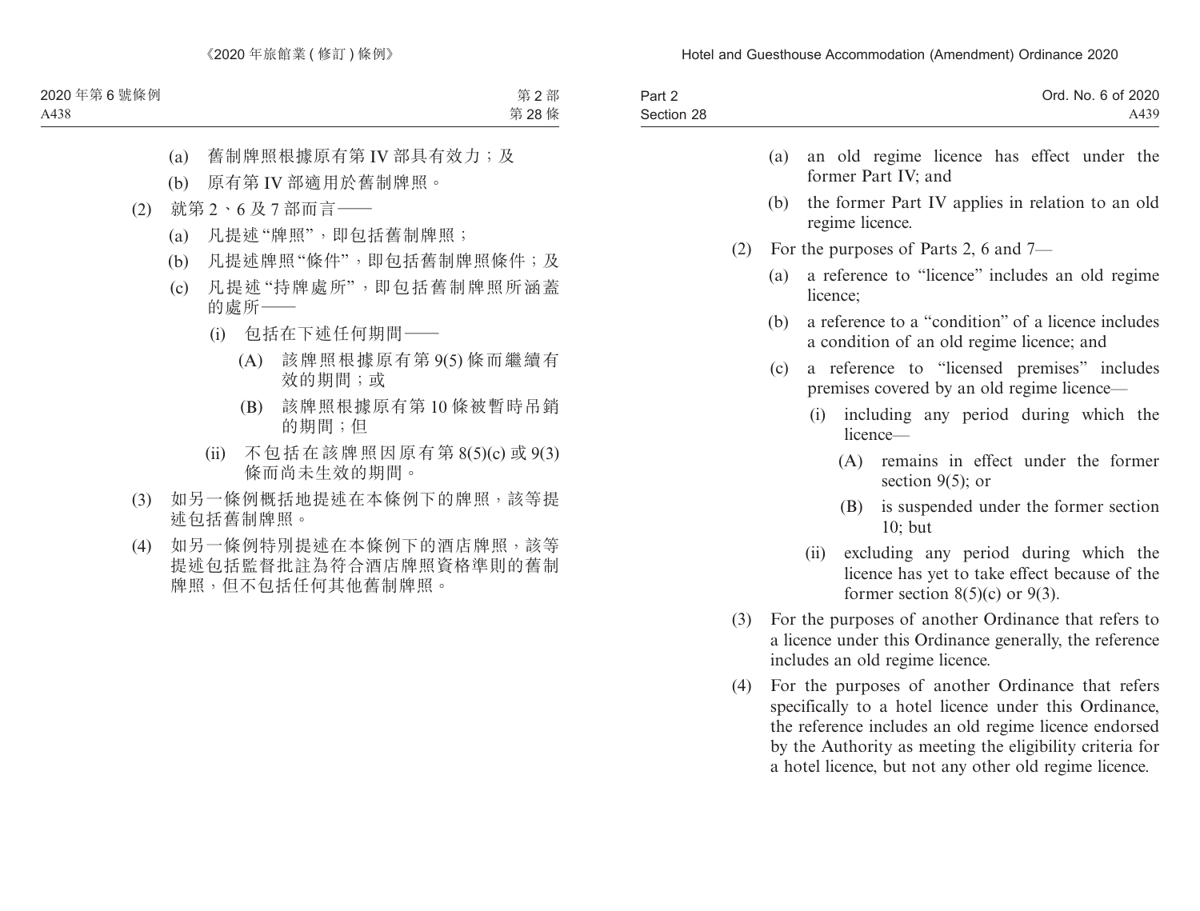(a) 舊制牌照根據原有第 IV 部具有效力；及

(b) 原有第 IV 部適用於舊制牌照。

(2) 就第 2、6 及 7 部而言——

(a) 凡提述“牌照”，即包括舊制牌照；

(b) 凡提述牌照“條件”，即包括舊制牌照條件；及

(c) 凡提述“持牌處所”，即包括舊制牌照所涵蓋的處所——

(i) 包括在下述任何期間——

(A) 該牌照根據原有第 9(5) 條而繼續有效的期間；或

(B) 該牌照根據原有第 10 條被暫時吊銷的期間；但

(ii) 不包括在該牌照因原有第 8(5)(c) 或 9(3) 條而尚未生效的期間。

(3) 如另一條例概括地提述在本條例下的牌照，該等提述包括舊制牌照。

(4) 如另一條例特別提述在本條例下的酒店牌照，該等提述包括監督批註為符合酒店牌照資格準則的舊制牌照，但不包括任何其他舊制牌照。

(a) an old regime licence has effect under the former Part IV; and

(b) the former Part IV applies in relation to an old regime licence.

(2) For the purposes of Parts 2, 6 and 7—

(a) a reference to “licence” includes an old regime licence;

(b) a reference to a “condition” of a licence includes a condition of an old regime licence; and

(c) a reference to “licensed premises” includes premises covered by an old regime licence—

(i) including any period during which the licence—

(A) remains in effect under the former section 9(5); or

(B) is suspended under the former section 10; but

(ii) excluding any period during which the licence has yet to take effect because of the former section 8(5)(c) or 9(3).

(3) For the purposes of another Ordinance that refers to a licence under this Ordinance generally, the reference includes an old regime licence.

(4) For the purposes of another Ordinance that refers specifically to a hotel licence under this Ordinance, the reference includes an old regime licence endorsed by the Authority as meeting the eligibility criteria for a hotel licence, but not any other old regime licence.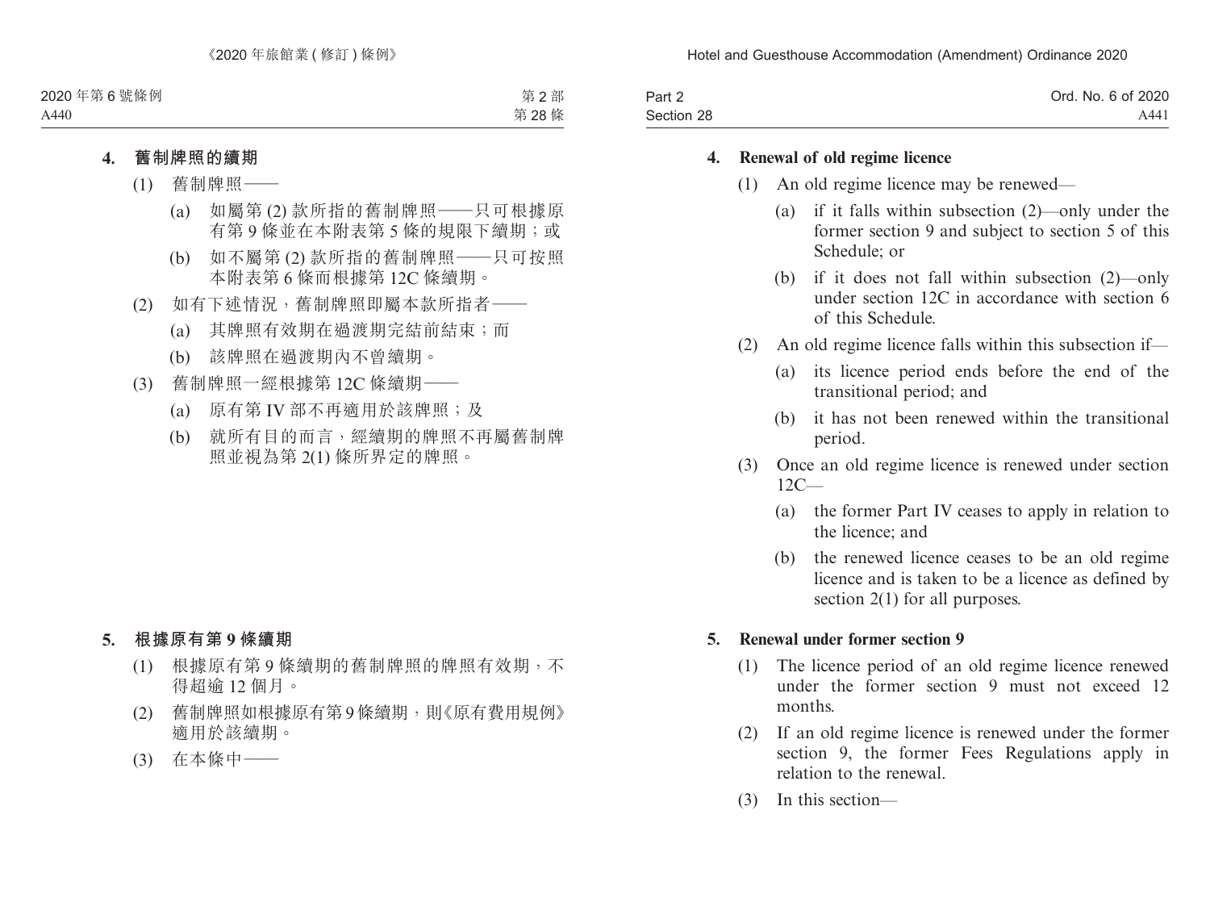**4. 舊制牌照的續期**

(1) 舊制牌照——

(a) 如屬第 (2) 款所指的舊制牌照——只可根據原有第 9 條並在本附表第 5 條的規限下續期；或

(b) 如不屬第 (2) 款所指的舊制牌照——只可按照本附表第 6 條而根據第 12C 條續期。

(2) 如有下述情況，舊制牌照即屬本款所指者——

(a) 其牌照有效期在過渡期完結前結束；而

(b) 該牌照在過渡期內不曾續期。

(3) 舊制牌照一經根據第 12C 條續期——

(a) 原有第 IV 部不再適用於該牌照；及

(b) 就所有目的而言，經續期的牌照不再屬舊制牌照並視為第 2(1) 條所界定的牌照。

**5. 根據原有第 9 條續期**

(1) 根據原有第 9 條續期的舊制牌照的牌照有效期，不得超逾 12 個月。

(2) 舊制牌照如根據原有第 9 條續期，則《原有費用規例》適用於該續期。

(3) 在本條中——

**4. Renewal of old regime licence**

(1) An old regime licence may be renewed—

(a) if it falls within subsection (2)—only under the former section 9 and subject to section 5 of this Schedule; or

(b) if it does not fall within subsection (2)—only under section 12C in accordance with section 6 of this Schedule.

(2) An old regime licence falls within this subsection if—

(a) its licence period ends before the end of the transitional period; and

(b) it has not been renewed within the transitional period.

(3) Once an old regime licence is renewed under section 12C—

(a) the former Part IV ceases to apply in relation to the licence; and

(b) the renewed licence ceases to be an old regime licence and is taken to be a licence as defined by section 2(1) for all purposes.

**5. Renewal under former section 9**

(1) The licence period of an old regime licence renewed under the former section 9 must not exceed 12 months.

(2) If an old regime licence is renewed under the former section 9, the former Fees Regulations apply in relation to the renewal.

(3) In this section—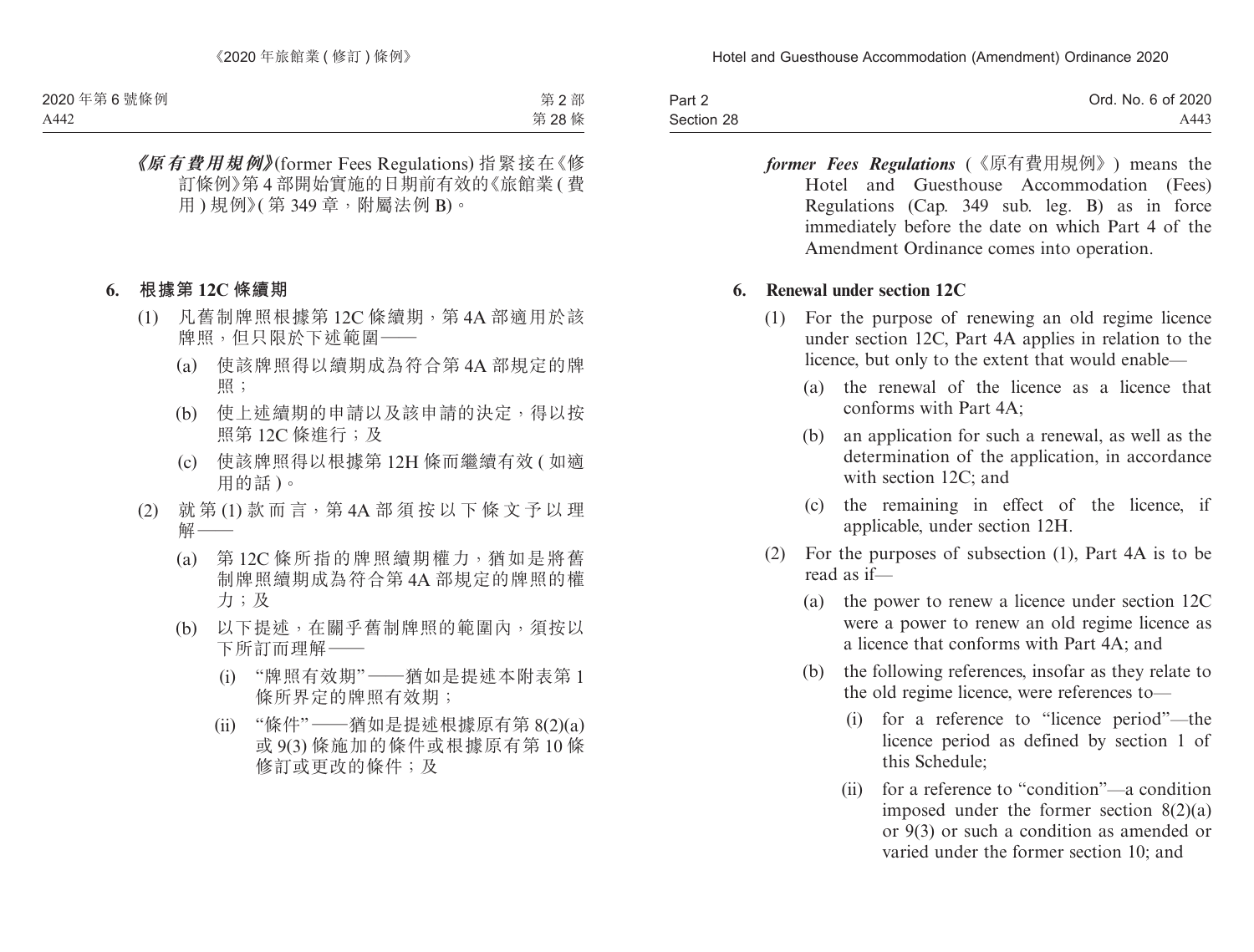***《原有費用規例》***(former Fees Regulations) 指緊接在《修訂條例》第 4 部開始實施的日期前有效的《旅館業 (費用) 規例》(第 349 章，附屬法例 B)。

### 6. 根據第 12C 條續期

(1) 凡舊制牌照根據第 12C 條續期，第 4A 部適用於該牌照，但只限於下述範圍——

(a) 使該牌照得以續期成為符合第 4A 部規定的牌照；

(b) 使上述續期的申請以及該申請的決定，得以按照第 12C 條進行；及

(c) 使該牌照得以根據第 12H 條而繼續有效 (如適用的話)。

(2) 就第 (1) 款而言，第 4A 部須按以下條文予以理解——

(a) 第 12C 條所指的牌照續期權力，猶如是將舊制牌照續期成為符合第 4A 部規定的牌照的權力；及

(b) 以下提述，在關乎舊制牌照的範圍內，須按以下所訂而理解——

(i) “牌照有效期”——猶如是提述本附表第 1 條所界定的牌照有效期；

(ii) “條件”——猶如是提述根據原有第 8(2)(a) 或 9(3) 條施加的條件或根據原有第 10 條修訂或更改的條件；及

***former Fees Regulations*** (《原有費用規例》) means the Hotel and Guesthouse Accommodation (Fees) Regulations (Cap. 349 sub. leg. B) as in force immediately before the date on which Part 4 of the Amendment Ordinance comes into operation.

### 6. Renewal under section 12C

(1) For the purpose of renewing an old regime licence under section 12C, Part 4A applies in relation to the licence, but only to the extent that would enable—

(a) the renewal of the licence as a licence that conforms with Part 4A;

(b) an application for such a renewal, as well as the determination of the application, in accordance with section 12C; and

(c) the remaining in effect of the licence, if applicable, under section 12H.

(2) For the purposes of subsection (1), Part 4A is to be read as if—

(a) the power to renew a licence under section 12C were a power to renew an old regime licence as a licence that conforms with Part 4A; and

(b) the following references, insofar as they relate to the old regime licence, were references to—

(i) for a reference to "licence period"—the licence period as defined by section 1 of this Schedule;

(ii) for a reference to "condition"—a condition imposed under the former section 8(2)(a) or 9(3) or such a condition as amended or varied under the former section 10; and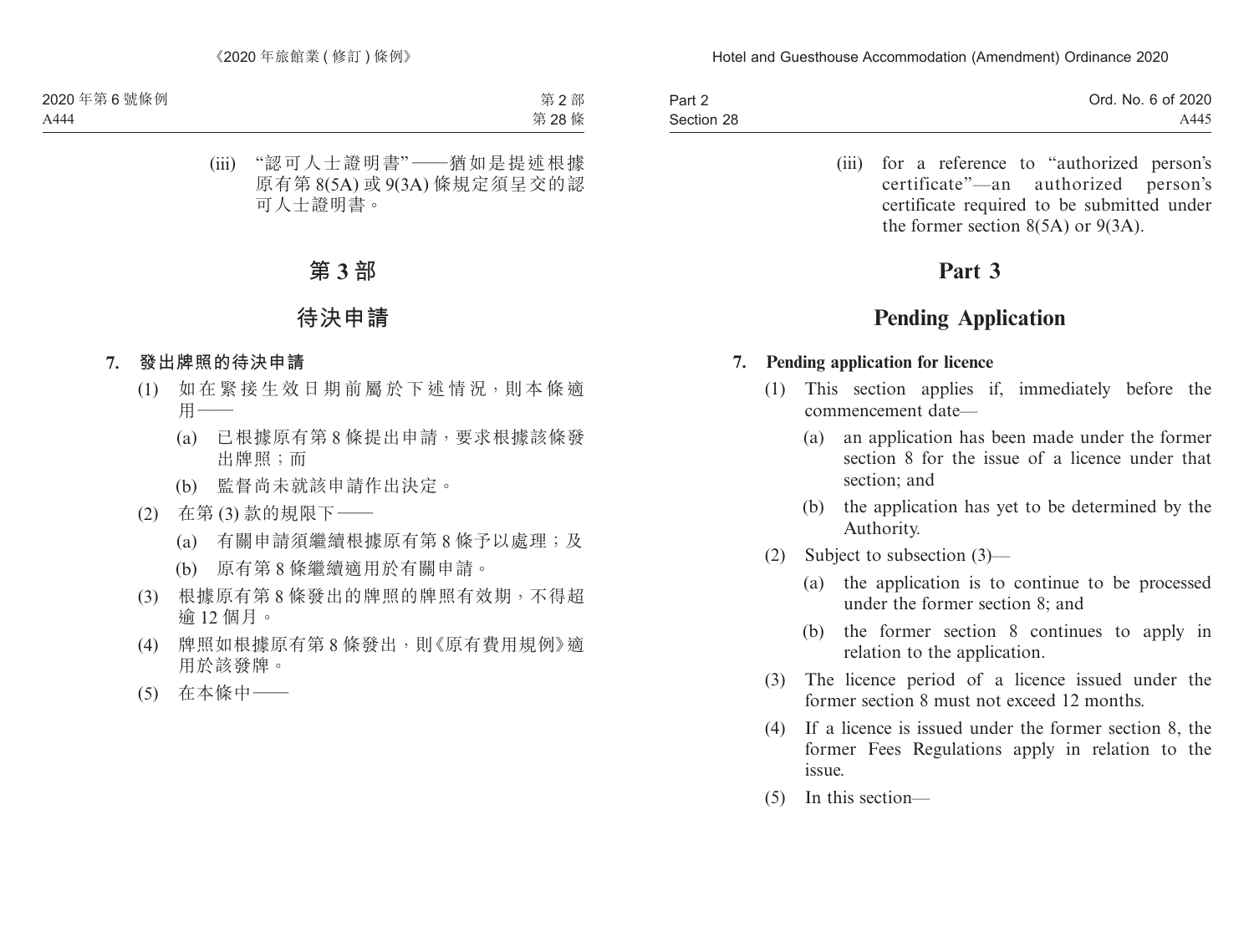(iii) “認可人士證明書”——猶如是提述根據原有第 8(5A) 或 9(3A) 條規定須呈交的認可人士證明書。

# 第 3 部

# 待決申請

**7. 發出牌照的待決申請**

(1) 如在緊接生效日期前屬於下述情況，則本條適用——

(a) 已根據原有第 8 條提出申請，要求根據該條發出牌照；而

(b) 監督尚未就該申請作出決定。

(2) 在第 (3) 款的規限下——

(a) 有關申請須繼續根據原有第 8 條予以處理；及

(b) 原有第 8 條繼續適用於有關申請。

(3) 根據原有第 8 條發出的牌照的牌照有效期，不得超逾 12 個月。

(4) 牌照如根據原有第 8 條發出，則《原有費用規例》適用於該發牌。

(5) 在本條中——

(iii) for a reference to “authorized person’s certificate”—an authorized person’s certificate required to be submitted under the former section 8(5A) or 9(3A).

# Part 3

# Pending Application

**7. Pending application for licence**

(1) This section applies if, immediately before the commencement date—

(a) an application has been made under the former section 8 for the issue of a licence under that section; and

(b) the application has yet to be determined by the Authority.

(2) Subject to subsection (3)—

(a) the application is to continue to be processed under the former section 8; and

(b) the former section 8 continues to apply in relation to the application.

(3) The licence period of a licence issued under the former section 8 must not exceed 12 months.

(4) If a licence is issued under the former section 8, the former Fees Regulations apply in relation to the issue.

(5) In this section—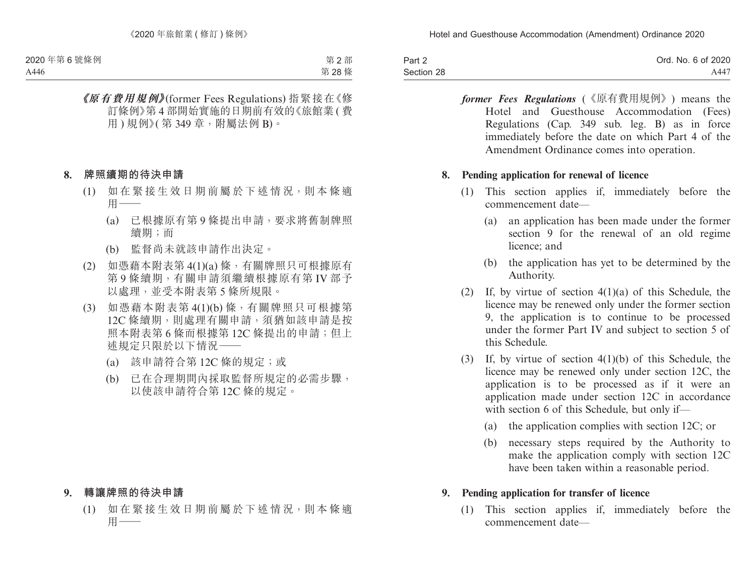***《原有費用規例》***(former Fees Regulations) 指緊接在《修訂條例》第 4 部開始實施的日期前有效的《旅館業 ( 費用 ) 規例》( 第 349 章，附屬法例 B)。

**8. 牌照續期的待決申請**

(1) 如在緊接生效日期前屬於下述情況，則本條適用——

(a) 已根據原有第 9 條提出申請，要求將舊制牌照續期；而

(b) 監督尚未就該申請作出決定。

(2) 如憑藉本附表第 4(1)(a) 條，有關牌照只可根據原有第 9 條續期，有關申請須繼續根據原有第 IV 部予以處理，並受本附表第 5 條所規限。

(3) 如憑藉本附表第 4(1)(b) 條，有關牌照只可根據第 12C 條續期，則處理有關申請，須猶如該申請是按照本附表第 6 條而根據第 12C 條提出的申請；但上述規定只限於以下情況——

(a) 該申請符合第 12C 條的規定；或

(b) 已在合理期間內採取監督所規定的必需步驟，以使該申請符合第 12C 條的規定。

**9. 轉讓牌照的待決申請**

(1) 如在緊接生效日期前屬於下述情況，則本條適用——

***former Fees Regulations*** (《原有費用規例》) means the Hotel and Guesthouse Accommodation (Fees) Regulations (Cap. 349 sub. leg. B) as in force immediately before the date on which Part 4 of the Amendment Ordinance comes into operation.

**8. Pending application for renewal of licence**

(1) This section applies if, immediately before the commencement date—

(a) an application has been made under the former section 9 for the renewal of an old regime licence; and

(b) the application has yet to be determined by the Authority.

(2) If, by virtue of section 4(1)(a) of this Schedule, the licence may be renewed only under the former section 9, the application is to continue to be processed under the former Part IV and subject to section 5 of this Schedule.

(3) If, by virtue of section 4(1)(b) of this Schedule, the licence may be renewed only under section 12C, the application is to be processed as if it were an application made under section 12C in accordance with section 6 of this Schedule, but only if—

(a) the application complies with section 12C; or

(b) necessary steps required by the Authority to make the application comply with section 12C have been taken within a reasonable period.

**9. Pending application for transfer of licence**

(1) This section applies if, immediately before the commencement date—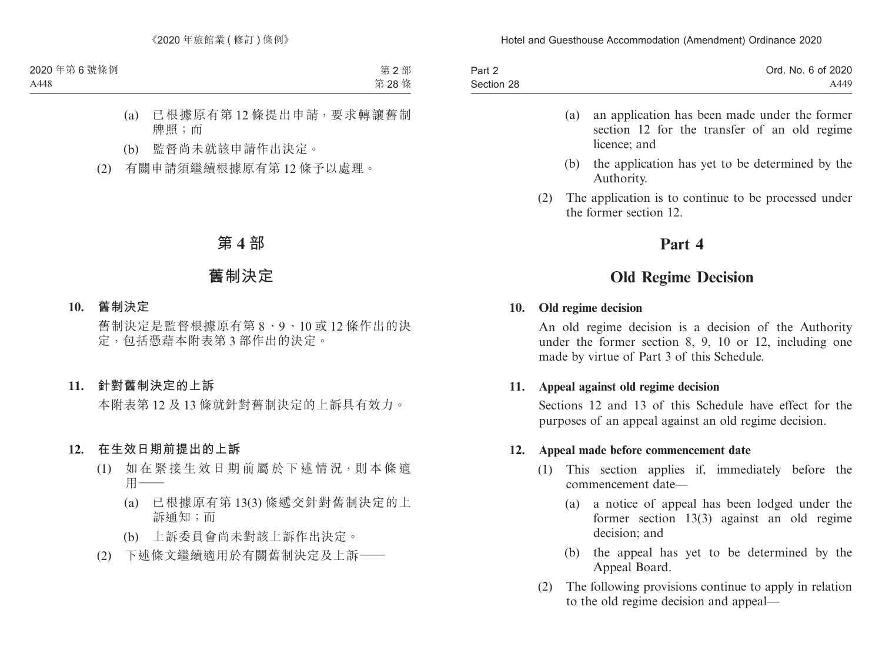(a) 已根據原有第 12 條提出申請，要求轉讓舊制牌照；而

(b) 監督尚未就該申請作出決定。

(2) 有關申請須繼續根據原有第 12 條予以處理。

# 第 4 部

# 舊制決定

### 10. 舊制決定

舊制決定是監督根據原有第 8、9、10 或 12 條作出的決定，包括憑藉本附表第 3 部作出的決定。

### 11. 針對舊制決定的上訴

本附表第 12 及 13 條就針對舊制決定的上訴具有效力。

### 12. 在生效日期前提出的上訴

(1) 如在緊接生效日期前屬於下述情況，則本條適用——

(a) 已根據原有第 13(3) 條遞交針對舊制決定的上訴通知；而

(b) 上訴委員會尚未對該上訴作出決定。

(2) 下述條文繼續適用於有關舊制決定及上訴——

(a) an application has been made under the former section 12 for the transfer of an old regime licence; and

(b) the application has yet to be determined by the Authority.

(2) The application is to continue to be processed under the former section 12.

# Part 4

# Old Regime Decision

### 10. Old regime decision

An old regime decision is a decision of the Authority under the former section 8, 9, 10 or 12, including one made by virtue of Part 3 of this Schedule.

### 11. Appeal against old regime decision

Sections 12 and 13 of this Schedule have effect for the purposes of an appeal against an old regime decision.

### 12. Appeal made before commencement date

(1) This section applies if, immediately before the commencement date—

(a) a notice of appeal has been lodged under the former section 13(3) against an old regime decision; and

(b) the appeal has yet to be determined by the Appeal Board.

(2) The following provisions continue to apply in relation to the old regime decision and appeal—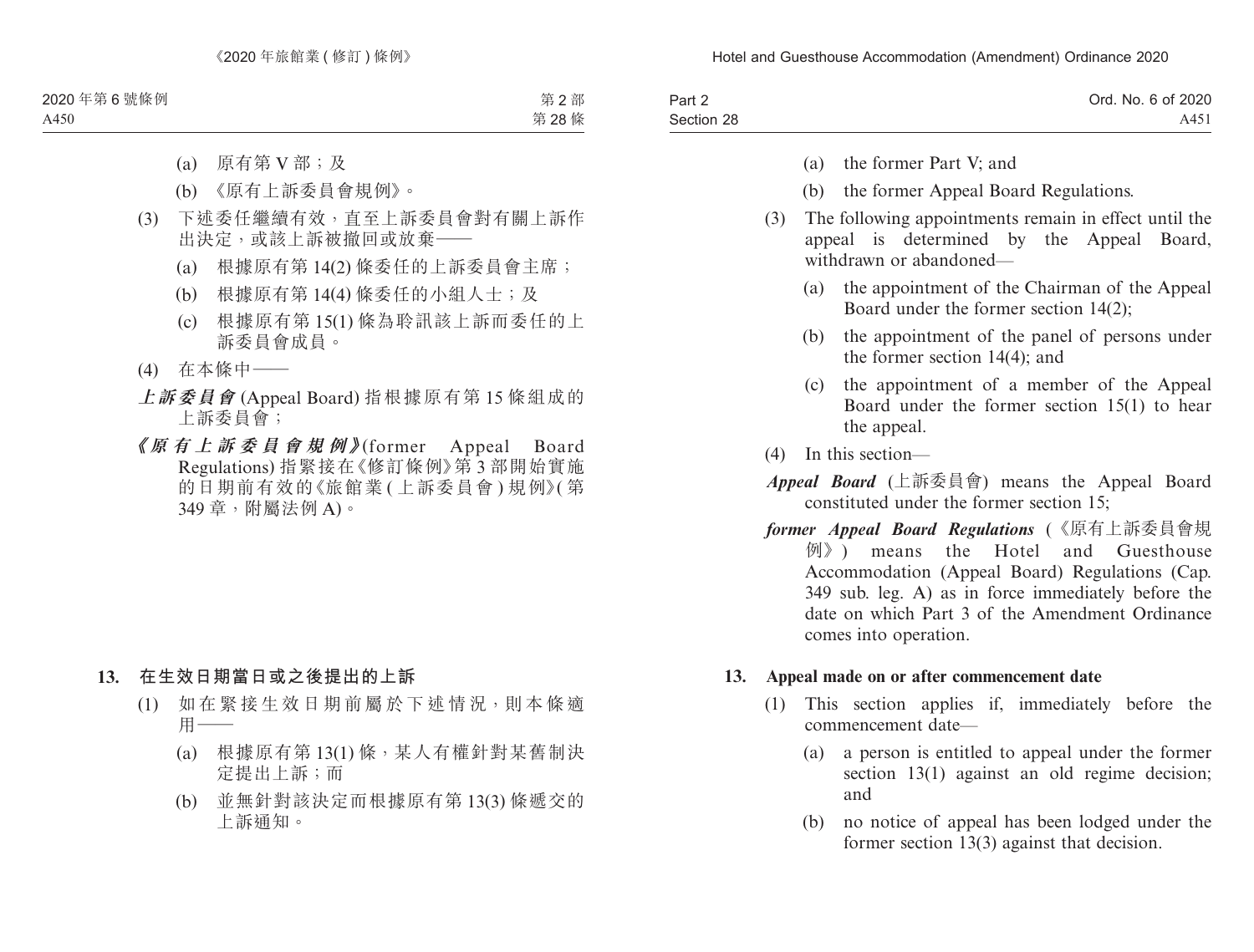(a) 原有第 V 部；及

(b) 《原有上訴委員會規例》。

(3) 下述委任繼續有效，直至上訴委員會對有關上訴作出決定，或該上訴被撤回或放棄——

(a) 根據原有第 14(2) 條委任的上訴委員會主席；

(b) 根據原有第 14(4) 條委任的小組人士；及

(c) 根據原有第 15(1) 條為聆訊該上訴而委任的上訴委員會成員。

(4) 在本條中——

***上訴委員會*** (Appeal Board) 指根據原有第 15 條組成的上訴委員會；

***《原有上訴委員會規例》***(former Appeal Board Regulations) 指緊接在《修訂條例》第 3 部開始實施的日期前有效的《旅館業 (上訴委員會) 規例》(第 349 章，附屬法例 A)。

### 13. 在生效日期當日或之後提出的上訴

(1) 如在緊接生效日期前屬於下述情況，則本條適用——

(a) 根據原有第 13(1) 條，某人有權針對某舊制決定提出上訴；而

(b) 並無針對該決定而根據原有第 13(3) 條遞交的上訴通知。

(a) the former Part V; and

(b) the former Appeal Board Regulations.

(3) The following appointments remain in effect until the appeal is determined by the Appeal Board, withdrawn or abandoned—

(a) the appointment of the Chairman of the Appeal Board under the former section 14(2);

(b) the appointment of the panel of persons under the former section 14(4); and

(c) the appointment of a member of the Appeal Board under the former section 15(1) to hear the appeal.

(4) In this section—

***Appeal Board*** (上訴委員會) means the Appeal Board constituted under the former section 15;

***former Appeal Board Regulations*** (《原有上訴委員會規例》) means the Hotel and Guesthouse Accommodation (Appeal Board) Regulations (Cap. 349 sub. leg. A) as in force immediately before the date on which Part 3 of the Amendment Ordinance comes into operation.

### 13. Appeal made on or after commencement date

(1) This section applies if, immediately before the commencement date—

(a) a person is entitled to appeal under the former section 13(1) against an old regime decision; and

(b) no notice of appeal has been lodged under the former section 13(3) against that decision.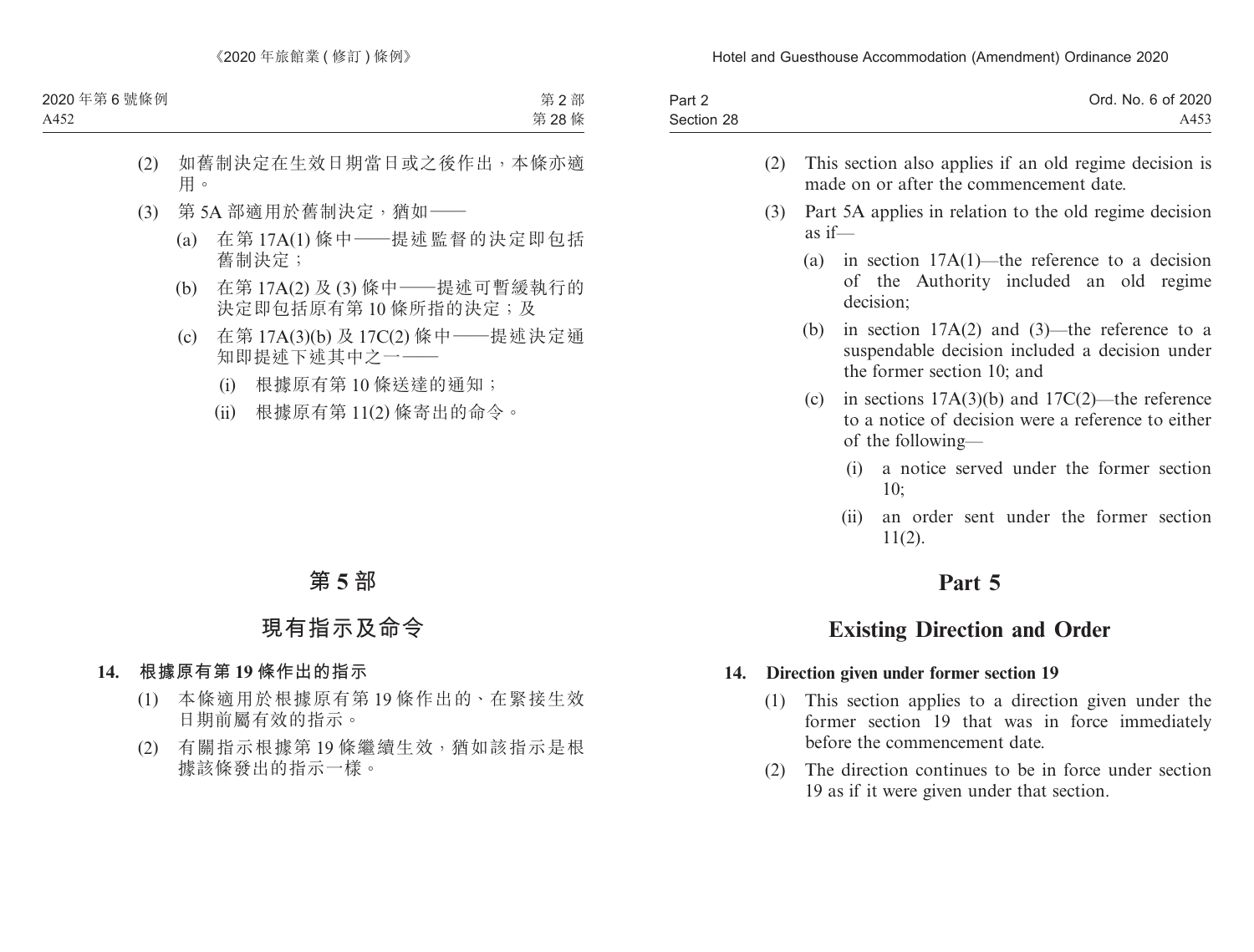(2) 如舊制決定在生效日期當日或之後作出，本條亦適用。

(3) 第 5A 部適用於舊制決定，猶如——

(a) 在第 17A(1) 條中——提述監督的決定即包括舊制決定；

(b) 在第 17A(2) 及 (3) 條中——提述可暫緩執行的決定即包括原有第 10 條所指的決定；及

(c) 在第 17A(3)(b) 及 17C(2) 條中——提述決定通知即提述下述其中之一——

(i) 根據原有第 10 條送達的通知；

(ii) 根據原有第 11(2) 條寄出的命令。

# 第 5 部

# 現有指示及命令

### 14. 根據原有第 19 條作出的指示

(1) 本條適用於根據原有第 19 條作出的、在緊接生效日期前屬有效的指示。

(2) 有關指示根據第 19 條繼續生效，猶如該指示是根據該條發出的指示一樣。

(2) This section also applies if an old regime decision is made on or after the commencement date.

(3) Part 5A applies in relation to the old regime decision as if—

(a) in section 17A(1)—the reference to a decision of the Authority included an old regime decision;

(b) in section 17A(2) and (3)—the reference to a suspendable decision included a decision under the former section 10; and

(c) in sections 17A(3)(b) and 17C(2)—the reference to a notice of decision were a reference to either of the following—

(i) a notice served under the former section 10;

(ii) an order sent under the former section 11(2).

# Part 5

# Existing Direction and Order

### 14. Direction given under former section 19

(1) This section applies to a direction given under the former section 19 that was in force immediately before the commencement date.

(2) The direction continues to be in force under section 19 as if it were given under that section.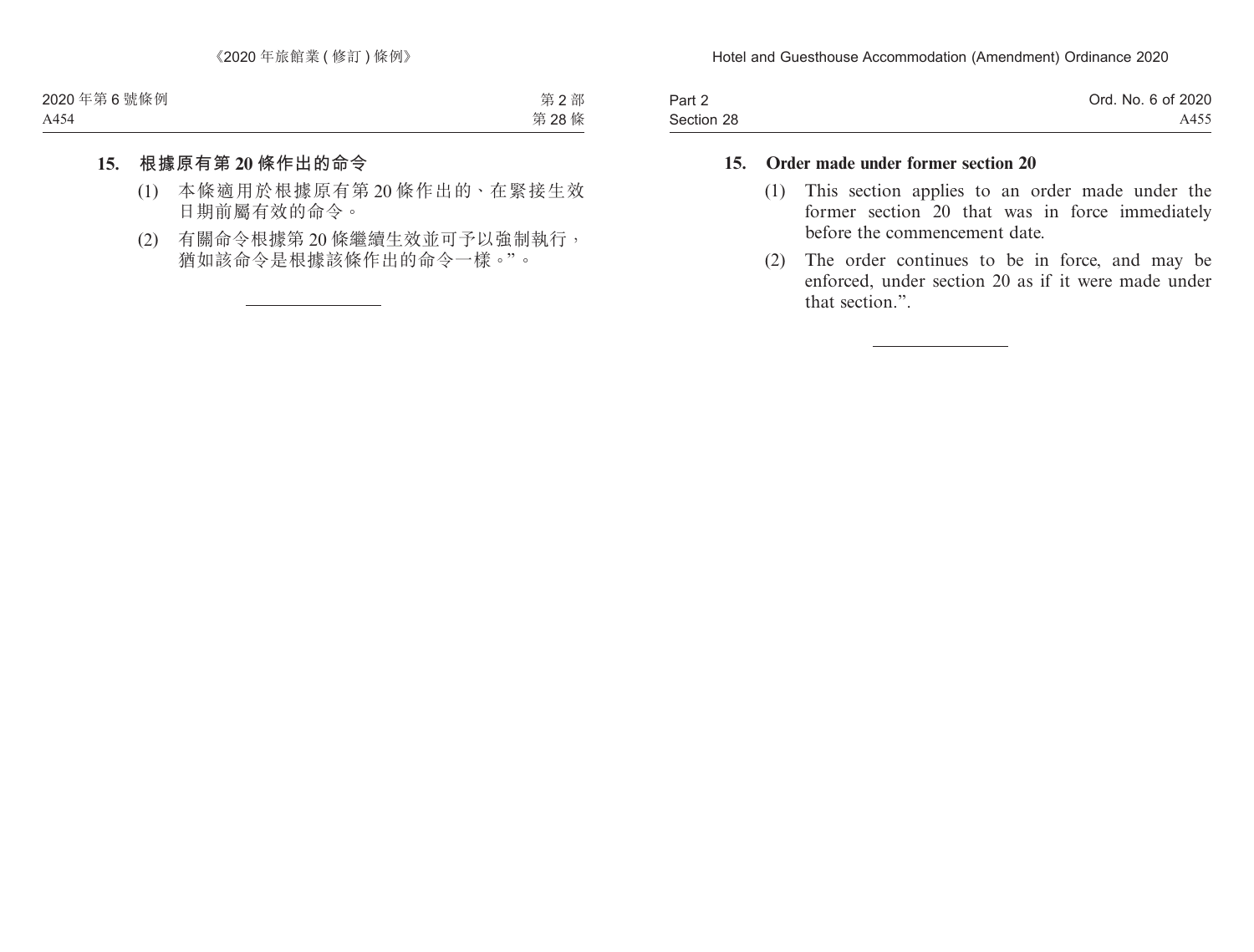**15. 根據原有第 20 條作出的命令**

(1) 本條適用於根據原有第 20 條作出的、在緊接生效日期前屬有效的命令。

(2) 有關命令根據第 20 條繼續生效並可予以強制執行，猶如該命令是根據該條作出的命令一樣。”。

---

**15. Order made under former section 20**

(1) This section applies to an order made under the former section 20 that was in force immediately before the commencement date.

(2) The order continues to be in force, and may be enforced, under section 20 as if it were made under that section.”.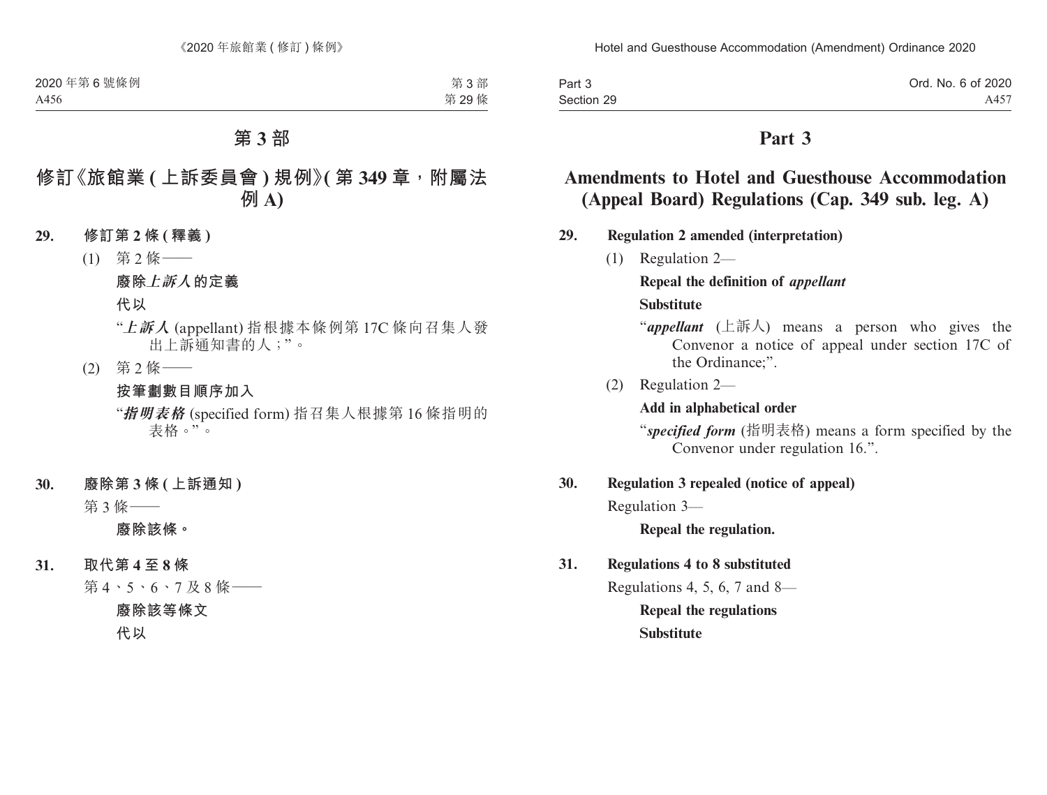# 第 3 部

## 修訂《旅館業 ( 上訴委員會 ) 規例》( 第 349 章，附屬法例 A)

**29. 修訂第 2 條 ( 釋義 )**

(1) 第 2 條——

**廢除*上訴人*的定義**

**代以**

"***上訴人*** (appellant) 指根據本條例第 17C 條向召集人發出上訴通知書的人；"。

(2) 第 2 條——

**按筆劃數目順序加入**

"***指明表格*** (specified form) 指召集人根據第 16 條指明的表格。"。

**30. 廢除第 3 條 ( 上訴通知 )**

第 3 條——

**廢除該條。**

**31. 取代第 4 至 8 條**

第 4、5、6、7 及 8 條——

**廢除該等條文**

**代以**

# Part 3

## Amendments to Hotel and Guesthouse Accommodation (Appeal Board) Regulations (Cap. 349 sub. leg. A)

**29. Regulation 2 amended (interpretation)**

(1) Regulation 2—

**Repeal the definition of *appellant***

**Substitute**

"***appellant*** (上訴人) means a person who gives the Convenor a notice of appeal under section 17C of the Ordinance;".

(2) Regulation 2—

**Add in alphabetical order**

"***specified form*** (指明表格) means a form specified by the Convenor under regulation 16.".

**30. Regulation 3 repealed (notice of appeal)**

Regulation 3—

**Repeal the regulation.**

**31. Regulations 4 to 8 substituted**

Regulations 4, 5, 6, 7 and 8—

**Repeal the regulations**

**Substitute**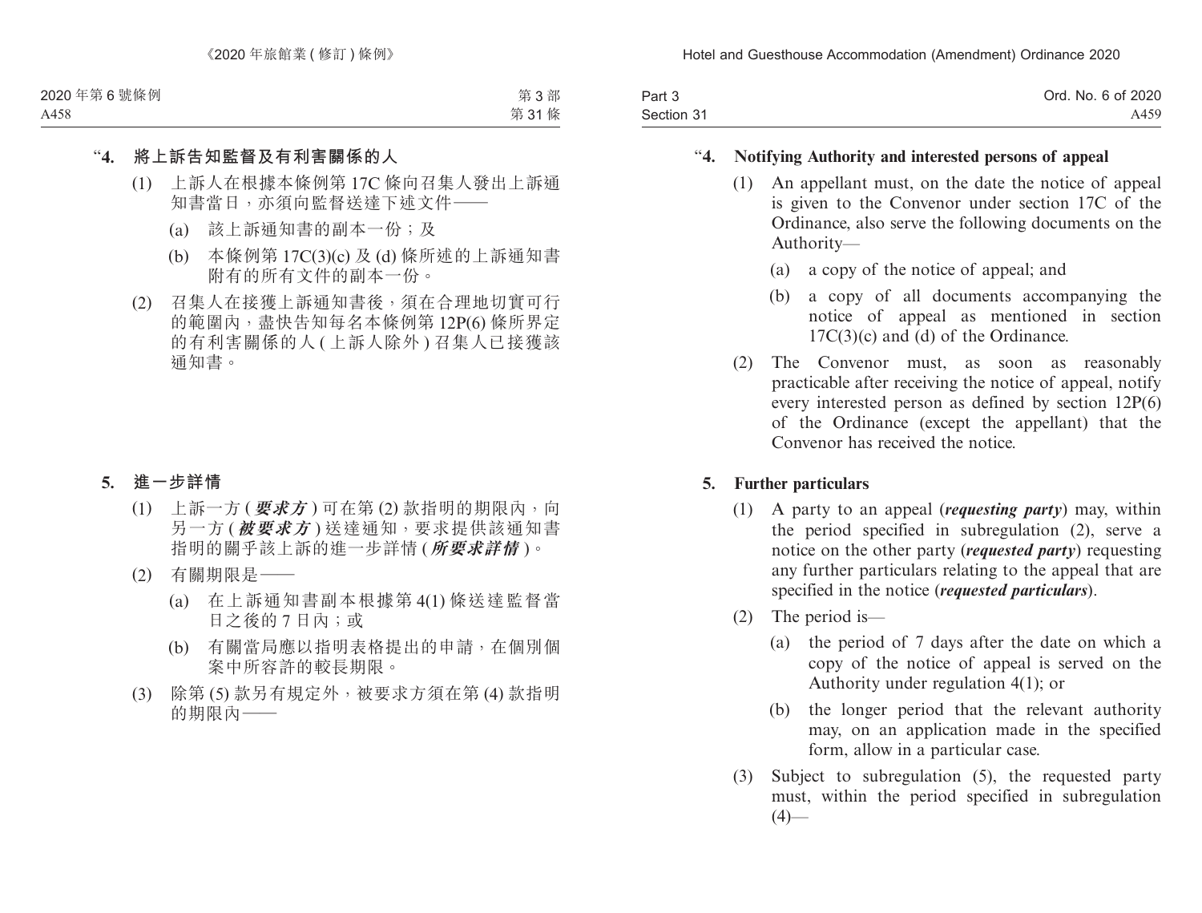“**4. 將上訴告知監督及有利害關係的人**

(1) 上訴人在根據本條例第 17C 條向召集人發出上訴通知書當日，亦須向監督送達下述文件——

(a) 該上訴通知書的副本一份；及

(b) 本條例第 17C(3)(c) 及 (d) 條所述的上訴通知書附有的所有文件的副本一份。

(2) 召集人在接獲上訴通知書後，須在合理地切實可行的範圍內，盡快告知每名本條例第 12P(6) 條所界定的有利害關係的人 (上訴人除外) 召集人已接獲該通知書。

**5. 進一步詳情**

(1) 上訴一方 (***要求方***) 可在第 (2) 款指明的期限內，向另一方 (***被要求方***) 送達通知，要求提供該通知書指明的關乎該上訴的進一步詳情 (***所要求詳情***)。

(2) 有關期限是——

(a) 在上訴通知書副本根據第 4(1) 條送達監督當日之後的 7 日內；或

(b) 有關當局應以指明表格提出的申請，在個別個案中所容許的較長期限。

(3) 除第 (5) 款另有規定外，被要求方須在第 (4) 款指明的期限內——

“**4. Notifying Authority and interested persons of appeal**

(1) An appellant must, on the date the notice of appeal is given to the Convenor under section 17C of the Ordinance, also serve the following documents on the Authority—

(a) a copy of the notice of appeal; and

(b) a copy of all documents accompanying the notice of appeal as mentioned in section 17C(3)(c) and (d) of the Ordinance.

(2) The Convenor must, as soon as reasonably practicable after receiving the notice of appeal, notify every interested person as defined by section 12P(6) of the Ordinance (except the appellant) that the Convenor has received the notice.

**5. Further particulars**

(1) A party to an appeal (***requesting party***) may, within the period specified in subregulation (2), serve a notice on the other party (***requested party***) requesting any further particulars relating to the appeal that are specified in the notice (***requested particulars***).

(2) The period is—

(a) the period of 7 days after the date on which a copy of the notice of appeal is served on the Authority under regulation 4(1); or

(b) the longer period that the relevant authority may, on an application made in the specified form, allow in a particular case.

(3) Subject to subregulation (5), the requested party must, within the period specified in subregulation (4)—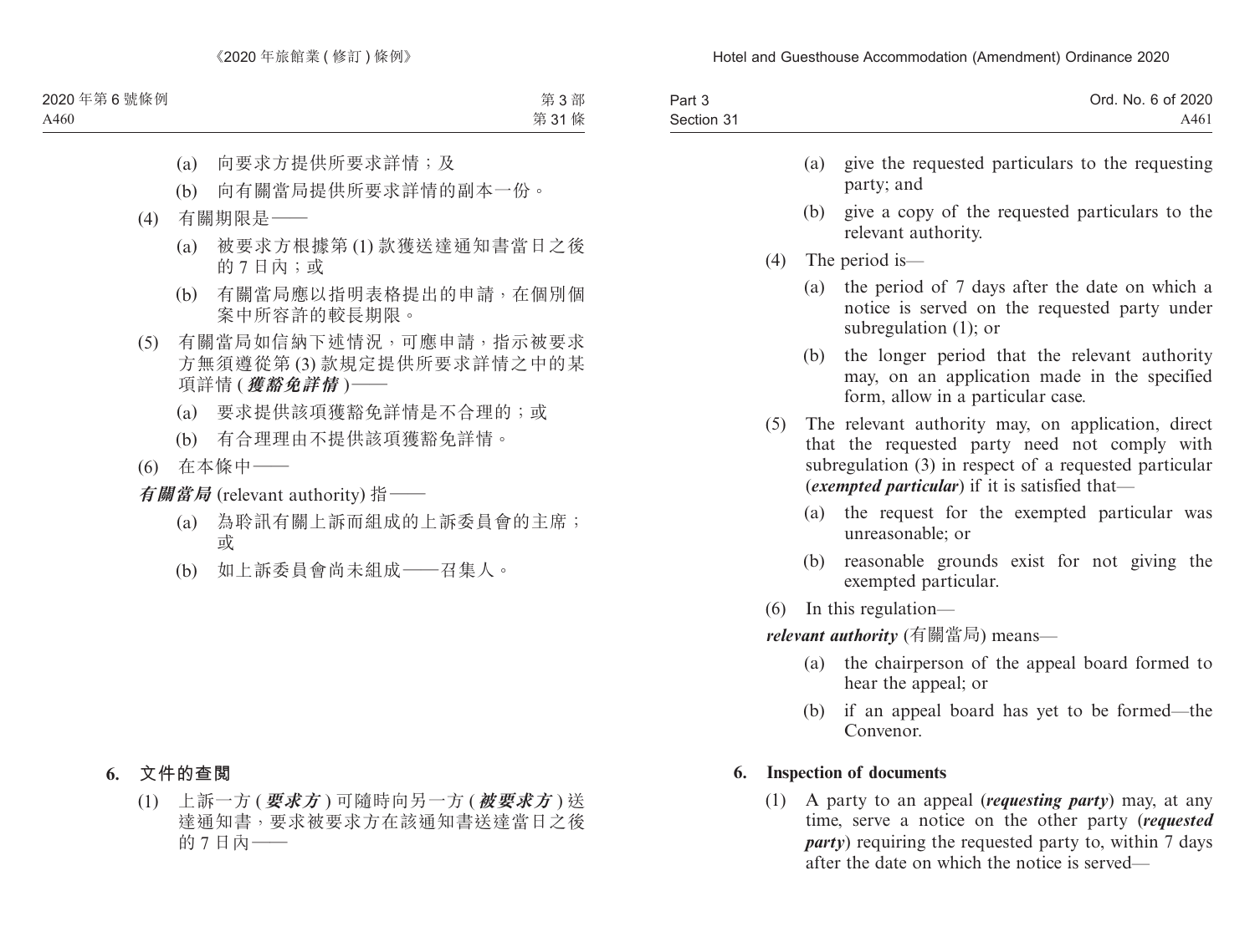(a) 向要求方提供所要求詳情；及

(b) 向有關當局提供所要求詳情的副本一份。

(4) 有關期限是——

(a) 被要求方根據第 (1) 款獲送達通知書當日之後的 7 日內；或

(b) 有關當局應以指明表格提出的申請，在個別個案中所容許的較長期限。

(5) 有關當局如信納下述情況，可應申請，指示被要求方無須遵從第 (3) 款規定提供所要求詳情之中的某項詳情 (***獲豁免詳情***)——

(a) 要求提供該項獲豁免詳情是不合理的；或

(b) 有合理理由不提供該項獲豁免詳情。

(6) 在本條中——

***有關當局*** (relevant authority) 指——

(a) 為聆訊有關上訴而組成的上訴委員會的主席；或

(b) 如上訴委員會尚未組成——召集人。

**6. 文件的查閱**

(1) 上訴一方 (***要求方***) 可隨時向另一方 (***被要求方***) 送達通知書，要求被要求方在該通知書送達當日之後的 7 日內——

(a) give the requested particulars to the requesting party; and

(b) give a copy of the requested particulars to the relevant authority.

(4) The period is—

(a) the period of 7 days after the date on which a notice is served on the requested party under subregulation (1); or

(b) the longer period that the relevant authority may, on an application made in the specified form, allow in a particular case.

(5) The relevant authority may, on application, direct that the requested party need not comply with subregulation (3) in respect of a requested particular (***exempted particular***) if it is satisfied that—

(a) the request for the exempted particular was unreasonable; or

(b) reasonable grounds exist for not giving the exempted particular.

(6) In this regulation—

***relevant authority*** (有關當局) means—

(a) the chairperson of the appeal board formed to hear the appeal; or

(b) if an appeal board has yet to be formed—the Convenor.

**6. Inspection of documents**

(1) A party to an appeal (***requesting party***) may, at any time, serve a notice on the other party (***requested party***) requiring the requested party to, within 7 days after the date on which the notice is served—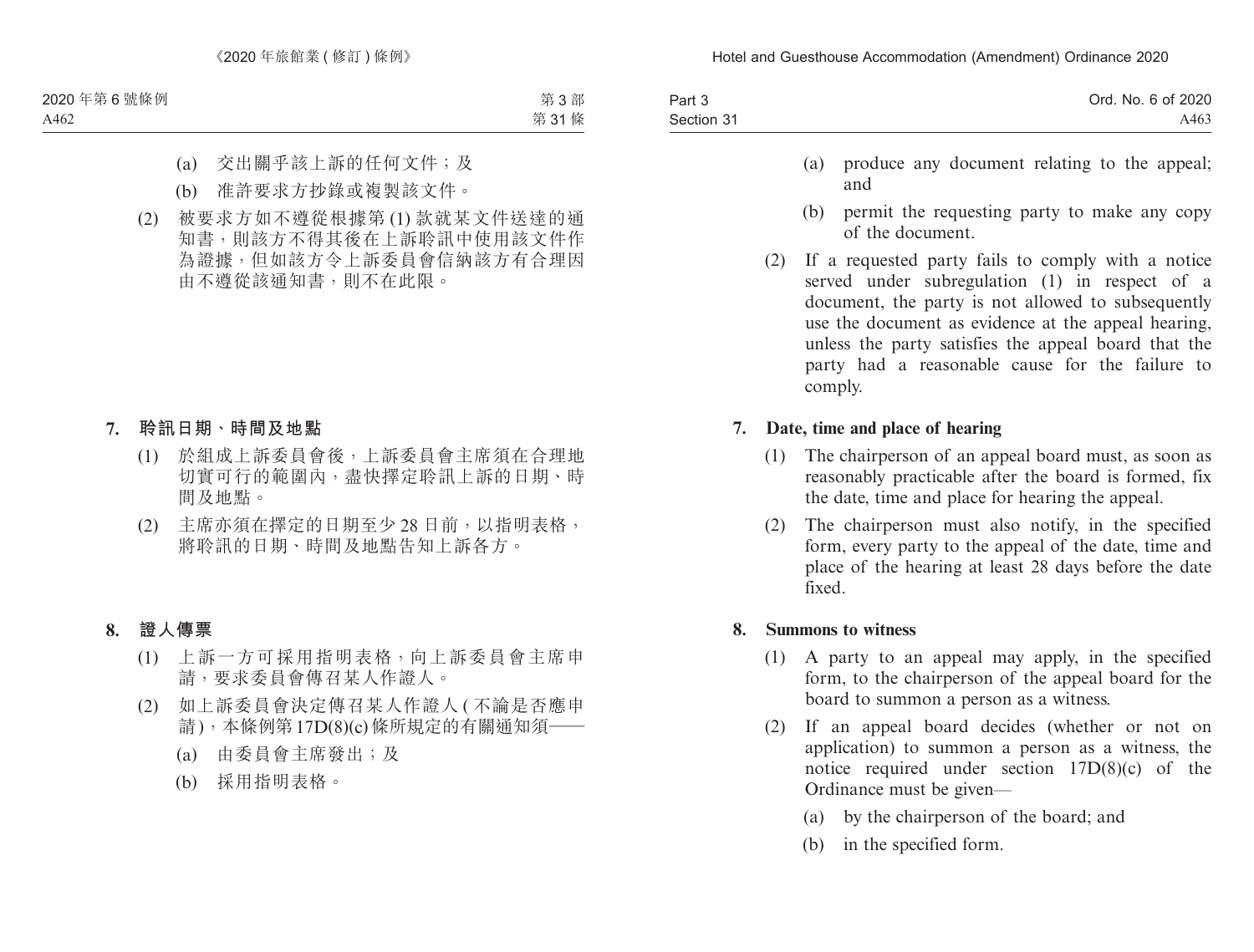(a) 交出關乎該上訴的任何文件；及

(b) 准許要求方抄錄或複製該文件。

(2) 被要求方如不遵從根據第 (1) 款就某文件送達的通知書，則該方不得其後在上訴聆訊中使用該文件作為證據，但如該方令上訴委員會信納該方有合理因由不遵從該通知書，則不在此限。

## 7. 聆訊日期、時間及地點

(1) 於組成上訴委員會後，上訴委員會主席須在合理地切實可行的範圍內，盡快擇定聆訊上訴的日期、時間及地點。

(2) 主席亦須在擇定的日期至少 28 日前，以指明表格，將聆訊的日期、時間及地點告知上訴各方。

## 8. 證人傳票

(1) 上訴一方可採用指明表格，向上訴委員會主席申請，要求委員會傳召某人作證人。

(2) 如上訴委員會決定傳召某人作證人 (不論是否應申請)，本條例第 17D(8)(c) 條所規定的有關通知須——

(a) 由委員會主席發出；及

(b) 採用指明表格。

(a) produce any document relating to the appeal; and

(b) permit the requesting party to make any copy of the document.

(2) If a requested party fails to comply with a notice served under subregulation (1) in respect of a document, the party is not allowed to subsequently use the document as evidence at the appeal hearing, unless the party satisfies the appeal board that the party had a reasonable cause for the failure to comply.

## 7. Date, time and place of hearing

(1) The chairperson of an appeal board must, as soon as reasonably practicable after the board is formed, fix the date, time and place for hearing the appeal.

(2) The chairperson must also notify, in the specified form, every party to the appeal of the date, time and place of the hearing at least 28 days before the date fixed.

## 8. Summons to witness

(1) A party to an appeal may apply, in the specified form, to the chairperson of the appeal board for the board to summon a person as a witness.

(2) If an appeal board decides (whether or not on application) to summon a person as a witness, the notice required under section 17D(8)(c) of the Ordinance must be given—

(a) by the chairperson of the board; and

(b) in the specified form.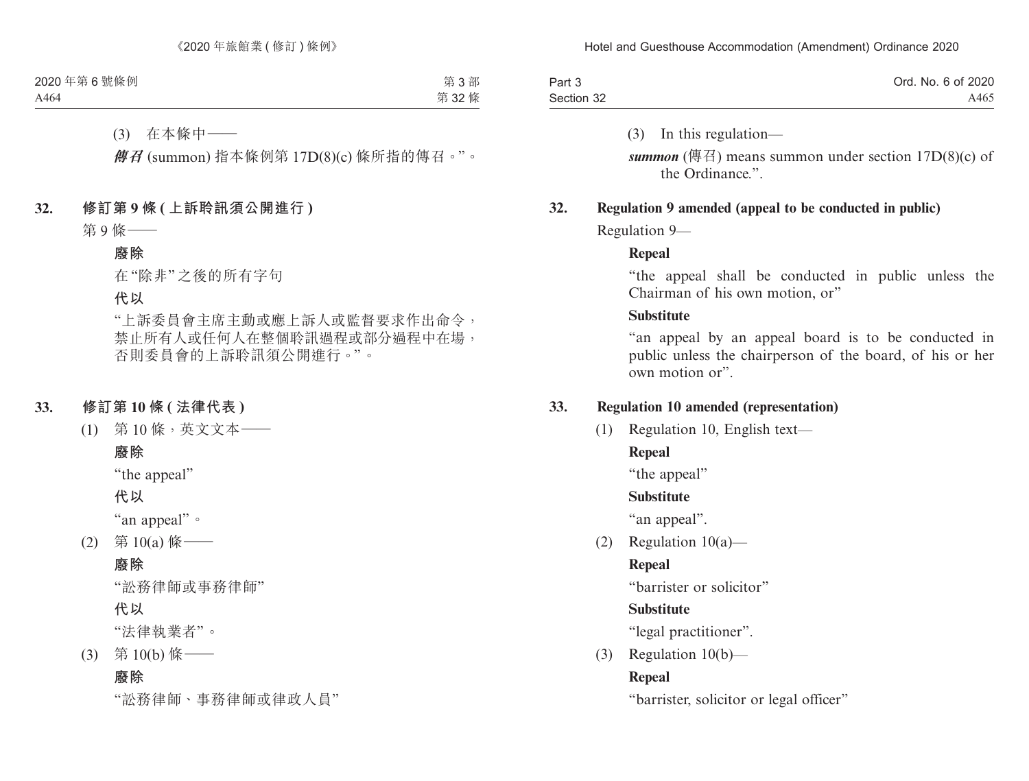(3) 在本條中——

***傳召*** (summon) 指本條例第 17D(8)(c) 條所指的傳召。”。

**32. 修訂第 9 條 (上訴聆訊須公開進行)**

第 9 條——

**廢除**

在“除非”之後的所有字句

**代以**

“上訴委員會主席主動或應上訴人或監督要求作出命令，禁止所有人或任何人在整個聆訊過程或部分過程中在場，否則委員會的上訴聆訊須公開進行。”。

**33. 修訂第 10 條 (法律代表)**

(1) 第 10 條，英文文本——

**廢除**

“the appeal”

**代以**

“an appeal”。

(2) 第 10(a) 條——

**廢除**

“訟務律師或事務律師”

**代以**

“法律執業者”。

(3) 第 10(b) 條——

**廢除**

“訟務律師、事務律師或律政人員”

(3) In this regulation—

***summon*** (傳召) means summon under section 17D(8)(c) of the Ordinance.”.

**32. Regulation 9 amended (appeal to be conducted in public)**

Regulation 9—

**Repeal**

“the appeal shall be conducted in public unless the Chairman of his own motion, or”

**Substitute**

“an appeal by an appeal board is to be conducted in public unless the chairperson of the board, of his or her own motion or”.

**33. Regulation 10 amended (representation)**

(1) Regulation 10, English text—

**Repeal**

“the appeal”

**Substitute**

“an appeal”.

(2) Regulation 10(a)—

**Repeal**

“barrister or solicitor”

**Substitute**

“legal practitioner”.

(3) Regulation 10(b)—

**Repeal**

“barrister, solicitor or legal officer”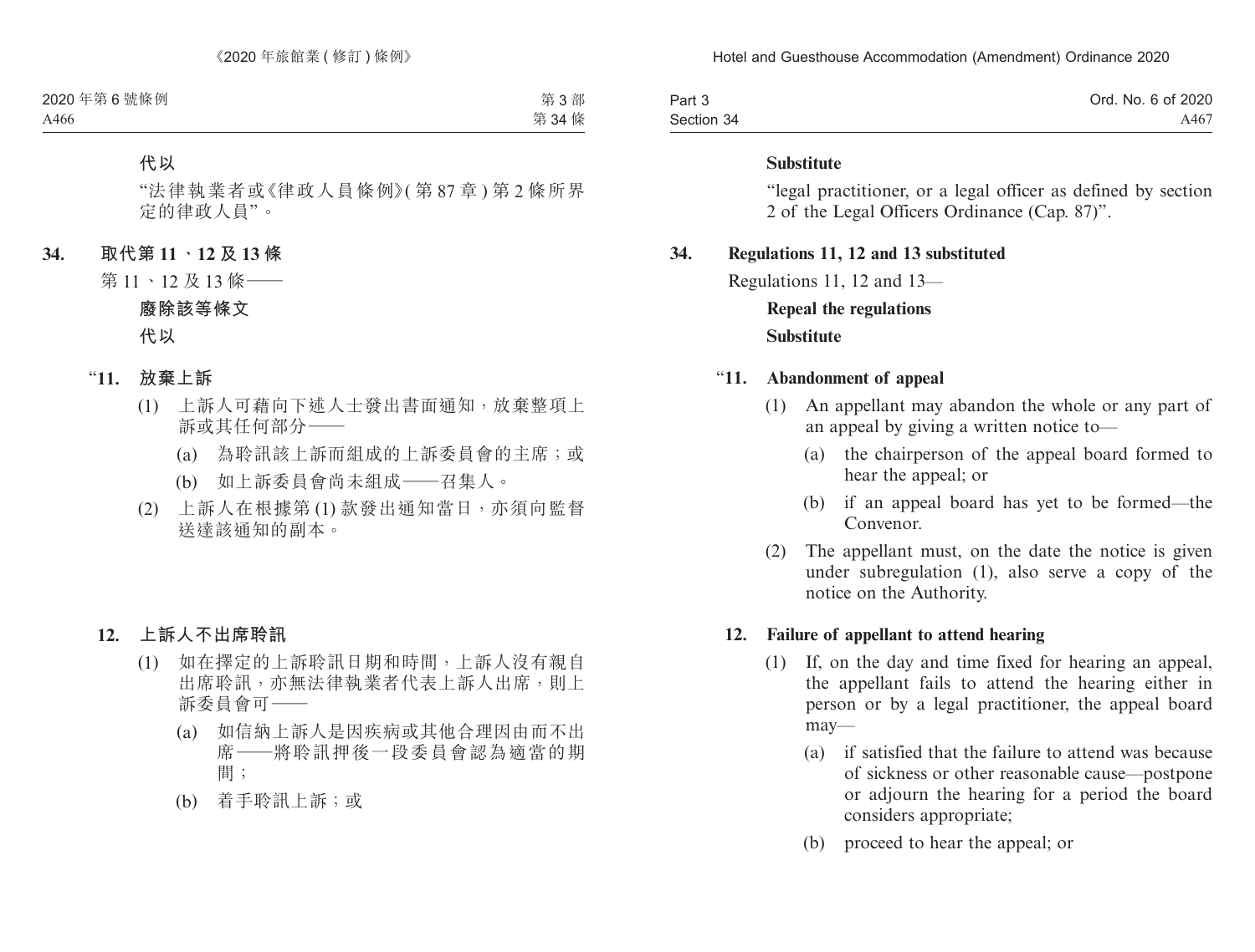**代以**

“法律執業者或《律政人員條例》(第 87 章 ) 第 2 條所界定的律政人員”。

**34. 取代第 11、12 及 13 條**

第 11、12 及 13 條——

**廢除該等條文**

**代以**

“**11. 放棄上訴**

(1) 上訴人可藉向下述人士發出書面通知，放棄整項上訴或其任何部分——

(a) 為聆訊該上訴而組成的上訴委員會的主席；或

(b) 如上訴委員會尚未組成——召集人。

(2) 上訴人在根據第 (1) 款發出通知當日，亦須向監督送達該通知的副本。

**12. 上訴人不出席聆訊**

(1) 如在擇定的上訴聆訊日期和時間，上訴人沒有親自出席聆訊，亦無法律執業者代表上訴人出席，則上訴委員會可——

(a) 如信納上訴人是因疾病或其他合理因由而不出席——將聆訊押後一段委員會認為適當的期間；

(b) 着手聆訊上訴；或

**Substitute**

“legal practitioner, or a legal officer as defined by section 2 of the Legal Officers Ordinance (Cap. 87)”.

**34. Regulations 11, 12 and 13 substituted**

Regulations 11, 12 and 13—

**Repeal the regulations**

**Substitute**

“**11. Abandonment of appeal**

(1) An appellant may abandon the whole or any part of an appeal by giving a written notice to—

(a) the chairperson of the appeal board formed to hear the appeal; or

(b) if an appeal board has yet to be formed—the Convenor.

(2) The appellant must, on the date the notice is given under subregulation (1), also serve a copy of the notice on the Authority.

**12. Failure of appellant to attend hearing**

(1) If, on the day and time fixed for hearing an appeal, the appellant fails to attend the hearing either in person or by a legal practitioner, the appeal board may—

(a) if satisfied that the failure to attend was because of sickness or other reasonable cause—postpone or adjourn the hearing for a period the board considers appropriate;

(b) proceed to hear the appeal; or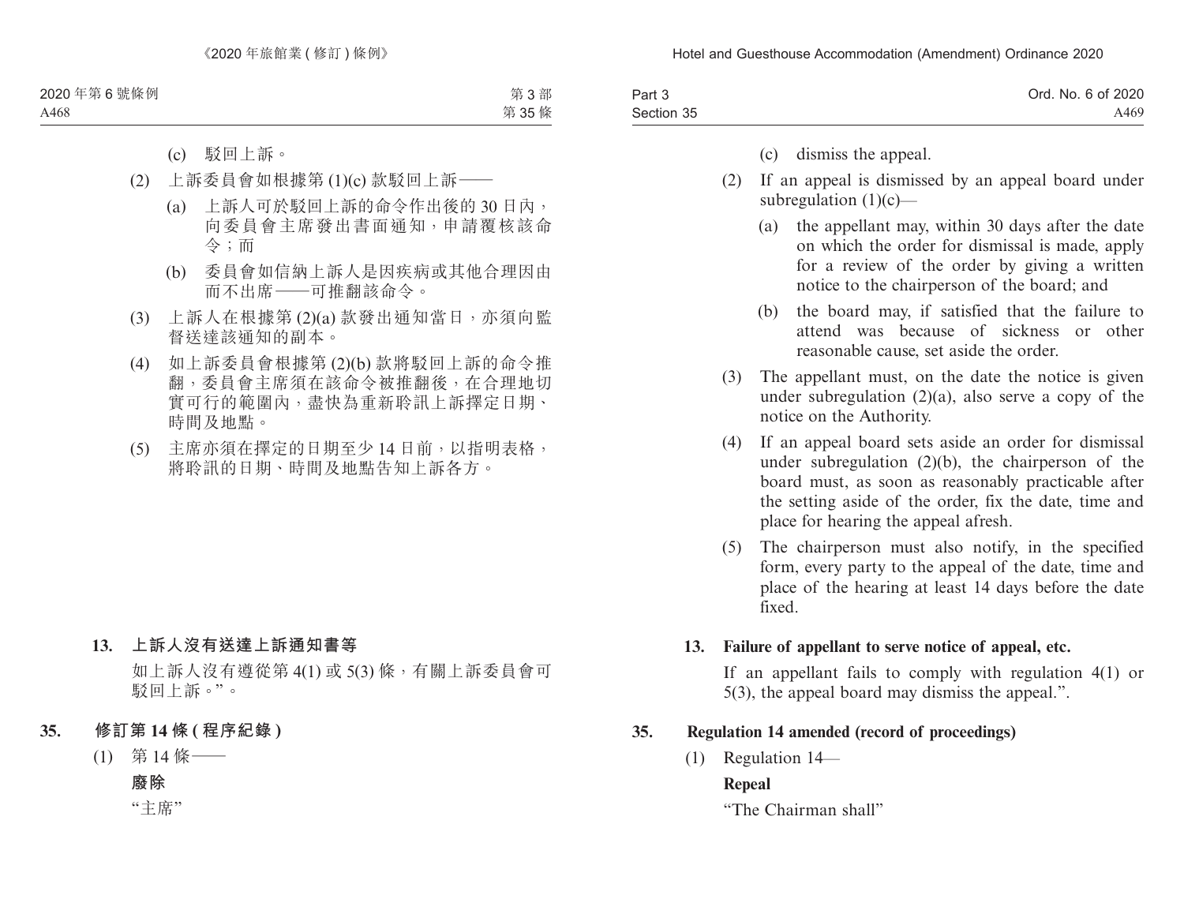(c) 駁回上訴。

(2) 上訴委員會如根據第 (1)(c) 款駁回上訴——

(a) 上訴人可於駁回上訴的命令作出後的 30 日內，向委員會主席發出書面通知，申請覆核該命令；而

(b) 委員會如信納上訴人是因疾病或其他合理因由而不出席——可推翻該命令。

(3) 上訴人在根據第 (2)(a) 款發出通知當日，亦須向監督送達該通知的副本。

(4) 如上訴委員會根據第 (2)(b) 款將駁回上訴的命令推翻，委員會主席須在該命令被推翻後，在合理地切實可行的範圍內，盡快為重新聆訊上訴擇定日期、時間及地點。

(5) 主席亦須在擇定的日期至少 14 日前，以指明表格，將聆訊的日期、時間及地點告知上訴各方。

**13. 上訴人沒有送達上訴通知書等**

如上訴人沒有遵從第 4(1) 或 5(3) 條，有關上訴委員會可駁回上訴。”。

**35. 修訂第 14 條 (程序紀錄)**

(1) 第 14 條——

**廢除**

“主席”

(c) dismiss the appeal.

(2) If an appeal is dismissed by an appeal board under subregulation (1)(c)—

(a) the appellant may, within 30 days after the date on which the order for dismissal is made, apply for a review of the order by giving a written notice to the chairperson of the board; and

(b) the board may, if satisfied that the failure to attend was because of sickness or other reasonable cause, set aside the order.

(3) The appellant must, on the date the notice is given under subregulation (2)(a), also serve a copy of the notice on the Authority.

(4) If an appeal board sets aside an order for dismissal under subregulation (2)(b), the chairperson of the board must, as soon as reasonably practicable after the setting aside of the order, fix the date, time and place for hearing the appeal afresh.

(5) The chairperson must also notify, in the specified form, every party to the appeal of the date, time and place of the hearing at least 14 days before the date fixed.

**13. Failure of appellant to serve notice of appeal, etc.**

If an appellant fails to comply with regulation 4(1) or 5(3), the appeal board may dismiss the appeal.”.

**35. Regulation 14 amended (record of proceedings)**

(1) Regulation 14—

**Repeal**

“The Chairman shall”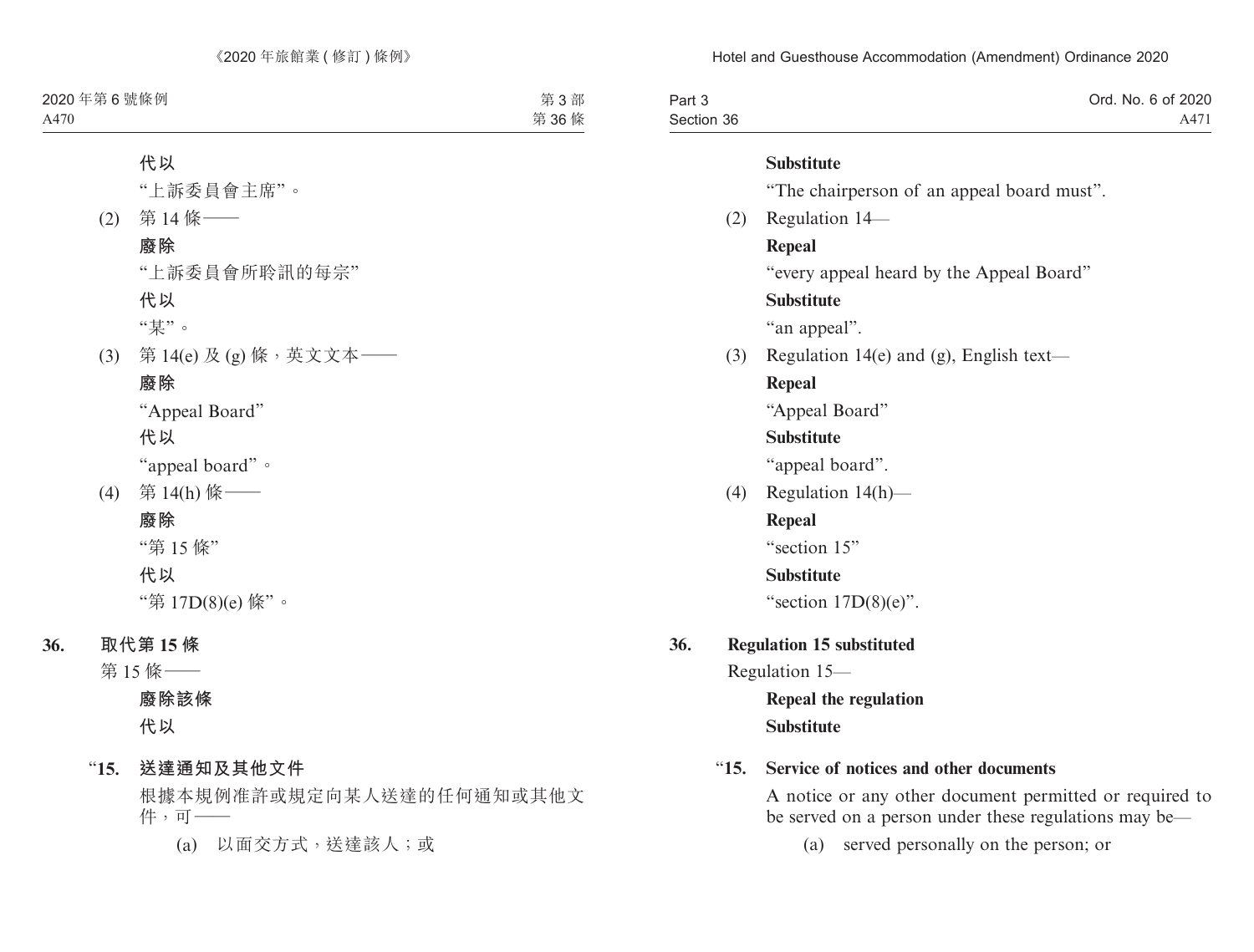**代以**

"上訴委員會主席"。

(2) 第 14 條——

**廢除**

"上訴委員會所聆訊的每宗"

**代以**

"某"。

(3) 第 14(e) 及 (g) 條，英文文本——

**廢除**

"Appeal Board"

**代以**

"appeal board"。

(4) 第 14(h) 條——

**廢除**

"第 15 條"

**代以**

"第 17D(8)(e) 條"。

**36. 取代第 15 條**

第 15 條——

**廢除該條**

**代以**

"**15. 送達通知及其他文件**

根據本規例准許或規定向某人送達的任何通知或其他文件，可——

(a) 以面交方式，送達該人；或

**Substitute**

"The chairperson of an appeal board must".

(2) Regulation 14—

**Repeal**

"every appeal heard by the Appeal Board"

**Substitute**

"an appeal".

(3) Regulation 14(e) and (g), English text—

**Repeal**

"Appeal Board"

**Substitute**

"appeal board".

(4) Regulation 14(h)—

**Repeal**

"section 15"

**Substitute**

"section 17D(8)(e)".

**36. Regulation 15 substituted**

Regulation 15—

**Repeal the regulation**

**Substitute**

"**15. Service of notices and other documents**

A notice or any other document permitted or required to be served on a person under these regulations may be—

(a) served personally on the person; or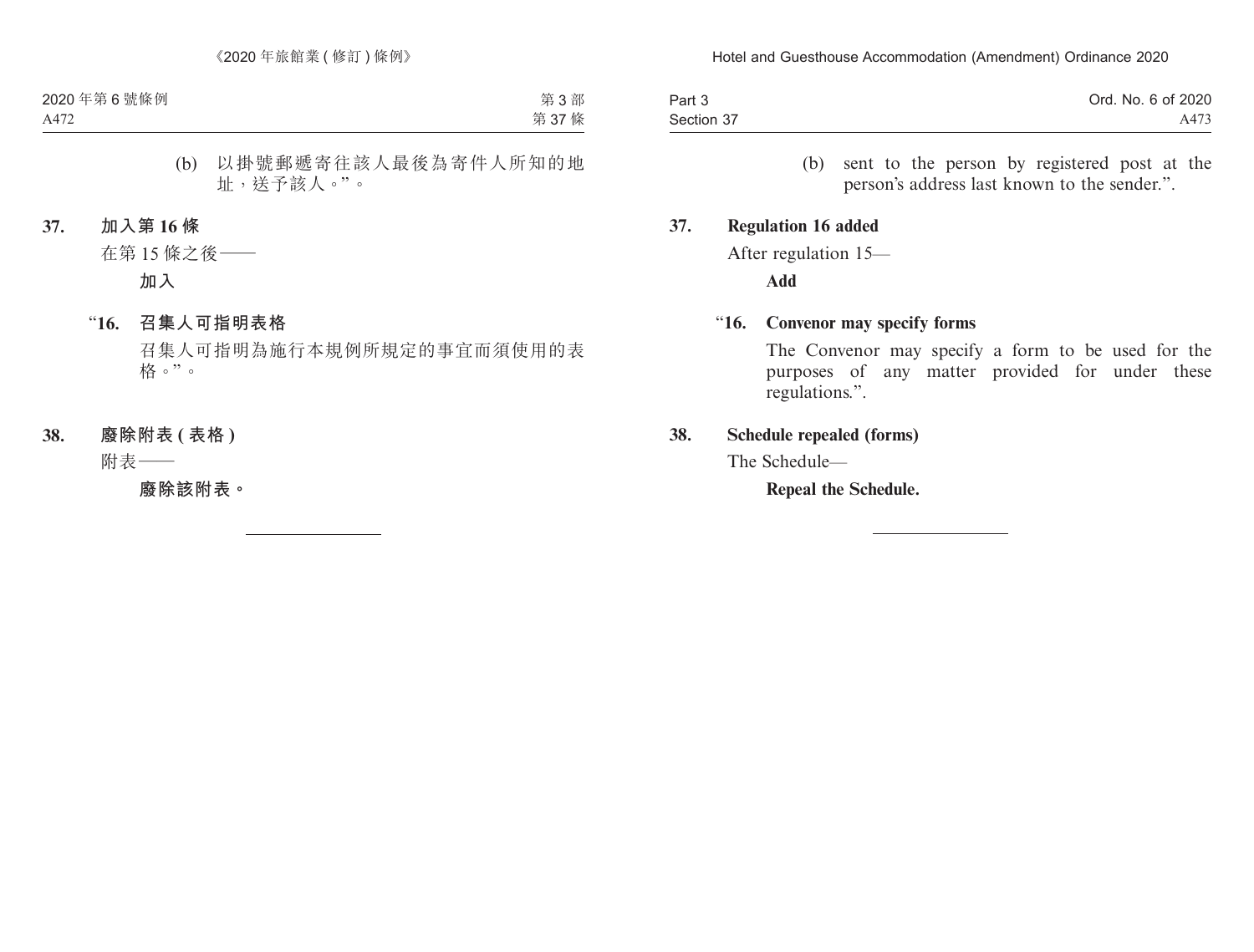(b) 以掛號郵遞寄往該人最後為寄件人所知的地址，送予該人。”。

**37. 加入第 16 條**

在第 15 條之後——

**加入**

“**16. 召集人可指明表格**

召集人可指明為施行本規例所規定的事宜而須使用的表格。”。

**38. 廢除附表 ( 表格 )**

附表——

**廢除該附表。**

---

(b) sent to the person by registered post at the person’s address last known to the sender.”.

**37. Regulation 16 added**

After regulation 15—

**Add**

“**16. Convenor may specify forms**

The Convenor may specify a form to be used for the purposes of any matter provided for under these regulations.”.

**38. Schedule repealed (forms)**

The Schedule—

**Repeal the Schedule.**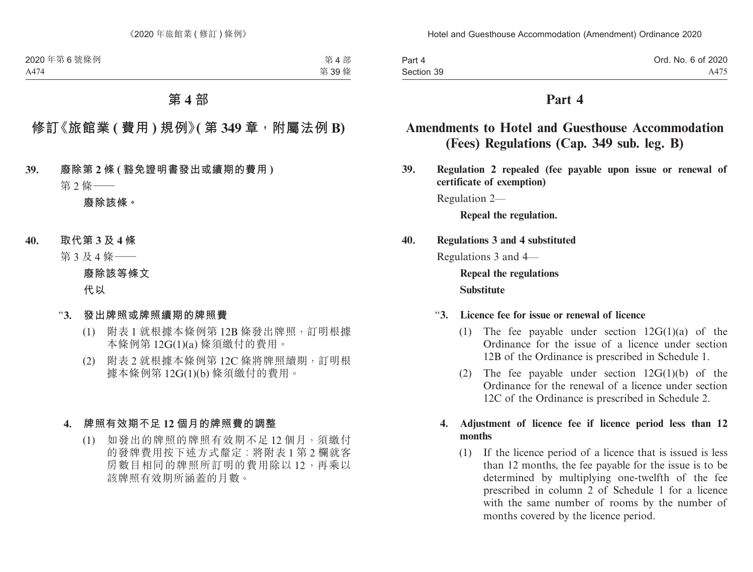# 第 4 部

## 修訂《旅館業 ( 費用 ) 規例》( 第 349 章，附屬法例 B)

**39. 廢除第 2 條 ( 豁免證明書發出或續期的費用 )**

第 2 條——

**廢除該條。**

**40. 取代第 3 及 4 條**

第 3 及 4 條——

**廢除該等條文**

**代以**

"**3. 發出牌照或牌照續期的牌照費**

(1) 附表 1 就根據本條例第 12B 條發出牌照，訂明根據本條例第 12G(1)(a) 條須繳付的費用。

(2) 附表 2 就根據本條例第 12C 條將牌照續期，訂明根據本條例第 12G(1)(b) 條須繳付的費用。

**4. 牌照有效期不足 12 個月的牌照費的調整**

(1) 如發出的牌照的牌照有效期不足 12 個月，須繳付的發牌費用按下述方式釐定：將附表 1 第 2 欄就客房數目相同的牌照所訂明的費用除以 12，再乘以該牌照有效期所涵蓋的月數。

# Part 4

## Amendments to Hotel and Guesthouse Accommodation (Fees) Regulations (Cap. 349 sub. leg. B)

**39. Regulation 2 repealed (fee payable upon issue or renewal of certificate of exemption)**

Regulation 2—

**Repeal the regulation.**

**40. Regulations 3 and 4 substituted**

Regulations 3 and 4—

**Repeal the regulations**

**Substitute**

"**3. Licence fee for issue or renewal of licence**

(1) The fee payable under section 12G(1)(a) of the Ordinance for the issue of a licence under section 12B of the Ordinance is prescribed in Schedule 1.

(2) The fee payable under section 12G(1)(b) of the Ordinance for the renewal of a licence under section 12C of the Ordinance is prescribed in Schedule 2.

**4. Adjustment of licence fee if licence period less than 12 months**

(1) If the licence period of a licence that is issued is less than 12 months, the fee payable for the issue is to be determined by multiplying one-twelfth of the fee prescribed in column 2 of Schedule 1 for a licence with the same number of rooms by the number of months covered by the licence period.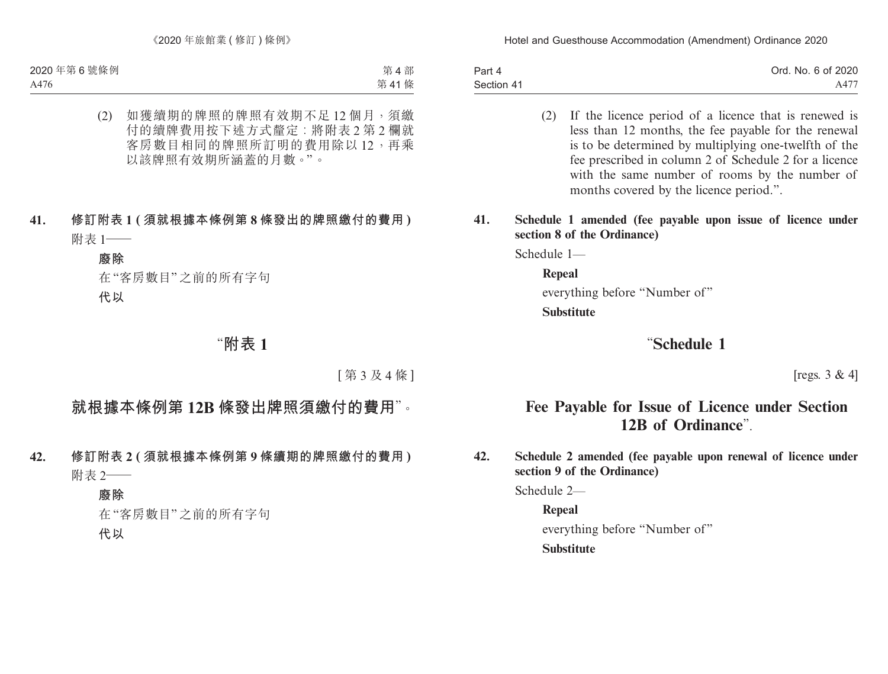(2) 如獲續期的牌照的牌照有效期不足 12 個月，須繳付的續牌費用按下述方式釐定：將附表 2 第 2 欄就客房數目相同的牌照所訂明的費用除以 12，再乘以該牌照有效期所涵蓋的月數。”。

**41. 修訂附表 1 (須就根據本條例第 8 條發出的牌照繳付的費用)**

附表 1——

**廢除**

在“客房數目”之前的所有字句

**代以**

“**附表 1**

[第 3 及 4 條]

**就根據本條例第 12B 條發出牌照須繳付的費用**”。

**42. 修訂附表 2 (須就根據本條例第 9 條續期的牌照繳付的費用)**

附表 2——

**廢除**

在“客房數目”之前的所有字句

**代以**

(2) If the licence period of a licence that is renewed is less than 12 months, the fee payable for the renewal is to be determined by multiplying one-twelfth of the fee prescribed in column 2 of Schedule 2 for a licence with the same number of rooms by the number of months covered by the licence period.”.

**41. Schedule 1 amended (fee payable upon issue of licence under section 8 of the Ordinance)**

Schedule 1—

**Repeal**

everything before “Number of”

**Substitute**

“**Schedule 1**

[regs. 3 & 4]

**Fee Payable for Issue of Licence under Section 12B of Ordinance**”.

**42. Schedule 2 amended (fee payable upon renewal of licence under section 9 of the Ordinance)**

Schedule 2—

**Repeal**

everything before “Number of”

**Substitute**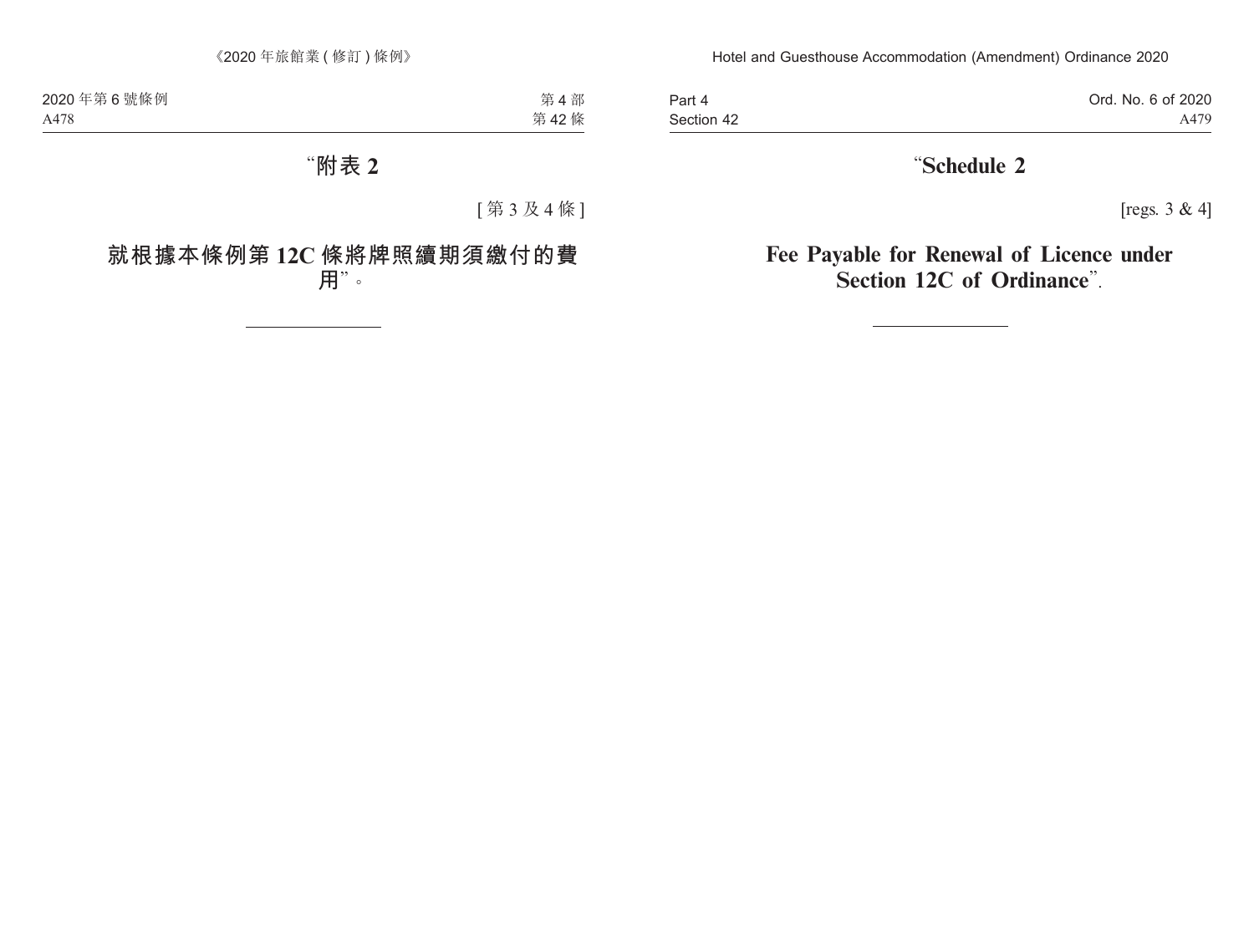# “附表 2

[ 第 3 及 4 條 ]

## 就根據本條例第 12C 條將牌照續期須繳付的費用”。

# “Schedule 2

[regs. 3 & 4]

## Fee Payable for Renewal of Licence under Section 12C of Ordinance”.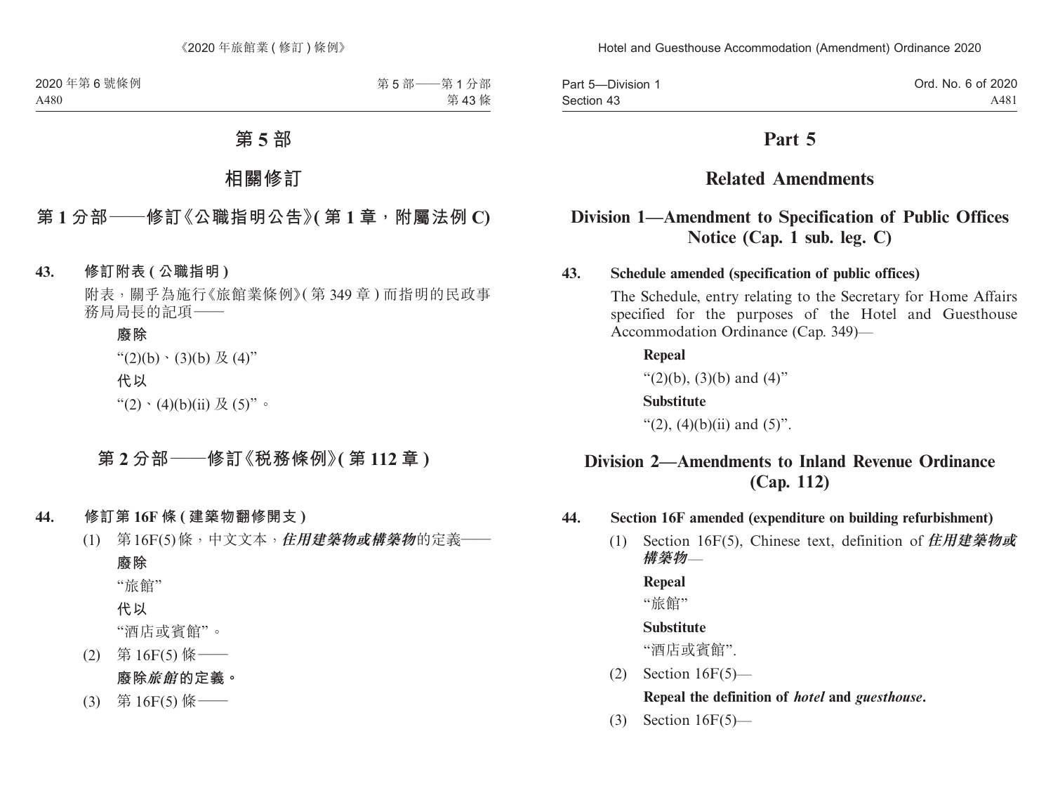# 第 5 部

## 相關修訂

### 第 1 分部——修訂《公職指明公告》(第 1 章,附屬法例 C)

**43. 修訂附表 (公職指明)**

附表,關乎為施行《旅館業條例》(第 349 章) 而指明的民政事務局局長的記項——

**廢除**

"(2)(b)、(3)(b) 及 (4)"

**代以**

"(2)、(4)(b)(ii) 及 (5)"。

### 第 2 分部——修訂《稅務條例》(第 112 章)

**44. 修訂第 16F 條 (建築物翻修開支)**

(1) 第 16F(5) 條,中文文本,***住用建築物或構築物***的定義——

**廢除**

"旅館"

**代以**

"酒店或賓館"。

(2) 第 16F(5) 條——

**廢除*旅館*的定義。**

(3) 第 16F(5) 條——

# Part 5

## Related Amendments

### Division 1—Amendment to Specification of Public Offices Notice (Cap. 1 sub. leg. C)

**43. Schedule amended (specification of public offices)**

The Schedule, entry relating to the Secretary for Home Affairs specified for the purposes of the Hotel and Guesthouse Accommodation Ordinance (Cap. 349)—

**Repeal**

"(2)(b), (3)(b) and (4)"

**Substitute**

"(2), (4)(b)(ii) and (5)".

### Division 2—Amendments to Inland Revenue Ordinance (Cap. 112)

**44. Section 16F amended (expenditure on building refurbishment)**

(1) Section 16F(5), Chinese text, definition of ***住用建築物或構築物***—

**Repeal**

"旅館"

**Substitute**

"酒店或賓館".

(2) Section 16F(5)—

**Repeal the definition of *hotel* and *guesthouse*.**

(3) Section 16F(5)—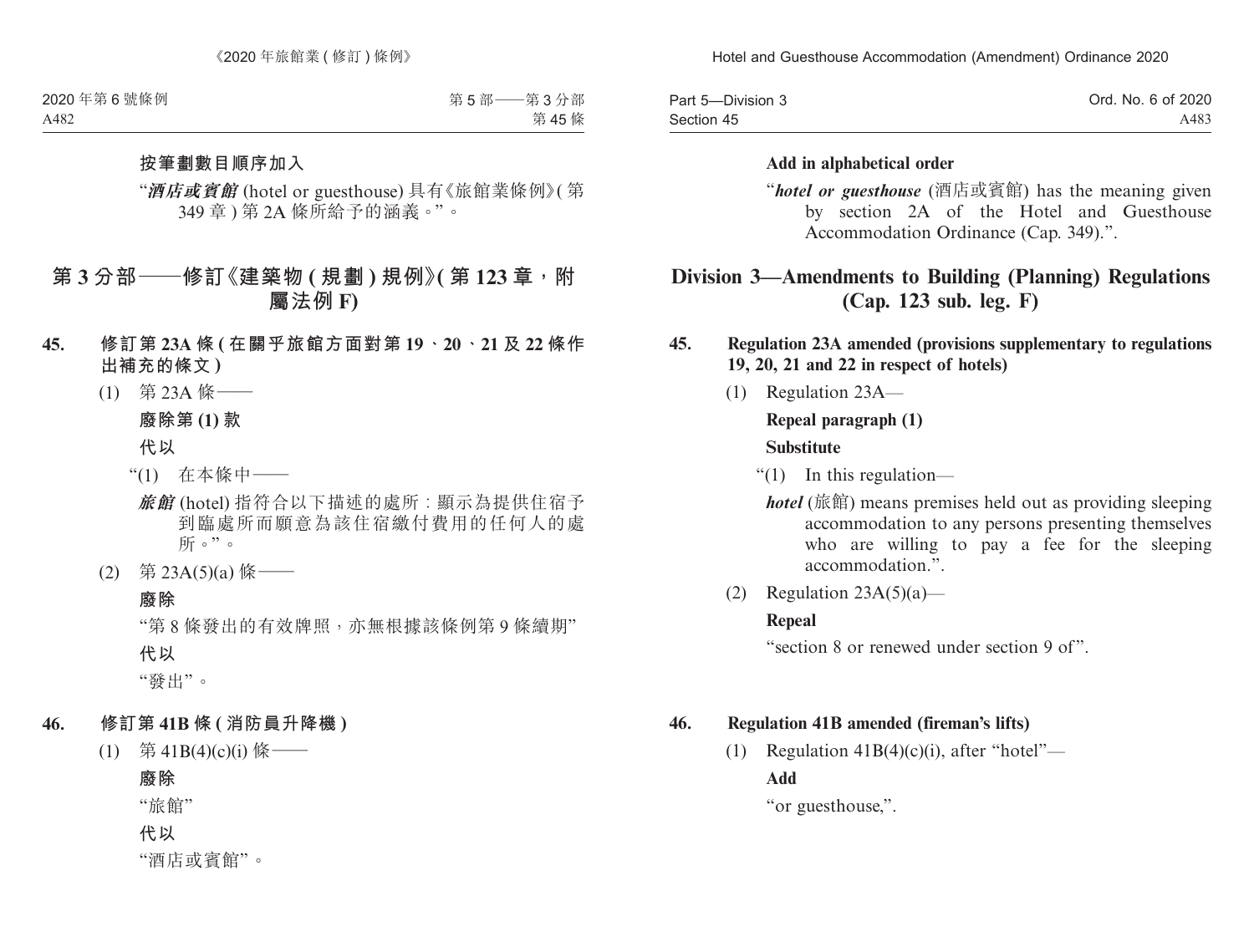**按筆劃數目順序加入**

"***酒店或賓館*** (hotel or guesthouse) 具有《旅館業條例》(第 349 章) 第 2A 條所給予的涵義。"。

## 第 3 分部——修訂《建築物 (規劃) 規例》(第 123 章，附屬法例 F)

**45. 修訂第 23A 條 (在關乎旅館方面對第 19、20、21 及 22 條作出補充的條文)**

(1) 第 23A 條——

**廢除第 (1) 款**

**代以**

"(1) 在本條中——

***旅館*** (hotel) 指符合以下描述的處所：顯示為提供住宿予到臨處所而願意為該住宿繳付費用的任何人的處所。"。

(2) 第 23A(5)(a) 條——

**廢除**

"第 8 條發出的有效牌照，亦無根據該條例第 9 條續期"

**代以**

"發出"。

**46. 修訂第 41B 條 (消防員升降機)**

(1) 第 41B(4)(c)(i) 條——

**廢除**

"旅館"

**代以**

"酒店或賓館"。

**Add in alphabetical order**

"***hotel or guesthouse*** (酒店或賓館) has the meaning given by section 2A of the Hotel and Guesthouse Accommodation Ordinance (Cap. 349).".

## Division 3—Amendments to Building (Planning) Regulations (Cap. 123 sub. leg. F)

**45. Regulation 23A amended (provisions supplementary to regulations 19, 20, 21 and 22 in respect of hotels)**

(1) Regulation 23A—

**Repeal paragraph (1)**

**Substitute**

"(1) In this regulation—

***hotel*** (旅館) means premises held out as providing sleeping accommodation to any persons presenting themselves who are willing to pay a fee for the sleeping accommodation.".

(2) Regulation 23A(5)(a)—

**Repeal**

"section 8 or renewed under section 9 of".

**46. Regulation 41B amended (fireman's lifts)**

(1) Regulation 41B(4)(c)(i), after "hotel"—

**Add**

"or guesthouse,".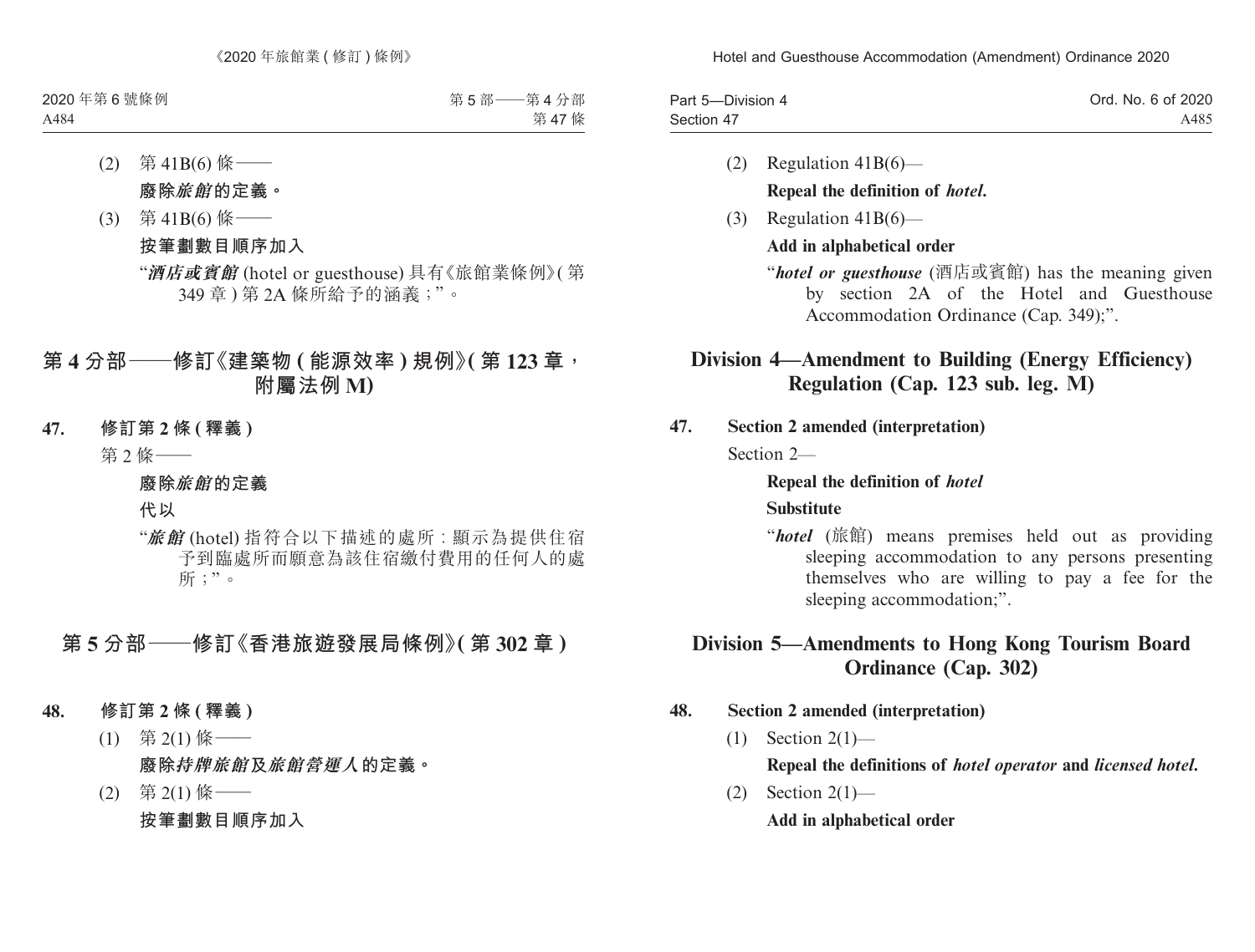(2) 第 41B(6) 條——

**廢除*旅館*的定義。**

(3) 第 41B(6) 條——

**按筆劃數目順序加入**

"***酒店或賓館*** (hotel or guesthouse) 具有《旅館業條例》(第 349 章) 第 2A 條所給予的涵義;"。

## 第 4 分部——修訂《建築物 (能源效率) 規例》(第 123 章,附屬法例 M)

**47. 修訂第 2 條 (釋義)**

第 2 條——

**廢除*旅館*的定義**

**代以**

"***旅館*** (hotel) 指符合以下描述的處所:顯示為提供住宿予到臨處所而願意為該住宿繳付費用的任何人的處所;"。

## 第 5 分部——修訂《香港旅遊發展局條例》(第 302 章)

**48. 修訂第 2 條 (釋義)**

(1) 第 2(1) 條——

**廢除*持牌旅館*及*旅館營運人*的定義。**

(2) 第 2(1) 條——

**按筆劃數目順序加入**

(2) Regulation 41B(6)—

**Repeal the definition of *hotel*.**

(3) Regulation 41B(6)—

**Add in alphabetical order**

"***hotel or guesthouse*** (酒店或賓館) has the meaning given by section 2A of the Hotel and Guesthouse Accommodation Ordinance (Cap. 349);".

## Division 4—Amendment to Building (Energy Efficiency) Regulation (Cap. 123 sub. leg. M)

**47. Section 2 amended (interpretation)**

Section 2—

**Repeal the definition of *hotel***

**Substitute**

"***hotel*** (旅館) means premises held out as providing sleeping accommodation to any persons presenting themselves who are willing to pay a fee for the sleeping accommodation;".

## Division 5—Amendments to Hong Kong Tourism Board Ordinance (Cap. 302)

**48. Section 2 amended (interpretation)**

(1) Section 2(1)—

**Repeal the definitions of *hotel operator* and *licensed hotel*.**

(2) Section 2(1)—

**Add in alphabetical order**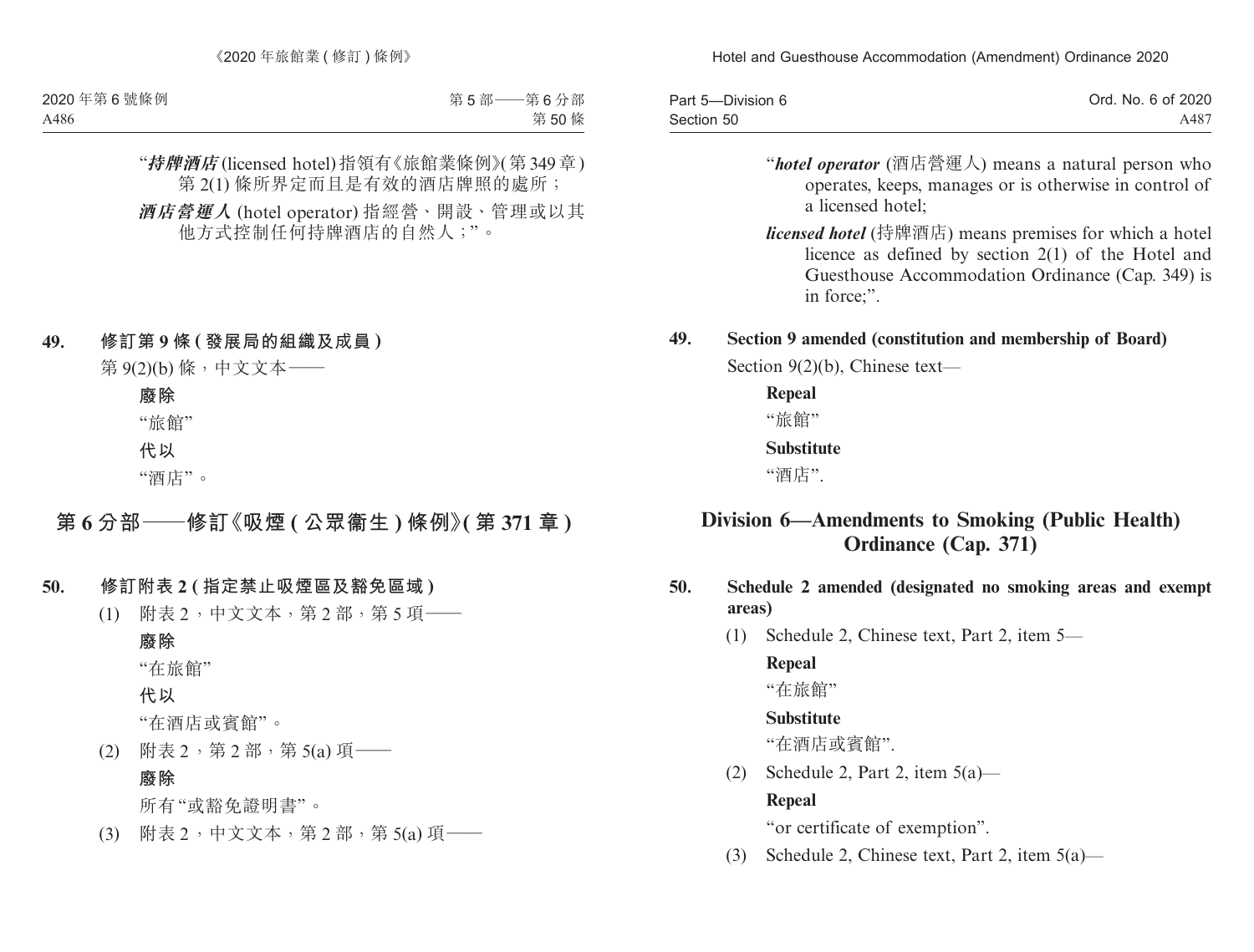"***持牌酒店*** (licensed hotel) 指領有《旅館業條例》(第 349 章) 第 2(1) 條所界定而且是有效的酒店牌照的處所；

***酒店營運人*** (hotel operator) 指經營、開設、管理或以其他方式控制任何持牌酒店的自然人；"。

**49. 修訂第 9 條 (發展局的組織及成員)**

第 9(2)(b) 條，中文文本——

**廢除**

"旅館"

**代以**

"酒店"。

## 第 6 分部——修訂《吸煙 (公眾衞生) 條例》(第 371 章)

**50. 修訂附表 2 (指定禁止吸煙區及豁免區域)**

(1) 附表 2，中文文本，第 2 部，第 5 項——

**廢除**

"在旅館"

**代以**

"在酒店或賓館"。

(2) 附表 2，第 2 部，第 5(a) 項——

**廢除**

所有"或豁免證明書"。

(3) 附表 2，中文文本，第 2 部，第 5(a) 項——

"***hotel operator*** (酒店營運人) means a natural person who operates, keeps, manages or is otherwise in control of a licensed hotel;

***licensed hotel*** (持牌酒店) means premises for which a hotel licence as defined by section 2(1) of the Hotel and Guesthouse Accommodation Ordinance (Cap. 349) is in force;".

**49. Section 9 amended (constitution and membership of Board)**

Section 9(2)(b), Chinese text—

**Repeal**

"旅館"

**Substitute**

"酒店".

## Division 6—Amendments to Smoking (Public Health) Ordinance (Cap. 371)

**50. Schedule 2 amended (designated no smoking areas and exempt areas)**

(1) Schedule 2, Chinese text, Part 2, item 5—

**Repeal**

"在旅館"

**Substitute**

"在酒店或賓館".

(2) Schedule 2, Part 2, item 5(a)—

**Repeal**

"or certificate of exemption".

(3) Schedule 2, Chinese text, Part 2, item 5(a)—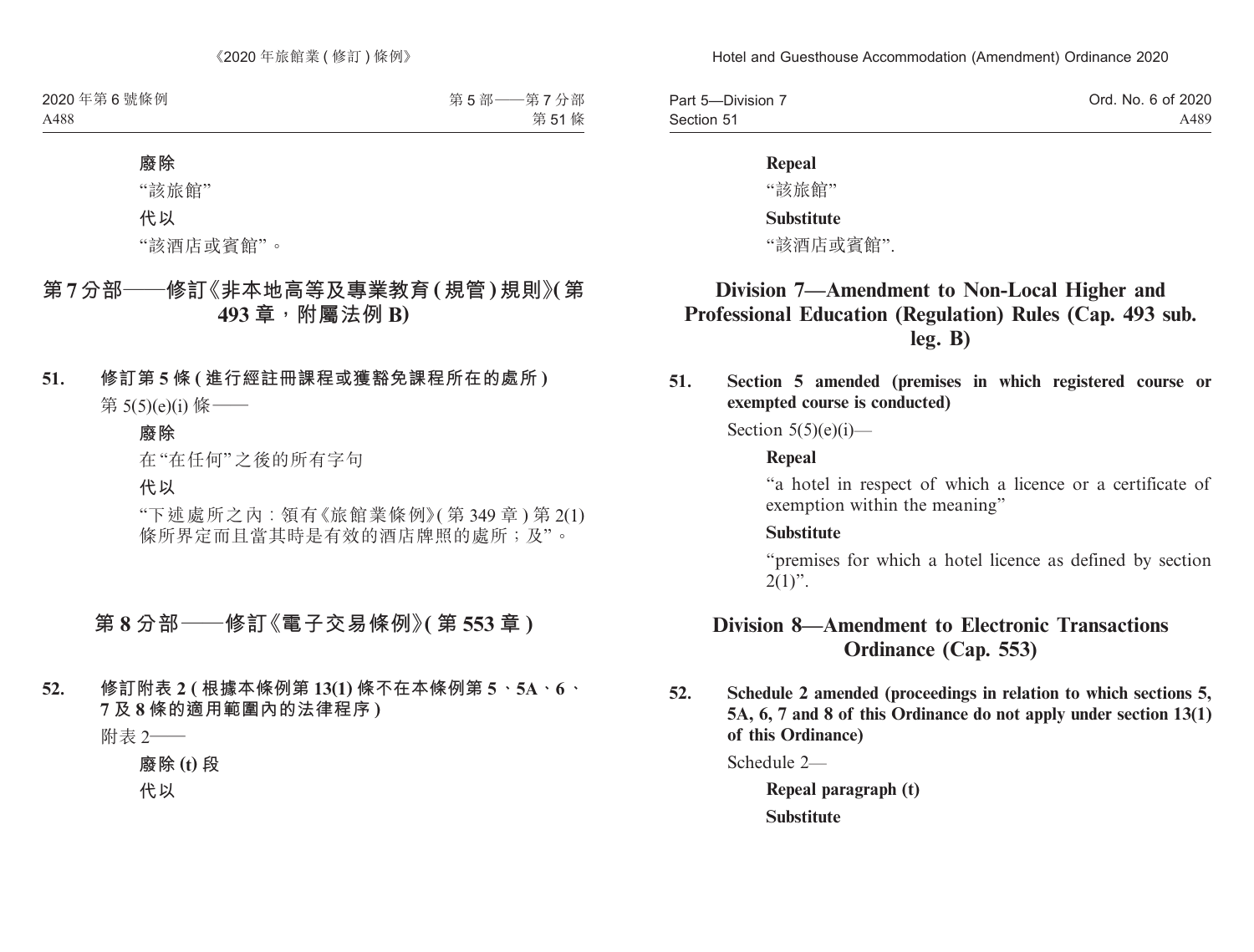**廢除**

"該旅館"

**代以**

"該酒店或賓館"。

## 第7分部——修訂《非本地高等及專業教育(規管)規則》(第493章,附屬法例B)

**51. 修訂第5條(進行經註冊課程或獲豁免課程所在的處所)**

第5(5)(e)(i)條——

**廢除**

在"在任何"之後的所有字句

**代以**

"下述處所之內:領有《旅館業條例》(第349章)第2(1)條所界定而且當其時是有效的酒店牌照的處所;及"。

## 第8分部——修訂《電子交易條例》(第553章)

**52. 修訂附表2(根據本條例第13(1)條不在本條例第5、5A、6、7及8條的適用範圍內的法律程序)**

附表2——

**廢除(t)段**

**代以**

**Repeal**

"該旅館"

**Substitute**

"該酒店或賓館".

## Division 7—Amendment to Non-Local Higher and Professional Education (Regulation) Rules (Cap. 493 sub. leg. B)

**51. Section 5 amended (premises in which registered course or exempted course is conducted)**

Section 5(5)(e)(i)—

**Repeal**

"a hotel in respect of which a licence or a certificate of exemption within the meaning"

**Substitute**

"premises for which a hotel licence as defined by section 2(1)".

## Division 8—Amendment to Electronic Transactions Ordinance (Cap. 553)

**52. Schedule 2 amended (proceedings in relation to which sections 5, 5A, 6, 7 and 8 of this Ordinance do not apply under section 13(1) of this Ordinance)**

Schedule 2—

**Repeal paragraph (t)**

**Substitute**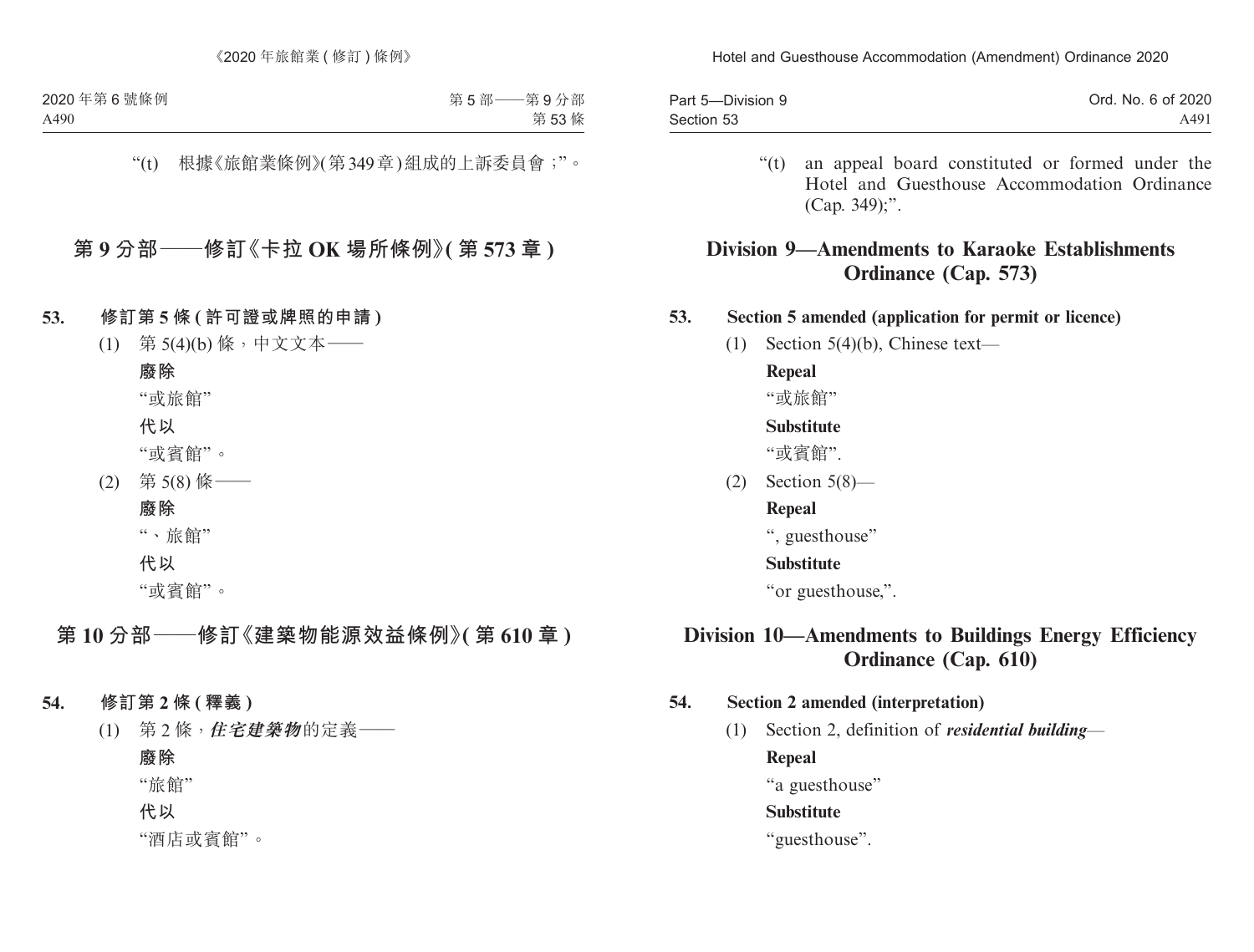"(t) 根據《旅館業條例》(第349章)組成的上訴委員會;"。

## 第9分部——修訂《卡拉OK場所條例》(第573章)

**53. 修訂第5條(許可證或牌照的申請)**

(1) 第5(4)(b)條,中文文本——

**廢除**

"或旅館"

**代以**

"或賓館"。

(2) 第5(8)條——

**廢除**

"、旅館"

**代以**

"或賓館"。

## 第10分部——修訂《建築物能源效益條例》(第610章)

**54. 修訂第2條(釋義)**

(1) 第2條,***住宅建築物***的定義——

**廢除**

"旅館"

**代以**

"酒店或賓館"。

"(t) an appeal board constituted or formed under the Hotel and Guesthouse Accommodation Ordinance (Cap. 349);".

## Division 9—Amendments to Karaoke Establishments Ordinance (Cap. 573)

**53. Section 5 amended (application for permit or licence)**

(1) Section 5(4)(b), Chinese text—

**Repeal**

"或旅館"

**Substitute**

"或賓館".

(2) Section 5(8)—

**Repeal**

", guesthouse"

**Substitute**

"or guesthouse,".

## Division 10—Amendments to Buildings Energy Efficiency Ordinance (Cap. 610)

**54. Section 2 amended (interpretation)**

(1) Section 2, definition of ***residential building***—

**Repeal**

"a guesthouse"

**Substitute**

"guesthouse".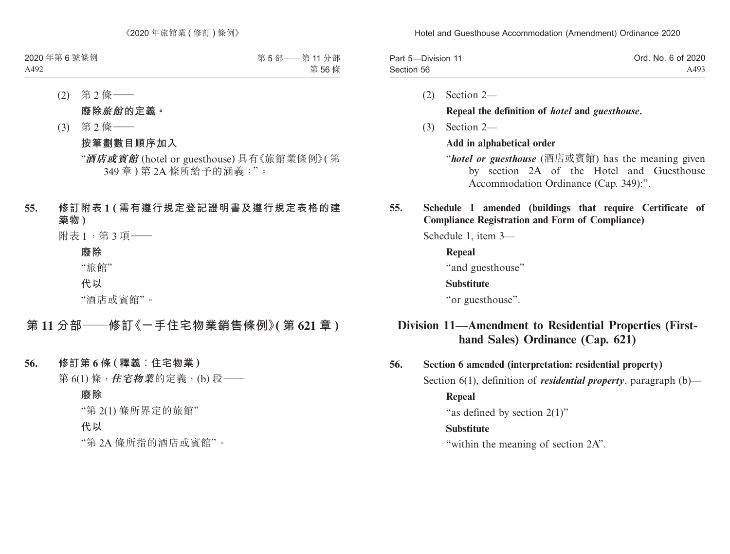(2) 第 2 條——

**廢除*旅館*的定義。**

(3) 第 2 條——

**按筆劃數目順序加入**

"***酒店或賓館*** (hotel or guesthouse) 具有《旅館業條例》(第 349 章 ) 第 2A 條所給予的涵義；"。

**55. 修訂附表 1 ( 需有遵行規定登記證明書及遵行規定表格的建築物 )**

附表 1，第 3 項——

**廢除**

"旅館"

**代以**

"酒店或賓館"。

## 第 11 分部——修訂《一手住宅物業銷售條例》( 第 621 章 )

**56. 修訂第 6 條 ( 釋義：住宅物業 )**

第 6(1) 條，***住宅物業***的定義，(b) 段——

**廢除**

"第 2(1) 條所界定的旅館"

**代以**

"第 2A 條所指的酒店或賓館"。

(2) Section 2—

**Repeal the definition of *hotel* and *guesthouse*.**

(3) Section 2—

**Add in alphabetical order**

"***hotel or guesthouse*** (酒店或賓館) has the meaning given by section 2A of the Hotel and Guesthouse Accommodation Ordinance (Cap. 349);".

**55. Schedule 1 amended (buildings that require Certificate of Compliance Registration and Form of Compliance)**

Schedule 1, item 3—

**Repeal**

"and guesthouse"

**Substitute**

"or guesthouse".

## Division 11—Amendment to Residential Properties (First-hand Sales) Ordinance (Cap. 621)

**56. Section 6 amended (interpretation: residential property)**

Section 6(1), definition of ***residential property***, paragraph (b)—

**Repeal**

"as defined by section 2(1)"

**Substitute**

"within the meaning of section 2A".